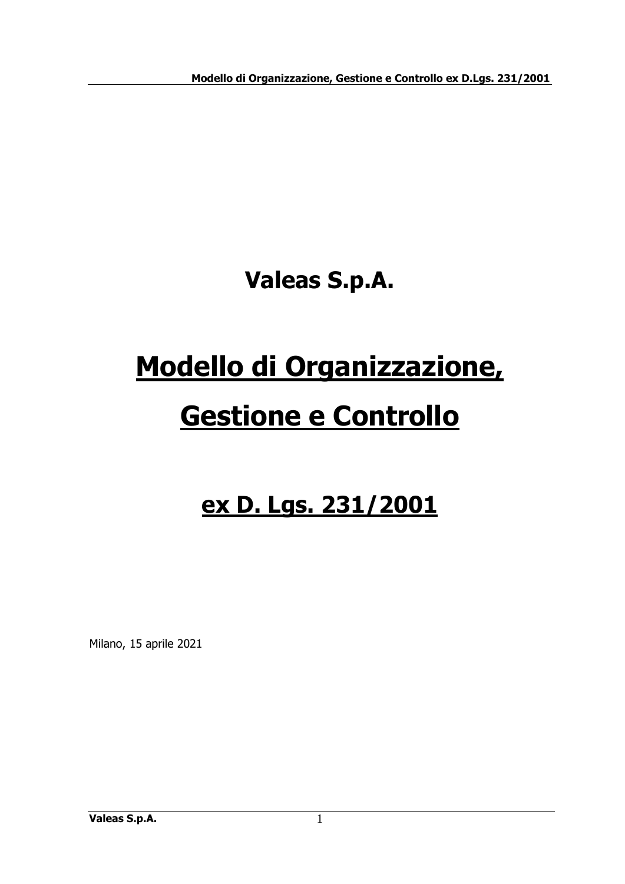# Valeas S.p.A.

# Modello di Organizzazione, Gestione e Controllo

## ex D. Lgs. 231/2001

Milano, 15 aprile 2021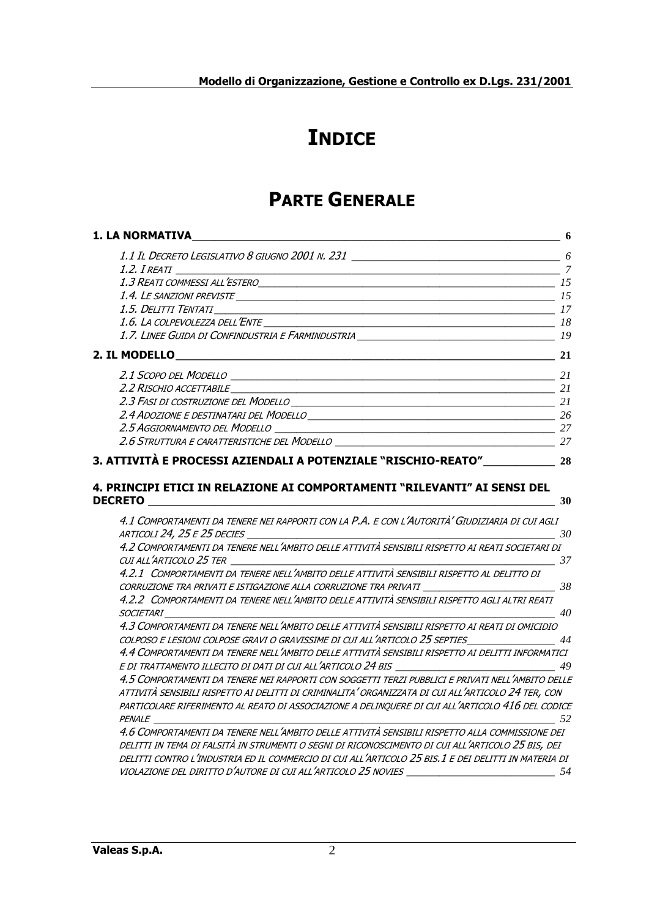# INDICE

## PARTE GENERALE

**1. LA NORMATIVA** 6

*1.1 Il Decreto Legislativo 8 giugno 2001 n. 231* 6
*1.2. I reati* 7
*1.3 Reati commessi all'estero* 15
*1.4. Le sanzioni previste* 15
*1.5. Delitti Tentati* 17
*1.6. La colpevolezza dell'Ente* 18
*1.7. Linee Guida di Confindustria e Farmindustria* 19

**2. IL MODELLO** 21

*2.1 Scopo del Modello* 21
*2.2 Rischio accettabile* 21
*2.3 Fasi di costruzione del Modello* 21
*2.4 Adozione e destinatari del Modello* 26
*2.5 Aggiornamento del Modello* 27
*2.6 Struttura e caratteristiche del Modello* 27

**3. ATTIVITÀ E PROCESSI AZIENDALI A POTENZIALE "RISCHIO-REATO"** 28

**4. PRINCIPI ETICI IN RELAZIONE AI COMPORTAMENTI "RILEVANTI" AI SENSI DEL DECRETO** 30

*4.1 Comportamenti da tenere nei rapporti con la P.A. e con l'Autorità' Giudiziaria di cui agli articoli 24, 25 e 25 decies* 30
*4.2 Comportamenti da tenere nell'ambito delle attività sensibili rispetto ai reati societari di cui all'articolo 25 ter* 37
*4.2.1 Comportamenti da tenere nell'ambito delle attività sensibili rispetto al delitto di corruzione tra privati e istigazione alla corruzione tra privati* 38
*4.2.2 Comportamenti da tenere nell'ambito delle attività sensibili rispetto agli altri reati societari* 40
*4.3 Comportamenti da tenere nell'ambito delle attività sensibili rispetto ai reati di omicidio colposo e lesioni colpose gravi o gravissime di cui all'articolo 25 septies* 44
*4.4 Comportamenti da tenere nell'ambito delle attività sensibili rispetto ai delitti informatici e di trattamento illecito di dati di cui all'articolo 24 bis* 49
*4.5 Comportamenti da tenere nei rapporti con soggetti terzi pubblici e privati nell'ambito delle attività sensibili rispetto ai delitti di criminalita' organizzata di cui all'articolo 24 ter, con particolare riferimento al reato di associazione a delinquere di cui all'articolo 416 del codice penale* 52
*4.6 Comportamenti da tenere nell'ambito delle attività sensibili rispetto alla commissione dei delitti in tema di falsità in strumenti o segni di riconoscimento di cui all'articolo 25 bis, dei delitti contro l'industria ed il commercio di cui all'articolo 25 bis.1 e dei delitti in materia di violazione del diritto d'autore di cui all'articolo 25 novies* 54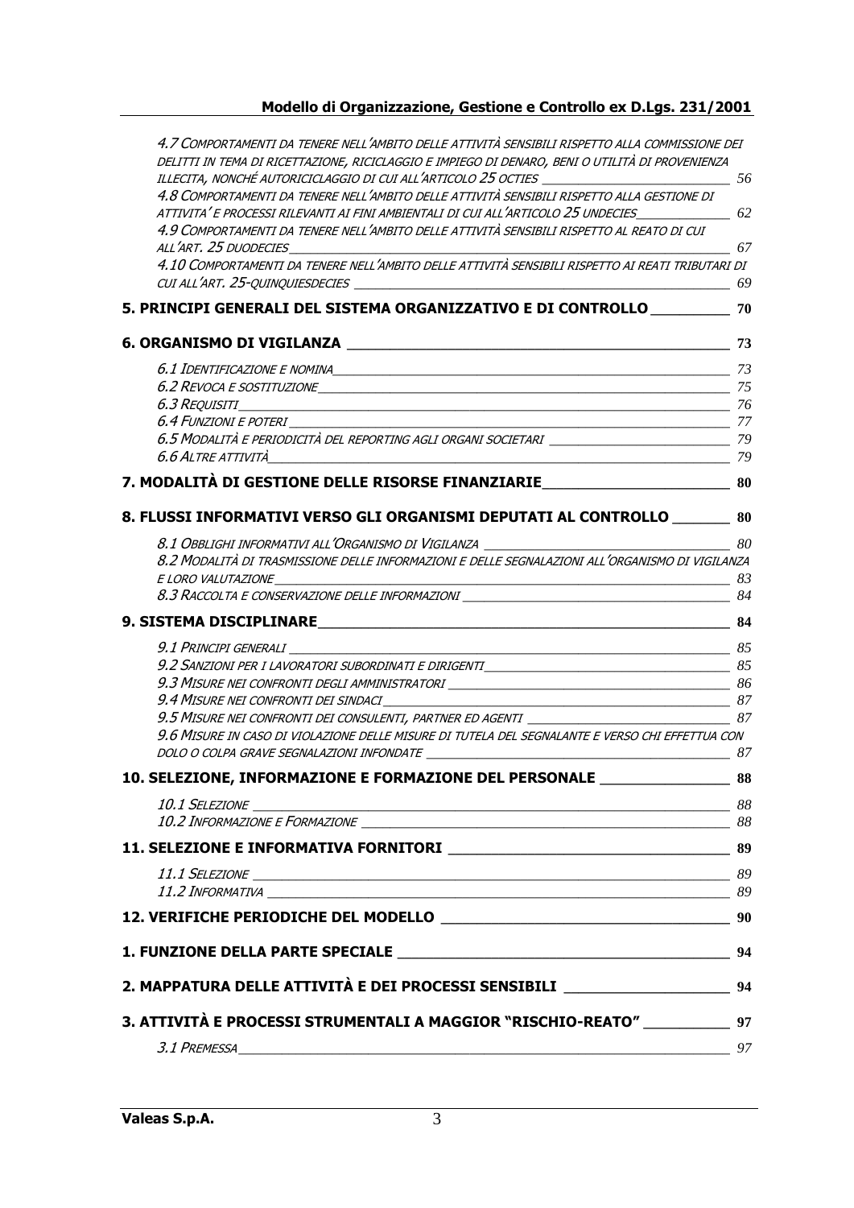4.7 COMPORTAMENTI DA TENERE NELL'AMBITO DELLE ATTIVITÀ SENSIBILI RISPETTO ALLA COMMISSIONE DEI DELITTI IN TEMA DI RICETTAZIONE, RICICLAGGIO E IMPIEGO DI DENARO, BENI O UTILITÀ DI PROVENIENZA ILLECITA, NONCHÉ AUTORICICLAGGIO DI CUI ALL'ARTICOLO 25 OCTIES ____ 56
4.8 COMPORTAMENTI DA TENERE NELL'AMBITO DELLE ATTIVITÀ SENSIBILI RISPETTO ALLA GESTIONE DI ATTIVITA' E PROCESSI RILEVANTI AI FINI AMBIENTALI DI CUI ALL'ARTICOLO 25 UNDECIES ____ 62
4.9 COMPORTAMENTI DA TENERE NELL'AMBITO DELLE ATTIVITÀ SENSIBILI RISPETTO AL REATO DI CUI ALL'ART. 25 DUODECIES ____ 67
4.10 COMPORTAMENTI DA TENERE NELL'AMBITO DELLE ATTIVITÀ SENSIBILI RISPETTO AI REATI TRIBUTARI DI CUI ALL'ART. 25-QUINQUIESDECIES ____ 69

**5. PRINCIPI GENERALI DEL SISTEMA ORGANIZZATIVO E DI CONTROLLO ____ 70**

**6. ORGANISMO DI VIGILANZA ____ 73**

6.1 IDENTIFICAZIONE E NOMINA ____ 73
6.2 REVOCA E SOSTITUZIONE ____ 75
6.3 REQUISITI ____ 76
6.4 FUNZIONI E POTERI ____ 77
6.5 MODALITÀ E PERIODICITÀ DEL REPORTING AGLI ORGANI SOCIETARI ____ 79
6.6 ALTRE ATTIVITÀ ____ 79

**7. MODALITÀ DI GESTIONE DELLE RISORSE FINANZIARIE ____ 80**

**8. FLUSSI INFORMATIVI VERSO GLI ORGANISMI DEPUTATI AL CONTROLLO ____ 80**

8.1 OBBLIGHI INFORMATIVI ALL'ORGANISMO DI VIGILANZA ____ 80
8.2 MODALITÀ DI TRASMISSIONE DELLE INFORMAZIONI E DELLE SEGNALAZIONI ALL'ORGANISMO DI VIGILANZA E LORO VALUTAZIONE ____ 83
8.3 RACCOLTA E CONSERVAZIONE DELLE INFORMAZIONI ____ 84

**9. SISTEMA DISCIPLINARE ____ 84**

9.1 PRINCIPI GENERALI ____ 85
9.2 SANZIONI PER I LAVORATORI SUBORDINATI E DIRIGENTI ____ 85
9.3 MISURE NEI CONFRONTI DEGLI AMMINISTRATORI ____ 86
9.4 MISURE NEI CONFRONTI DEI SINDACI ____ 87
9.5 MISURE NEI CONFRONTI DEI CONSULENTI, PARTNER ED AGENTI ____ 87
9.6 MISURE IN CASO DI VIOLAZIONE DELLE MISURE DI TUTELA DEL SEGNALANTE E VERSO CHI EFFETTUA CON DOLO O COLPA GRAVE SEGNALAZIONI INFONDATE ____ 87

**10. SELEZIONE, INFORMAZIONE E FORMAZIONE DEL PERSONALE ____ 88**

10.1 SELEZIONE ____ 88
10.2 INFORMAZIONE E FORMAZIONE ____ 88

**11. SELEZIONE E INFORMATIVA FORNITORI ____ 89**

11.1 SELEZIONE ____ 89
11.2 INFORMATIVA ____ 89

**12. VERIFICHE PERIODICHE DEL MODELLO ____ 90**

**1. FUNZIONE DELLA PARTE SPECIALE ____ 94**

**2. MAPPATURA DELLE ATTIVITÀ E DEI PROCESSI SENSIBILI ____ 94**

**3. ATTIVITÀ E PROCESSI STRUMENTALI A MAGGIOR "RISCHIO-REATO" ____ 97**

3.1 PREMESSA ____ 97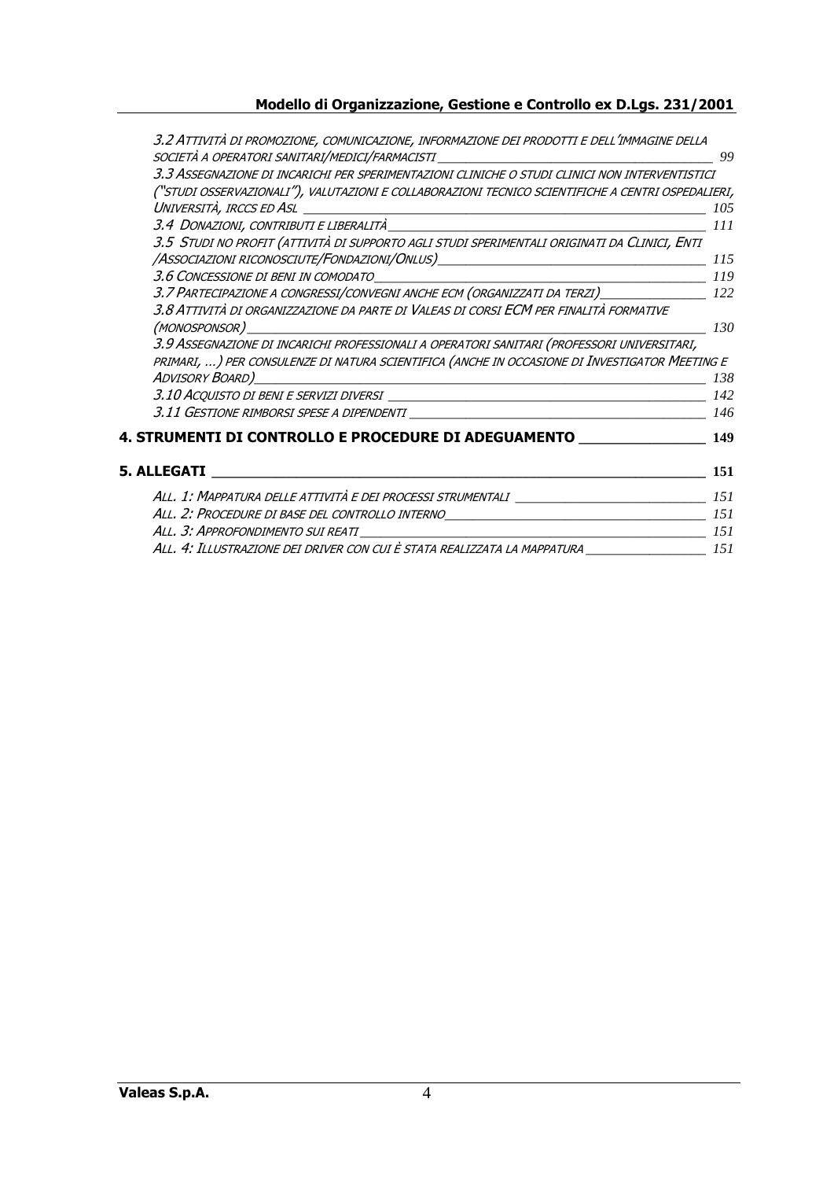*3.2 Attività di promozione, comunicazione, informazione dei prodotti e dell'immagine della società a operatori sanitari/medici/farmacisti* _____ 99

*3.3 Assegnazione di incarichi per sperimentazioni cliniche o studi clinici non interventistici ("studi osservazionali"), valutazioni e collaborazioni tecnico scientifiche a centri ospedalieri, Università, IRCCS ed ASL* _____ 105

*3.4 Donazioni, contributi e liberalità* _____ 111

*3.5 Studi no profit (attività di supporto agli studi sperimentali originati da Clinici, Enti /Associazioni riconosciute/Fondazioni/Onlus)* _____ 115

*3.6 Concessione di beni in comodato* _____ 119

*3.7 Partecipazione a congressi/convegni anche ECM (organizzati da terzi)* _____ 122

*3.8 Attività di organizzazione da parte di Valeas di corsi ECM per finalità formative (monosponsor)* _____ 130

*3.9 Assegnazione di incarichi professionali a operatori sanitari (professori universitari, primari, ...) per consulenze di natura scientifica (anche in occasione di Investigator Meeting e Advisory Board)* _____ 138

*3.10 Acquisto di beni e servizi diversi* _____ 142

*3.11 Gestione rimborsi spese a dipendenti* _____ 146

**4. STRUMENTI DI CONTROLLO E PROCEDURE DI ADEGUAMENTO** _____ **149**

**5. ALLEGATI** _____ **151**

*All. 1: Mappatura delle attività e dei processi strumentali* _____ 151

*All. 2: Procedure di base del controllo interno* _____ 151

*All. 3: Approfondimento sui reati* _____ 151

*All. 4: Illustrazione dei driver con cui è stata realizzata la mappatura* _____ 151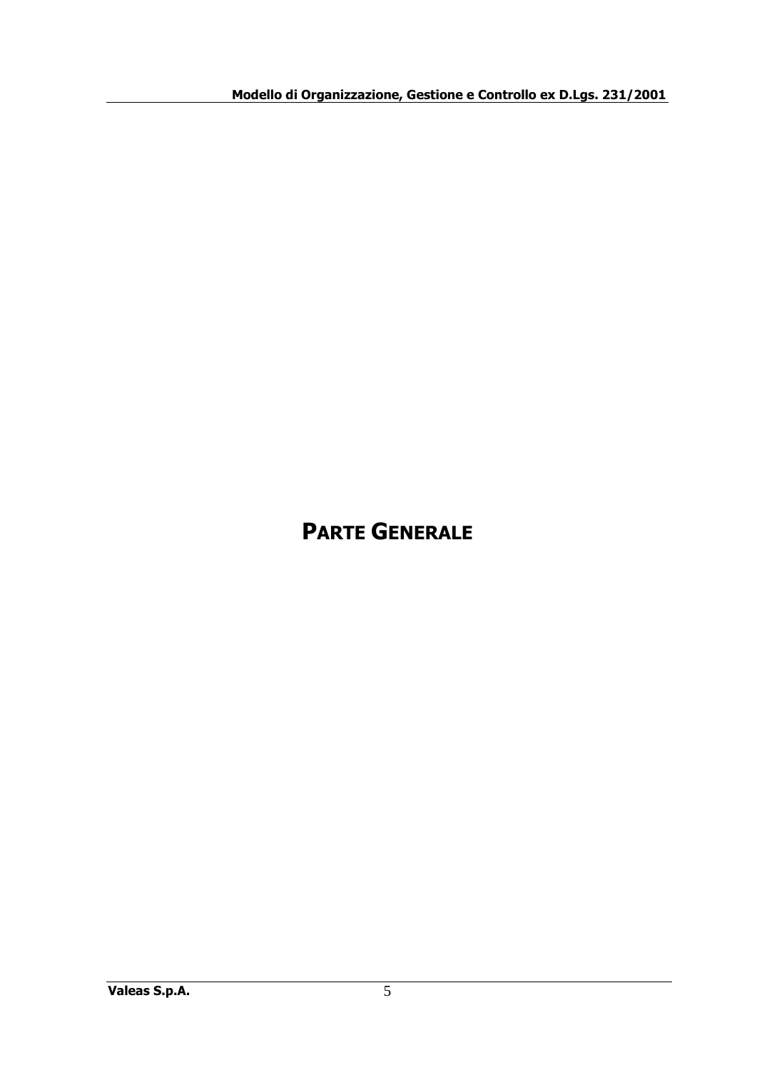# PARTE GENERALE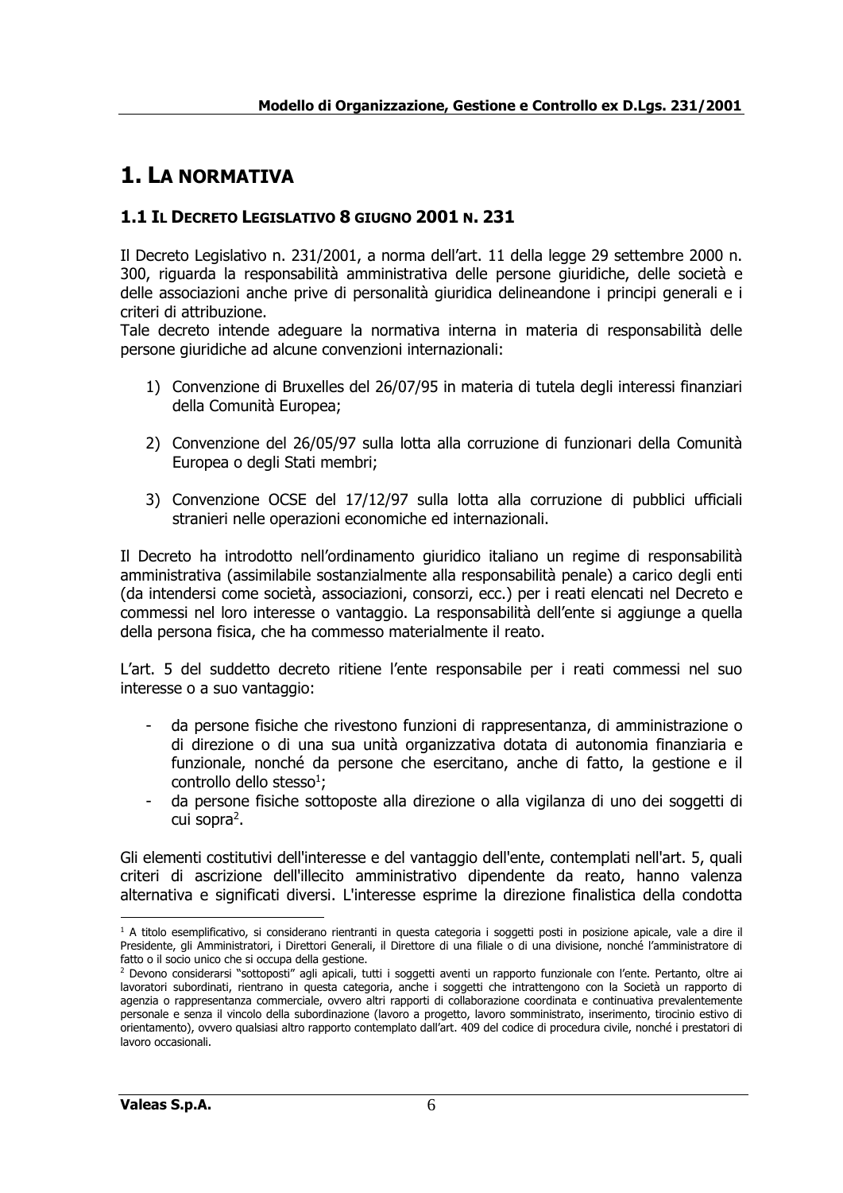# 1. LA NORMATIVA

## 1.1 IL DECRETO LEGISLATIVO 8 GIUGNO 2001 N. 231

Il Decreto Legislativo n. 231/2001, a norma dell'art. 11 della legge 29 settembre 2000 n. 300, riguarda la responsabilità amministrativa delle persone giuridiche, delle società e delle associazioni anche prive di personalità giuridica delineandone i principi generali e i criteri di attribuzione.
Tale decreto intende adeguare la normativa interna in materia di responsabilità delle persone giuridiche ad alcune convenzioni internazionali:

1) Convenzione di Bruxelles del 26/07/95 in materia di tutela degli interessi finanziari della Comunità Europea;

2) Convenzione del 26/05/97 sulla lotta alla corruzione di funzionari della Comunità Europea o degli Stati membri;

3) Convenzione OCSE del 17/12/97 sulla lotta alla corruzione di pubblici ufficiali stranieri nelle operazioni economiche ed internazionali.

Il Decreto ha introdotto nell'ordinamento giuridico italiano un regime di responsabilità amministrativa (assimilabile sostanzialmente alla responsabilità penale) a carico degli enti (da intendersi come società, associazioni, consorzi, ecc.) per i reati elencati nel Decreto e commessi nel loro interesse o vantaggio. La responsabilità dell'ente si aggiunge a quella della persona fisica, che ha commesso materialmente il reato.

L'art. 5 del suddetto decreto ritiene l'ente responsabile per i reati commessi nel suo interesse o a suo vantaggio:

- da persone fisiche che rivestono funzioni di rappresentanza, di amministrazione o di direzione o di una sua unità organizzativa dotata di autonomia finanziaria e funzionale, nonché da persone che esercitano, anche di fatto, la gestione e il controllo dello stesso[1];
- da persone fisiche sottoposte alla direzione o alla vigilanza di uno dei soggetti di cui sopra[2].

Gli elementi costitutivi dell'interesse e del vantaggio dell'ente, contemplati nell'art. 5, quali criteri di ascrizione dell'illecito amministrativo dipendente da reato, hanno valenza alternativa e significati diversi. L'interesse esprime la direzione finalistica della condotta

---

[1] A titolo esemplificativo, si considerano rientranti in questa categoria i soggetti posti in posizione apicale, vale a dire il Presidente, gli Amministratori, i Direttori Generali, il Direttore di una filiale o di una divisione, nonché l'amministratore di fatto o il socio unico che si occupa della gestione.

[2] Devono considerarsi "sottoposti" agli apicali, tutti i soggetti aventi un rapporto funzionale con l'ente. Pertanto, oltre ai lavoratori subordinati, rientrano in questa categoria, anche i soggetti che intrattengono con la Società un rapporto di agenzia o rappresentanza commerciale, ovvero altri rapporti di collaborazione coordinata e continuativa prevalentemente personale e senza il vincolo della subordinazione (lavoro a progetto, lavoro somministrato, inserimento, tirocinio estivo di orientamento), ovvero qualsiasi altro rapporto contemplato dall'art. 409 del codice di procedura civile, nonché i prestatori di lavoro occasionali.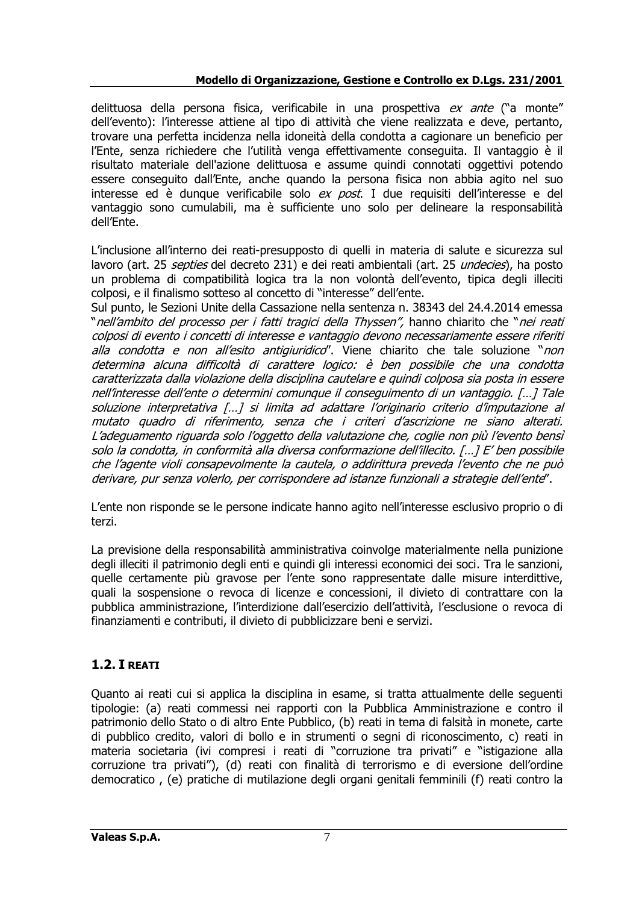delittuosa della persona fisica, verificabile in una prospettiva *ex ante* ("a monte" dell'evento): l'interesse attiene al tipo di attività che viene realizzata e deve, pertanto, trovare una perfetta incidenza nella idoneità della condotta a cagionare un beneficio per l'Ente, senza richiedere che l'utilità venga effettivamente conseguita. Il vantaggio è il risultato materiale dell'azione delittuosa e assume quindi connotati oggettivi potendo essere conseguito dall'Ente, anche quando la persona fisica non abbia agito nel suo interesse ed è dunque verificabile solo *ex post*. I due requisiti dell'interesse e del vantaggio sono cumulabili, ma è sufficiente uno solo per delineare la responsabilità dell'Ente.

L'inclusione all'interno dei reati-presupposto di quelli in materia di salute e sicurezza sul lavoro (art. 25 *septies* del decreto 231) e dei reati ambientali (art. 25 *undecies*), ha posto un problema di compatibilità logica tra la non volontà dell'evento, tipica degli illeciti colposi, e il finalismo sotteso al concetto di "interesse" dell'ente.
Sul punto, le Sezioni Unite della Cassazione nella sentenza n. 38343 del 24.4.2014 emessa "*nell'ambito del processo per i fatti tragici della Thyssen"*, hanno chiarito che "*nei reati colposi di evento i concetti di interesse e vantaggio devono necessariamente essere riferiti alla condotta e non all'esito antigiuridico*". Viene chiarito che tale soluzione "*non determina alcuna difficoltà di carattere logico: è ben possibile che una condotta caratterizzata dalla violazione della disciplina cautelare e quindi colposa sia posta in essere nell'interesse dell'ente o determini comunque il conseguimento di un vantaggio. […] Tale soluzione interpretativa […] si limita ad adattare l'originario criterio d'imputazione al mutato quadro di riferimento, senza che i criteri d'ascrizione ne siano alterati. L'adeguamento riguarda solo l'oggetto della valutazione che, coglie non più l'evento bensì solo la condotta, in conformità alla diversa conformazione dell'illecito. […] E' ben possibile che l'agente violi consapevolmente la cautela, o addirittura preveda l'evento che ne può derivare, pur senza volerlo, per corrispondere ad istanze funzionali a strategie dell'ente*".

L'ente non risponde se le persone indicate hanno agito nell'interesse esclusivo proprio o di terzi.

La previsione della responsabilità amministrativa coinvolge materialmente nella punizione degli illeciti il patrimonio degli enti e quindi gli interessi economici dei soci. Tra le sanzioni, quelle certamente più gravose per l'ente sono rappresentate dalle misure interdittive, quali la sospensione o revoca di licenze e concessioni, il divieto di contrattare con la pubblica amministrazione, l'interdizione dall'esercizio dell'attività, l'esclusione o revoca di finanziamenti e contributi, il divieto di pubblicizzare beni e servizi.

## 1.2. I REATI

Quanto ai reati cui si applica la disciplina in esame, si tratta attualmente delle seguenti tipologie: (a) reati commessi nei rapporti con la Pubblica Amministrazione e contro il patrimonio dello Stato o di altro Ente Pubblico, (b) reati in tema di falsità in monete, carte di pubblico credito, valori di bollo e in strumenti o segni di riconoscimento, c) reati in materia societaria (ivi compresi i reati di "corruzione tra privati" e "istigazione alla corruzione tra privati"), (d) reati con finalità di terrorismo e di eversione dell'ordine democratico , (e) pratiche di mutilazione degli organi genitali femminili (f) reati contro la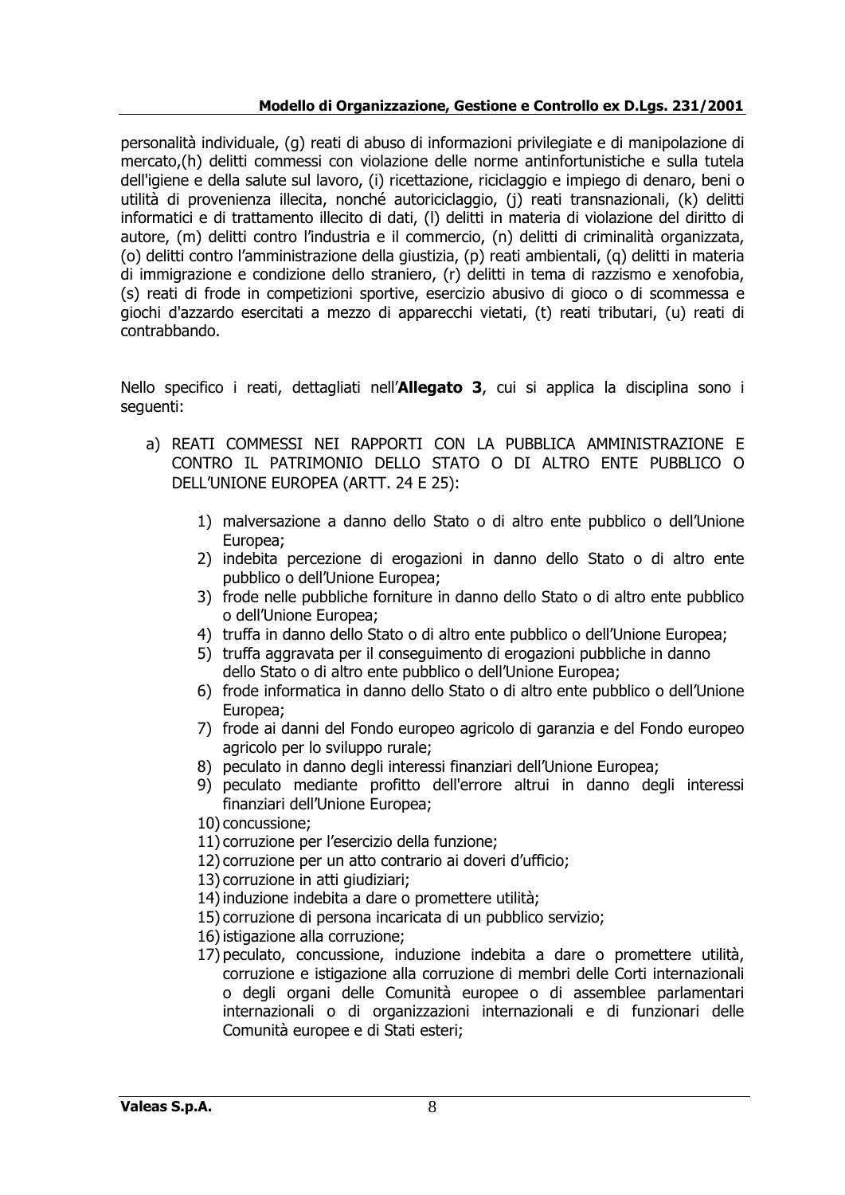personalità individuale, (g) reati di abuso di informazioni privilegiate e di manipolazione di mercato,(h) delitti commessi con violazione delle norme antinfortunistiche e sulla tutela dell'igiene e della salute sul lavoro, (i) ricettazione, riciclaggio e impiego di denaro, beni o utilità di provenienza illecita, nonché autoriciclaggio, (j) reati transnazionali, (k) delitti informatici e di trattamento illecito di dati, (l) delitti in materia di violazione del diritto di autore, (m) delitti contro l'industria e il commercio, (n) delitti di criminalità organizzata, (o) delitti contro l'amministrazione della giustizia, (p) reati ambientali, (q) delitti in materia di immigrazione e condizione dello straniero, (r) delitti in tema di razzismo e xenofobia, (s) reati di frode in competizioni sportive, esercizio abusivo di gioco o di scommessa e giochi d'azzardo esercitati a mezzo di apparecchi vietati, (t) reati tributari, (u) reati di contrabbando.

Nello specifico i reati, dettagliati nell'**Allegato 3**, cui si applica la disciplina sono i seguenti:

a) REATI COMMESSI NEI RAPPORTI CON LA PUBBLICA AMMINISTRAZIONE E CONTRO IL PATRIMONIO DELLO STATO O DI ALTRO ENTE PUBBLICO O DELL'UNIONE EUROPEA (ARTT. 24 E 25):

    1) malversazione a danno dello Stato o di altro ente pubblico o dell'Unione Europea;
    2) indebita percezione di erogazioni in danno dello Stato o di altro ente pubblico o dell'Unione Europea;
    3) frode nelle pubbliche forniture in danno dello Stato o di altro ente pubblico o dell'Unione Europea;
    4) truffa in danno dello Stato o di altro ente pubblico o dell'Unione Europea;
    5) truffa aggravata per il conseguimento di erogazioni pubbliche in danno dello Stato o di altro ente pubblico o dell'Unione Europea;
    6) frode informatica in danno dello Stato o di altro ente pubblico o dell'Unione Europea;
    7) frode ai danni del Fondo europeo agricolo di garanzia e del Fondo europeo agricolo per lo sviluppo rurale;
    8) peculato in danno degli interessi finanziari dell'Unione Europea;
    9) peculato mediante profitto dell'errore altrui in danno degli interessi finanziari dell'Unione Europea;
    10) concussione;
    11) corruzione per l'esercizio della funzione;
    12) corruzione per un atto contrario ai doveri d'ufficio;
    13) corruzione in atti giudiziari;
    14) induzione indebita a dare o promettere utilità;
    15) corruzione di persona incaricata di un pubblico servizio;
    16) istigazione alla corruzione;
    17) peculato, concussione, induzione indebita a dare o promettere utilità, corruzione e istigazione alla corruzione di membri delle Corti internazionali o degli organi delle Comunità europee o di assemblee parlamentari internazionali o di organizzazioni internazionali e di funzionari delle Comunità europee e di Stati esteri;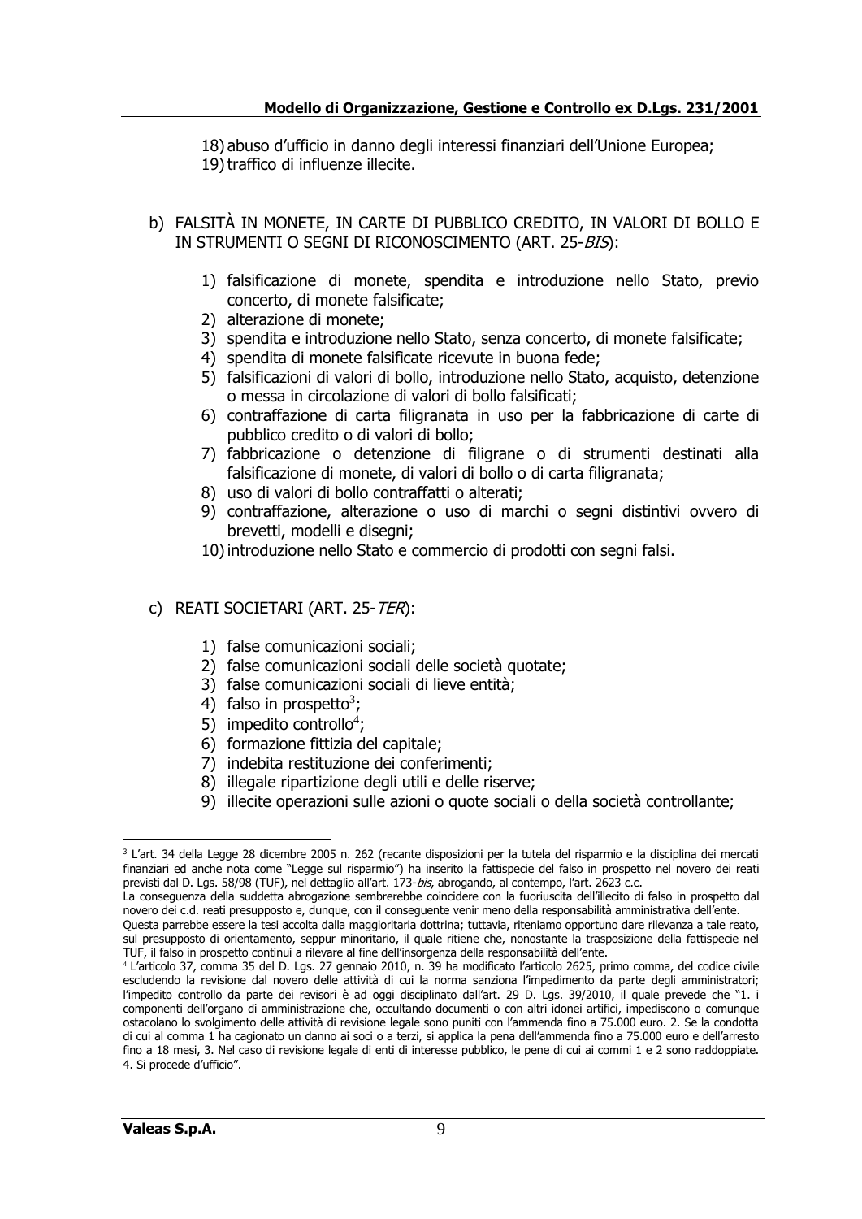18) abuso d'ufficio in danno degli interessi finanziari dell'Unione Europea;
19) traffico di influenze illecite.

b) FALSITÀ IN MONETE, IN CARTE DI PUBBLICO CREDITO, IN VALORI DI BOLLO E IN STRUMENTI O SEGNI DI RICONOSCIMENTO (ART. 25-*BIS*):

   1) falsificazione di monete, spendita e introduzione nello Stato, previo concerto, di monete falsificate;
   2) alterazione di monete;
   3) spendita e introduzione nello Stato, senza concerto, di monete falsificate;
   4) spendita di monete falsificate ricevute in buona fede;
   5) falsificazioni di valori di bollo, introduzione nello Stato, acquisto, detenzione o messa in circolazione di valori di bollo falsificati;
   6) contraffazione di carta filigranata in uso per la fabbricazione di carte di pubblico credito o di valori di bollo;
   7) fabbricazione o detenzione di filigrane o di strumenti destinati alla falsificazione di monete, di valori di bollo o di carta filigranata;
   8) uso di valori di bollo contraffatti o alterati;
   9) contraffazione, alterazione o uso di marchi o segni distintivi ovvero di brevetti, modelli e disegni;
   10) introduzione nello Stato e commercio di prodotti con segni falsi.

c) REATI SOCIETARI (ART. 25-*TER*):

   1) false comunicazioni sociali;
   2) false comunicazioni sociali delle società quotate;
   3) false comunicazioni sociali di lieve entità;
   4) falso in prospetto[3];
   5) impedito controllo[4];
   6) formazione fittizia del capitale;
   7) indebita restituzione dei conferimenti;
   8) illegale ripartizione degli utili e delle riserve;
   9) illecite operazioni sulle azioni o quote sociali o della società controllante;

---

[3] L'art. 34 della Legge 28 dicembre 2005 n. 262 (recante disposizioni per la tutela del risparmio e la disciplina dei mercati finanziari ed anche nota come "Legge sul risparmio") ha inserito la fattispecie del falso in prospetto nel novero dei reati previsti dal D. Lgs. 58/98 (TUF), nel dettaglio all'art. 173-*bis*, abrogando, al contempo, l'art. 2623 c.c.
La conseguenza della suddetta abrogazione sembrerebbe coincidere con la fuoriuscita dell'illecito di falso in prospetto dal novero dei c.d. reati presupposto e, dunque, con il conseguente venir meno della responsabilità amministrativa dell'ente.
Questa parrebbe essere la tesi accolta dalla maggioritaria dottrina; tuttavia, riteniamo opportuno dare rilevanza a tale reato, sul presupposto di orientamento, seppur minoritario, il quale ritiene che, nonostante la trasposizione della fattispecie nel TUF, il falso in prospetto continui a rilevare al fine dell'insorgenza della responsabilità dell'ente.

[4] L'articolo 37, comma 35 del D. Lgs. 27 gennaio 2010, n. 39 ha modificato l'articolo 2625, primo comma, del codice civile escludendo la revisione dal novero delle attività di cui la norma sanziona l'impedimento da parte degli amministratori; l'impedito controllo da parte dei revisori è ad oggi disciplinato dall'art. 29 D. Lgs. 39/2010, il quale prevede che "1. i componenti dell'organo di amministrazione che, occultando documenti o con altri idonei artifici, impediscono o comunque ostacolano lo svolgimento delle attività di revisione legale sono puniti con l'ammenda fino a 75.000 euro. 2. Se la condotta di cui al comma 1 ha cagionato un danno ai soci o a terzi, si applica la pena dell'ammenda fino a 75.000 euro e dell'arresto fino a 18 mesi, 3. Nel caso di revisione legale di enti di interesse pubblico, le pene di cui ai commi 1 e 2 sono raddoppiate. 4. Si procede d'ufficio".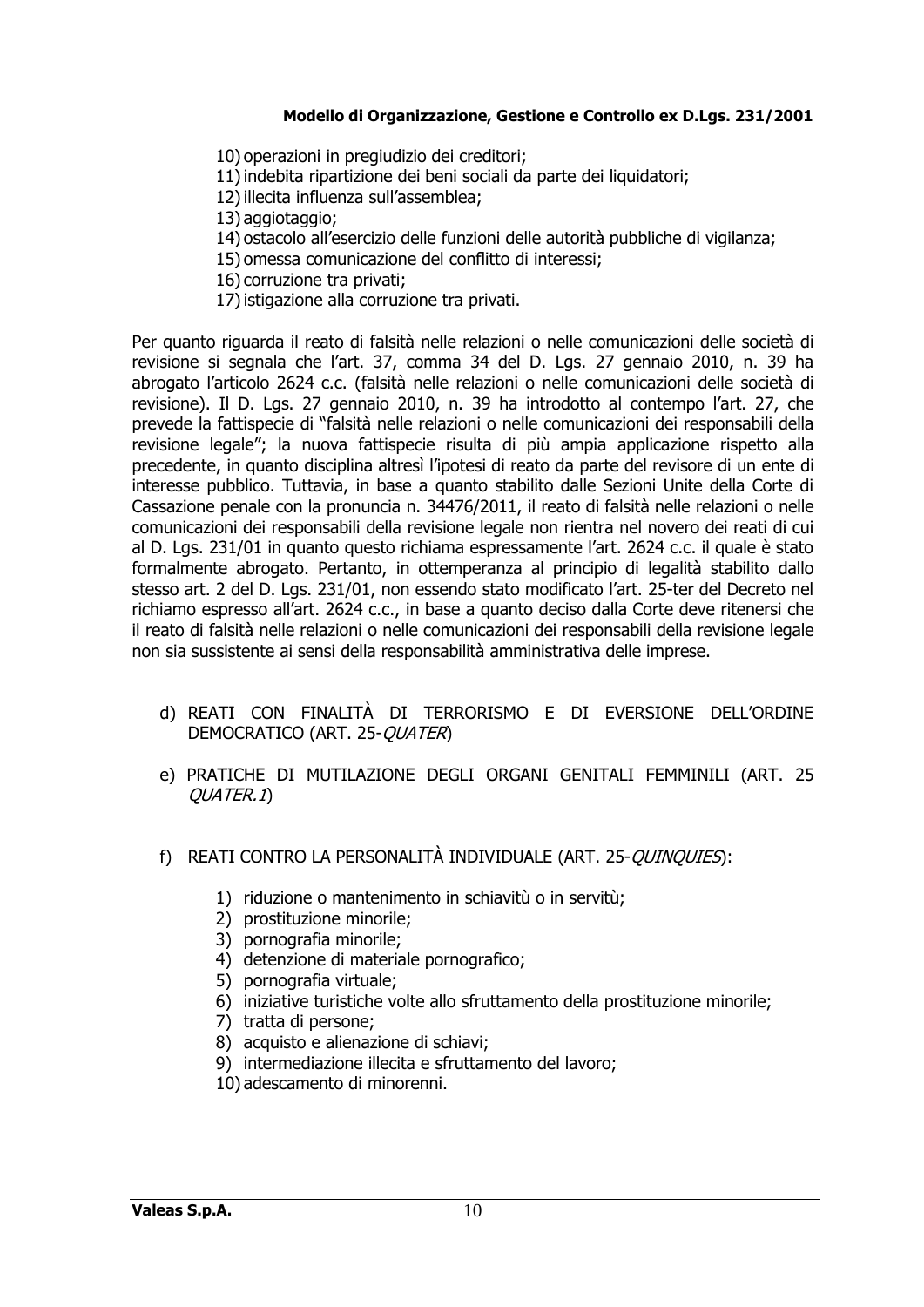10) operazioni in pregiudizio dei creditori;
11) indebita ripartizione dei beni sociali da parte dei liquidatori;
12) illecita influenza sull'assemblea;
13) aggiotaggio;
14) ostacolo all'esercizio delle funzioni delle autorità pubbliche di vigilanza;
15) omessa comunicazione del conflitto di interessi;
16) corruzione tra privati;
17) istigazione alla corruzione tra privati.

Per quanto riguarda il reato di falsità nelle relazioni o nelle comunicazioni delle società di revisione si segnala che l'art. 37, comma 34 del D. Lgs. 27 gennaio 2010, n. 39 ha abrogato l'articolo 2624 c.c. (falsità nelle relazioni o nelle comunicazioni delle società di revisione). Il D. Lgs. 27 gennaio 2010, n. 39 ha introdotto al contempo l'art. 27, che prevede la fattispecie di "falsità nelle relazioni o nelle comunicazioni dei responsabili della revisione legale"; la nuova fattispecie risulta di più ampia applicazione rispetto alla precedente, in quanto disciplina altresì l'ipotesi di reato da parte del revisore di un ente di interesse pubblico. Tuttavia, in base a quanto stabilito dalle Sezioni Unite della Corte di Cassazione penale con la pronuncia n. 34476/2011, il reato di falsità nelle relazioni o nelle comunicazioni dei responsabili della revisione legale non rientra nel novero dei reati di cui al D. Lgs. 231/01 in quanto questo richiama espressamente l'art. 2624 c.c. il quale è stato formalmente abrogato. Pertanto, in ottemperanza al principio di legalità stabilito dallo stesso art. 2 del D. Lgs. 231/01, non essendo stato modificato l'art. 25-ter del Decreto nel richiamo espresso all'art. 2624 c.c., in base a quanto deciso dalla Corte deve ritenersi che il reato di falsità nelle relazioni o nelle comunicazioni dei responsabili della revisione legale non sia sussistente ai sensi della responsabilità amministrativa delle imprese.

d) REATI CON FINALITÀ DI TERRORISMO E DI EVERSIONE DELL'ORDINE DEMOCRATICO (ART. 25-*QUATER*)

e) PRATICHE DI MUTILAZIONE DEGLI ORGANI GENITALI FEMMINILI (ART. 25 *QUATER.1*)

f) REATI CONTRO LA PERSONALITÀ INDIVIDUALE (ART. 25-*QUINQUIES*):

1) riduzione o mantenimento in schiavitù o in servitù;
2) prostituzione minorile;
3) pornografia minorile;
4) detenzione di materiale pornografico;
5) pornografia virtuale;
6) iniziative turistiche volte allo sfruttamento della prostituzione minorile;
7) tratta di persone;
8) acquisto e alienazione di schiavi;
9) intermediazione illecita e sfruttamento del lavoro;
10) adescamento di minorenni.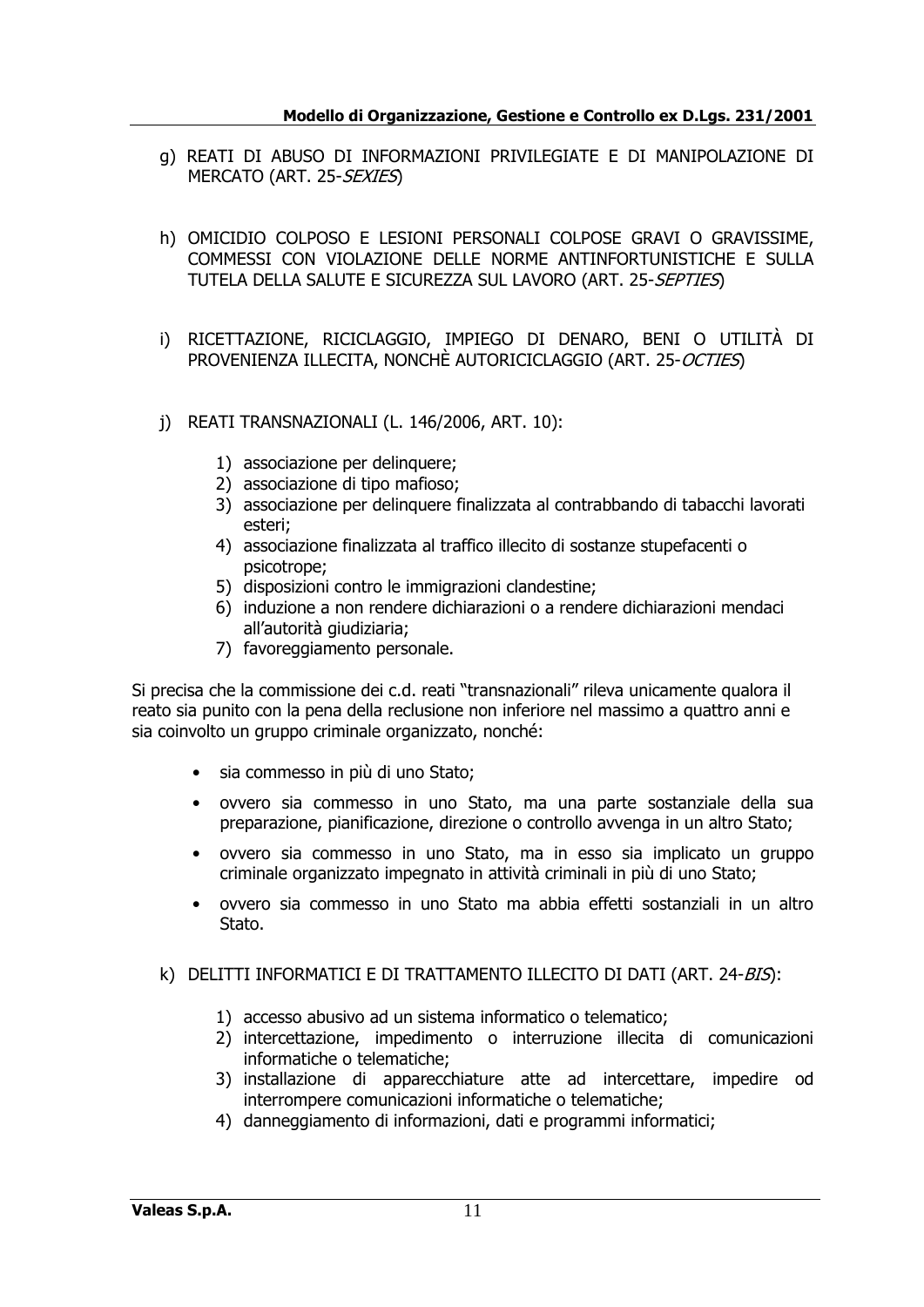g) REATI DI ABUSO DI INFORMAZIONI PRIVILEGIATE E DI MANIPOLAZIONE DI MERCATO (ART. 25-*SEXIES*)

h) OMICIDIO COLPOSO E LESIONI PERSONALI COLPOSE GRAVI O GRAVISSIME, COMMESSI CON VIOLAZIONE DELLE NORME ANTINFORTUNISTICHE E SULLA TUTELA DELLA SALUTE E SICUREZZA SUL LAVORO (ART. 25-*SEPTIES*)

i) RICETTAZIONE, RICICLAGGIO, IMPIEGO DI DENARO, BENI O UTILITÀ DI PROVENIENZA ILLECITA, NONCHÈ AUTORICICLAGGIO (ART. 25-*OCTIES*)

j) REATI TRANSNAZIONALI (L. 146/2006, ART. 10):

   1) associazione per delinquere;
   2) associazione di tipo mafioso;
   3) associazione per delinquere finalizzata al contrabbando di tabacchi lavorati esteri;
   4) associazione finalizzata al traffico illecito di sostanze stupefacenti o psicotrope;
   5) disposizioni contro le immigrazioni clandestine;
   6) induzione a non rendere dichiarazioni o a rendere dichiarazioni mendaci all'autorità giudiziaria;
   7) favoreggiamento personale.

Si precisa che la commissione dei c.d. reati "transnazionali" rileva unicamente qualora il reato sia punito con la pena della reclusione non inferiore nel massimo a quattro anni e sia coinvolto un gruppo criminale organizzato, nonché:

- sia commesso in più di uno Stato;
- ovvero sia commesso in uno Stato, ma una parte sostanziale della sua preparazione, pianificazione, direzione o controllo avvenga in un altro Stato;
- ovvero sia commesso in uno Stato, ma in esso sia implicato un gruppo criminale organizzato impegnato in attività criminali in più di uno Stato;
- ovvero sia commesso in uno Stato ma abbia effetti sostanziali in un altro Stato.

k) DELITTI INFORMATICI E DI TRATTAMENTO ILLECITO DI DATI (ART. 24-*BIS*):

   1) accesso abusivo ad un sistema informatico o telematico;
   2) intercettazione, impedimento o interruzione illecita di comunicazioni informatiche o telematiche;
   3) installazione di apparecchiature atte ad intercettare, impedire od interrompere comunicazioni informatiche o telematiche;
   4) danneggiamento di informazioni, dati e programmi informatici;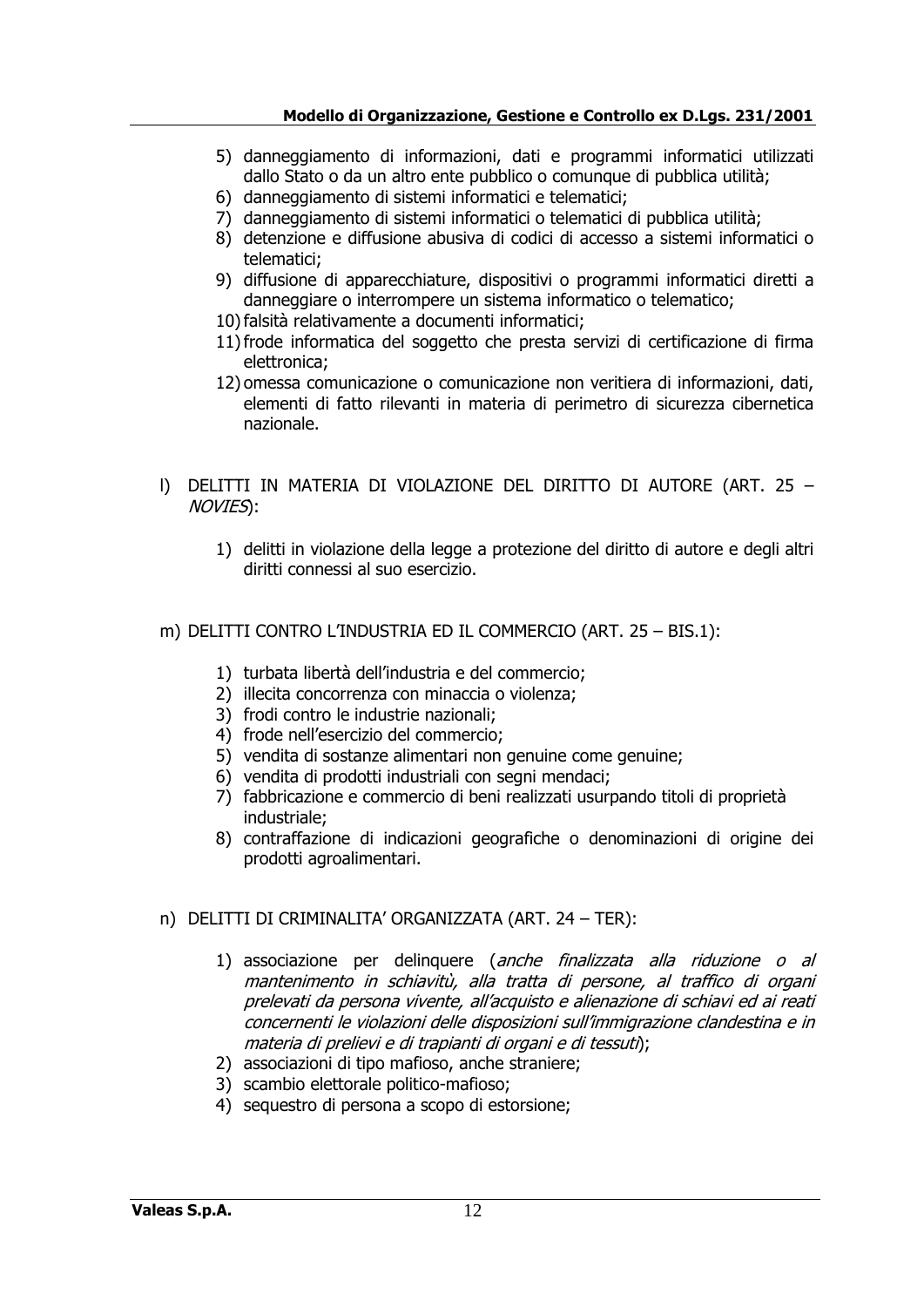5) danneggiamento di informazioni, dati e programmi informatici utilizzati dallo Stato o da un altro ente pubblico o comunque di pubblica utilità;
6) danneggiamento di sistemi informatici e telematici;
7) danneggiamento di sistemi informatici o telematici di pubblica utilità;
8) detenzione e diffusione abusiva di codici di accesso a sistemi informatici o telematici;
9) diffusione di apparecchiature, dispositivi o programmi informatici diretti a danneggiare o interrompere un sistema informatico o telematico;
10) falsità relativamente a documenti informatici;
11) frode informatica del soggetto che presta servizi di certificazione di firma elettronica;
12) omessa comunicazione o comunicazione non veritiera di informazioni, dati, elementi di fatto rilevanti in materia di perimetro di sicurezza cibernetica nazionale.

l) DELITTI IN MATERIA DI VIOLAZIONE DEL DIRITTO DI AUTORE (ART. 25 – *NOVIES*):

1) delitti in violazione della legge a protezione del diritto di autore e degli altri diritti connessi al suo esercizio.

m) DELITTI CONTRO L'INDUSTRIA ED IL COMMERCIO (ART. 25 – BIS.1):

1) turbata libertà dell'industria e del commercio;
2) illecita concorrenza con minaccia o violenza;
3) frodi contro le industrie nazionali;
4) frode nell'esercizio del commercio;
5) vendita di sostanze alimentari non genuine come genuine;
6) vendita di prodotti industriali con segni mendaci;
7) fabbricazione e commercio di beni realizzati usurpando titoli di proprietà industriale;
8) contraffazione di indicazioni geografiche o denominazioni di origine dei prodotti agroalimentari.

n) DELITTI DI CRIMINALITA' ORGANIZZATA (ART. 24 – TER):

1) associazione per delinquere (*anche finalizzata alla riduzione o al mantenimento in schiavitù, alla tratta di persone, al traffico di organi prelevati da persona vivente, all'acquisto e alienazione di schiavi ed ai reati concernenti le violazioni delle disposizioni sull'immigrazione clandestina e in materia di prelievi e di trapianti di organi e di tessuti*);
2) associazioni di tipo mafioso, anche straniere;
3) scambio elettorale politico-mafioso;
4) sequestro di persona a scopo di estorsione;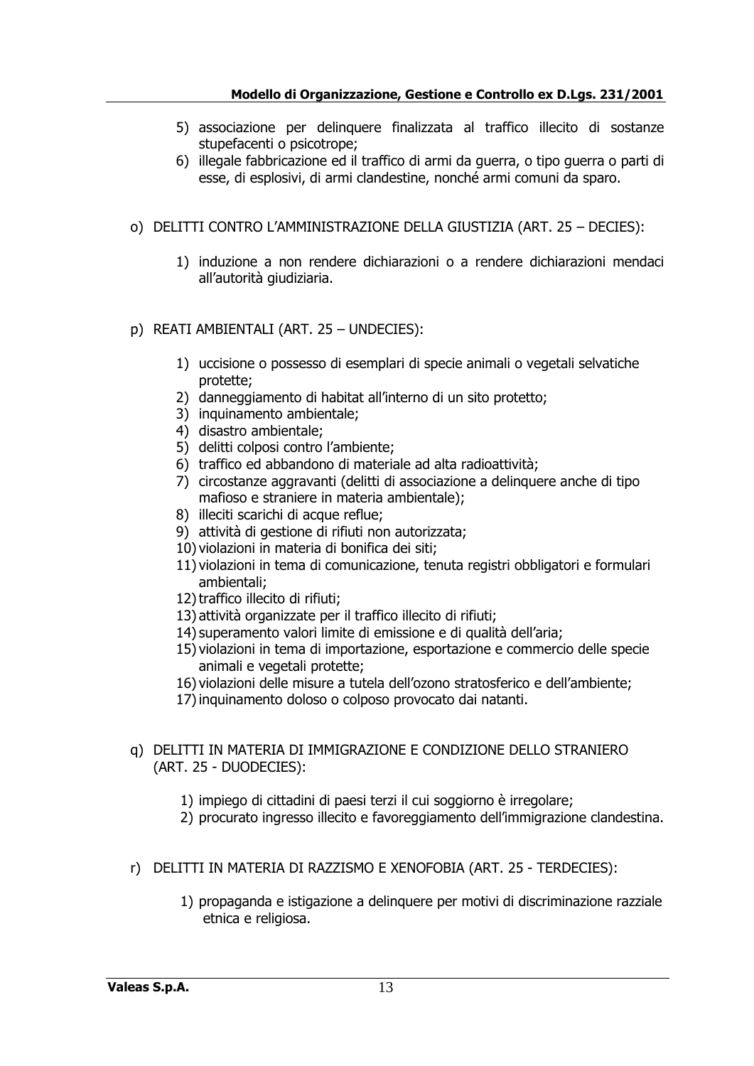5) associazione per delinquere finalizzata al traffico illecito di sostanze stupefacenti o psicotrope;
6) illegale fabbricazione ed il traffico di armi da guerra, o tipo guerra o parti di esse, di esplosivi, di armi clandestine, nonché armi comuni da sparo.

o) DELITTI CONTRO L'AMMINISTRAZIONE DELLA GIUSTIZIA (ART. 25 – DECIES):

1) induzione a non rendere dichiarazioni o a rendere dichiarazioni mendaci all'autorità giudiziaria.

p) REATI AMBIENTALI (ART. 25 – UNDECIES):

1) uccisione o possesso di esemplari di specie animali o vegetali selvatiche protette;
2) danneggiamento di habitat all'interno di un sito protetto;
3) inquinamento ambientale;
4) disastro ambientale;
5) delitti colposi contro l'ambiente;
6) traffico ed abbandono di materiale ad alta radioattività;
7) circostanze aggravanti (delitti di associazione a delinquere anche di tipo mafioso e straniere in materia ambientale);
8) illeciti scarichi di acque reflue;
9) attività di gestione di rifiuti non autorizzata;
10) violazioni in materia di bonifica dei siti;
11) violazioni in tema di comunicazione, tenuta registri obbligatori e formulari ambientali;
12) traffico illecito di rifiuti;
13) attività organizzate per il traffico illecito di rifiuti;
14) superamento valori limite di emissione e di qualità dell'aria;
15) violazioni in tema di importazione, esportazione e commercio delle specie animali e vegetali protette;
16) violazioni delle misure a tutela dell'ozono stratosferico e dell'ambiente;
17) inquinamento doloso o colposo provocato dai natanti.

q) DELITTI IN MATERIA DI IMMIGRAZIONE E CONDIZIONE DELLO STRANIERO (ART. 25 - DUODECIES):

1) impiego di cittadini di paesi terzi il cui soggiorno è irregolare;
2) procurato ingresso illecito e favoreggiamento dell'immigrazione clandestina.

r) DELITTI IN MATERIA DI RAZZISMO E XENOFOBIA (ART. 25 - TERDECIES):

1) propaganda e istigazione a delinquere per motivi di discriminazione razziale etnica e religiosa.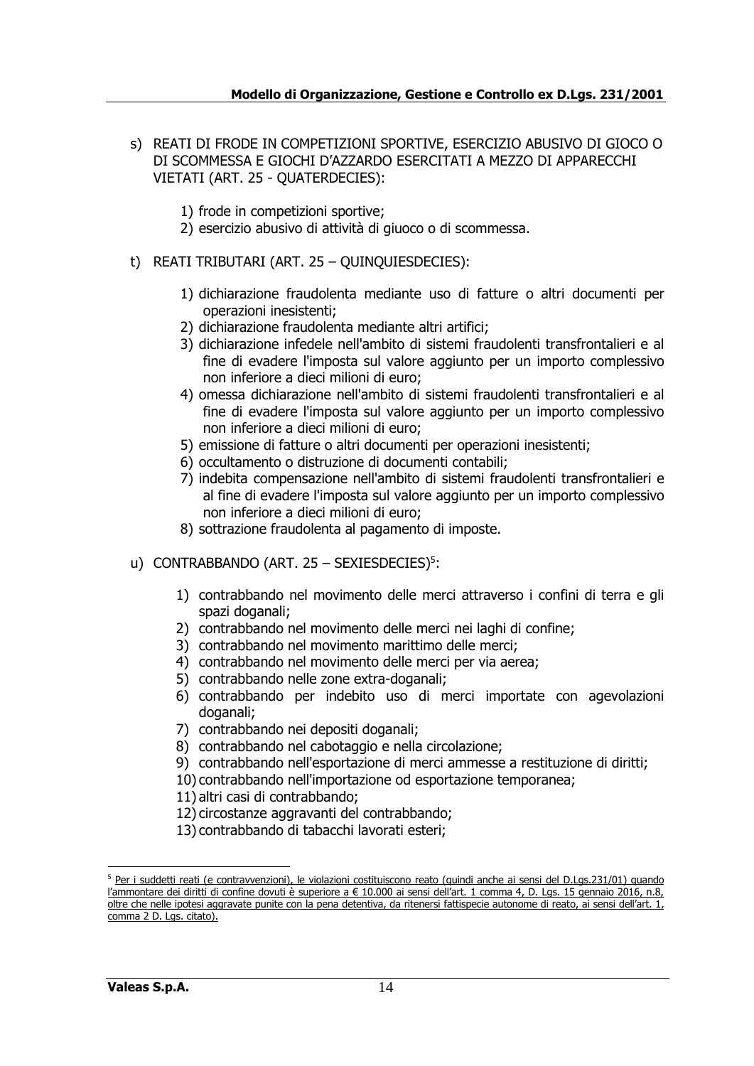s) REATI DI FRODE IN COMPETIZIONI SPORTIVE, ESERCIZIO ABUSIVO DI GIOCO O DI SCOMMESSA E GIOCHI D'AZZARDO ESERCITATI A MEZZO DI APPARECCHI VIETATI (ART. 25 - QUATERDECIES):

   1) frode in competizioni sportive;
   2) esercizio abusivo di attività di giuoco o di scommessa.

t) REATI TRIBUTARI (ART. 25 – QUINQUIESDECIES):

   1) dichiarazione fraudolenta mediante uso di fatture o altri documenti per operazioni inesistenti;
   2) dichiarazione fraudolenta mediante altri artifici;
   3) dichiarazione infedele nell'ambito di sistemi fraudolenti transfrontalieri e al fine di evadere l'imposta sul valore aggiunto per un importo complessivo non inferiore a dieci milioni di euro;
   4) omessa dichiarazione nell'ambito di sistemi fraudolenti transfrontalieri e al fine di evadere l'imposta sul valore aggiunto per un importo complessivo non inferiore a dieci milioni di euro;
   5) emissione di fatture o altri documenti per operazioni inesistenti;
   6) occultamento o distruzione di documenti contabili;
   7) indebita compensazione nell'ambito di sistemi fraudolenti transfrontalieri e al fine di evadere l'imposta sul valore aggiunto per un importo complessivo non inferiore a dieci milioni di euro;
   8) sottrazione fraudolenta al pagamento di imposte.

u) CONTRABBANDO (ART. 25 – SEXIESDECIES)[5]:

   1) contrabbando nel movimento delle merci attraverso i confini di terra e gli spazi doganali;
   2) contrabbando nel movimento delle merci nei laghi di confine;
   3) contrabbando nel movimento marittimo delle merci;
   4) contrabbando nel movimento delle merci per via aerea;
   5) contrabbando nelle zone extra-doganali;
   6) contrabbando per indebito uso di merci importate con agevolazioni doganali;
   7) contrabbando nei depositi doganali;
   8) contrabbando nel cabotaggio e nella circolazione;
   9) contrabbando nell'esportazione di merci ammesse a restituzione di diritti;
   10) contrabbando nell'importazione od esportazione temporanea;
   11) altri casi di contrabbando;
   12) circostanze aggravanti del contrabbando;
   13) contrabbando di tabacchi lavorati esteri;

---

[5] Per i suddetti reati (e contravvenzioni), le violazioni costituiscono reato (quindi anche ai sensi del D.Lgs.231/01) quando l'ammontare dei diritti di confine dovuti è superiore a € 10.000 ai sensi dell'art. 1 comma 4, D. Lgs. 15 gennaio 2016, n.8, oltre che nelle ipotesi aggravate punite con la pena detentiva, da ritenersi fattispecie autonome di reato, ai sensi dell'art. 1, comma 2 D. Lgs. citato).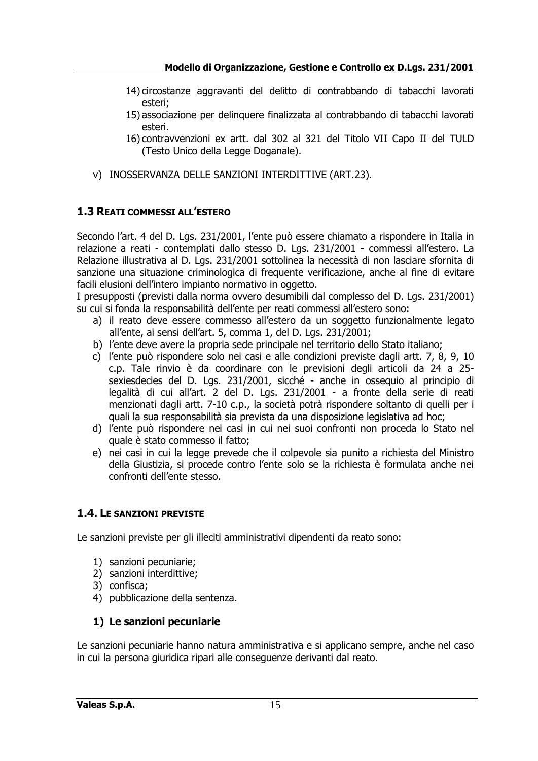14) circostanze aggravanti del delitto di contrabbando di tabacchi lavorati esteri;
15) associazione per delinquere finalizzata al contrabbando di tabacchi lavorati esteri.
16) contravvenzioni ex artt. dal 302 al 321 del Titolo VII Capo II del TULD (Testo Unico della Legge Doganale).

v) INOSSERVANZA DELLE SANZIONI INTERDITTIVE (ART.23).

## 1.3 REATI COMMESSI ALL'ESTERO

Secondo l'art. 4 del D. Lgs. 231/2001, l'ente può essere chiamato a rispondere in Italia in relazione a reati - contemplati dallo stesso D. Lgs. 231/2001 - commessi all'estero. La Relazione illustrativa al D. Lgs. 231/2001 sottolinea la necessità di non lasciare sfornita di sanzione una situazione criminologica di frequente verificazione, anche al fine di evitare facili elusioni dell'intero impianto normativo in oggetto.

I presupposti (previsti dalla norma ovvero desumibili dal complesso del D. Lgs. 231/2001) su cui si fonda la responsabilità dell'ente per reati commessi all'estero sono:

a) il reato deve essere commesso all'estero da un soggetto funzionalmente legato all'ente, ai sensi dell'art. 5, comma 1, del D. Lgs. 231/2001;
b) l'ente deve avere la propria sede principale nel territorio dello Stato italiano;
c) l'ente può rispondere solo nei casi e alle condizioni previste dagli artt. 7, 8, 9, 10 c.p. Tale rinvio è da coordinare con le previsioni degli articoli da 24 a 25-sexiesdecies del D. Lgs. 231/2001, sicché - anche in ossequio al principio di legalità di cui all'art. 2 del D. Lgs. 231/2001 - a fronte della serie di reati menzionati dagli artt. 7-10 c.p., la società potrà rispondere soltanto di quelli per i quali la sua responsabilità sia prevista da una disposizione legislativa ad hoc;
d) l'ente può rispondere nei casi in cui nei suoi confronti non proceda lo Stato nel quale è stato commesso il fatto;
e) nei casi in cui la legge prevede che il colpevole sia punito a richiesta del Ministro della Giustizia, si procede contro l'ente solo se la richiesta è formulata anche nei confronti dell'ente stesso.

## 1.4. LE SANZIONI PREVISTE

Le sanzioni previste per gli illeciti amministrativi dipendenti da reato sono:

1) sanzioni pecuniarie;
2) sanzioni interdittive;
3) confisca;
4) pubblicazione della sentenza.

### 1) Le sanzioni pecuniarie

Le sanzioni pecuniarie hanno natura amministrativa e si applicano sempre, anche nel caso in cui la persona giuridica ripari alle conseguenze derivanti dal reato.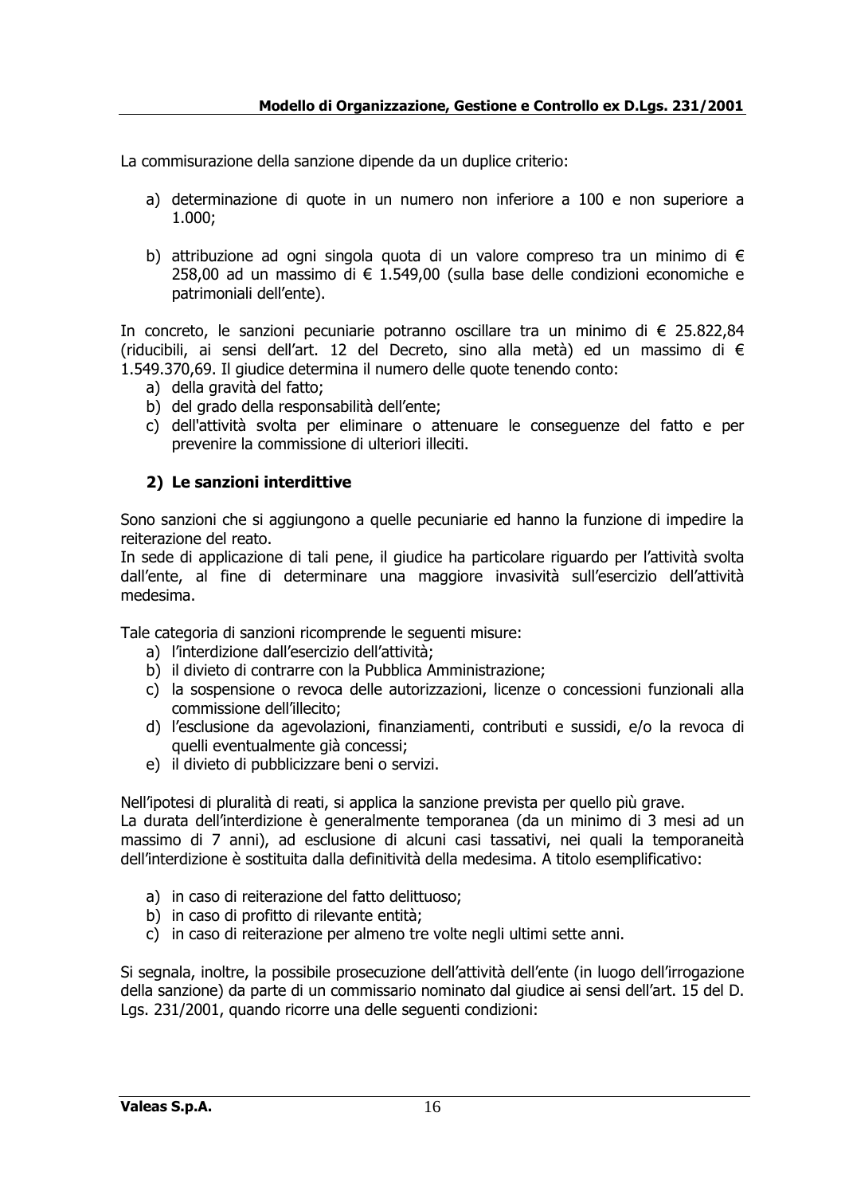La commisurazione della sanzione dipende da un duplice criterio:

a) determinazione di quote in un numero non inferiore a 100 e non superiore a 1.000;

b) attribuzione ad ogni singola quota di un valore compreso tra un minimo di € 258,00 ad un massimo di € 1.549,00 (sulla base delle condizioni economiche e patrimoniali dell'ente).

In concreto, le sanzioni pecuniarie potranno oscillare tra un minimo di € 25.822,84 (riducibili, ai sensi dell'art. 12 del Decreto, sino alla metà) ed un massimo di € 1.549.370,69. Il giudice determina il numero delle quote tenendo conto:

a) della gravità del fatto;
b) del grado della responsabilità dell'ente;
c) dell'attività svolta per eliminare o attenuare le conseguenze del fatto e per prevenire la commissione di ulteriori illeciti.

**2) Le sanzioni interdittive**

Sono sanzioni che si aggiungono a quelle pecuniarie ed hanno la funzione di impedire la reiterazione del reato.
In sede di applicazione di tali pene, il giudice ha particolare riguardo per l'attività svolta dall'ente, al fine di determinare una maggiore invasività sull'esercizio dell'attività medesima.

Tale categoria di sanzioni ricomprende le seguenti misure:

a) l'interdizione dall'esercizio dell'attività;
b) il divieto di contrarre con la Pubblica Amministrazione;
c) la sospensione o revoca delle autorizzazioni, licenze o concessioni funzionali alla commissione dell'illecito;
d) l'esclusione da agevolazioni, finanziamenti, contributi e sussidi, e/o la revoca di quelli eventualmente già concessi;
e) il divieto di pubblicizzare beni o servizi.

Nell'ipotesi di pluralità di reati, si applica la sanzione prevista per quello più grave.
La durata dell'interdizione è generalmente temporanea (da un minimo di 3 mesi ad un massimo di 7 anni), ad esclusione di alcuni casi tassativi, nei quali la temporaneità dell'interdizione è sostituita dalla definitività della medesima. A titolo esemplificativo:

a) in caso di reiterazione del fatto delittuoso;
b) in caso di profitto di rilevante entità;
c) in caso di reiterazione per almeno tre volte negli ultimi sette anni.

Si segnala, inoltre, la possibile prosecuzione dell'attività dell'ente (in luogo dell'irrogazione della sanzione) da parte di un commissario nominato dal giudice ai sensi dell'art. 15 del D. Lgs. 231/2001, quando ricorre una delle seguenti condizioni: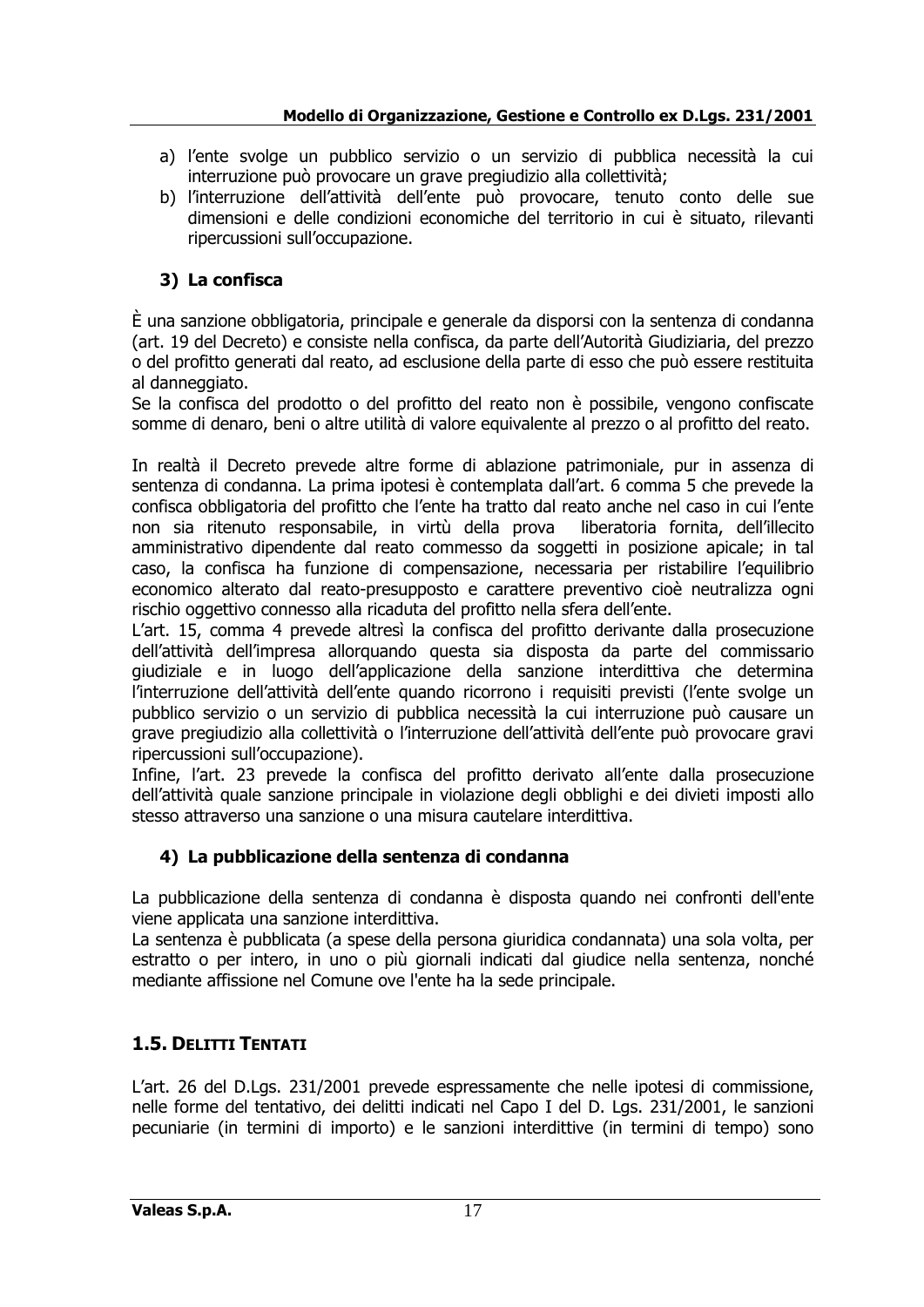a) l'ente svolge un pubblico servizio o un servizio di pubblica necessità la cui interruzione può provocare un grave pregiudizio alla collettività;
b) l'interruzione dell'attività dell'ente può provocare, tenuto conto delle sue dimensioni e delle condizioni economiche del territorio in cui è situato, rilevanti ripercussioni sull'occupazione.

### 3) La confisca

È una sanzione obbligatoria, principale e generale da disporsi con la sentenza di condanna (art. 19 del Decreto) e consiste nella confisca, da parte dell'Autorità Giudiziaria, del prezzo o del profitto generati dal reato, ad esclusione della parte di esso che può essere restituita al danneggiato.
Se la confisca del prodotto o del profitto del reato non è possibile, vengono confiscate somme di denaro, beni o altre utilità di valore equivalente al prezzo o al profitto del reato.

In realtà il Decreto prevede altre forme di ablazione patrimoniale, pur in assenza di sentenza di condanna. La prima ipotesi è contemplata dall'art. 6 comma 5 che prevede la confisca obbligatoria del profitto che l'ente ha tratto dal reato anche nel caso in cui l'ente non sia ritenuto responsabile, in virtù della prova liberatoria fornita, dell'illecito amministrativo dipendente dal reato commesso da soggetti in posizione apicale; in tal caso, la confisca ha funzione di compensazione, necessaria per ristabilire l'equilibrio economico alterato dal reato-presupposto e carattere preventivo cioè neutralizza ogni rischio oggettivo connesso alla ricaduta del profitto nella sfera dell'ente.
L'art. 15, comma 4 prevede altresì la confisca del profitto derivante dalla prosecuzione dell'attività dell'impresa allorquando questa sia disposta da parte del commissario giudiziale e in luogo dell'applicazione della sanzione interdittiva che determina l'interruzione dell'attività dell'ente quando ricorrono i requisiti previsti (l'ente svolge un pubblico servizio o un servizio di pubblica necessità la cui interruzione può causare un grave pregiudizio alla collettività o l'interruzione dell'attività dell'ente può provocare gravi ripercussioni sull'occupazione).
Infine, l'art. 23 prevede la confisca del profitto derivato all'ente dalla prosecuzione dell'attività quale sanzione principale in violazione degli obblighi e dei divieti imposti allo stesso attraverso una sanzione o una misura cautelare interdittiva.

### 4) La pubblicazione della sentenza di condanna

La pubblicazione della sentenza di condanna è disposta quando nei confronti dell'ente viene applicata una sanzione interdittiva.
La sentenza è pubblicata (a spese della persona giuridica condannata) una sola volta, per estratto o per intero, in uno o più giornali indicati dal giudice nella sentenza, nonché mediante affissione nel Comune ove l'ente ha la sede principale.

## 1.5. DELITTI TENTATI

L'art. 26 del D.Lgs. 231/2001 prevede espressamente che nelle ipotesi di commissione, nelle forme del tentativo, dei delitti indicati nel Capo I del D. Lgs. 231/2001, le sanzioni pecuniarie (in termini di importo) e le sanzioni interdittive (in termini di tempo) sono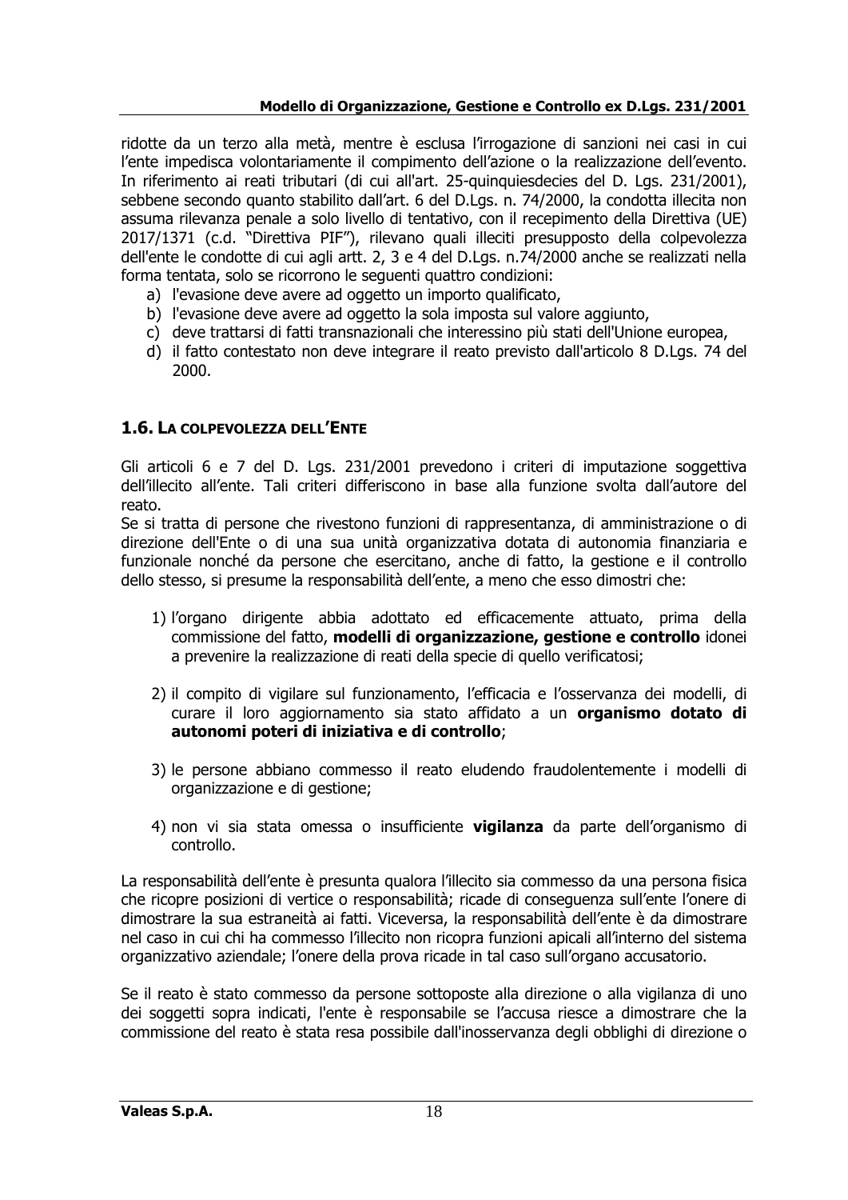ridotte da un terzo alla metà, mentre è esclusa l'irrogazione di sanzioni nei casi in cui l'ente impedisca volontariamente il compimento dell'azione o la realizzazione dell'evento. In riferimento ai reati tributari (di cui all'art. 25-quinquiesdecies del D. Lgs. 231/2001), sebbene secondo quanto stabilito dall'art. 6 del D.Lgs. n. 74/2000, la condotta illecita non assuma rilevanza penale a solo livello di tentativo, con il recepimento della Direttiva (UE) 2017/1371 (c.d. "Direttiva PIF"), rilevano quali illeciti presupposto della colpevolezza dell'ente le condotte di cui agli artt. 2, 3 e 4 del D.Lgs. n.74/2000 anche se realizzati nella forma tentata, solo se ricorrono le seguenti quattro condizioni:

a) l'evasione deve avere ad oggetto un importo qualificato,
b) l'evasione deve avere ad oggetto la sola imposta sul valore aggiunto,
c) deve trattarsi di fatti transnazionali che interessino più stati dell'Unione europea,
d) il fatto contestato non deve integrare il reato previsto dall'articolo 8 D.Lgs. 74 del 2000.

## 1.6. LA COLPEVOLEZZA DELL'ENTE

Gli articoli 6 e 7 del D. Lgs. 231/2001 prevedono i criteri di imputazione soggettiva dell'illecito all'ente. Tali criteri differiscono in base alla funzione svolta dall'autore del reato.
Se si tratta di persone che rivestono funzioni di rappresentanza, di amministrazione o di direzione dell'Ente o di una sua unità organizzativa dotata di autonomia finanziaria e funzionale nonché da persone che esercitano, anche di fatto, la gestione e il controllo dello stesso, si presume la responsabilità dell'ente, a meno che esso dimostri che:

1) l'organo dirigente abbia adottato ed efficacemente attuato, prima della commissione del fatto, **modelli di organizzazione, gestione e controllo** idonei a prevenire la realizzazione di reati della specie di quello verificatosi;

2) il compito di vigilare sul funzionamento, l'efficacia e l'osservanza dei modelli, di curare il loro aggiornamento sia stato affidato a un **organismo dotato di autonomi poteri di iniziativa e di controllo**;

3) le persone abbiano commesso il reato eludendo fraudolentemente i modelli di organizzazione e di gestione;

4) non vi sia stata omessa o insufficiente **vigilanza** da parte dell'organismo di controllo.

La responsabilità dell'ente è presunta qualora l'illecito sia commesso da una persona fisica che ricopre posizioni di vertice o responsabilità; ricade di conseguenza sull'ente l'onere di dimostrare la sua estraneità ai fatti. Viceversa, la responsabilità dell'ente è da dimostrare nel caso in cui chi ha commesso l'illecito non ricopra funzioni apicali all'interno del sistema organizzativo aziendale; l'onere della prova ricade in tal caso sull'organo accusatorio.

Se il reato è stato commesso da persone sottoposte alla direzione o alla vigilanza di uno dei soggetti sopra indicati, l'ente è responsabile se l'accusa riesce a dimostrare che la commissione del reato è stata resa possibile dall'inosservanza degli obblighi di direzione o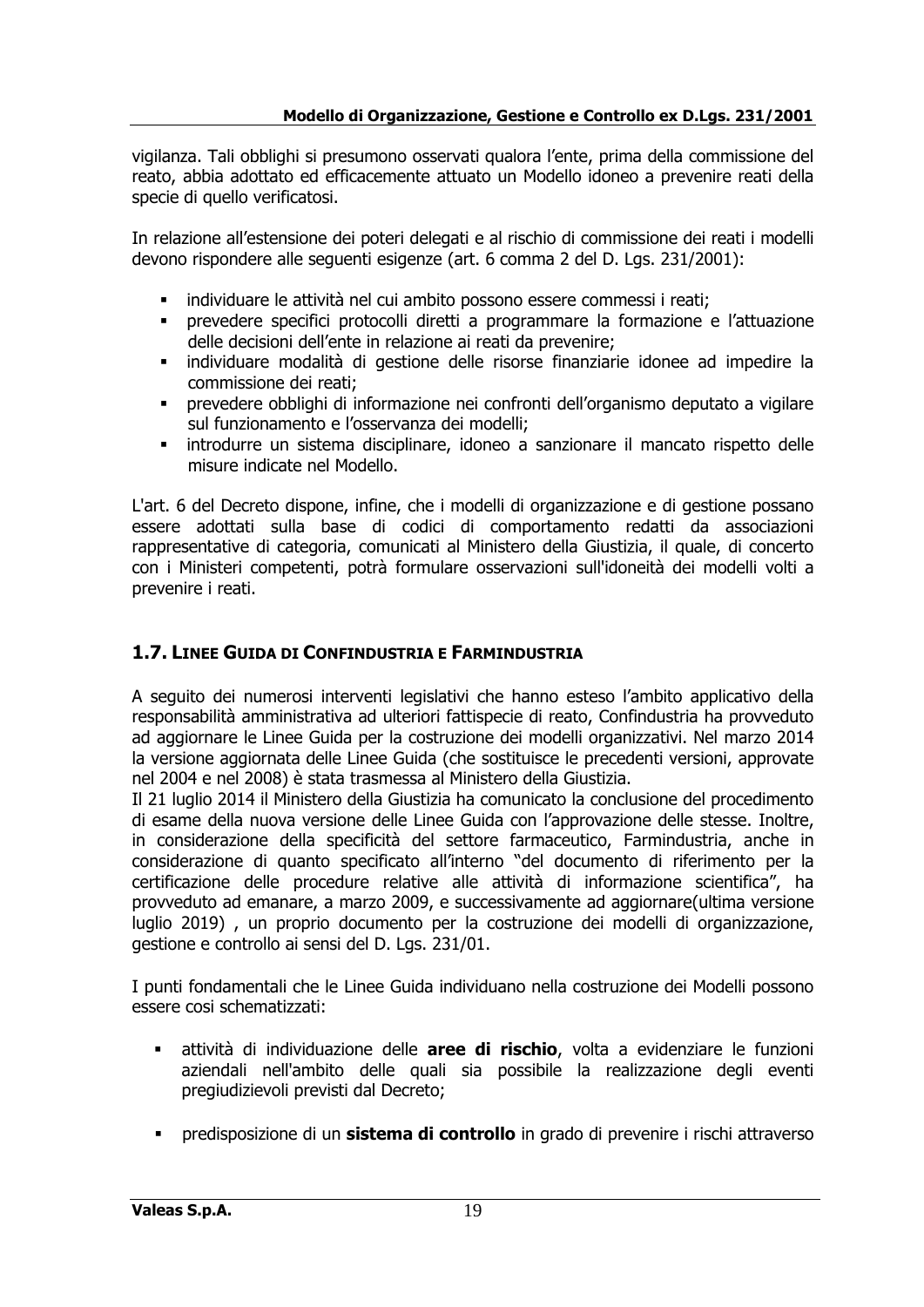vigilanza. Tali obblighi si presumono osservati qualora l'ente, prima della commissione del reato, abbia adottato ed efficacemente attuato un Modello idoneo a prevenire reati della specie di quello verificatosi.

In relazione all'estensione dei poteri delegati e al rischio di commissione dei reati i modelli devono rispondere alle seguenti esigenze (art. 6 comma 2 del D. Lgs. 231/2001):

- individuare le attività nel cui ambito possono essere commessi i reati;
- prevedere specifici protocolli diretti a programmare la formazione e l'attuazione delle decisioni dell'ente in relazione ai reati da prevenire;
- individuare modalità di gestione delle risorse finanziarie idonee ad impedire la commissione dei reati;
- prevedere obblighi di informazione nei confronti dell'organismo deputato a vigilare sul funzionamento e l'osservanza dei modelli;
- introdurre un sistema disciplinare, idoneo a sanzionare il mancato rispetto delle misure indicate nel Modello.

L'art. 6 del Decreto dispone, infine, che i modelli di organizzazione e di gestione possano essere adottati sulla base di codici di comportamento redatti da associazioni rappresentative di categoria, comunicati al Ministero della Giustizia, il quale, di concerto con i Ministeri competenti, potrà formulare osservazioni sull'idoneità dei modelli volti a prevenire i reati.

## 1.7. Linee Guida di Confindustria e Farmindustria

A seguito dei numerosi interventi legislativi che hanno esteso l'ambito applicativo della responsabilità amministrativa ad ulteriori fattispecie di reato, Confindustria ha provveduto ad aggiornare le Linee Guida per la costruzione dei modelli organizzativi. Nel marzo 2014 la versione aggiornata delle Linee Guida (che sostituisce le precedenti versioni, approvate nel 2004 e nel 2008) è stata trasmessa al Ministero della Giustizia.
Il 21 luglio 2014 il Ministero della Giustizia ha comunicato la conclusione del procedimento di esame della nuova versione delle Linee Guida con l'approvazione delle stesse. Inoltre, in considerazione della specificità del settore farmaceutico, Farmindustria, anche in considerazione di quanto specificato all'interno "del documento di riferimento per la certificazione delle procedure relative alle attività di informazione scientifica", ha provveduto ad emanare, a marzo 2009, e successivamente ad aggiornare(ultima versione luglio 2019) , un proprio documento per la costruzione dei modelli di organizzazione, gestione e controllo ai sensi del D. Lgs. 231/01.

I punti fondamentali che le Linee Guida individuano nella costruzione dei Modelli possono essere così schematizzati:

- attività di individuazione delle **aree di rischio**, volta a evidenziare le funzioni aziendali nell'ambito delle quali sia possibile la realizzazione degli eventi pregiudizievoli previsti dal Decreto;

- predisposizione di un **sistema di controllo** in grado di prevenire i rischi attraverso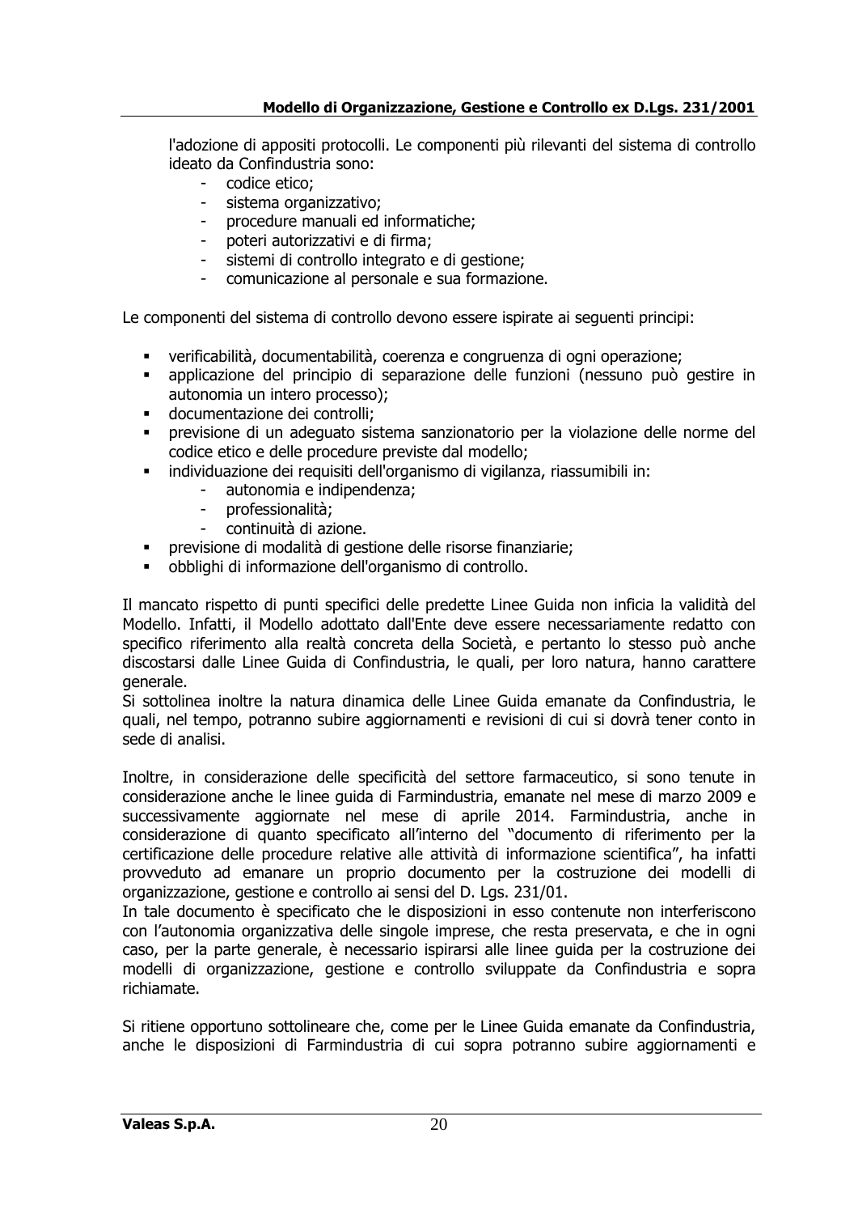l'adozione di appositi protocolli. Le componenti più rilevanti del sistema di controllo ideato da Confindustria sono:

- codice etico;
- sistema organizzativo;
- procedure manuali ed informatiche;
- poteri autorizzativi e di firma;
- sistemi di controllo integrato e di gestione;
- comunicazione al personale e sua formazione.

Le componenti del sistema di controllo devono essere ispirate ai seguenti principi:

- verificabilità, documentabilità, coerenza e congruenza di ogni operazione;
- applicazione del principio di separazione delle funzioni (nessuno può gestire in autonomia un intero processo);
- documentazione dei controlli;
- previsione di un adeguato sistema sanzionatorio per la violazione delle norme del codice etico e delle procedure previste dal modello;
- individuazione dei requisiti dell'organismo di vigilanza, riassumibili in:
  - autonomia e indipendenza;
  - professionalità;
  - continuità di azione.
- previsione di modalità di gestione delle risorse finanziarie;
- obblighi di informazione dell'organismo di controllo.

Il mancato rispetto di punti specifici delle predette Linee Guida non inficia la validità del Modello. Infatti, il Modello adottato dall'Ente deve essere necessariamente redatto con specifico riferimento alla realtà concreta della Società, e pertanto lo stesso può anche discostarsi dalle Linee Guida di Confindustria, le quali, per loro natura, hanno carattere generale.
Si sottolinea inoltre la natura dinamica delle Linee Guida emanate da Confindustria, le quali, nel tempo, potranno subire aggiornamenti e revisioni di cui si dovrà tener conto in sede di analisi.

Inoltre, in considerazione delle specificità del settore farmaceutico, si sono tenute in considerazione anche le linee guida di Farmindustria, emanate nel mese di marzo 2009 e successivamente aggiornate nel mese di aprile 2014. Farmindustria, anche in considerazione di quanto specificato all'interno del "documento di riferimento per la certificazione delle procedure relative alle attività di informazione scientifica", ha infatti provveduto ad emanare un proprio documento per la costruzione dei modelli di organizzazione, gestione e controllo ai sensi del D. Lgs. 231/01.
In tale documento è specificato che le disposizioni in esso contenute non interferiscono con l'autonomia organizzativa delle singole imprese, che resta preservata, e che in ogni caso, per la parte generale, è necessario ispirarsi alle linee guida per la costruzione dei modelli di organizzazione, gestione e controllo sviluppate da Confindustria e sopra richiamate.

Si ritiene opportuno sottolineare che, come per le Linee Guida emanate da Confindustria, anche le disposizioni di Farmindustria di cui sopra potranno subire aggiornamenti e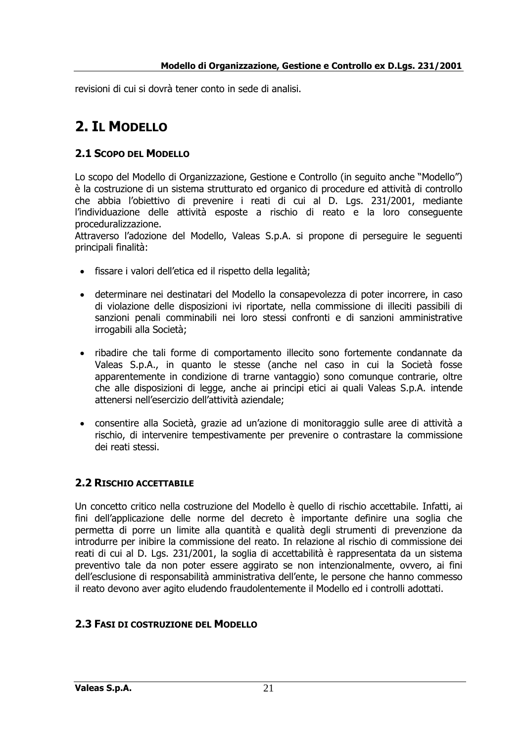revisioni di cui si dovrà tener conto in sede di analisi.

# 2. Il Modello

## 2.1 Scopo del Modello

Lo scopo del Modello di Organizzazione, Gestione e Controllo (in seguito anche "Modello") è la costruzione di un sistema strutturato ed organico di procedure ed attività di controllo che abbia l'obiettivo di prevenire i reati di cui al D. Lgs. 231/2001, mediante l'individuazione delle attività esposte a rischio di reato e la loro conseguente proceduralizzazione.
Attraverso l'adozione del Modello, Valeas S.p.A. si propone di perseguire le seguenti principali finalità:

- fissare i valori dell'etica ed il rispetto della legalità;
- determinare nei destinatari del Modello la consapevolezza di poter incorrere, in caso di violazione delle disposizioni ivi riportate, nella commissione di illeciti passibili di sanzioni penali comminabili nei loro stessi confronti e di sanzioni amministrative irrogabili alla Società;
- ribadire che tali forme di comportamento illecito sono fortemente condannate da Valeas S.p.A., in quanto le stesse (anche nel caso in cui la Società fosse apparentemente in condizione di trarne vantaggio) sono comunque contrarie, oltre che alle disposizioni di legge, anche ai principi etici ai quali Valeas S.p.A. intende attenersi nell'esercizio dell'attività aziendale;
- consentire alla Società, grazie ad un'azione di monitoraggio sulle aree di attività a rischio, di intervenire tempestivamente per prevenire o contrastare la commissione dei reati stessi.

## 2.2 Rischio accettabile

Un concetto critico nella costruzione del Modello è quello di rischio accettabile. Infatti, ai fini dell'applicazione delle norme del decreto è importante definire una soglia che permetta di porre un limite alla quantità e qualità degli strumenti di prevenzione da introdurre per inibire la commissione del reato. In relazione al rischio di commissione dei reati di cui al D. Lgs. 231/2001, la soglia di accettabilità è rappresentata da un sistema preventivo tale da non poter essere aggirato se non intenzionalmente, ovvero, ai fini dell'esclusione di responsabilità amministrativa dell'ente, le persone che hanno commesso il reato devono aver agito eludendo fraudolentemente il Modello ed i controlli adottati.

## 2.3 Fasi di costruzione del Modello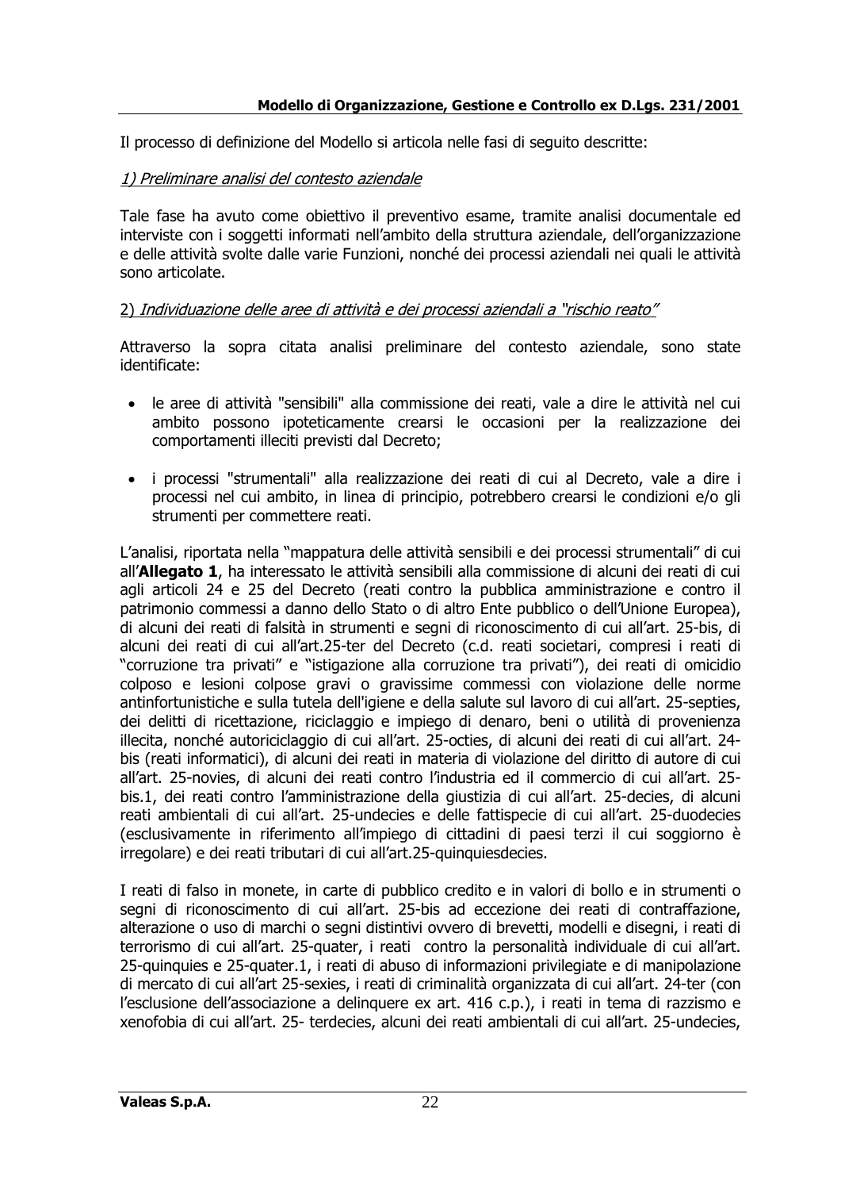Il processo di definizione del Modello si articola nelle fasi di seguito descritte:

*1) Preliminare analisi del contesto aziendale*

Tale fase ha avuto come obiettivo il preventivo esame, tramite analisi documentale ed interviste con i soggetti informati nell'ambito della struttura aziendale, dell'organizzazione e delle attività svolte dalle varie Funzioni, nonché dei processi aziendali nei quali le attività sono articolate.

2) *Individuazione delle aree di attività e dei processi aziendali a "rischio reato"*

Attraverso la sopra citata analisi preliminare del contesto aziendale, sono state identificate:

- le aree di attività "sensibili" alla commissione dei reati, vale a dire le attività nel cui ambito possono ipoteticamente crearsi le occasioni per la realizzazione dei comportamenti illeciti previsti dal Decreto;
- i processi "strumentali" alla realizzazione dei reati di cui al Decreto, vale a dire i processi nel cui ambito, in linea di principio, potrebbero crearsi le condizioni e/o gli strumenti per commettere reati.

L'analisi, riportata nella "mappatura delle attività sensibili e dei processi strumentali" di cui all'**Allegato 1**, ha interessato le attività sensibili alla commissione di alcuni dei reati di cui agli articoli 24 e 25 del Decreto (reati contro la pubblica amministrazione e contro il patrimonio commessi a danno dello Stato o di altro Ente pubblico o dell'Unione Europea), di alcuni dei reati di falsità in strumenti e segni di riconoscimento di cui all'art. 25-bis, di alcuni dei reati di cui all'art.25-ter del Decreto (c.d. reati societari, compresi i reati di "corruzione tra privati" e "istigazione alla corruzione tra privati"), dei reati di omicidio colposo e lesioni colpose gravi o gravissime commessi con violazione delle norme antinfortunistiche e sulla tutela dell'igiene e della salute sul lavoro di cui all'art. 25-septies, dei delitti di ricettazione, riciclaggio e impiego di denaro, beni o utilità di provenienza illecita, nonché autoriciclaggio di cui all'art. 25-octies, di alcuni dei reati di cui all'art. 24-bis (reati informatici), di alcuni dei reati in materia di violazione del diritto di autore di cui all'art. 25-novies, di alcuni dei reati contro l'industria ed il commercio di cui all'art. 25-bis.1, dei reati contro l'amministrazione della giustizia di cui all'art. 25-decies, di alcuni reati ambientali di cui all'art. 25-undecies e delle fattispecie di cui all'art. 25-duodecies (esclusivamente in riferimento all'impiego di cittadini di paesi terzi il cui soggiorno è irregolare) e dei reati tributari di cui all'art.25-quinquiesdecies.

I reati di falso in monete, in carte di pubblico credito e in valori di bollo e in strumenti o segni di riconoscimento di cui all'art. 25-bis ad eccezione dei reati di contraffazione, alterazione o uso di marchi o segni distintivi ovvero di brevetti, modelli e disegni, i reati di terrorismo di cui all'art. 25-quater, i reati contro la personalità individuale di cui all'art. 25-quinquies e 25-quater.1, i reati di abuso di informazioni privilegiate e di manipolazione di mercato di cui all'art 25-sexies, i reati di criminalità organizzata di cui all'art. 24-ter (con l'esclusione dell'associazione a delinquere ex art. 416 c.p.), i reati in tema di razzismo e xenofobia di cui all'art. 25- terdecies, alcuni dei reati ambientali di cui all'art. 25-undecies,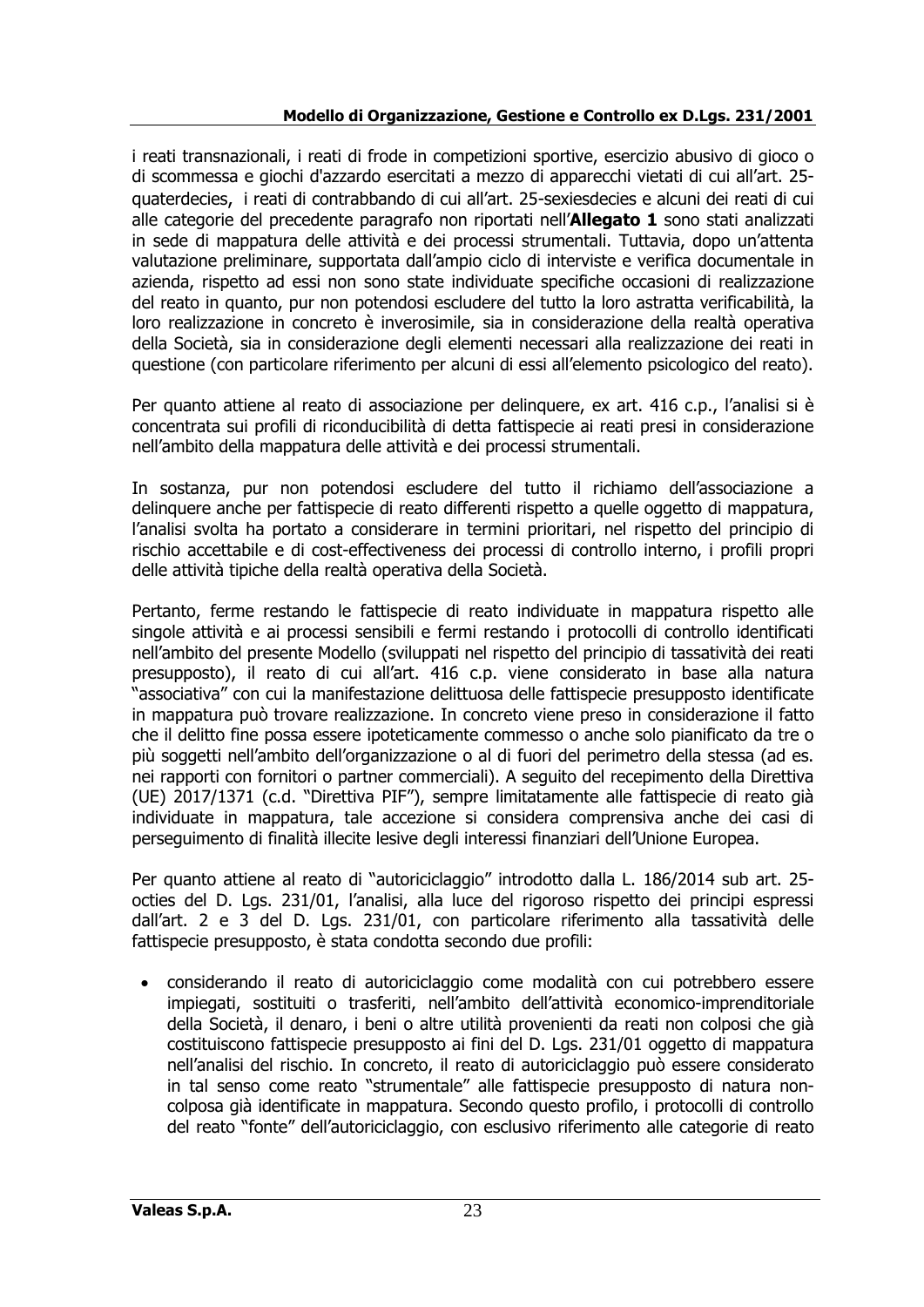i reati transnazionali, i reati di frode in competizioni sportive, esercizio abusivo di gioco o di scommessa e giochi d'azzardo esercitati a mezzo di apparecchi vietati di cui all'art. 25-quaterdecies, i reati di contrabbando di cui all'art. 25-sexiesdecies e alcuni dei reati di cui alle categorie del precedente paragrafo non riportati nell'**Allegato 1** sono stati analizzati in sede di mappatura delle attività e dei processi strumentali. Tuttavia, dopo un'attenta valutazione preliminare, supportata dall'ampio ciclo di interviste e verifica documentale in azienda, rispetto ad essi non sono state individuate specifiche occasioni di realizzazione del reato in quanto, pur non potendosi escludere del tutto la loro astratta verificabilità, la loro realizzazione in concreto è inverosimile, sia in considerazione della realtà operativa della Società, sia in considerazione degli elementi necessari alla realizzazione dei reati in questione (con particolare riferimento per alcuni di essi all'elemento psicologico del reato).

Per quanto attiene al reato di associazione per delinquere, ex art. 416 c.p., l'analisi si è concentrata sui profili di riconducibilità di detta fattispecie ai reati presi in considerazione nell'ambito della mappatura delle attività e dei processi strumentali.

In sostanza, pur non potendosi escludere del tutto il richiamo dell'associazione a delinquere anche per fattispecie di reato differenti rispetto a quelle oggetto di mappatura, l'analisi svolta ha portato a considerare in termini prioritari, nel rispetto del principio di rischio accettabile e di cost-effectiveness dei processi di controllo interno, i profili propri delle attività tipiche della realtà operativa della Società.

Pertanto, ferme restando le fattispecie di reato individuate in mappatura rispetto alle singole attività e ai processi sensibili e fermi restando i protocolli di controllo identificati nell'ambito del presente Modello (sviluppati nel rispetto del principio di tassatività dei reati presupposto), il reato di cui all'art. 416 c.p. viene considerato in base alla natura "associativa" con cui la manifestazione delittuosa delle fattispecie presupposto identificate in mappatura può trovare realizzazione. In concreto viene preso in considerazione il fatto che il delitto fine possa essere ipoteticamente commesso o anche solo pianificato da tre o più soggetti nell'ambito dell'organizzazione o al di fuori del perimetro della stessa (ad es. nei rapporti con fornitori o partner commerciali). A seguito del recepimento della Direttiva (UE) 2017/1371 (c.d. "Direttiva PIF"), sempre limitatamente alle fattispecie di reato già individuate in mappatura, tale accezione si considera comprensiva anche dei casi di perseguimento di finalità illecite lesive degli interessi finanziari dell'Unione Europea.

Per quanto attiene al reato di "autoriciclaggio" introdotto dalla L. 186/2014 sub art. 25-octies del D. Lgs. 231/01, l'analisi, alla luce del rigoroso rispetto dei principi espressi dall'art. 2 e 3 del D. Lgs. 231/01, con particolare riferimento alla tassatività delle fattispecie presupposto, è stata condotta secondo due profili:

- considerando il reato di autoriciclaggio come modalità con cui potrebbero essere impiegati, sostituiti o trasferiti, nell'ambito dell'attività economico-imprenditoriale della Società, il denaro, i beni o altre utilità provenienti da reati non colposi che già costituiscono fattispecie presupposto ai fini del D. Lgs. 231/01 oggetto di mappatura nell'analisi del rischio. In concreto, il reato di autoriciclaggio può essere considerato in tal senso come reato "strumentale" alle fattispecie presupposto di natura non-colposa già identificate in mappatura. Secondo questo profilo, i protocolli di controllo del reato "fonte" dell'autoriciclaggio, con esclusivo riferimento alle categorie di reato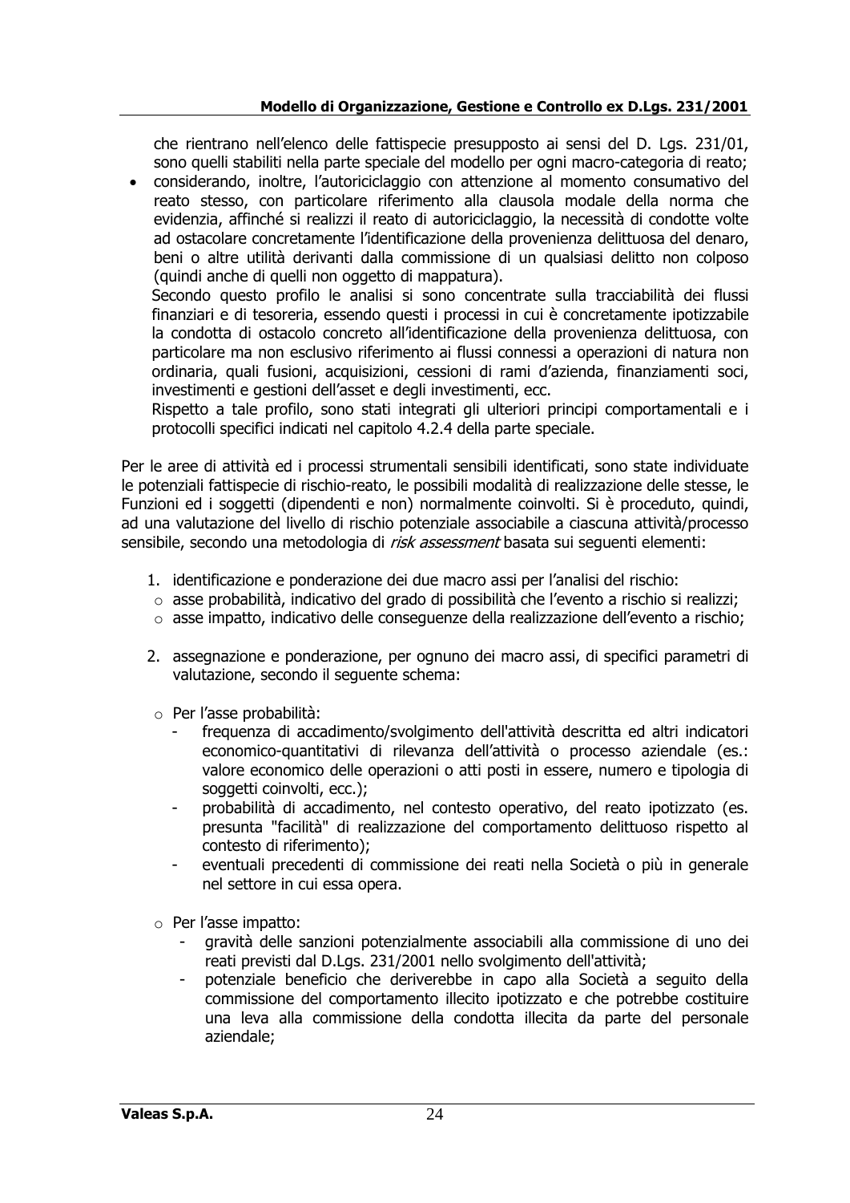che rientrano nell'elenco delle fattispecie presupposto ai sensi del D. Lgs. 231/01, sono quelli stabiliti nella parte speciale del modello per ogni macro-categoria di reato;

- considerando, inoltre, l'autoriciclaggio con attenzione al momento consumativo del reato stesso, con particolare riferimento alla clausola modale della norma che evidenzia, affinché si realizzi il reato di autoriciclaggio, la necessità di condotte volte ad ostacolare concretamente l'identificazione della provenienza delittuosa del denaro, beni o altre utilità derivanti dalla commissione di un qualsiasi delitto non colposo (quindi anche di quelli non oggetto di mappatura).

  Secondo questo profilo le analisi si sono concentrate sulla tracciabilità dei flussi finanziari e di tesoreria, essendo questi i processi in cui è concretamente ipotizzabile la condotta di ostacolo concreto all'identificazione della provenienza delittuosa, con particolare ma non esclusivo riferimento ai flussi connessi a operazioni di natura non ordinaria, quali fusioni, acquisizioni, cessioni di rami d'azienda, finanziamenti soci, investimenti e gestioni dell'asset e degli investimenti, ecc.

  Rispetto a tale profilo, sono stati integrati gli ulteriori principi comportamentali e i protocolli specifici indicati nel capitolo 4.2.4 della parte speciale.

Per le aree di attività ed i processi strumentali sensibili identificati, sono state individuate le potenziali fattispecie di rischio-reato, le possibili modalità di realizzazione delle stesse, le Funzioni ed i soggetti (dipendenti e non) normalmente coinvolti. Si è proceduto, quindi, ad una valutazione del livello di rischio potenziale associabile a ciascuna attività/processo sensibile, secondo una metodologia di *risk assessment* basata sui seguenti elementi:

1. identificazione e ponderazione dei due macro assi per l'analisi del rischio:
   - asse probabilità, indicativo del grado di possibilità che l'evento a rischio si realizzi;
   - asse impatto, indicativo delle conseguenze della realizzazione dell'evento a rischio;

2. assegnazione e ponderazione, per ognuno dei macro assi, di specifici parametri di valutazione, secondo il seguente schema:

   - Per l'asse probabilità:
     - frequenza di accadimento/svolgimento dell'attività descritta ed altri indicatori economico-quantitativi di rilevanza dell'attività o processo aziendale (es.: valore economico delle operazioni o atti posti in essere, numero e tipologia di soggetti coinvolti, ecc.);
     - probabilità di accadimento, nel contesto operativo, del reato ipotizzato (es. presunta "facilità" di realizzazione del comportamento delittuoso rispetto al contesto di riferimento);
     - eventuali precedenti di commissione dei reati nella Società o più in generale nel settore in cui essa opera.

   - Per l'asse impatto:
     - gravità delle sanzioni potenzialmente associabili alla commissione di uno dei reati previsti dal D.Lgs. 231/2001 nello svolgimento dell'attività;
     - potenziale beneficio che deriverebbe in capo alla Società a seguito della commissione del comportamento illecito ipotizzato e che potrebbe costituire una leva alla commissione della condotta illecita da parte del personale aziendale;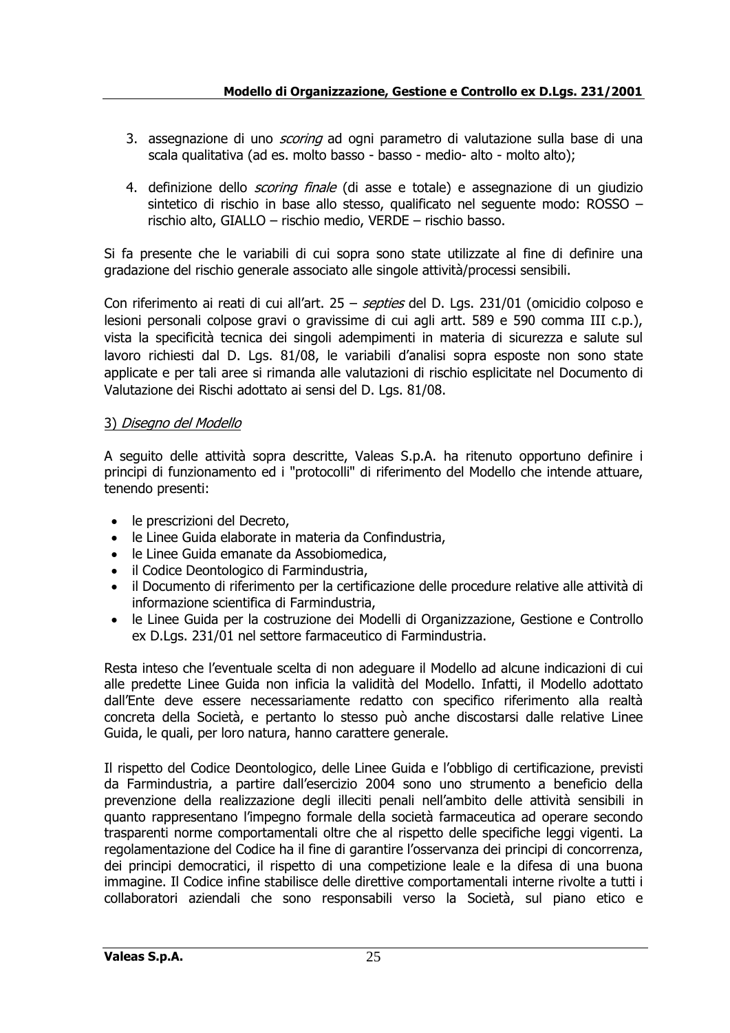3. assegnazione di uno *scoring* ad ogni parametro di valutazione sulla base di una scala qualitativa (ad es. molto basso - basso - medio- alto - molto alto);

4. definizione dello *scoring finale* (di asse e totale) e assegnazione di un giudizio sintetico di rischio in base allo stesso, qualificato nel seguente modo: ROSSO – rischio alto, GIALLO – rischio medio, VERDE – rischio basso.

Si fa presente che le variabili di cui sopra sono state utilizzate al fine di definire una gradazione del rischio generale associato alle singole attività/processi sensibili.

Con riferimento ai reati di cui all'art. 25 – *septies* del D. Lgs. 231/01 (omicidio colposo e lesioni personali colpose gravi o gravissime di cui agli artt. 589 e 590 comma III c.p.), vista la specificità tecnica dei singoli adempimenti in materia di sicurezza e salute sul lavoro richiesti dal D. Lgs. 81/08, le variabili d'analisi sopra esposte non sono state applicate e per tali aree si rimanda alle valutazioni di rischio esplicitate nel Documento di Valutazione dei Rischi adottato ai sensi del D. Lgs. 81/08.

3) *Disegno del Modello*

A seguito delle attività sopra descritte, Valeas S.p.A. ha ritenuto opportuno definire i principi di funzionamento ed i "protocolli" di riferimento del Modello che intende attuare, tenendo presenti:

- le prescrizioni del Decreto,
- le Linee Guida elaborate in materia da Confindustria,
- le Linee Guida emanate da Assobiomedica,
- il Codice Deontologico di Farmindustria,
- il Documento di riferimento per la certificazione delle procedure relative alle attività di informazione scientifica di Farmindustria,
- le Linee Guida per la costruzione dei Modelli di Organizzazione, Gestione e Controllo ex D.Lgs. 231/01 nel settore farmaceutico di Farmindustria.

Resta inteso che l'eventuale scelta di non adeguare il Modello ad alcune indicazioni di cui alle predette Linee Guida non inficia la validità del Modello. Infatti, il Modello adottato dall'Ente deve essere necessariamente redatto con specifico riferimento alla realtà concreta della Società, e pertanto lo stesso può anche discostarsi dalle relative Linee Guida, le quali, per loro natura, hanno carattere generale.

Il rispetto del Codice Deontologico, delle Linee Guida e l'obbligo di certificazione, previsti da Farmindustria, a partire dall'esercizio 2004 sono uno strumento a beneficio della prevenzione della realizzazione degli illeciti penali nell'ambito delle attività sensibili in quanto rappresentano l'impegno formale della società farmaceutica ad operare secondo trasparenti norme comportamentali oltre che al rispetto delle specifiche leggi vigenti. La regolamentazione del Codice ha il fine di garantire l'osservanza dei principi di concorrenza, dei principi democratici, il rispetto di una competizione leale e la difesa di una buona immagine. Il Codice infine stabilisce delle direttive comportamentali interne rivolte a tutti i collaboratori aziendali che sono responsabili verso la Società, sul piano etico e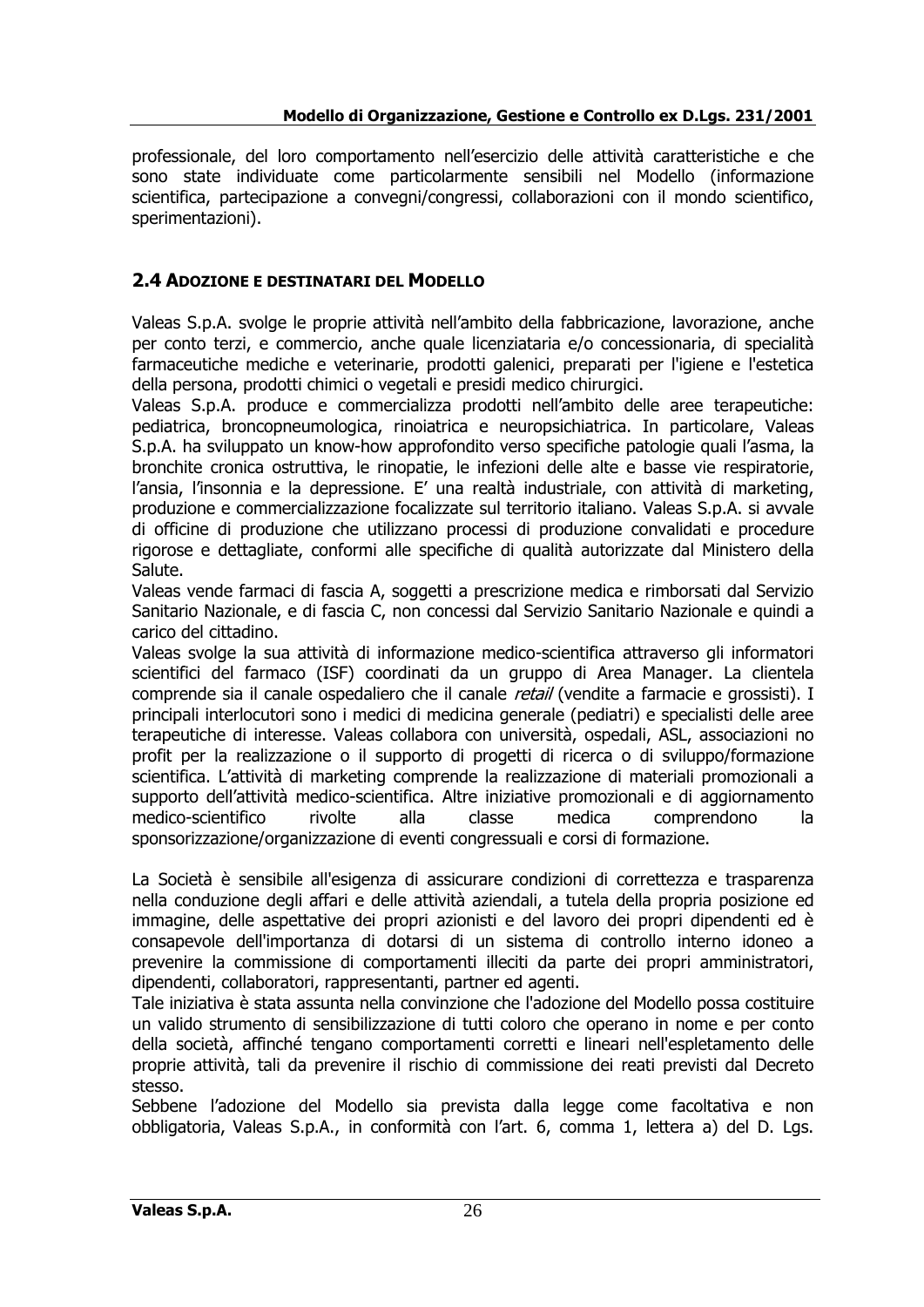professionale, del loro comportamento nell'esercizio delle attività caratteristiche e che sono state individuate come particolarmente sensibili nel Modello (informazione scientifica, partecipazione a convegni/congressi, collaborazioni con il mondo scientifico, sperimentazioni).

## 2.4 Adozione e destinatari del Modello

Valeas S.p.A. svolge le proprie attività nell'ambito della fabbricazione, lavorazione, anche per conto terzi, e commercio, anche quale licenziataria e/o concessionaria, di specialità farmaceutiche mediche e veterinarie, prodotti galenici, preparati per l'igiene e l'estetica della persona, prodotti chimici o vegetali e presidi medico chirurgici.
Valeas S.p.A. produce e commercializza prodotti nell'ambito delle aree terapeutiche: pediatrica, broncopneumologica, rinoiatrica e neuropsichiatrica. In particolare, Valeas S.p.A. ha sviluppato un know-how approfondito verso specifiche patologie quali l'asma, la bronchite cronica ostruttiva, le rinopatie, le infezioni delle alte e basse vie respiratorie, l'ansia, l'insonnia e la depressione. E' una realtà industriale, con attività di marketing, produzione e commercializzazione focalizzate sul territorio italiano. Valeas S.p.A. si avvale di officine di produzione che utilizzano processi di produzione convalidati e procedure rigorose e dettagliate, conformi alle specifiche di qualità autorizzate dal Ministero della Salute.
Valeas vende farmaci di fascia A, soggetti a prescrizione medica e rimborsati dal Servizio Sanitario Nazionale, e di fascia C, non concessi dal Servizio Sanitario Nazionale e quindi a carico del cittadino.
Valeas svolge la sua attività di informazione medico-scientifica attraverso gli informatori scientifici del farmaco (ISF) coordinati da un gruppo di Area Manager. La clientela comprende sia il canale ospedaliero che il canale *retail* (vendite a farmacie e grossisti). I principali interlocutori sono i medici di medicina generale (pediatri) e specialisti delle aree terapeutiche di interesse. Valeas collabora con università, ospedali, ASL, associazioni no profit per la realizzazione o il supporto di progetti di ricerca o di sviluppo/formazione scientifica. L'attività di marketing comprende la realizzazione di materiali promozionali a supporto dell'attività medico-scientifica. Altre iniziative promozionali e di aggiornamento medico-scientifico rivolte alla classe medica comprendono la sponsorizzazione/organizzazione di eventi congressuali e corsi di formazione.

La Società è sensibile all'esigenza di assicurare condizioni di correttezza e trasparenza nella conduzione degli affari e delle attività aziendali, a tutela della propria posizione ed immagine, delle aspettative dei propri azionisti e del lavoro dei propri dipendenti ed è consapevole dell'importanza di dotarsi di un sistema di controllo interno idoneo a prevenire la commissione di comportamenti illeciti da parte dei propri amministratori, dipendenti, collaboratori, rappresentanti, partner ed agenti.
Tale iniziativa è stata assunta nella convinzione che l'adozione del Modello possa costituire un valido strumento di sensibilizzazione di tutti coloro che operano in nome e per conto della società, affinché tengano comportamenti corretti e lineari nell'espletamento delle proprie attività, tali da prevenire il rischio di commissione dei reati previsti dal Decreto stesso.
Sebbene l'adozione del Modello sia prevista dalla legge come facoltativa e non obbligatoria, Valeas S.p.A., in conformità con l'art. 6, comma 1, lettera a) del D. Lgs.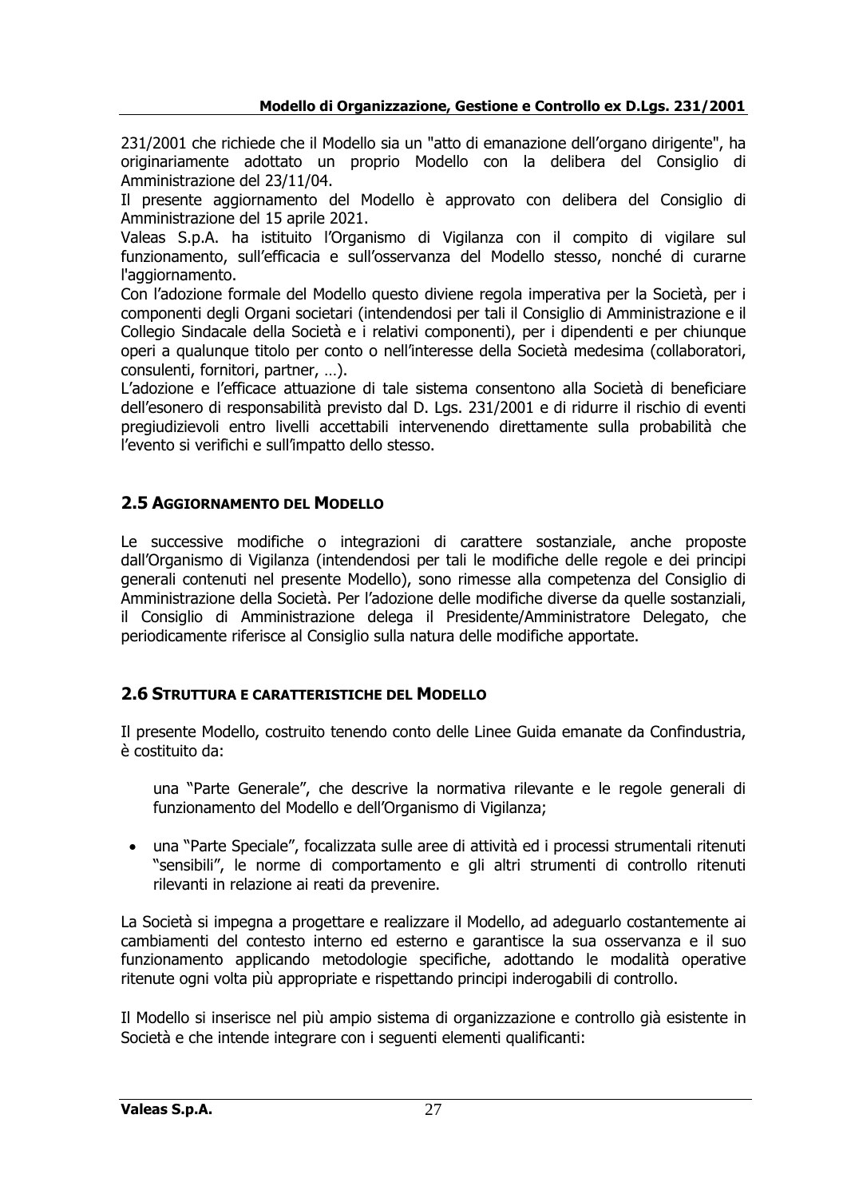231/2001 che richiede che il Modello sia un "atto di emanazione dell'organo dirigente", ha originariamente adottato un proprio Modello con la delibera del Consiglio di Amministrazione del 23/11/04.

Il presente aggiornamento del Modello è approvato con delibera del Consiglio di Amministrazione del 15 aprile 2021.

Valeas S.p.A. ha istituito l'Organismo di Vigilanza con il compito di vigilare sul funzionamento, sull'efficacia e sull'osservanza del Modello stesso, nonché di curarne l'aggiornamento.

Con l'adozione formale del Modello questo diviene regola imperativa per la Società, per i componenti degli Organi societari (intendendosi per tali il Consiglio di Amministrazione e il Collegio Sindacale della Società e i relativi componenti), per i dipendenti e per chiunque operi a qualunque titolo per conto o nell'interesse della Società medesima (collaboratori, consulenti, fornitori, partner, …).

L'adozione e l'efficace attuazione di tale sistema consentono alla Società di beneficiare dell'esonero di responsabilità previsto dal D. Lgs. 231/2001 e di ridurre il rischio di eventi pregiudizievoli entro livelli accettabili intervenendo direttamente sulla probabilità che l'evento si verifichi e sull'impatto dello stesso.

## 2.5 Aggiornamento del Modello

Le successive modifiche o integrazioni di carattere sostanziale, anche proposte dall'Organismo di Vigilanza (intendendosi per tali le modifiche delle regole e dei principi generali contenuti nel presente Modello), sono rimesse alla competenza del Consiglio di Amministrazione della Società. Per l'adozione delle modifiche diverse da quelle sostanziali, il Consiglio di Amministrazione delega il Presidente/Amministratore Delegato, che periodicamente riferisce al Consiglio sulla natura delle modifiche apportate.

## 2.6 Struttura e caratteristiche del Modello

Il presente Modello, costruito tenendo conto delle Linee Guida emanate da Confindustria, è costituito da:

- una "Parte Generale", che descrive la normativa rilevante e le regole generali di funzionamento del Modello e dell'Organismo di Vigilanza;
- una "Parte Speciale", focalizzata sulle aree di attività ed i processi strumentali ritenuti "sensibili", le norme di comportamento e gli altri strumenti di controllo ritenuti rilevanti in relazione ai reati da prevenire.

La Società si impegna a progettare e realizzare il Modello, ad adeguarlo costantemente ai cambiamenti del contesto interno ed esterno e garantisce la sua osservanza e il suo funzionamento applicando metodologie specifiche, adottando le modalità operative ritenute ogni volta più appropriate e rispettando principi inderogabili di controllo.

Il Modello si inserisce nel più ampio sistema di organizzazione e controllo già esistente in Società e che intende integrare con i seguenti elementi qualificanti: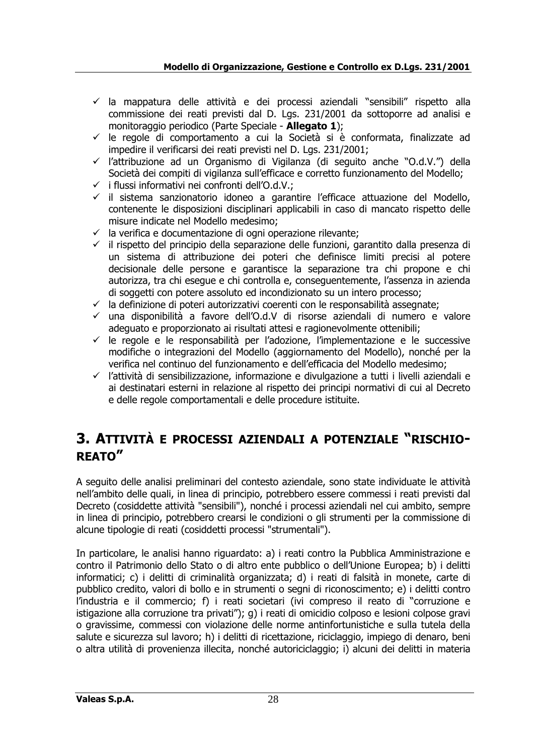- ✓ la mappatura delle attività e dei processi aziendali "sensibili" rispetto alla commissione dei reati previsti dal D. Lgs. 231/2001 da sottoporre ad analisi e monitoraggio periodico (Parte Speciale - **Allegato 1**);
- ✓ le regole di comportamento a cui la Società si è conformata, finalizzate ad impedire il verificarsi dei reati previsti nel D. Lgs. 231/2001;
- ✓ l'attribuzione ad un Organismo di Vigilanza (di seguito anche "O.d.V.") della Società dei compiti di vigilanza sull'efficace e corretto funzionamento del Modello;
- ✓ i flussi informativi nei confronti dell'O.d.V.;
- ✓ il sistema sanzionatorio idoneo a garantire l'efficace attuazione del Modello, contenente le disposizioni disciplinari applicabili in caso di mancato rispetto delle misure indicate nel Modello medesimo;
- ✓ la verifica e documentazione di ogni operazione rilevante;
- ✓ il rispetto del principio della separazione delle funzioni, garantito dalla presenza di un sistema di attribuzione dei poteri che definisce limiti precisi al potere decisionale delle persone e garantisce la separazione tra chi propone e chi autorizza, tra chi esegue e chi controlla e, conseguentemente, l'assenza in azienda di soggetti con potere assoluto ed incondizionato su un intero processo;
- ✓ la definizione di poteri autorizzativi coerenti con le responsabilità assegnate;
- ✓ una disponibilità a favore dell'O.d.V di risorse aziendali di numero e valore adeguato e proporzionato ai risultati attesi e ragionevolmente ottenibili;
- ✓ le regole e le responsabilità per l'adozione, l'implementazione e le successive modifiche o integrazioni del Modello (aggiornamento del Modello), nonché per la verifica nel continuo del funzionamento e dell'efficacia del Modello medesimo;
- ✓ l'attività di sensibilizzazione, informazione e divulgazione a tutti i livelli aziendali e ai destinatari esterni in relazione al rispetto dei principi normativi di cui al Decreto e delle regole comportamentali e delle procedure istituite.

# 3. Attività e processi aziendali a potenziale "rischio-reato"

A seguito delle analisi preliminari del contesto aziendale, sono state individuate le attività nell'ambito delle quali, in linea di principio, potrebbero essere commessi i reati previsti dal Decreto (cosiddette attività "sensibili"), nonché i processi aziendali nel cui ambito, sempre in linea di principio, potrebbero crearsi le condizioni o gli strumenti per la commissione di alcune tipologie di reati (cosiddetti processi "strumentali").

In particolare, le analisi hanno riguardato: a) i reati contro la Pubblica Amministrazione e contro il Patrimonio dello Stato o di altro ente pubblico o dell'Unione Europea; b) i delitti informatici; c) i delitti di criminalità organizzata; d) i reati di falsità in monete, carte di pubblico credito, valori di bollo e in strumenti o segni di riconoscimento; e) i delitti contro l'industria e il commercio; f) i reati societari (ivi compreso il reato di "corruzione e istigazione alla corruzione tra privati"); g) i reati di omicidio colposo e lesioni colpose gravi o gravissime, commessi con violazione delle norme antinfortunistiche e sulla tutela della salute e sicurezza sul lavoro; h) i delitti di ricettazione, riciclaggio, impiego di denaro, beni o altra utilità di provenienza illecita, nonché autoriciclaggio; i) alcuni dei delitti in materia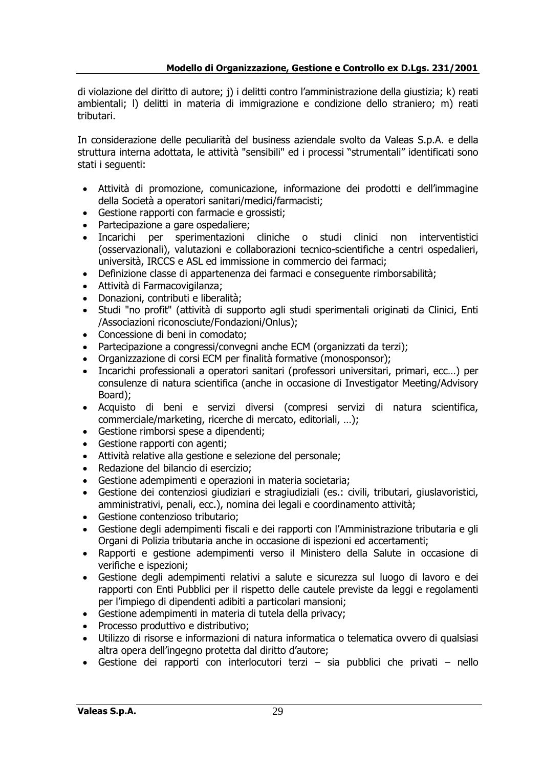di violazione del diritto di autore; j) i delitti contro l'amministrazione della giustizia; k) reati ambientali; l) delitti in materia di immigrazione e condizione dello straniero; m) reati tributari.

In considerazione delle peculiarità del business aziendale svolto da Valeas S.p.A. e della struttura interna adottata, le attività "sensibili" ed i processi "strumentali" identificati sono stati i seguenti:

- Attività di promozione, comunicazione, informazione dei prodotti e dell'immagine della Società a operatori sanitari/medici/farmacisti;
- Gestione rapporti con farmacie e grossisti;
- Partecipazione a gare ospedaliere;
- Incarichi per sperimentazioni cliniche o studi clinici non interventistici (osservazionali), valutazioni e collaborazioni tecnico-scientifiche a centri ospedalieri, università, IRCCS e ASL ed immissione in commercio dei farmaci;
- Definizione classe di appartenenza dei farmaci e conseguente rimborsabilità;
- Attività di Farmacovigilanza;
- Donazioni, contributi e liberalità;
- Studi "no profit" (attività di supporto agli studi sperimentali originati da Clinici, Enti /Associazioni riconosciute/Fondazioni/Onlus);
- Concessione di beni in comodato;
- Partecipazione a congressi/convegni anche ECM (organizzati da terzi);
- Organizzazione di corsi ECM per finalità formative (monosponsor);
- Incarichi professionali a operatori sanitari (professori universitari, primari, ecc…) per consulenze di natura scientifica (anche in occasione di Investigator Meeting/Advisory Board);
- Acquisto di beni e servizi diversi (compresi servizi di natura scientifica, commerciale/marketing, ricerche di mercato, editoriali, …);
- Gestione rimborsi spese a dipendenti;
- Gestione rapporti con agenti;
- Attività relative alla gestione e selezione del personale;
- Redazione del bilancio di esercizio;
- Gestione adempimenti e operazioni in materia societaria;
- Gestione dei contenziosi giudiziari e stragiudiziali (es.: civili, tributari, giuslavoristici, amministrativi, penali, ecc.), nomina dei legali e coordinamento attività;
- Gestione contenzioso tributario;
- Gestione degli adempimenti fiscali e dei rapporti con l'Amministrazione tributaria e gli Organi di Polizia tributaria anche in occasione di ispezioni ed accertamenti;
- Rapporti e gestione adempimenti verso il Ministero della Salute in occasione di verifiche e ispezioni;
- Gestione degli adempimenti relativi a salute e sicurezza sul luogo di lavoro e dei rapporti con Enti Pubblici per il rispetto delle cautele previste da leggi e regolamenti per l'impiego di dipendenti adibiti a particolari mansioni;
- Gestione adempimenti in materia di tutela della privacy;
- Processo produttivo e distributivo;
- Utilizzo di risorse e informazioni di natura informatica o telematica ovvero di qualsiasi altra opera dell'ingegno protetta dal diritto d'autore;
- Gestione dei rapporti con interlocutori terzi – sia pubblici che privati – nello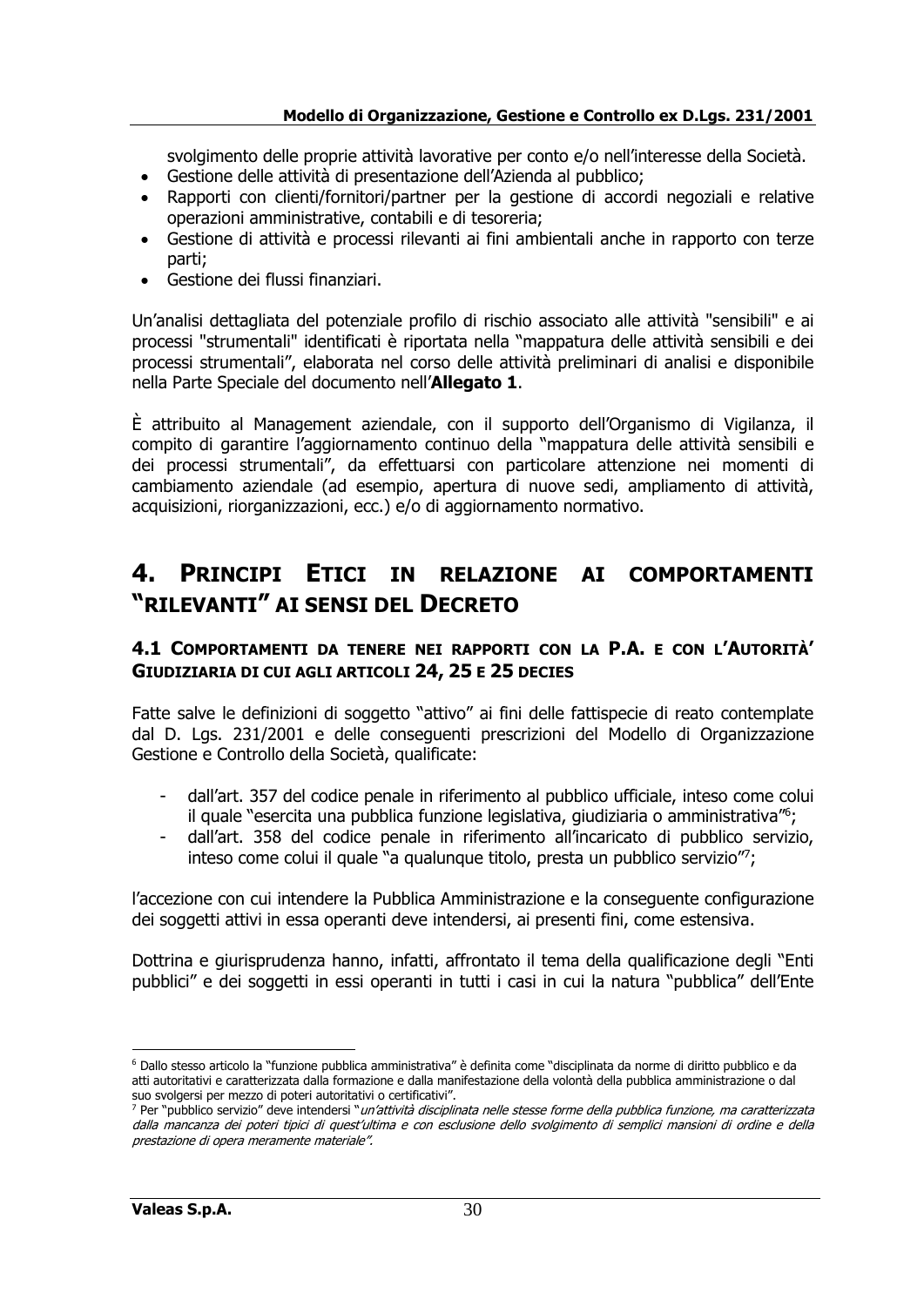svolgimento delle proprie attività lavorative per conto e/o nell'interesse della Società.

- Gestione delle attività di presentazione dell'Azienda al pubblico;
- Rapporti con clienti/fornitori/partner per la gestione di accordi negoziali e relative operazioni amministrative, contabili e di tesoreria;
- Gestione di attività e processi rilevanti ai fini ambientali anche in rapporto con terze parti;
- Gestione dei flussi finanziari.

Un'analisi dettagliata del potenziale profilo di rischio associato alle attività "sensibili" e ai processi "strumentali" identificati è riportata nella "mappatura delle attività sensibili e dei processi strumentali", elaborata nel corso delle attività preliminari di analisi e disponibile nella Parte Speciale del documento nell'**Allegato 1**.

È attribuito al Management aziendale, con il supporto dell'Organismo di Vigilanza, il compito di garantire l'aggiornamento continuo della "mappatura delle attività sensibili e dei processi strumentali", da effettuarsi con particolare attenzione nei momenti di cambiamento aziendale (ad esempio, apertura di nuove sedi, ampliamento di attività, acquisizioni, riorganizzazioni, ecc.) e/o di aggiornamento normativo.

# 4. PRINCIPI ETICI IN RELAZIONE AI COMPORTAMENTI "RILEVANTI" AI SENSI DEL DECRETO

## 4.1 COMPORTAMENTI DA TENERE NEI RAPPORTI CON LA P.A. E CON L'AUTORITÀ' GIUDIZIARIA DI CUI AGLI ARTICOLI 24, 25 E 25 DECIES

Fatte salve le definizioni di soggetto "attivo" ai fini delle fattispecie di reato contemplate dal D. Lgs. 231/2001 e delle conseguenti prescrizioni del Modello di Organizzazione Gestione e Controllo della Società, qualificate:

- dall'art. 357 del codice penale in riferimento al pubblico ufficiale, inteso come colui il quale "esercita una pubblica funzione legislativa, giudiziaria o amministrativa"[6];
- dall'art. 358 del codice penale in riferimento all'incaricato di pubblico servizio, inteso come colui il quale "a qualunque titolo, presta un pubblico servizio"[7];

l'accezione con cui intendere la Pubblica Amministrazione e la conseguente configurazione dei soggetti attivi in essa operanti deve intendersi, ai presenti fini, come estensiva.

Dottrina e giurisprudenza hanno, infatti, affrontato il tema della qualificazione degli "Enti pubblici" e dei soggetti in essi operanti in tutti i casi in cui la natura "pubblica" dell'Ente

---

[6] Dallo stesso articolo la "funzione pubblica amministrativa" è definita come "disciplinata da norme di diritto pubblico e da atti autoritativi e caratterizzata dalla formazione e dalla manifestazione della volontà della pubblica amministrazione o dal suo svolgersi per mezzo di poteri autoritativi o certificativi".

[7] Per "pubblico servizio" deve intendersi "*un'attività disciplinata nelle stesse forme della pubblica funzione, ma caratterizzata dalla mancanza dei poteri tipici di quest'ultima e con esclusione dello svolgimento di semplici mansioni di ordine e della prestazione di opera meramente materiale".*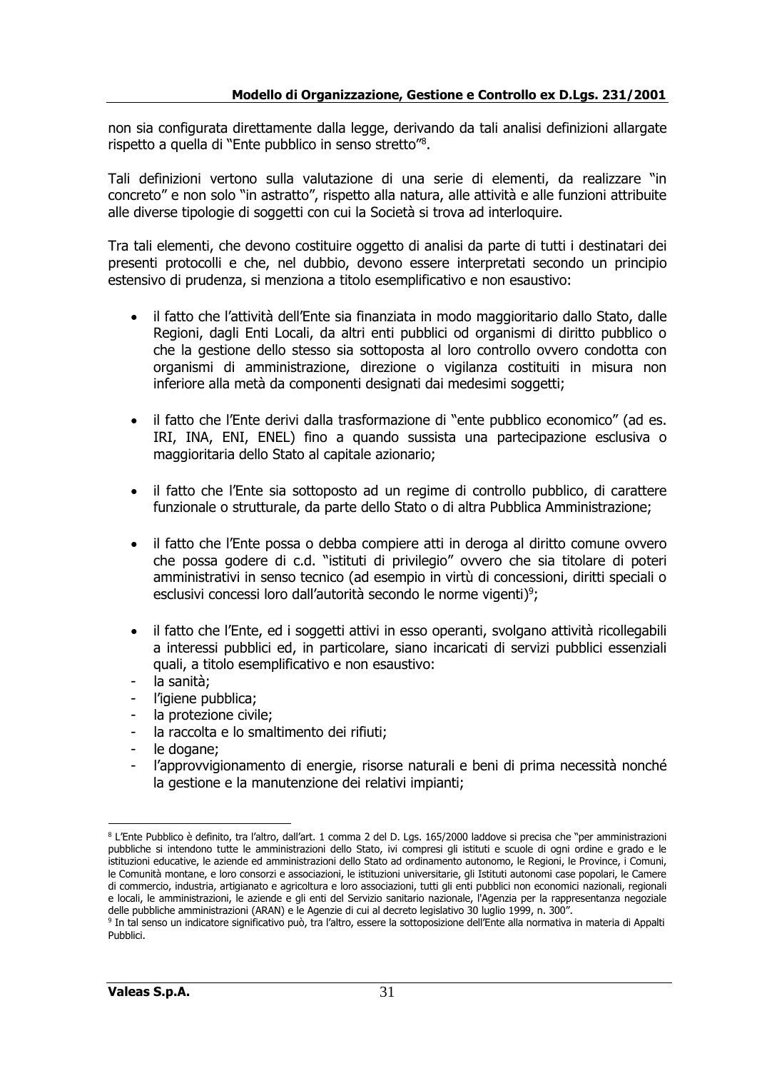non sia configurata direttamente dalla legge, derivando da tali analisi definizioni allargate rispetto a quella di "Ente pubblico in senso stretto"[8].

Tali definizioni vertono sulla valutazione di una serie di elementi, da realizzare "in concreto" e non solo "in astratto", rispetto alla natura, alle attività e alle funzioni attribuite alle diverse tipologie di soggetti con cui la Società si trova ad interloquire.

Tra tali elementi, che devono costituire oggetto di analisi da parte di tutti i destinatari dei presenti protocolli e che, nel dubbio, devono essere interpretati secondo un principio estensivo di prudenza, si menziona a titolo esemplificativo e non esaustivo:

- il fatto che l'attività dell'Ente sia finanziata in modo maggioritario dallo Stato, dalle Regioni, dagli Enti Locali, da altri enti pubblici od organismi di diritto pubblico o che la gestione dello stesso sia sottoposta al loro controllo ovvero condotta con organismi di amministrazione, direzione o vigilanza costituiti in misura non inferiore alla metà da componenti designati dai medesimi soggetti;

- il fatto che l'Ente derivi dalla trasformazione di "ente pubblico economico" (ad es. IRI, INA, ENI, ENEL) fino a quando sussista una partecipazione esclusiva o maggioritaria dello Stato al capitale azionario;

- il fatto che l'Ente sia sottoposto ad un regime di controllo pubblico, di carattere funzionale o strutturale, da parte dello Stato o di altra Pubblica Amministrazione;

- il fatto che l'Ente possa o debba compiere atti in deroga al diritto comune ovvero che possa godere di c.d. "istituti di privilegio" ovvero che sia titolare di poteri amministrativi in senso tecnico (ad esempio in virtù di concessioni, diritti speciali o esclusivi concessi loro dall'autorità secondo le norme vigenti)[9];

- il fatto che l'Ente, ed i soggetti attivi in esso operanti, svolgano attività ricollegabili a interessi pubblici ed, in particolare, siano incaricati di servizi pubblici essenziali quali, a titolo esemplificativo e non esaustivo:
  - la sanità;
  - l'igiene pubblica;
  - la protezione civile;
  - la raccolta e lo smaltimento dei rifiuti;
  - le dogane;
  - l'approvvigionamento di energie, risorse naturali e beni di prima necessità nonché la gestione e la manutenzione dei relativi impianti;

---

[8] L'Ente Pubblico è definito, tra l'altro, dall'art. 1 comma 2 del D. Lgs. 165/2000 laddove si precisa che "per amministrazioni pubbliche si intendono tutte le amministrazioni dello Stato, ivi compresi gli istituti e scuole di ogni ordine e grado e le istituzioni educative, le aziende ed amministrazioni dello Stato ad ordinamento autonomo, le Regioni, le Province, i Comuni, le Comunità montane, e loro consorzi e associazioni, le istituzioni universitarie, gli Istituti autonomi case popolari, le Camere di commercio, industria, artigianato e agricoltura e loro associazioni, tutti gli enti pubblici non economici nazionali, regionali e locali, le amministrazioni, le aziende e gli enti del Servizio sanitario nazionale, l'Agenzia per la rappresentanza negoziale delle pubbliche amministrazioni (ARAN) e le Agenzie di cui al decreto legislativo 30 luglio 1999, n. 300".

[9] In tal senso un indicatore significativo può, tra l'altro, essere la sottoposizione dell'Ente alla normativa in materia di Appalti Pubblici.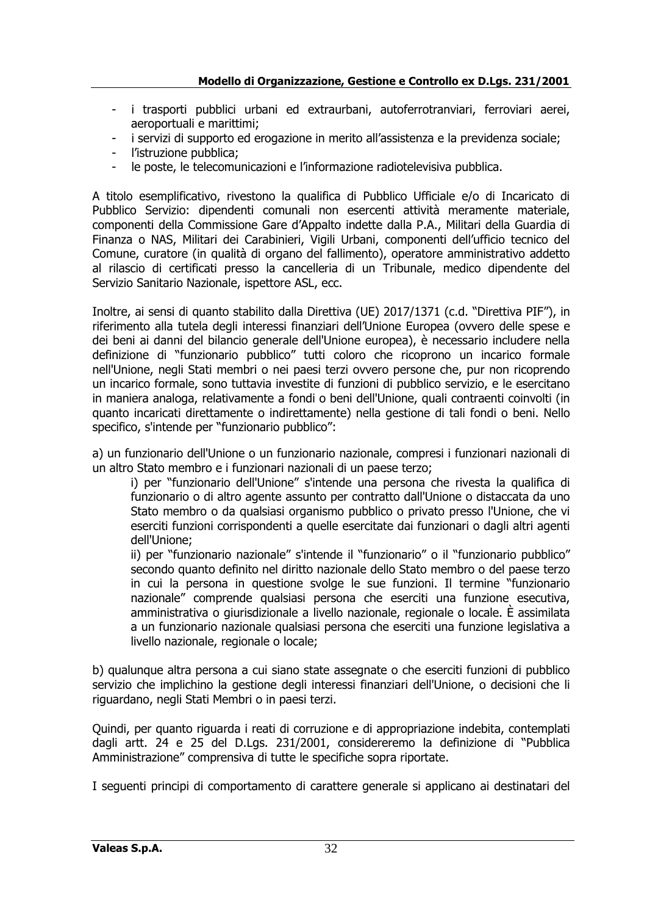- i trasporti pubblici urbani ed extraurbani, autoferrotranviari, ferroviari aerei, aeroportuali e marittimi;
- i servizi di supporto ed erogazione in merito all'assistenza e la previdenza sociale;
- l'istruzione pubblica;
- le poste, le telecomunicazioni e l'informazione radiotelevisiva pubblica.

A titolo esemplificativo, rivestono la qualifica di Pubblico Ufficiale e/o di Incaricato di Pubblico Servizio: dipendenti comunali non esercenti attività meramente materiale, componenti della Commissione Gare d'Appalto indette dalla P.A., Militari della Guardia di Finanza o NAS, Militari dei Carabinieri, Vigili Urbani, componenti dell'ufficio tecnico del Comune, curatore (in qualità di organo del fallimento), operatore amministrativo addetto al rilascio di certificati presso la cancelleria di un Tribunale, medico dipendente del Servizio Sanitario Nazionale, ispettore ASL, ecc.

Inoltre, ai sensi di quanto stabilito dalla Direttiva (UE) 2017/1371 (c.d. "Direttiva PIF"), in riferimento alla tutela degli interessi finanziari dell'Unione Europea (ovvero delle spese e dei beni ai danni del bilancio generale dell'Unione europea), è necessario includere nella definizione di "funzionario pubblico" tutti coloro che ricoprono un incarico formale nell'Unione, negli Stati membri o nei paesi terzi ovvero persone che, pur non ricoprendo un incarico formale, sono tuttavia investite di funzioni di pubblico servizio, e le esercitano in maniera analoga, relativamente a fondi o beni dell'Unione, quali contraenti coinvolti (in quanto incaricati direttamente o indirettamente) nella gestione di tali fondi o beni. Nello specifico, s'intende per "funzionario pubblico":

a) un funzionario dell'Unione o un funzionario nazionale, compresi i funzionari nazionali di un altro Stato membro e i funzionari nazionali di un paese terzo;

> i) per "funzionario dell'Unione" s'intende una persona che rivesta la qualifica di funzionario o di altro agente assunto per contratto dall'Unione o distaccata da uno Stato membro o da qualsiasi organismo pubblico o privato presso l'Unione, che vi eserciti funzioni corrispondenti a quelle esercitate dai funzionari o dagli altri agenti dell'Unione;
>
> ii) per "funzionario nazionale" s'intende il "funzionario" o il "funzionario pubblico" secondo quanto definito nel diritto nazionale dello Stato membro o del paese terzo in cui la persona in questione svolge le sue funzioni. Il termine "funzionario nazionale" comprende qualsiasi persona che eserciti una funzione esecutiva, amministrativa o giurisdizionale a livello nazionale, regionale o locale. È assimilata a un funzionario nazionale qualsiasi persona che eserciti una funzione legislativa a livello nazionale, regionale o locale;

b) qualunque altra persona a cui siano state assegnate o che eserciti funzioni di pubblico servizio che implichino la gestione degli interessi finanziari dell'Unione, o decisioni che li riguardano, negli Stati Membri o in paesi terzi.

Quindi, per quanto riguarda i reati di corruzione e di appropriazione indebita, contemplati dagli artt. 24 e 25 del D.Lgs. 231/2001, considereremo la definizione di "Pubblica Amministrazione" comprensiva di tutte le specifiche sopra riportate.

I seguenti principi di comportamento di carattere generale si applicano ai destinatari del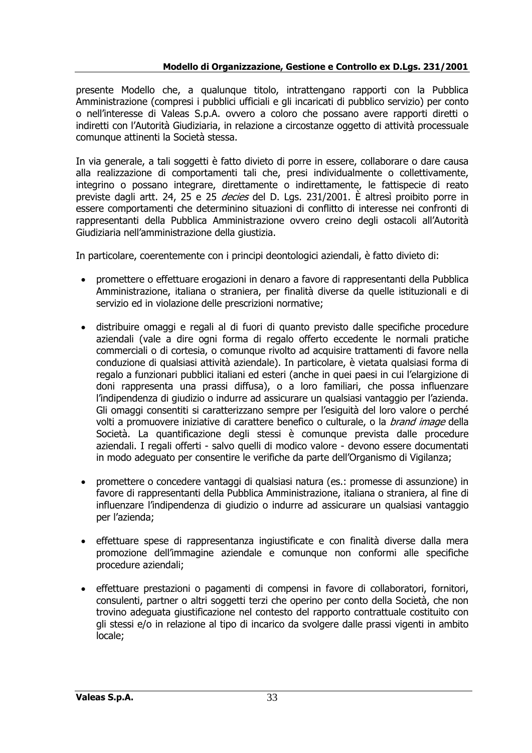presente Modello che, a qualunque titolo, intrattengano rapporti con la Pubblica Amministrazione (compresi i pubblici ufficiali e gli incaricati di pubblico servizio) per conto o nell'interesse di Valeas S.p.A. ovvero a coloro che possano avere rapporti diretti o indiretti con l'Autorità Giudiziaria, in relazione a circostanze oggetto di attività processuale comunque attinenti la Società stessa.

In via generale, a tali soggetti è fatto divieto di porre in essere, collaborare o dare causa alla realizzazione di comportamenti tali che, presi individualmente o collettivamente, integrino o possano integrare, direttamente o indirettamente, le fattispecie di reato previste dagli artt. 24, 25 e 25 *decies* del D. Lgs. 231/2001. È altresì proibito porre in essere comportamenti che determinino situazioni di conflitto di interesse nei confronti di rappresentanti della Pubblica Amministrazione ovvero creino degli ostacoli all'Autorità Giudiziaria nell'amministrazione della giustizia.

In particolare, coerentemente con i principi deontologici aziendali, è fatto divieto di:

- promettere o effettuare erogazioni in denaro a favore di rappresentanti della Pubblica Amministrazione, italiana o straniera, per finalità diverse da quelle istituzionali e di servizio ed in violazione delle prescrizioni normative;

- distribuire omaggi e regali al di fuori di quanto previsto dalle specifiche procedure aziendali (vale a dire ogni forma di regalo offerto eccedente le normali pratiche commerciali o di cortesia, o comunque rivolto ad acquisire trattamenti di favore nella conduzione di qualsiasi attività aziendale). In particolare, è vietata qualsiasi forma di regalo a funzionari pubblici italiani ed esteri (anche in quei paesi in cui l'elargizione di doni rappresenta una prassi diffusa), o a loro familiari, che possa influenzare l'indipendenza di giudizio o indurre ad assicurare un qualsiasi vantaggio per l'azienda. Gli omaggi consentiti si caratterizzano sempre per l'esiguità del loro valore o perché volti a promuovere iniziative di carattere benefico o culturale, o la *brand image* della Società. La quantificazione degli stessi è comunque prevista dalle procedure aziendali. I regali offerti - salvo quelli di modico valore - devono essere documentati in modo adeguato per consentire le verifiche da parte dell'Organismo di Vigilanza;

- promettere o concedere vantaggi di qualsiasi natura (es.: promesse di assunzione) in favore di rappresentanti della Pubblica Amministrazione, italiana o straniera, al fine di influenzare l'indipendenza di giudizio o indurre ad assicurare un qualsiasi vantaggio per l'azienda;

- effettuare spese di rappresentanza ingiustificate e con finalità diverse dalla mera promozione dell'immagine aziendale e comunque non conformi alle specifiche procedure aziendali;

- effettuare prestazioni o pagamenti di compensi in favore di collaboratori, fornitori, consulenti, partner o altri soggetti terzi che operino per conto della Società, che non trovino adeguata giustificazione nel contesto del rapporto contrattuale costituito con gli stessi e/o in relazione al tipo di incarico da svolgere dalle prassi vigenti in ambito locale;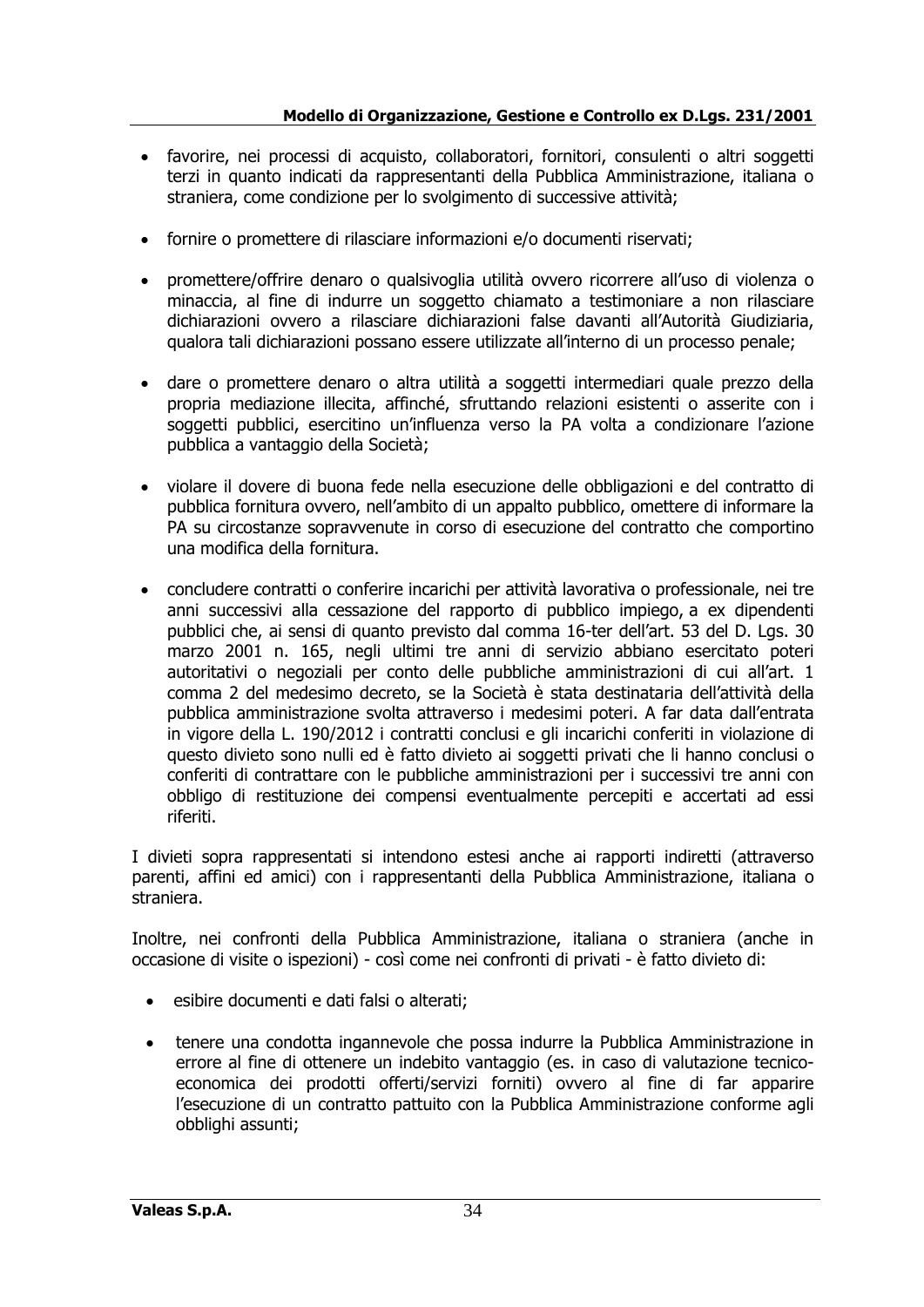- favorire, nei processi di acquisto, collaboratori, fornitori, consulenti o altri soggetti terzi in quanto indicati da rappresentanti della Pubblica Amministrazione, italiana o straniera, come condizione per lo svolgimento di successive attività;

- fornire o promettere di rilasciare informazioni e/o documenti riservati;

- promettere/offrire denaro o qualsivoglia utilità ovvero ricorrere all'uso di violenza o minaccia, al fine di indurre un soggetto chiamato a testimoniare a non rilasciare dichiarazioni ovvero a rilasciare dichiarazioni false davanti all'Autorità Giudiziaria, qualora tali dichiarazioni possano essere utilizzate all'interno di un processo penale;

- dare o promettere denaro o altra utilità a soggetti intermediari quale prezzo della propria mediazione illecita, affinché, sfruttando relazioni esistenti o asserite con i soggetti pubblici, esercitino un'influenza verso la PA volta a condizionare l'azione pubblica a vantaggio della Società;

- violare il dovere di buona fede nella esecuzione delle obbligazioni e del contratto di pubblica fornitura ovvero, nell'ambito di un appalto pubblico, omettere di informare la PA su circostanze sopravvenute in corso di esecuzione del contratto che comportino una modifica della fornitura.

- concludere contratti o conferire incarichi per attività lavorativa o professionale, nei tre anni successivi alla cessazione del rapporto di pubblico impiego, a ex dipendenti pubblici che, ai sensi di quanto previsto dal comma 16-ter dell'art. 53 del D. Lgs. 30 marzo 2001 n. 165, negli ultimi tre anni di servizio abbiano esercitato poteri autoritativi o negoziali per conto delle pubbliche amministrazioni di cui all'art. 1 comma 2 del medesimo decreto, se la Società è stata destinataria dell'attività della pubblica amministrazione svolta attraverso i medesimi poteri. A far data dall'entrata in vigore della L. 190/2012 i contratti conclusi e gli incarichi conferiti in violazione di questo divieto sono nulli ed è fatto divieto ai soggetti privati che li hanno conclusi o conferiti di contrattare con le pubbliche amministrazioni per i successivi tre anni con obbligo di restituzione dei compensi eventualmente percepiti e accertati ad essi riferiti.

I divieti sopra rappresentati si intendono estesi anche ai rapporti indiretti (attraverso parenti, affini ed amici) con i rappresentanti della Pubblica Amministrazione, italiana o straniera.

Inoltre, nei confronti della Pubblica Amministrazione, italiana o straniera (anche in occasione di visite o ispezioni) - così come nei confronti di privati - è fatto divieto di:

- esibire documenti e dati falsi o alterati;

- tenere una condotta ingannevole che possa indurre la Pubblica Amministrazione in errore al fine di ottenere un indebito vantaggio (es. in caso di valutazione tecnico-economica dei prodotti offerti/servizi forniti) ovvero al fine di far apparire l'esecuzione di un contratto pattuito con la Pubblica Amministrazione conforme agli obblighi assunti;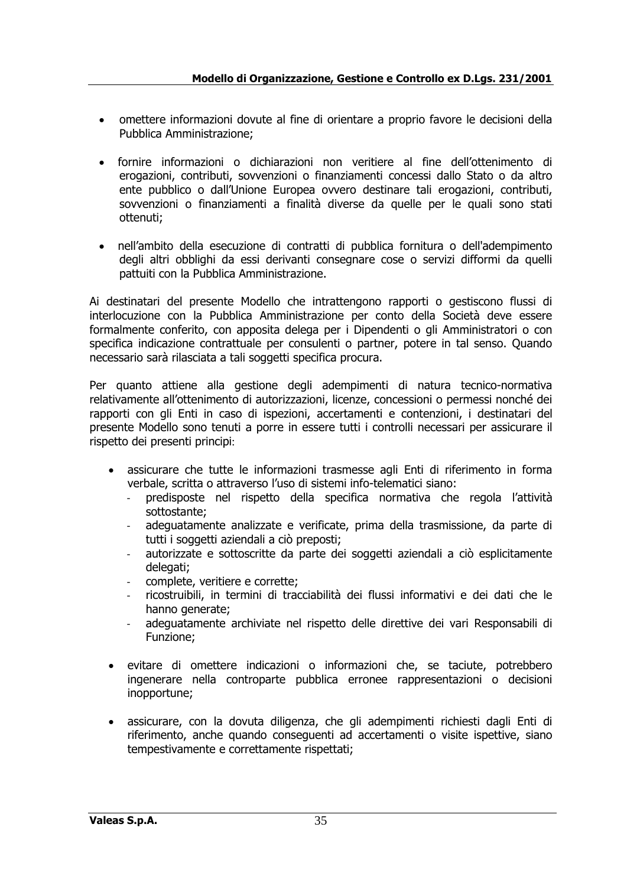- omettere informazioni dovute al fine di orientare a proprio favore le decisioni della Pubblica Amministrazione;

- fornire informazioni o dichiarazioni non veritiere al fine dell'ottenimento di erogazioni, contributi, sovvenzioni o finanziamenti concessi dallo Stato o da altro ente pubblico o dall'Unione Europea ovvero destinare tali erogazioni, contributi, sovvenzioni o finanziamenti a finalità diverse da quelle per le quali sono stati ottenuti;

- nell'ambito della esecuzione di contratti di pubblica fornitura o dell'adempimento degli altri obblighi da essi derivanti consegnare cose o servizi difformi da quelli pattuiti con la Pubblica Amministrazione.

Ai destinatari del presente Modello che intrattengono rapporti o gestiscono flussi di interlocuzione con la Pubblica Amministrazione per conto della Società deve essere formalmente conferito, con apposita delega per i Dipendenti o gli Amministratori o con specifica indicazione contrattuale per consulenti o partner, potere in tal senso. Quando necessario sarà rilasciata a tali soggetti specifica procura.

Per quanto attiene alla gestione degli adempimenti di natura tecnico-normativa relativamente all'ottenimento di autorizzazioni, licenze, concessioni o permessi nonché dei rapporti con gli Enti in caso di ispezioni, accertamenti e contenzioni, i destinatari del presente Modello sono tenuti a porre in essere tutti i controlli necessari per assicurare il rispetto dei presenti principi:

- assicurare che tutte le informazioni trasmesse agli Enti di riferimento in forma verbale, scritta o attraverso l'uso di sistemi info-telematici siano:
  - predisposte nel rispetto della specifica normativa che regola l'attività sottostante;
  - adeguatamente analizzate e verificate, prima della trasmissione, da parte di tutti i soggetti aziendali a ciò preposti;
  - autorizzate e sottoscritte da parte dei soggetti aziendali a ciò esplicitamente delegati;
  - complete, veritiere e corrette;
  - ricostruibili, in termini di tracciabilità dei flussi informativi e dei dati che le hanno generate;
  - adeguatamente archiviate nel rispetto delle direttive dei vari Responsabili di Funzione;

- evitare di omettere indicazioni o informazioni che, se taciute, potrebbero ingenerare nella controparte pubblica erronee rappresentazioni o decisioni inopportune;

- assicurare, con la dovuta diligenza, che gli adempimenti richiesti dagli Enti di riferimento, anche quando conseguenti ad accertamenti o visite ispettive, siano tempestivamente e correttamente rispettati;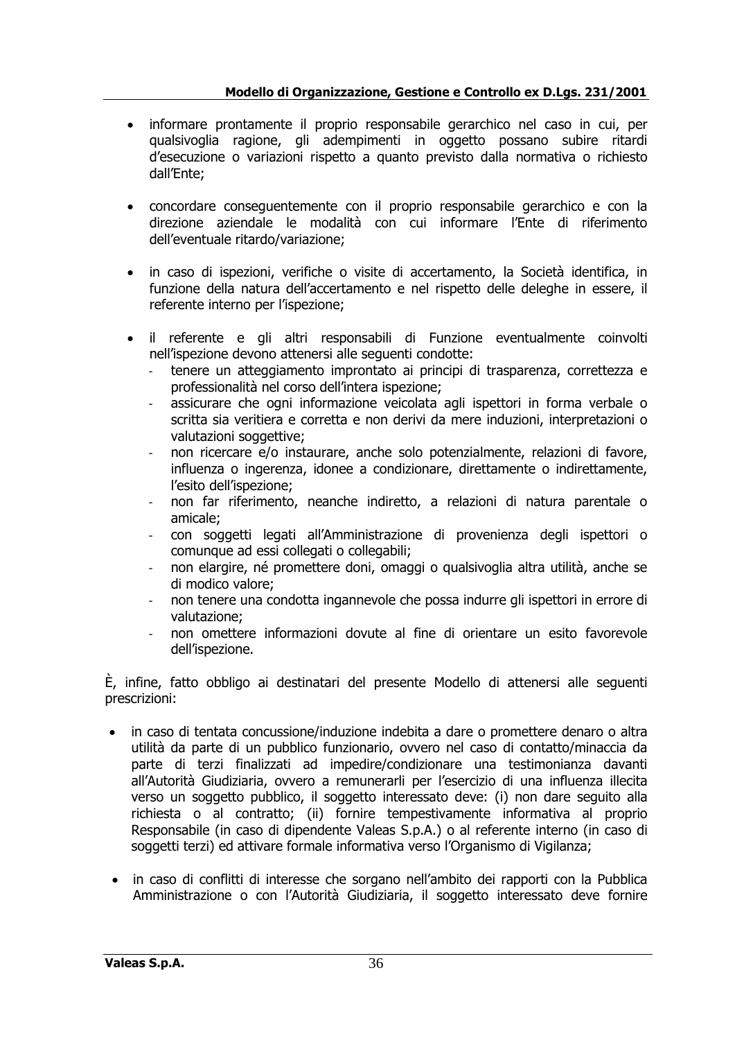- informare prontamente il proprio responsabile gerarchico nel caso in cui, per qualsivoglia ragione, gli adempimenti in oggetto possano subire ritardi d'esecuzione o variazioni rispetto a quanto previsto dalla normativa o richiesto dall'Ente;

- concordare conseguentemente con il proprio responsabile gerarchico e con la direzione aziendale le modalità con cui informare l'Ente di riferimento dell'eventuale ritardo/variazione;

- in caso di ispezioni, verifiche o visite di accertamento, la Società identifica, in funzione della natura dell'accertamento e nel rispetto delle deleghe in essere, il referente interno per l'ispezione;

- il referente e gli altri responsabili di Funzione eventualmente coinvolti nell'ispezione devono attenersi alle seguenti condotte:
  - tenere un atteggiamento improntato ai principi di trasparenza, correttezza e professionalità nel corso dell'intera ispezione;
  - assicurare che ogni informazione veicolata agli ispettori in forma verbale o scritta sia veritiera e corretta e non derivi da mere induzioni, interpretazioni o valutazioni soggettive;
  - non ricercare e/o instaurare, anche solo potenzialmente, relazioni di favore, influenza o ingerenza, idonee a condizionare, direttamente o indirettamente, l'esito dell'ispezione;
  - non far riferimento, neanche indiretto, a relazioni di natura parentale o amicale;
  - con soggetti legati all'Amministrazione di provenienza degli ispettori o comunque ad essi collegati o collegabili;
  - non elargire, né promettere doni, omaggi o qualsivoglia altra utilità, anche se di modico valore;
  - non tenere una condotta ingannevole che possa indurre gli ispettori in errore di valutazione;
  - non omettere informazioni dovute al fine di orientare un esito favorevole dell'ispezione.

È, infine, fatto obbligo ai destinatari del presente Modello di attenersi alle seguenti prescrizioni:

- in caso di tentata concussione/induzione indebita a dare o promettere denaro o altra utilità da parte di un pubblico funzionario, ovvero nel caso di contatto/minaccia da parte di terzi finalizzati ad impedire/condizionare una testimonianza davanti all'Autorità Giudiziaria, ovvero a remunerarli per l'esercizio di una influenza illecita verso un soggetto pubblico, il soggetto interessato deve: (i) non dare seguito alla richiesta o al contratto; (ii) fornire tempestivamente informativa al proprio Responsabile (in caso di dipendente Valeas S.p.A.) o al referente interno (in caso di soggetti terzi) ed attivare formale informativa verso l'Organismo di Vigilanza;

- in caso di conflitti di interesse che sorgano nell'ambito dei rapporti con la Pubblica Amministrazione o con l'Autorità Giudiziaria, il soggetto interessato deve fornire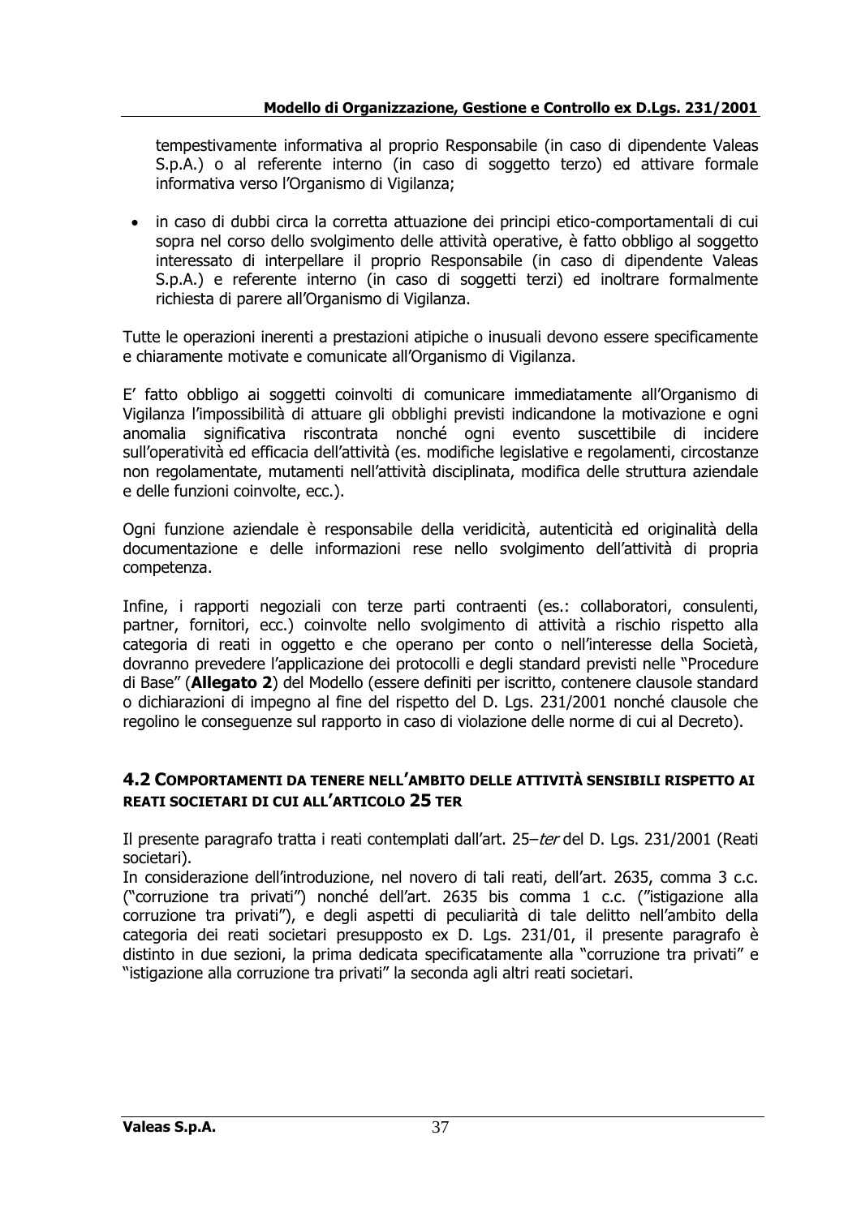tempestivamente informativa al proprio Responsabile (in caso di dipendente Valeas S.p.A.) o al referente interno (in caso di soggetto terzo) ed attivare formale informativa verso l'Organismo di Vigilanza;

- in caso di dubbi circa la corretta attuazione dei principi etico-comportamentali di cui sopra nel corso dello svolgimento delle attività operative, è fatto obbligo al soggetto interessato di interpellare il proprio Responsabile (in caso di dipendente Valeas S.p.A.) e referente interno (in caso di soggetti terzi) ed inoltrare formalmente richiesta di parere all'Organismo di Vigilanza.

Tutte le operazioni inerenti a prestazioni atipiche o inusuali devono essere specificamente e chiaramente motivate e comunicate all'Organismo di Vigilanza.

E' fatto obbligo ai soggetti coinvolti di comunicare immediatamente all'Organismo di Vigilanza l'impossibilità di attuare gli obblighi previsti indicandone la motivazione e ogni anomalia significativa riscontrata nonché ogni evento suscettibile di incidere sull'operatività ed efficacia dell'attività (es. modifiche legislative e regolamenti, circostanze non regolamentate, mutamenti nell'attività disciplinata, modifica delle struttura aziendale e delle funzioni coinvolte, ecc.).

Ogni funzione aziendale è responsabile della veridicità, autenticità ed originalità della documentazione e delle informazioni rese nello svolgimento dell'attività di propria competenza.

Infine, i rapporti negoziali con terze parti contraenti (es.: collaboratori, consulenti, partner, fornitori, ecc.) coinvolte nello svolgimento di attività a rischio rispetto alla categoria di reati in oggetto e che operano per conto o nell'interesse della Società, dovranno prevedere l'applicazione dei protocolli e degli standard previsti nelle "Procedure di Base" (**Allegato 2**) del Modello (essere definiti per iscritto, contenere clausole standard o dichiarazioni di impegno al fine del rispetto del D. Lgs. 231/2001 nonché clausole che regolino le conseguenze sul rapporto in caso di violazione delle norme di cui al Decreto).

## 4.2 Comportamenti da tenere nell'ambito delle attività sensibili rispetto ai reati societari di cui all'articolo 25 ter

Il presente paragrafo tratta i reati contemplati dall'art. 25–*ter* del D. Lgs. 231/2001 (Reati societari).
In considerazione dell'introduzione, nel novero di tali reati, dell'art. 2635, comma 3 c.c. ("corruzione tra privati") nonché dell'art. 2635 bis comma 1 c.c. ("istigazione alla corruzione tra privati"), e degli aspetti di peculiarità di tale delitto nell'ambito della categoria dei reati societari presupposto ex D. Lgs. 231/01, il presente paragrafo è distinto in due sezioni, la prima dedicata specificatamente alla "corruzione tra privati" e "istigazione alla corruzione tra privati" la seconda agli altri reati societari.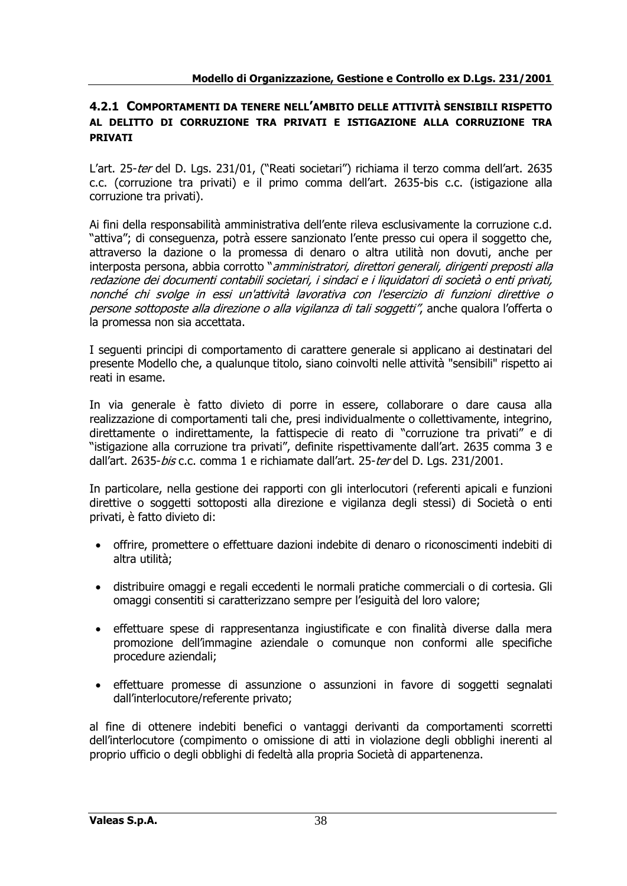### 4.2.1 COMPORTAMENTI DA TENERE NELL'AMBITO DELLE ATTIVITÀ SENSIBILI RISPETTO AL DELITTO DI CORRUZIONE TRA PRIVATI E ISTIGAZIONE ALLA CORRUZIONE TRA PRIVATI

L'art. 25-*ter* del D. Lgs. 231/01, ("Reati societari") richiama il terzo comma dell'art. 2635 c.c. (corruzione tra privati) e il primo comma dell'art. 2635-bis c.c. (istigazione alla corruzione tra privati).

Ai fini della responsabilità amministrativa dell'ente rileva esclusivamente la corruzione c.d. "attiva"; di conseguenza, potrà essere sanzionato l'ente presso cui opera il soggetto che, attraverso la dazione o la promessa di denaro o altra utilità non dovuti, anche per interposta persona, abbia corrotto "*amministratori, direttori generali, dirigenti preposti alla redazione dei documenti contabili societari, i sindaci e i liquidatori di società o enti privati, nonché chi svolge in essi un'attività lavorativa con l'esercizio di funzioni direttive o persone sottoposte alla direzione o alla vigilanza di tali soggetti*", anche qualora l'offerta o la promessa non sia accettata.

I seguenti principi di comportamento di carattere generale si applicano ai destinatari del presente Modello che, a qualunque titolo, siano coinvolti nelle attività "sensibili" rispetto ai reati in esame.

In via generale è fatto divieto di porre in essere, collaborare o dare causa alla realizzazione di comportamenti tali che, presi individualmente o collettivamente, integrino, direttamente o indirettamente, la fattispecie di reato di "corruzione tra privati" e di "istigazione alla corruzione tra privati", definite rispettivamente dall'art. 2635 comma 3 e dall'art. 2635-*bis* c.c. comma 1 e richiamate dall'art. 25-*ter* del D. Lgs. 231/2001.

In particolare, nella gestione dei rapporti con gli interlocutori (referenti apicali e funzioni direttive o soggetti sottoposti alla direzione e vigilanza degli stessi) di Società o enti privati, è fatto divieto di:

- offrire, promettere o effettuare dazioni indebite di denaro o riconoscimenti indebiti di altra utilità;
- distribuire omaggi e regali eccedenti le normali pratiche commerciali o di cortesia. Gli omaggi consentiti si caratterizzano sempre per l'esiguità del loro valore;
- effettuare spese di rappresentanza ingiustificate e con finalità diverse dalla mera promozione dell'immagine aziendale o comunque non conformi alle specifiche procedure aziendali;
- effettuare promesse di assunzione o assunzioni in favore di soggetti segnalati dall'interlocutore/referente privato;

al fine di ottenere indebiti benefici o vantaggi derivanti da comportamenti scorretti dell'interlocutore (compimento o omissione di atti in violazione degli obblighi inerenti al proprio ufficio o degli obblighi di fedeltà alla propria Società di appartenenza.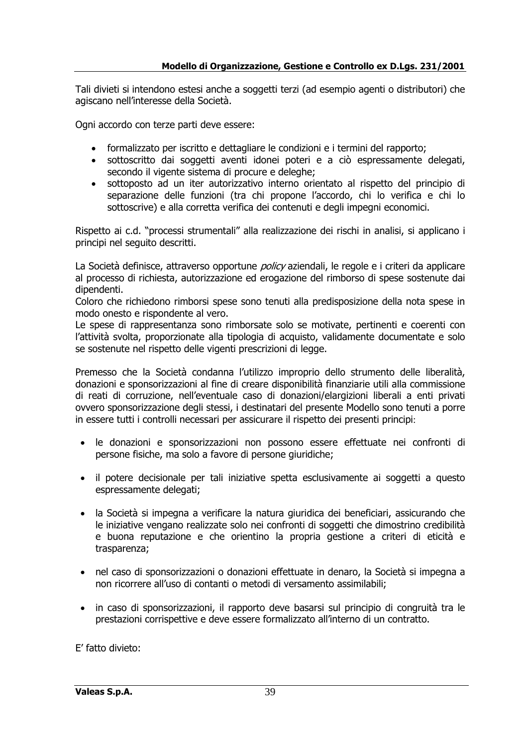Tali divieti si intendono estesi anche a soggetti terzi (ad esempio agenti o distributori) che agiscano nell'interesse della Società.

Ogni accordo con terze parti deve essere:

- formalizzato per iscritto e dettagliare le condizioni e i termini del rapporto;
- sottoscritto dai soggetti aventi idonei poteri e a ciò espressamente delegati, secondo il vigente sistema di procure e deleghe;
- sottoposto ad un iter autorizzativo interno orientato al rispetto del principio di separazione delle funzioni (tra chi propone l'accordo, chi lo verifica e chi lo sottoscrive) e alla corretta verifica dei contenuti e degli impegni economici.

Rispetto ai c.d. "processi strumentali" alla realizzazione dei rischi in analisi, si applicano i principi nel seguito descritti.

La Società definisce, attraverso opportune *policy* aziendali, le regole e i criteri da applicare al processo di richiesta, autorizzazione ed erogazione del rimborso di spese sostenute dai dipendenti.
Coloro che richiedono rimborsi spese sono tenuti alla predisposizione della nota spese in modo onesto e rispondente al vero.
Le spese di rappresentanza sono rimborsate solo se motivate, pertinenti e coerenti con l'attività svolta, proporzionate alla tipologia di acquisto, validamente documentate e solo se sostenute nel rispetto delle vigenti prescrizioni di legge.

Premesso che la Società condanna l'utilizzo improprio dello strumento delle liberalità, donazioni e sponsorizzazioni al fine di creare disponibilità finanziarie utili alla commissione di reati di corruzione, nell'eventuale caso di donazioni/elargizioni liberali a enti privati ovvero sponsorizzazione degli stessi, i destinatari del presente Modello sono tenuti a porre in essere tutti i controlli necessari per assicurare il rispetto dei presenti principi:

- le donazioni e sponsorizzazioni non possono essere effettuate nei confronti di persone fisiche, ma solo a favore di persone giuridiche;

- il potere decisionale per tali iniziative spetta esclusivamente ai soggetti a questo espressamente delegati;

- la Società si impegna a verificare la natura giuridica dei beneficiari, assicurando che le iniziative vengano realizzate solo nei confronti di soggetti che dimostrino credibilità e buona reputazione e che orientino la propria gestione a criteri di eticità e trasparenza;

- nel caso di sponsorizzazioni o donazioni effettuate in denaro, la Società si impegna a non ricorrere all'uso di contanti o metodi di versamento assimilabili;

- in caso di sponsorizzazioni, il rapporto deve basarsi sul principio di congruità tra le prestazioni corrispettive e deve essere formalizzato all'interno di un contratto.

E' fatto divieto: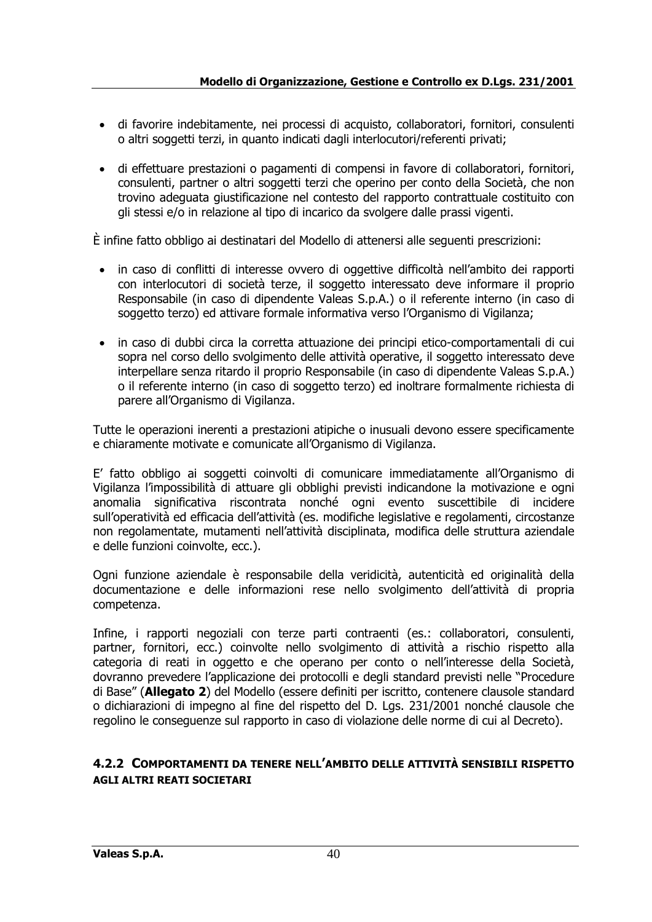- di favorire indebitamente, nei processi di acquisto, collaboratori, fornitori, consulenti o altri soggetti terzi, in quanto indicati dagli interlocutori/referenti privati;

- di effettuare prestazioni o pagamenti di compensi in favore di collaboratori, fornitori, consulenti, partner o altri soggetti terzi che operino per conto della Società, che non trovino adeguata giustificazione nel contesto del rapporto contrattuale costituito con gli stessi e/o in relazione al tipo di incarico da svolgere dalle prassi vigenti.

È infine fatto obbligo ai destinatari del Modello di attenersi alle seguenti prescrizioni:

- in caso di conflitti di interesse ovvero di oggettive difficoltà nell'ambito dei rapporti con interlocutori di società terze, il soggetto interessato deve informare il proprio Responsabile (in caso di dipendente Valeas S.p.A.) o il referente interno (in caso di soggetto terzo) ed attivare formale informativa verso l'Organismo di Vigilanza;

- in caso di dubbi circa la corretta attuazione dei principi etico-comportamentali di cui sopra nel corso dello svolgimento delle attività operative, il soggetto interessato deve interpellare senza ritardo il proprio Responsabile (in caso di dipendente Valeas S.p.A.) o il referente interno (in caso di soggetto terzo) ed inoltrare formalmente richiesta di parere all'Organismo di Vigilanza.

Tutte le operazioni inerenti a prestazioni atipiche o inusuali devono essere specificamente e chiaramente motivate e comunicate all'Organismo di Vigilanza.

E' fatto obbligo ai soggetti coinvolti di comunicare immediatamente all'Organismo di Vigilanza l'impossibilità di attuare gli obblighi previsti indicandone la motivazione e ogni anomalia significativa riscontrata nonché ogni evento suscettibile di incidere sull'operatività ed efficacia dell'attività (es. modifiche legislative e regolamenti, circostanze non regolamentate, mutamenti nell'attività disciplinata, modifica delle struttura aziendale e delle funzioni coinvolte, ecc.).

Ogni funzione aziendale è responsabile della veridicità, autenticità ed originalità della documentazione e delle informazioni rese nello svolgimento dell'attività di propria competenza.

Infine, i rapporti negoziali con terze parti contraenti (es.: collaboratori, consulenti, partner, fornitori, ecc.) coinvolte nello svolgimento di attività a rischio rispetto alla categoria di reati in oggetto e che operano per conto o nell'interesse della Società, dovranno prevedere l'applicazione dei protocolli e degli standard previsti nelle "Procedure di Base" (**Allegato 2**) del Modello (essere definiti per iscritto, contenere clausole standard o dichiarazioni di impegno al fine del rispetto del D. Lgs. 231/2001 nonché clausole che regolino le conseguenze sul rapporto in caso di violazione delle norme di cui al Decreto).

### 4.2.2 COMPORTAMENTI DA TENERE NELL'AMBITO DELLE ATTIVITÀ SENSIBILI RISPETTO AGLI ALTRI REATI SOCIETARI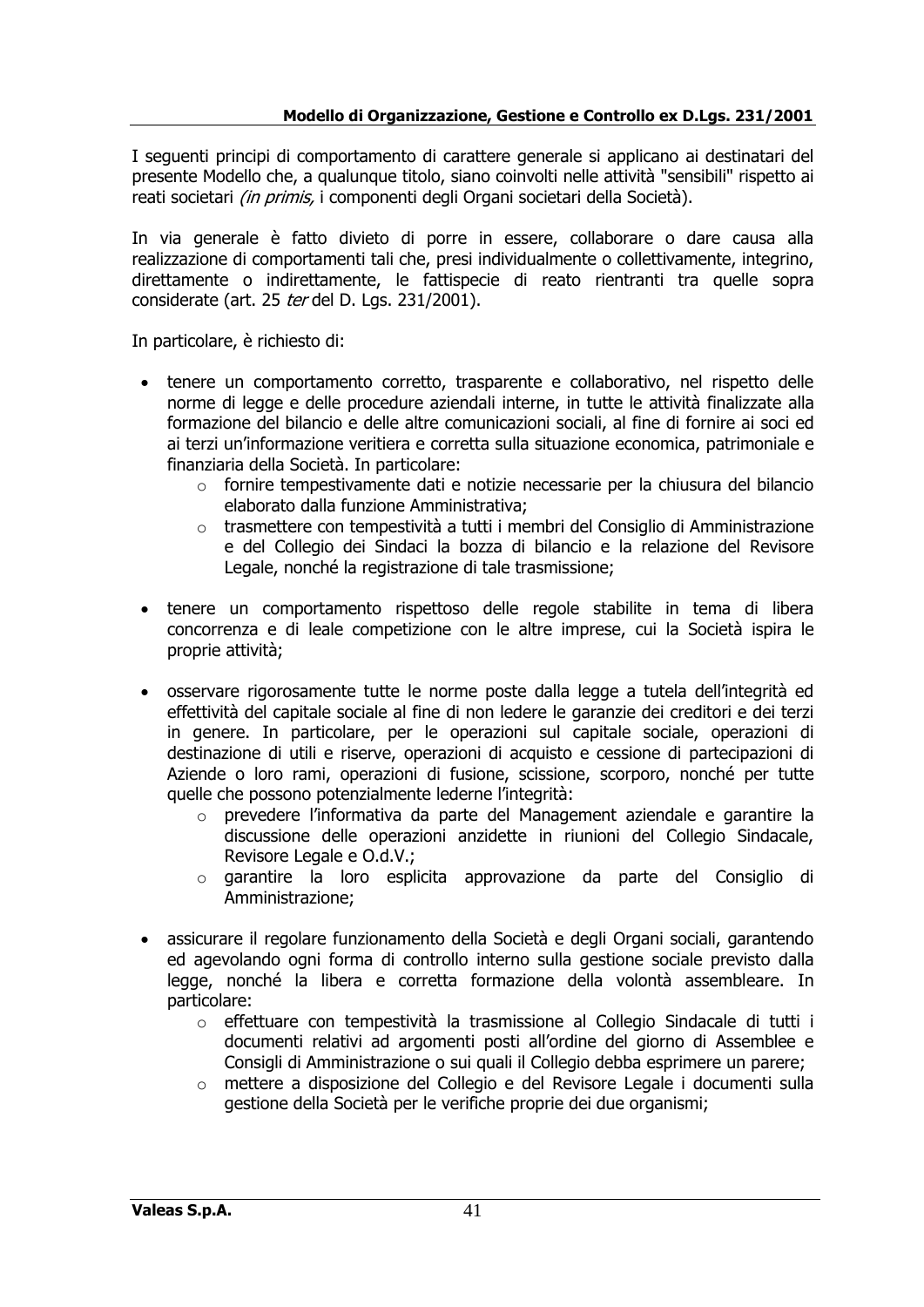I seguenti principi di comportamento di carattere generale si applicano ai destinatari del presente Modello che, a qualunque titolo, siano coinvolti nelle attività "sensibili" rispetto ai reati societari *(in primis,* i componenti degli Organi societari della Società).

In via generale è fatto divieto di porre in essere, collaborare o dare causa alla realizzazione di comportamenti tali che, presi individualmente o collettivamente, integrino, direttamente o indirettamente, le fattispecie di reato rientranti tra quelle sopra considerate (art. 25 *ter* del D. Lgs. 231/2001).

In particolare, è richiesto di:

- tenere un comportamento corretto, trasparente e collaborativo, nel rispetto delle norme di legge e delle procedure aziendali interne, in tutte le attività finalizzate alla formazione del bilancio e delle altre comunicazioni sociali, al fine di fornire ai soci ed ai terzi un'informazione veritiera e corretta sulla situazione economica, patrimoniale e finanziaria della Società. In particolare:
    - fornire tempestivamente dati e notizie necessarie per la chiusura del bilancio elaborato dalla funzione Amministrativa;
    - trasmettere con tempestività a tutti i membri del Consiglio di Amministrazione e del Collegio dei Sindaci la bozza di bilancio e la relazione del Revisore Legale, nonché la registrazione di tale trasmissione;

- tenere un comportamento rispettoso delle regole stabilite in tema di libera concorrenza e di leale competizione con le altre imprese, cui la Società ispira le proprie attività;

- osservare rigorosamente tutte le norme poste dalla legge a tutela dell'integrità ed effettività del capitale sociale al fine di non ledere le garanzie dei creditori e dei terzi in genere. In particolare, per le operazioni sul capitale sociale, operazioni di destinazione di utili e riserve, operazioni di acquisto e cessione di partecipazioni di Aziende o loro rami, operazioni di fusione, scissione, scorporo, nonché per tutte quelle che possono potenzialmente lederne l'integrità:
    - prevedere l'informativa da parte del Management aziendale e garantire la discussione delle operazioni anzidette in riunioni del Collegio Sindacale, Revisore Legale e O.d.V.;
    - garantire la loro esplicita approvazione da parte del Consiglio di Amministrazione;

- assicurare il regolare funzionamento della Società e degli Organi sociali, garantendo ed agevolando ogni forma di controllo interno sulla gestione sociale previsto dalla legge, nonché la libera e corretta formazione della volontà assembleare. In particolare:
    - effettuare con tempestività la trasmissione al Collegio Sindacale di tutti i documenti relativi ad argomenti posti all'ordine del giorno di Assemblee e Consigli di Amministrazione o sui quali il Collegio debba esprimere un parere;
    - mettere a disposizione del Collegio e del Revisore Legale i documenti sulla gestione della Società per le verifiche proprie dei due organismi;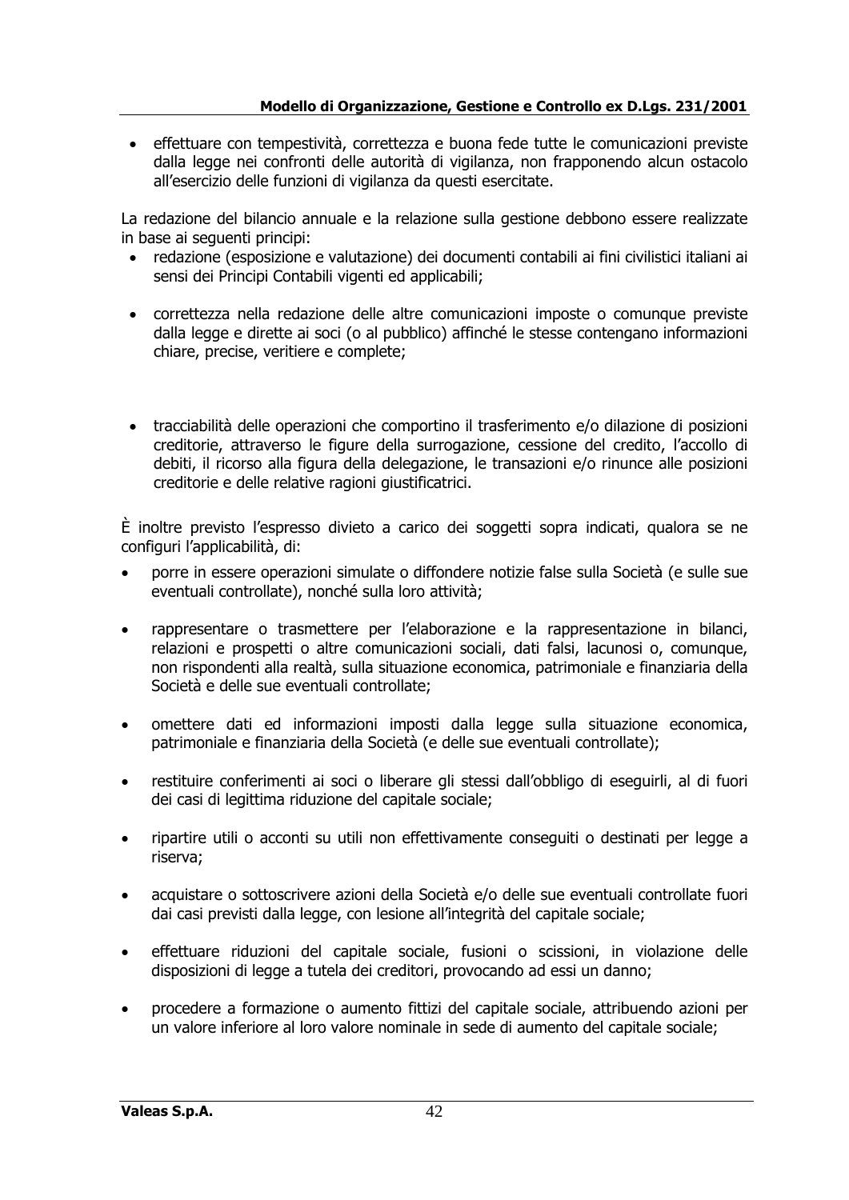- effettuare con tempestività, correttezza e buona fede tutte le comunicazioni previste dalla legge nei confronti delle autorità di vigilanza, non frapponendo alcun ostacolo all'esercizio delle funzioni di vigilanza da questi esercitate.

La redazione del bilancio annuale e la relazione sulla gestione debbono essere realizzate in base ai seguenti principi:

- redazione (esposizione e valutazione) dei documenti contabili ai fini civilistici italiani ai sensi dei Principi Contabili vigenti ed applicabili;
- correttezza nella redazione delle altre comunicazioni imposte o comunque previste dalla legge e dirette ai soci (o al pubblico) affinché le stesse contengano informazioni chiare, precise, veritiere e complete;
- tracciabilità delle operazioni che comportino il trasferimento e/o dilazione di posizioni creditorie, attraverso le figure della surrogazione, cessione del credito, l'accollo di debiti, il ricorso alla figura della delegazione, le transazioni e/o rinunce alle posizioni creditorie e delle relative ragioni giustificatrici.

È inoltre previsto l'espresso divieto a carico dei soggetti sopra indicati, qualora se ne configuri l'applicabilità, di:

- porre in essere operazioni simulate o diffondere notizie false sulla Società (e sulle sue eventuali controllate), nonché sulla loro attività;
- rappresentare o trasmettere per l'elaborazione e la rappresentazione in bilanci, relazioni e prospetti o altre comunicazioni sociali, dati falsi, lacunosi o, comunque, non rispondenti alla realtà, sulla situazione economica, patrimoniale e finanziaria della Società e delle sue eventuali controllate;
- omettere dati ed informazioni imposti dalla legge sulla situazione economica, patrimoniale e finanziaria della Società (e delle sue eventuali controllate);
- restituire conferimenti ai soci o liberare gli stessi dall'obbligo di eseguirli, al di fuori dei casi di legittima riduzione del capitale sociale;
- ripartire utili o acconti su utili non effettivamente conseguiti o destinati per legge a riserva;
- acquistare o sottoscrivere azioni della Società e/o delle sue eventuali controllate fuori dai casi previsti dalla legge, con lesione all'integrità del capitale sociale;
- effettuare riduzioni del capitale sociale, fusioni o scissioni, in violazione delle disposizioni di legge a tutela dei creditori, provocando ad essi un danno;
- procedere a formazione o aumento fittizi del capitale sociale, attribuendo azioni per un valore inferiore al loro valore nominale in sede di aumento del capitale sociale;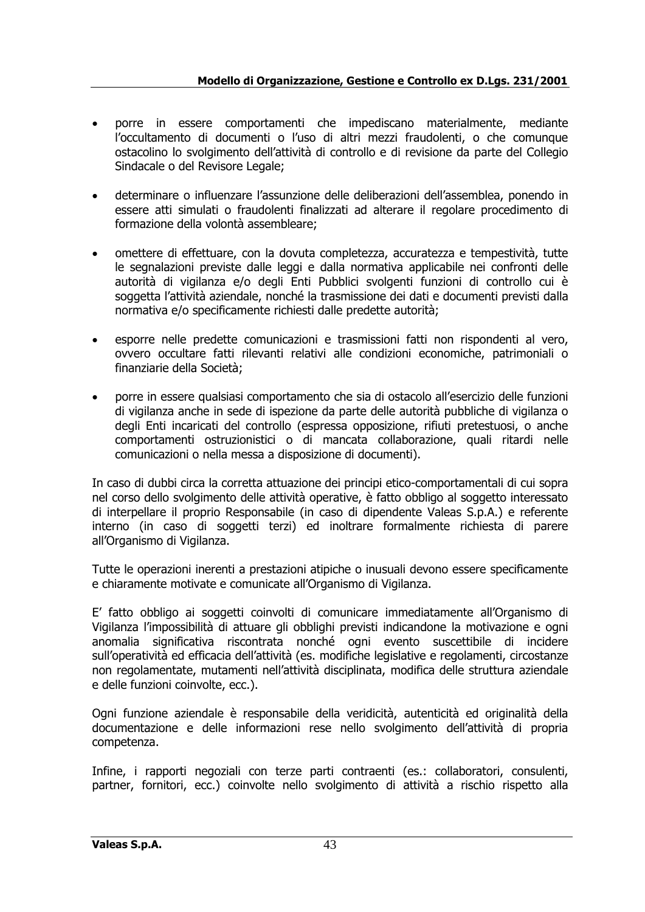- porre in essere comportamenti che impediscano materialmente, mediante l'occultamento di documenti o l'uso di altri mezzi fraudolenti, o che comunque ostacolino lo svolgimento dell'attività di controllo e di revisione da parte del Collegio Sindacale o del Revisore Legale;

- determinare o influenzare l'assunzione delle deliberazioni dell'assemblea, ponendo in essere atti simulati o fraudolenti finalizzati ad alterare il regolare procedimento di formazione della volontà assembleare;

- omettere di effettuare, con la dovuta completezza, accuratezza e tempestività, tutte le segnalazioni previste dalle leggi e dalla normativa applicabile nei confronti delle autorità di vigilanza e/o degli Enti Pubblici svolgenti funzioni di controllo cui è soggetta l'attività aziendale, nonché la trasmissione dei dati e documenti previsti dalla normativa e/o specificamente richiesti dalle predette autorità;

- esporre nelle predette comunicazioni e trasmissioni fatti non rispondenti al vero, ovvero occultare fatti rilevanti relativi alle condizioni economiche, patrimoniali o finanziarie della Società;

- porre in essere qualsiasi comportamento che sia di ostacolo all'esercizio delle funzioni di vigilanza anche in sede di ispezione da parte delle autorità pubbliche di vigilanza o degli Enti incaricati del controllo (espressa opposizione, rifiuti pretestuosi, o anche comportamenti ostruzionistici o di mancata collaborazione, quali ritardi nelle comunicazioni o nella messa a disposizione di documenti).

In caso di dubbi circa la corretta attuazione dei principi etico-comportamentali di cui sopra nel corso dello svolgimento delle attività operative, è fatto obbligo al soggetto interessato di interpellare il proprio Responsabile (in caso di dipendente Valeas S.p.A.) e referente interno (in caso di soggetti terzi) ed inoltrare formalmente richiesta di parere all'Organismo di Vigilanza.

Tutte le operazioni inerenti a prestazioni atipiche o inusuali devono essere specificamente e chiaramente motivate e comunicate all'Organismo di Vigilanza.

E' fatto obbligo ai soggetti coinvolti di comunicare immediatamente all'Organismo di Vigilanza l'impossibilità di attuare gli obblighi previsti indicandone la motivazione e ogni anomalia significativa riscontrata nonché ogni evento suscettibile di incidere sull'operatività ed efficacia dell'attività (es. modifiche legislative e regolamenti, circostanze non regolamentate, mutamenti nell'attività disciplinata, modifica delle struttura aziendale e delle funzioni coinvolte, ecc.).

Ogni funzione aziendale è responsabile della veridicità, autenticità ed originalità della documentazione e delle informazioni rese nello svolgimento dell'attività di propria competenza.

Infine, i rapporti negoziali con terze parti contraenti (es.: collaboratori, consulenti, partner, fornitori, ecc.) coinvolte nello svolgimento di attività a rischio rispetto alla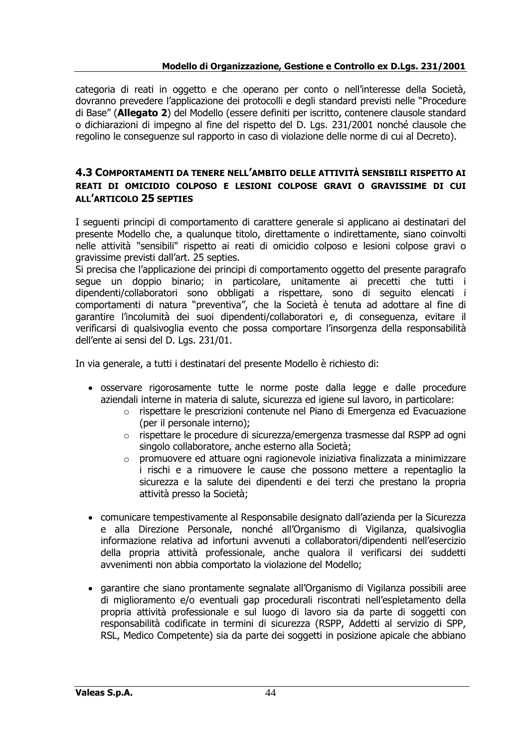categoria di reati in oggetto e che operano per conto o nell'interesse della Società, dovranno prevedere l'applicazione dei protocolli e degli standard previsti nelle "Procedure di Base" (**Allegato 2**) del Modello (essere definiti per iscritto, contenere clausole standard o dichiarazioni di impegno al fine del rispetto del D. Lgs. 231/2001 nonché clausole che regolino le conseguenze sul rapporto in caso di violazione delle norme di cui al Decreto).

### 4.3 COMPORTAMENTI DA TENERE NELL'AMBITO DELLE ATTIVITÀ SENSIBILI RISPETTO AI REATI DI OMICIDIO COLPOSO E LESIONI COLPOSE GRAVI O GRAVISSIME DI CUI ALL'ARTICOLO 25 SEPTIES

I seguenti principi di comportamento di carattere generale si applicano ai destinatari del presente Modello che, a qualunque titolo, direttamente o indirettamente, siano coinvolti nelle attività "sensibili" rispetto ai reati di omicidio colposo e lesioni colpose gravi o gravissime previsti dall'art. 25 septies.

Si precisa che l'applicazione dei principi di comportamento oggetto del presente paragrafo segue un doppio binario; in particolare, unitamente ai precetti che tutti i dipendenti/collaboratori sono obbligati a rispettare, sono di seguito elencati i comportamenti di natura "preventiva", che la Società è tenuta ad adottare al fine di garantire l'incolumità dei suoi dipendenti/collaboratori e, di conseguenza, evitare il verificarsi di qualsivoglia evento che possa comportare l'insorgenza della responsabilità dell'ente ai sensi del D. Lgs. 231/01.

In via generale, a tutti i destinatari del presente Modello è richiesto di:

- osservare rigorosamente tutte le norme poste dalla legge e dalle procedure aziendali interne in materia di salute, sicurezza ed igiene sul lavoro, in particolare:
  - rispettare le prescrizioni contenute nel Piano di Emergenza ed Evacuazione (per il personale interno);
  - rispettare le procedure di sicurezza/emergenza trasmesse dal RSPP ad ogni singolo collaboratore, anche esterno alla Società;
  - promuovere ed attuare ogni ragionevole iniziativa finalizzata a minimizzare i rischi e a rimuovere le cause che possono mettere a repentaglio la sicurezza e la salute dei dipendenti e dei terzi che prestano la propria attività presso la Società;

- comunicare tempestivamente al Responsabile designato dall'azienda per la Sicurezza e alla Direzione Personale, nonché all'Organismo di Vigilanza, qualsivoglia informazione relativa ad infortuni avvenuti a collaboratori/dipendenti nell'esercizio della propria attività professionale, anche qualora il verificarsi dei suddetti avvenimenti non abbia comportato la violazione del Modello;

- garantire che siano prontamente segnalate all'Organismo di Vigilanza possibili aree di miglioramento e/o eventuali gap procedurali riscontrati nell'espletamento della propria attività professionale e sul luogo di lavoro sia da parte di soggetti con responsabilità codificate in termini di sicurezza (RSPP, Addetti al servizio di SPP, RSL, Medico Competente) sia da parte dei soggetti in posizione apicale che abbiano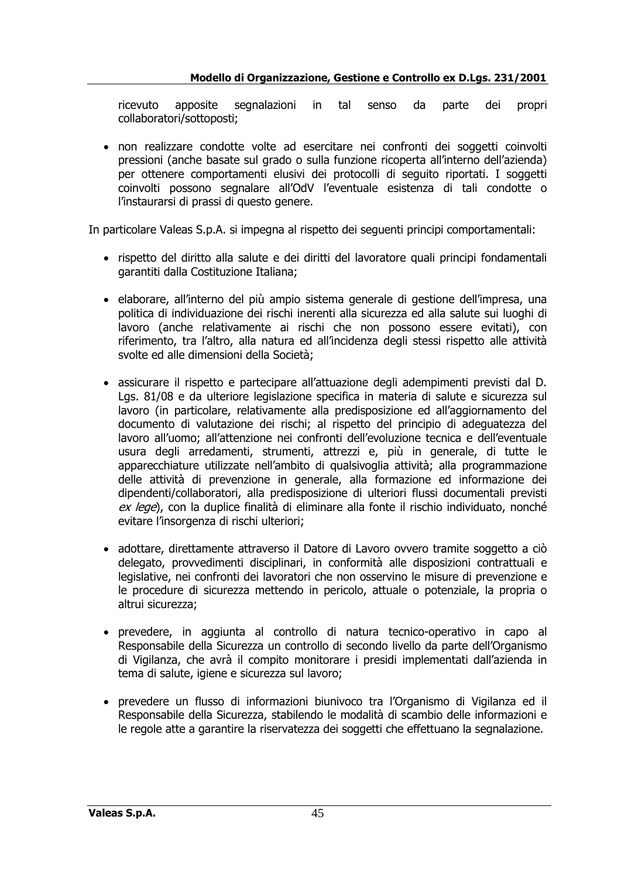ricevuto apposite segnalazioni in tal senso da parte dei propri collaboratori/sottoposti;

- non realizzare condotte volte ad esercitare nei confronti dei soggetti coinvolti pressioni (anche basate sul grado o sulla funzione ricoperta all'interno dell'azienda) per ottenere comportamenti elusivi dei protocolli di seguito riportati. I soggetti coinvolti possono segnalare all'OdV l'eventuale esistenza di tali condotte o l'instaurarsi di prassi di questo genere.

In particolare Valeas S.p.A. si impegna al rispetto dei seguenti principi comportamentali:

- rispetto del diritto alla salute e dei diritti del lavoratore quali principi fondamentali garantiti dalla Costituzione Italiana;

- elaborare, all'interno del più ampio sistema generale di gestione dell'impresa, una politica di individuazione dei rischi inerenti alla sicurezza ed alla salute sui luoghi di lavoro (anche relativamente ai rischi che non possono essere evitati), con riferimento, tra l'altro, alla natura ed all'incidenza degli stessi rispetto alle attività svolte ed alle dimensioni della Società;

- assicurare il rispetto e partecipare all'attuazione degli adempimenti previsti dal D. Lgs. 81/08 e da ulteriore legislazione specifica in materia di salute e sicurezza sul lavoro (in particolare, relativamente alla predisposizione ed all'aggiornamento del documento di valutazione dei rischi; al rispetto del principio di adeguatezza del lavoro all'uomo; all'attenzione nei confronti dell'evoluzione tecnica e dell'eventuale usura degli arredamenti, strumenti, attrezzi e, più in generale, di tutte le apparecchiature utilizzate nell'ambito di qualsivoglia attività; alla programmazione delle attività di prevenzione in generale, alla formazione ed informazione dei dipendenti/collaboratori, alla predisposizione di ulteriori flussi documentali previsti *ex lege*), con la duplice finalità di eliminare alla fonte il rischio individuato, nonché evitare l'insorgenza di rischi ulteriori;

- adottare, direttamente attraverso il Datore di Lavoro ovvero tramite soggetto a ciò delegato, provvedimenti disciplinari, in conformità alle disposizioni contrattuali e legislative, nei confronti dei lavoratori che non osservino le misure di prevenzione e le procedure di sicurezza mettendo in pericolo, attuale o potenziale, la propria o altrui sicurezza;

- prevedere, in aggiunta al controllo di natura tecnico-operativo in capo al Responsabile della Sicurezza un controllo di secondo livello da parte dell'Organismo di Vigilanza, che avrà il compito monitorare i presidi implementati dall'azienda in tema di salute, igiene e sicurezza sul lavoro;

- prevedere un flusso di informazioni biunivoco tra l'Organismo di Vigilanza ed il Responsabile della Sicurezza, stabilendo le modalità di scambio delle informazioni e le regole atte a garantire la riservatezza dei soggetti che effettuano la segnalazione.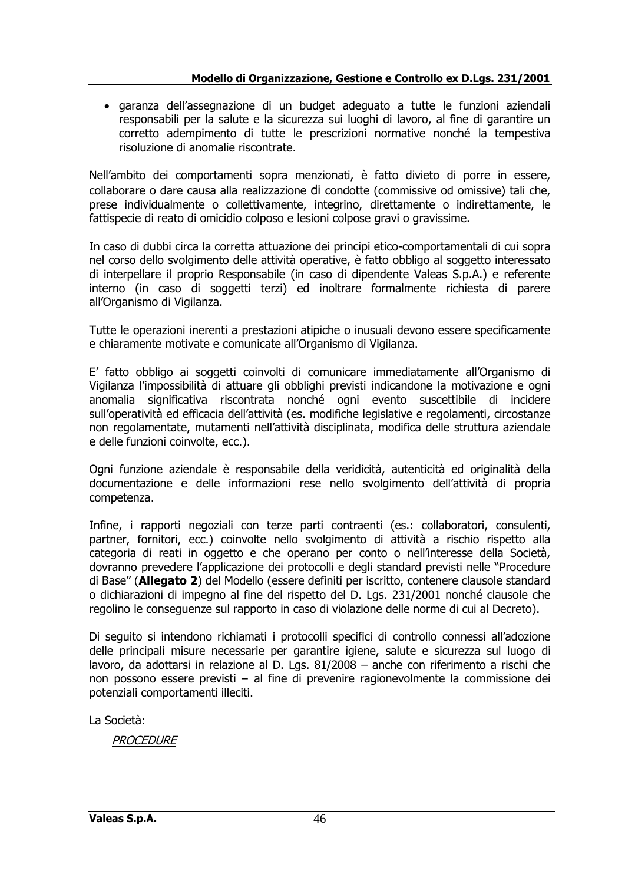- garanza dell'assegnazione di un budget adeguato a tutte le funzioni aziendali responsabili per la salute e la sicurezza sui luoghi di lavoro, al fine di garantire un corretto adempimento di tutte le prescrizioni normative nonché la tempestiva risoluzione di anomalie riscontrate.

Nell'ambito dei comportamenti sopra menzionati, è fatto divieto di porre in essere, collaborare o dare causa alla realizzazione di condotte (commissive od omissive) tali che, prese individualmente o collettivamente, integrino, direttamente o indirettamente, le fattispecie di reato di omicidio colposo e lesioni colpose gravi o gravissime.

In caso di dubbi circa la corretta attuazione dei principi etico-comportamentali di cui sopra nel corso dello svolgimento delle attività operative, è fatto obbligo al soggetto interessato di interpellare il proprio Responsabile (in caso di dipendente Valeas S.p.A.) e referente interno (in caso di soggetti terzi) ed inoltrare formalmente richiesta di parere all'Organismo di Vigilanza.

Tutte le operazioni inerenti a prestazioni atipiche o inusuali devono essere specificamente e chiaramente motivate e comunicate all'Organismo di Vigilanza.

E' fatto obbligo ai soggetti coinvolti di comunicare immediatamente all'Organismo di Vigilanza l'impossibilità di attuare gli obblighi previsti indicandone la motivazione e ogni anomalia significativa riscontrata nonché ogni evento suscettibile di incidere sull'operatività ed efficacia dell'attività (es. modifiche legislative e regolamenti, circostanze non regolamentate, mutamenti nell'attività disciplinata, modifica delle struttura aziendale e delle funzioni coinvolte, ecc.).

Ogni funzione aziendale è responsabile della veridicità, autenticità ed originalità della documentazione e delle informazioni rese nello svolgimento dell'attività di propria competenza.

Infine, i rapporti negoziali con terze parti contraenti (es.: collaboratori, consulenti, partner, fornitori, ecc.) coinvolte nello svolgimento di attività a rischio rispetto alla categoria di reati in oggetto e che operano per conto o nell'interesse della Società, dovranno prevedere l'applicazione dei protocolli e degli standard previsti nelle "Procedure di Base" (**Allegato 2**) del Modello (essere definiti per iscritto, contenere clausole standard o dichiarazioni di impegno al fine del rispetto del D. Lgs. 231/2001 nonché clausole che regolino le conseguenze sul rapporto in caso di violazione delle norme di cui al Decreto).

Di seguito si intendono richiamati i protocolli specifici di controllo connessi all'adozione delle principali misure necessarie per garantire igiene, salute e sicurezza sul luogo di lavoro, da adottarsi in relazione al D. Lgs. 81/2008 – anche con riferimento a rischi che non possono essere previsti – al fine di prevenire ragionevolmente la commissione dei potenziali comportamenti illeciti.

La Società:

*PROCEDURE*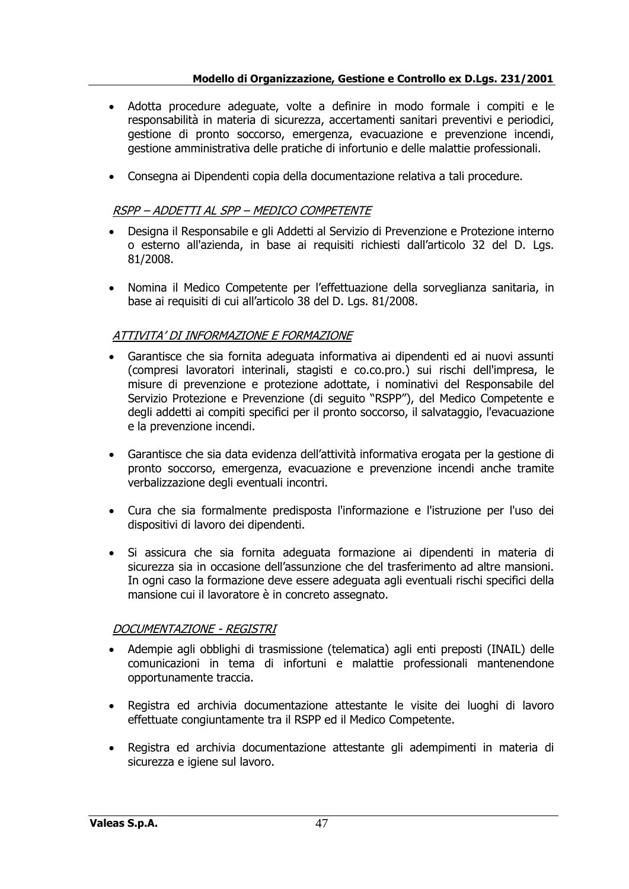- Adotta procedure adeguate, volte a definire in modo formale i compiti e le responsabilità in materia di sicurezza, accertamenti sanitari preventivi e periodici, gestione di pronto soccorso, emergenza, evacuazione e prevenzione incendi, gestione amministrativa delle pratiche di infortunio e delle malattie professionali.
- Consegna ai Dipendenti copia della documentazione relativa a tali procedure.

*RSPP – ADDETTI AL SPP – MEDICO COMPETENTE*

- Designa il Responsabile e gli Addetti al Servizio di Prevenzione e Protezione interno o esterno all'azienda, in base ai requisiti richiesti dall'articolo 32 del D. Lgs. 81/2008.
- Nomina il Medico Competente per l'effettuazione della sorveglianza sanitaria, in base ai requisiti di cui all'articolo 38 del D. Lgs. 81/2008.

*ATTIVITA' DI INFORMAZIONE E FORMAZIONE*

- Garantisce che sia fornita adeguata informativa ai dipendenti ed ai nuovi assunti (compresi lavoratori interinali, stagisti e co.co.pro.) sui rischi dell'impresa, le misure di prevenzione e protezione adottate, i nominativi del Responsabile del Servizio Protezione e Prevenzione (di seguito "RSPP"), del Medico Competente e degli addetti ai compiti specifici per il pronto soccorso, il salvataggio, l'evacuazione e la prevenzione incendi.
- Garantisce che sia data evidenza dell'attività informativa erogata per la gestione di pronto soccorso, emergenza, evacuazione e prevenzione incendi anche tramite verbalizzazione degli eventuali incontri.
- Cura che sia formalmente predisposta l'informazione e l'istruzione per l'uso dei dispositivi di lavoro dei dipendenti.
- Si assicura che sia fornita adeguata formazione ai dipendenti in materia di sicurezza sia in occasione dell'assunzione che del trasferimento ad altre mansioni. In ogni caso la formazione deve essere adeguata agli eventuali rischi specifici della mansione cui il lavoratore è in concreto assegnato.

*DOCUMENTAZIONE - REGISTRI*

- Adempie agli obblighi di trasmissione (telematica) agli enti preposti (INAIL) delle comunicazioni in tema di infortuni e malattie professionali mantenendone opportunamente traccia.
- Registra ed archivia documentazione attestante le visite dei luoghi di lavoro effettuate congiuntamente tra il RSPP ed il Medico Competente.
- Registra ed archivia documentazione attestante gli adempimenti in materia di sicurezza e igiene sul lavoro.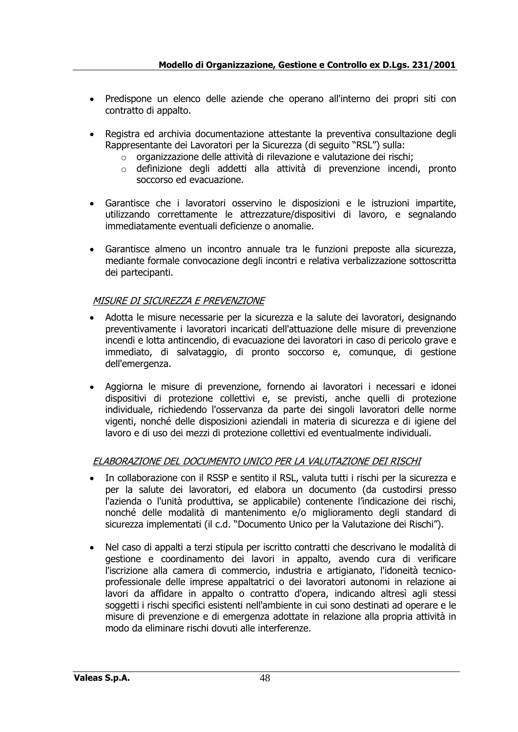- Predispone un elenco delle aziende che operano all'interno dei propri siti con contratto di appalto.

- Registra ed archivia documentazione attestante la preventiva consultazione degli Rappresentante dei Lavoratori per la Sicurezza (di seguito "RSL") sulla:
  - organizzazione delle attività di rilevazione e valutazione dei rischi;
  - definizione degli addetti alla attività di prevenzione incendi, pronto soccorso ed evacuazione.

- Garantisce che i lavoratori osservino le disposizioni e le istruzioni impartite, utilizzando correttamente le attrezzature/dispositivi di lavoro, e segnalando immediatamente eventuali deficienze o anomalie.

- Garantisce almeno un incontro annuale tra le funzioni preposte alla sicurezza, mediante formale convocazione degli incontri e relativa verbalizzazione sottoscritta dei partecipanti.

*MISURE DI SICUREZZA E PREVENZIONE*

- Adotta le misure necessarie per la sicurezza e la salute dei lavoratori, designando preventivamente i lavoratori incaricati dell'attuazione delle misure di prevenzione incendi e lotta antincendio, di evacuazione dei lavoratori in caso di pericolo grave e immediato, di salvataggio, di pronto soccorso e, comunque, di gestione dell'emergenza.

- Aggiorna le misure di prevenzione, fornendo ai lavoratori i necessari e idonei dispositivi di protezione collettivi e, se previsti, anche quelli di protezione individuale, richiedendo l'osservanza da parte dei singoli lavoratori delle norme vigenti, nonché delle disposizioni aziendali in materia di sicurezza e di igiene del lavoro e di uso dei mezzi di protezione collettivi ed eventualmente individuali.

*ELABORAZIONE DEL DOCUMENTO UNICO PER LA VALUTAZIONE DEI RISCHI*

- In collaborazione con il RSSP e sentito il RSL, valuta tutti i rischi per la sicurezza e per la salute dei lavoratori, ed elabora un documento (da custodirsi presso l'azienda o l'unità produttiva, se applicabile) contenente l'indicazione dei rischi, nonché delle modalità di mantenimento e/o miglioramento degli standard di sicurezza implementati (il c.d. "Documento Unico per la Valutazione dei Rischi").

- Nel caso di appalti a terzi stipula per iscritto contratti che descrivano le modalità di gestione e coordinamento dei lavori in appalto, avendo cura di verificare l'iscrizione alla camera di commercio, industria e artigianato, l'idoneità tecnico-professionale delle imprese appaltatrici o dei lavoratori autonomi in relazione ai lavori da affidare in appalto o contratto d'opera, indicando altresì agli stessi soggetti i rischi specifici esistenti nell'ambiente in cui sono destinati ad operare e le misure di prevenzione e di emergenza adottate in relazione alla propria attività in modo da eliminare rischi dovuti alle interferenze.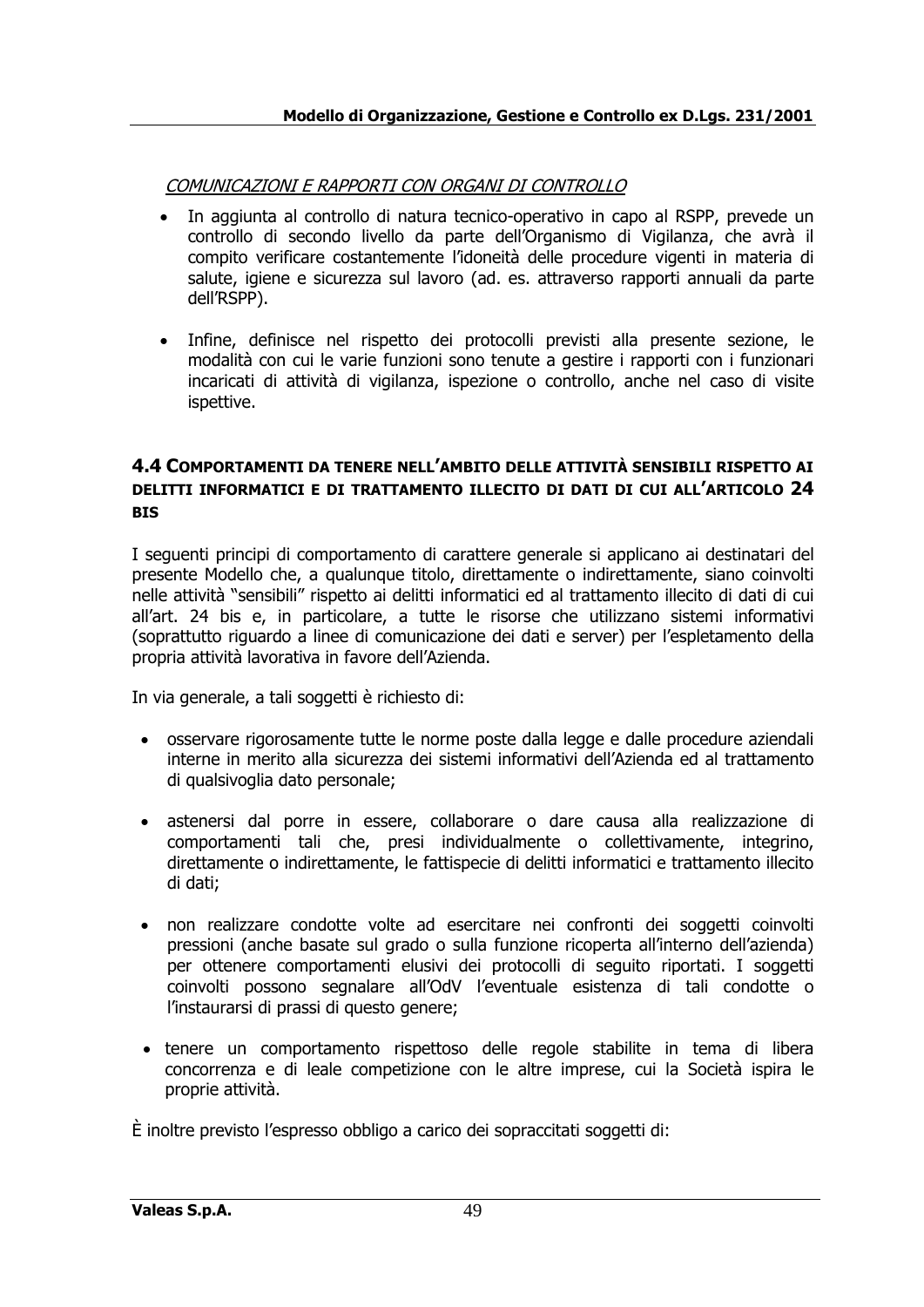*COMUNICAZIONI E RAPPORTI CON ORGANI DI CONTROLLO*

- In aggiunta al controllo di natura tecnico-operativo in capo al RSPP, prevede un controllo di secondo livello da parte dell'Organismo di Vigilanza, che avrà il compito verificare costantemente l'idoneità delle procedure vigenti in materia di salute, igiene e sicurezza sul lavoro (ad. es. attraverso rapporti annuali da parte dell'RSPP).
- Infine, definisce nel rispetto dei protocolli previsti alla presente sezione, le modalità con cui le varie funzioni sono tenute a gestire i rapporti con i funzionari incaricati di attività di vigilanza, ispezione o controllo, anche nel caso di visite ispettive.

## 4.4 COMPORTAMENTI DA TENERE NELL'AMBITO DELLE ATTIVITÀ SENSIBILI RISPETTO AI DELITTI INFORMATICI E DI TRATTAMENTO ILLECITO DI DATI DI CUI ALL'ARTICOLO 24 BIS

I seguenti principi di comportamento di carattere generale si applicano ai destinatari del presente Modello che, a qualunque titolo, direttamente o indirettamente, siano coinvolti nelle attività "sensibili" rispetto ai delitti informatici ed al trattamento illecito di dati di cui all'art. 24 bis e, in particolare, a tutte le risorse che utilizzano sistemi informativi (soprattutto riguardo a linee di comunicazione dei dati e server) per l'espletamento della propria attività lavorativa in favore dell'Azienda.

In via generale, a tali soggetti è richiesto di:

- osservare rigorosamente tutte le norme poste dalla legge e dalle procedure aziendali interne in merito alla sicurezza dei sistemi informativi dell'Azienda ed al trattamento di qualsivoglia dato personale;
- astenersi dal porre in essere, collaborare o dare causa alla realizzazione di comportamenti tali che, presi individualmente o collettivamente, integrino, direttamente o indirettamente, le fattispecie di delitti informatici e trattamento illecito di dati;
- non realizzare condotte volte ad esercitare nei confronti dei soggetti coinvolti pressioni (anche basate sul grado o sulla funzione ricoperta all'interno dell'azienda) per ottenere comportamenti elusivi dei protocolli di seguito riportati. I soggetti coinvolti possono segnalare all'OdV l'eventuale esistenza di tali condotte o l'instaurarsi di prassi di questo genere;
- tenere un comportamento rispettoso delle regole stabilite in tema di libera concorrenza e di leale competizione con le altre imprese, cui la Società ispira le proprie attività.

È inoltre previsto l'espresso obbligo a carico dei sopraccitati soggetti di: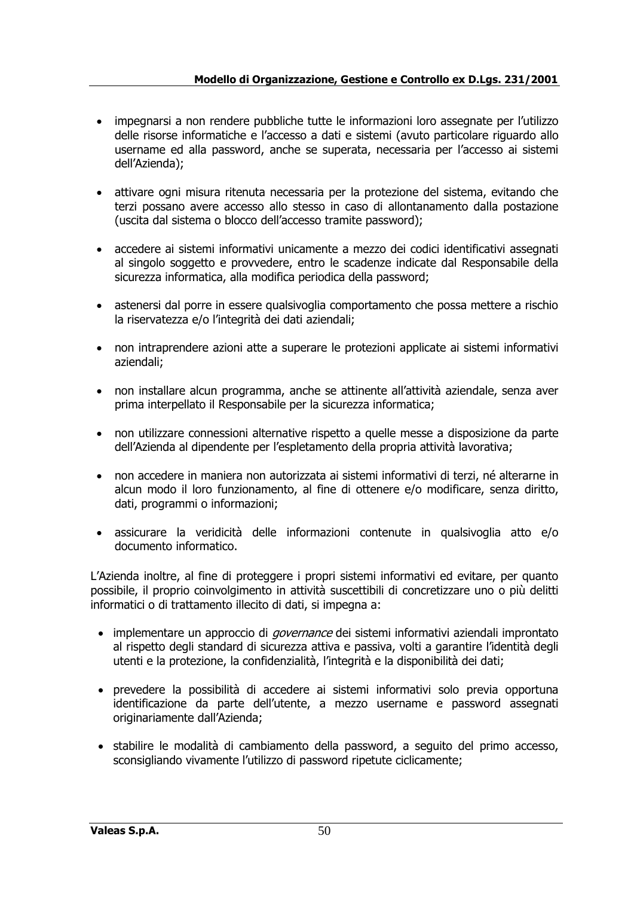- impegnarsi a non rendere pubbliche tutte le informazioni loro assegnate per l'utilizzo delle risorse informatiche e l'accesso a dati e sistemi (avuto particolare riguardo allo username ed alla password, anche se superata, necessaria per l'accesso ai sistemi dell'Azienda);

- attivare ogni misura ritenuta necessaria per la protezione del sistema, evitando che terzi possano avere accesso allo stesso in caso di allontanamento dalla postazione (uscita dal sistema o blocco dell'accesso tramite password);

- accedere ai sistemi informativi unicamente a mezzo dei codici identificativi assegnati al singolo soggetto e provvedere, entro le scadenze indicate dal Responsabile della sicurezza informatica, alla modifica periodica della password;

- astenersi dal porre in essere qualsivoglia comportamento che possa mettere a rischio la riservatezza e/o l'integrità dei dati aziendali;

- non intraprendere azioni atte a superare le protezioni applicate ai sistemi informativi aziendali;

- non installare alcun programma, anche se attinente all'attività aziendale, senza aver prima interpellato il Responsabile per la sicurezza informatica;

- non utilizzare connessioni alternative rispetto a quelle messe a disposizione da parte dell'Azienda al dipendente per l'espletamento della propria attività lavorativa;

- non accedere in maniera non autorizzata ai sistemi informativi di terzi, né alterarne in alcun modo il loro funzionamento, al fine di ottenere e/o modificare, senza diritto, dati, programmi o informazioni;

- assicurare la veridicità delle informazioni contenute in qualsivoglia atto e/o documento informatico.

L'Azienda inoltre, al fine di proteggere i propri sistemi informativi ed evitare, per quanto possibile, il proprio coinvolgimento in attività suscettibili di concretizzare uno o più delitti informatici o di trattamento illecito di dati, si impegna a:

- implementare un approccio di *governance* dei sistemi informativi aziendali improntato al rispetto degli standard di sicurezza attiva e passiva, volti a garantire l'identità degli utenti e la protezione, la confidenzialità, l'integrità e la disponibilità dei dati;

- prevedere la possibilità di accedere ai sistemi informativi solo previa opportuna identificazione da parte dell'utente, a mezzo username e password assegnati originariamente dall'Azienda;

- stabilire le modalità di cambiamento della password, a seguito del primo accesso, sconsigliando vivamente l'utilizzo di password ripetute ciclicamente;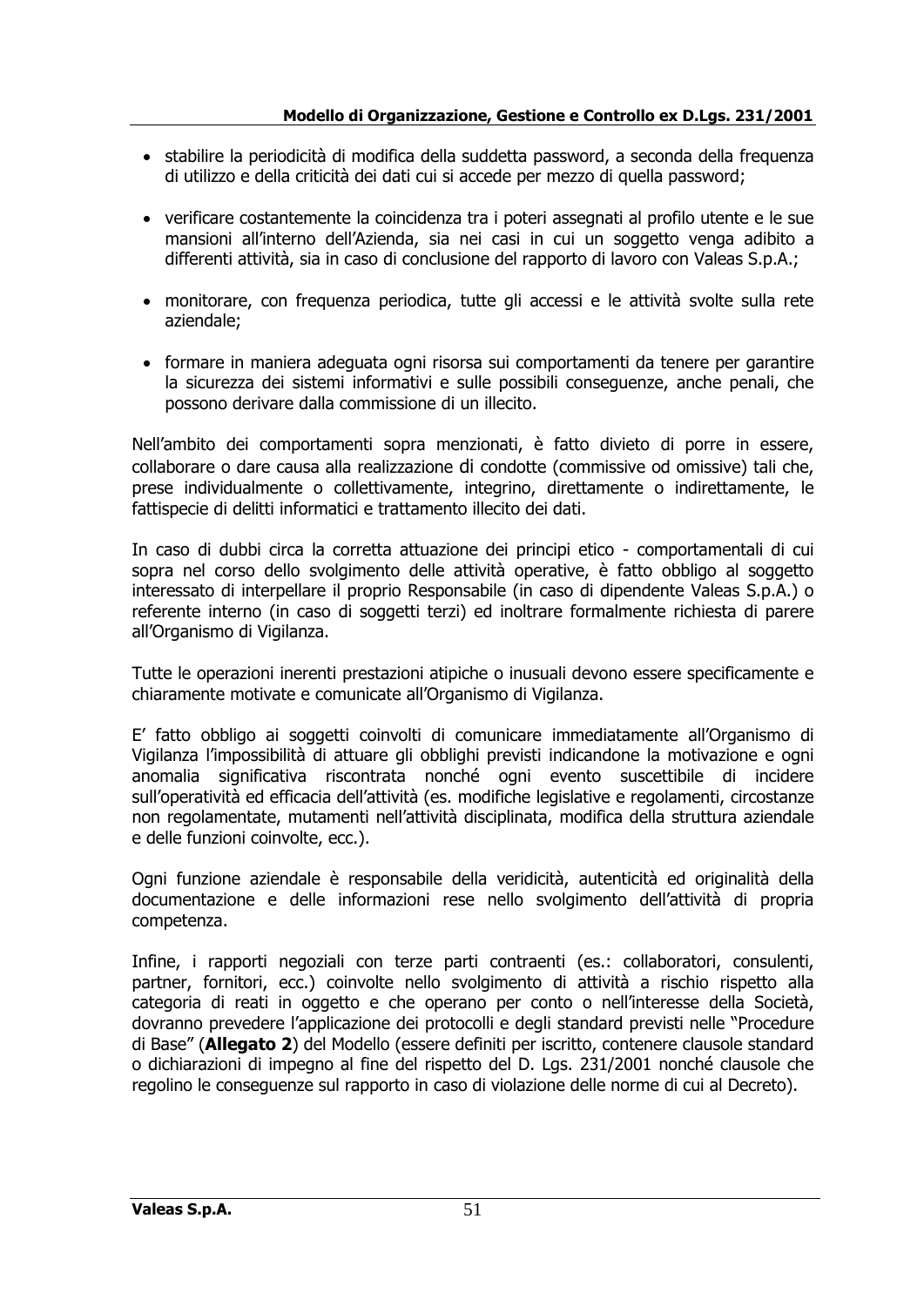- stabilire la periodicità di modifica della suddetta password, a seconda della frequenza di utilizzo e della criticità dei dati cui si accede per mezzo di quella password;

- verificare costantemente la coincidenza tra i poteri assegnati al profilo utente e le sue mansioni all'interno dell'Azienda, sia nei casi in cui un soggetto venga adibito a differenti attività, sia in caso di conclusione del rapporto di lavoro con Valeas S.p.A.;

- monitorare, con frequenza periodica, tutte gli accessi e le attività svolte sulla rete aziendale;

- formare in maniera adeguata ogni risorsa sui comportamenti da tenere per garantire la sicurezza dei sistemi informativi e sulle possibili conseguenze, anche penali, che possono derivare dalla commissione di un illecito.

Nell'ambito dei comportamenti sopra menzionati, è fatto divieto di porre in essere, collaborare o dare causa alla realizzazione di condotte (commissive od omissive) tali che, prese individualmente o collettivamente, integrino, direttamente o indirettamente, le fattispecie di delitti informatici e trattamento illecito dei dati.

In caso di dubbi circa la corretta attuazione dei principi etico - comportamentali di cui sopra nel corso dello svolgimento delle attività operative, è fatto obbligo al soggetto interessato di interpellare il proprio Responsabile (in caso di dipendente Valeas S.p.A.) o referente interno (in caso di soggetti terzi) ed inoltrare formalmente richiesta di parere all'Organismo di Vigilanza.

Tutte le operazioni inerenti prestazioni atipiche o inusuali devono essere specificamente e chiaramente motivate e comunicate all'Organismo di Vigilanza.

E' fatto obbligo ai soggetti coinvolti di comunicare immediatamente all'Organismo di Vigilanza l'impossibilità di attuare gli obblighi previsti indicandone la motivazione e ogni anomalia significativa riscontrata nonché ogni evento suscettibile di incidere sull'operatività ed efficacia dell'attività (es. modifiche legislative e regolamenti, circostanze non regolamentate, mutamenti nell'attività disciplinata, modifica della struttura aziendale e delle funzioni coinvolte, ecc.).

Ogni funzione aziendale è responsabile della veridicità, autenticità ed originalità della documentazione e delle informazioni rese nello svolgimento dell'attività di propria competenza.

Infine, i rapporti negoziali con terze parti contraenti (es.: collaboratori, consulenti, partner, fornitori, ecc.) coinvolte nello svolgimento di attività a rischio rispetto alla categoria di reati in oggetto e che operano per conto o nell'interesse della Società, dovranno prevedere l'applicazione dei protocolli e degli standard previsti nelle "Procedure di Base" (**Allegato 2**) del Modello (essere definiti per iscritto, contenere clausole standard o dichiarazioni di impegno al fine del rispetto del D. Lgs. 231/2001 nonché clausole che regolino le conseguenze sul rapporto in caso di violazione delle norme di cui al Decreto).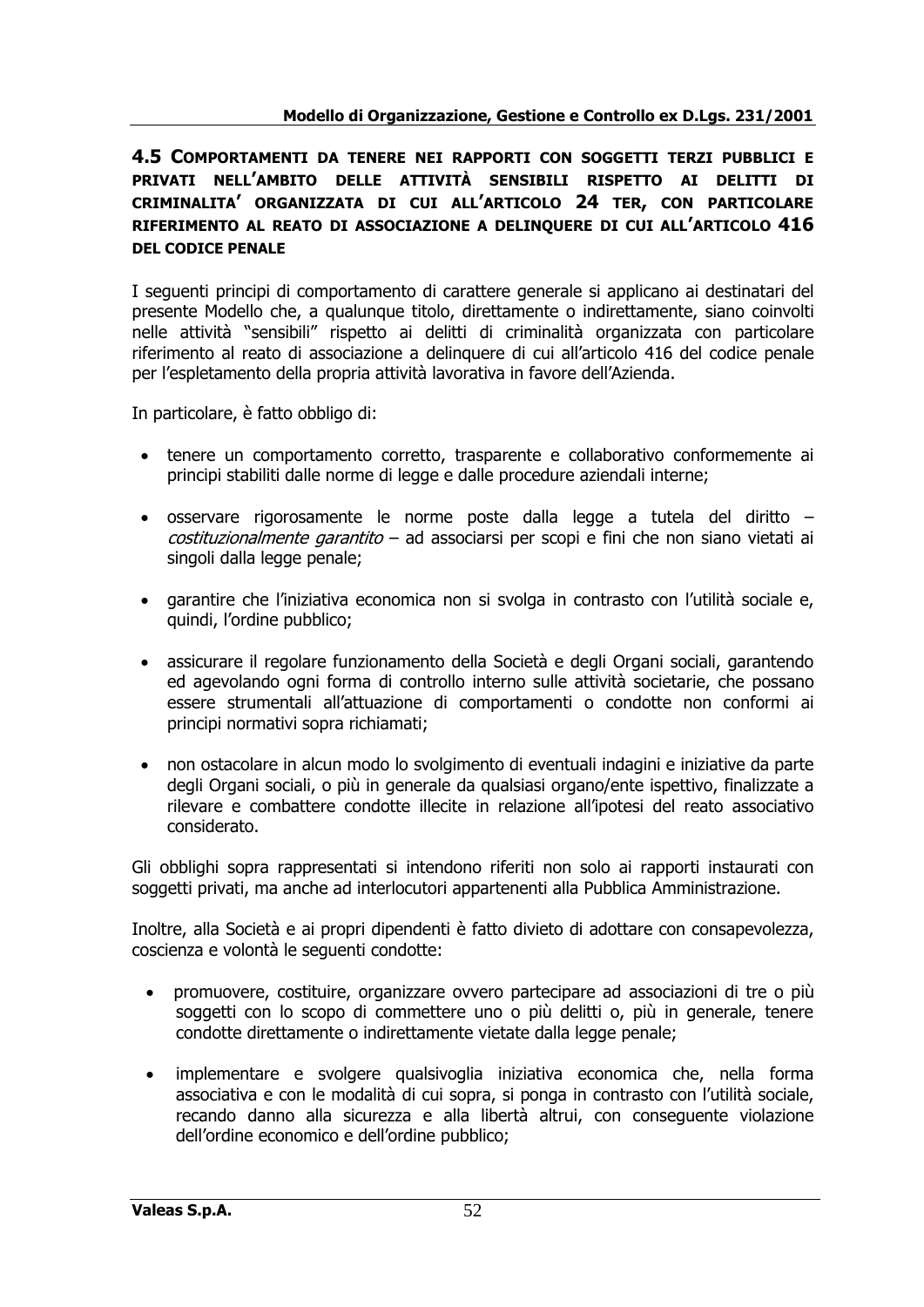## 4.5 COMPORTAMENTI DA TENERE NEI RAPPORTI CON SOGGETTI TERZI PUBBLICI E PRIVATI NELL'AMBITO DELLE ATTIVITÀ SENSIBILI RISPETTO AI DELITTI DI CRIMINALITA' ORGANIZZATA DI CUI ALL'ARTICOLO 24 TER, CON PARTICOLARE RIFERIMENTO AL REATO DI ASSOCIAZIONE A DELINQUERE DI CUI ALL'ARTICOLO 416 DEL CODICE PENALE

I seguenti principi di comportamento di carattere generale si applicano ai destinatari del presente Modello che, a qualunque titolo, direttamente o indirettamente, siano coinvolti nelle attività "sensibili" rispetto ai delitti di criminalità organizzata con particolare riferimento al reato di associazione a delinquere di cui all'articolo 416 del codice penale per l'espletamento della propria attività lavorativa in favore dell'Azienda.

In particolare, è fatto obbligo di:

- tenere un comportamento corretto, trasparente e collaborativo conformemente ai principi stabiliti dalle norme di legge e dalle procedure aziendali interne;
- osservare rigorosamente le norme poste dalla legge a tutela del diritto – *costituzionalmente garantito* – ad associarsi per scopi e fini che non siano vietati ai singoli dalla legge penale;
- garantire che l'iniziativa economica non si svolga in contrasto con l'utilità sociale e, quindi, l'ordine pubblico;
- assicurare il regolare funzionamento della Società e degli Organi sociali, garantendo ed agevolando ogni forma di controllo interno sulle attività societarie, che possano essere strumentali all'attuazione di comportamenti o condotte non conformi ai principi normativi sopra richiamati;
- non ostacolare in alcun modo lo svolgimento di eventuali indagini e iniziative da parte degli Organi sociali, o più in generale da qualsiasi organo/ente ispettivo, finalizzate a rilevare e combattere condotte illecite in relazione all'ipotesi del reato associativo considerato.

Gli obblighi sopra rappresentati si intendono riferiti non solo ai rapporti instaurati con soggetti privati, ma anche ad interlocutori appartenenti alla Pubblica Amministrazione.

Inoltre, alla Società e ai propri dipendenti è fatto divieto di adottare con consapevolezza, coscienza e volontà le seguenti condotte:

- promuovere, costituire, organizzare ovvero partecipare ad associazioni di tre o più soggetti con lo scopo di commettere uno o più delitti o, più in generale, tenere condotte direttamente o indirettamente vietate dalla legge penale;
- implementare e svolgere qualsivoglia iniziativa economica che, nella forma associativa e con le modalità di cui sopra, si ponga in contrasto con l'utilità sociale, recando danno alla sicurezza e alla libertà altrui, con conseguente violazione dell'ordine economico e dell'ordine pubblico;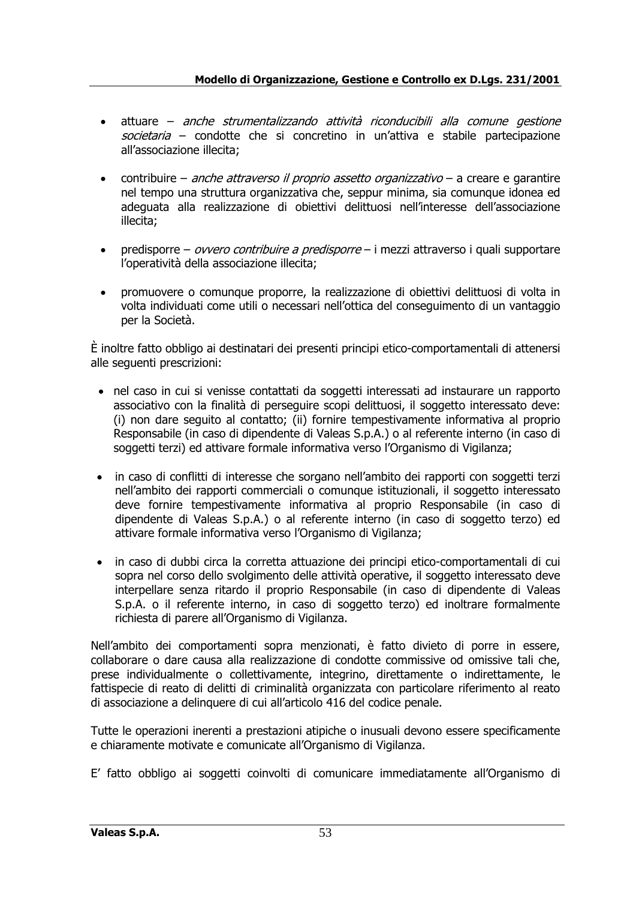- attuare – *anche strumentalizzando attività riconducibili alla comune gestione societaria* – condotte che si concretino in un'attiva e stabile partecipazione all'associazione illecita;

- contribuire – *anche attraverso il proprio assetto organizzativo* – a creare e garantire nel tempo una struttura organizzativa che, seppur minima, sia comunque idonea ed adeguata alla realizzazione di obiettivi delittuosi nell'interesse dell'associazione illecita;

- predisporre – *ovvero contribuire a predisporre* – i mezzi attraverso i quali supportare l'operatività della associazione illecita;

- promuovere o comunque proporre, la realizzazione di obiettivi delittuosi di volta in volta individuati come utili o necessari nell'ottica del conseguimento di un vantaggio per la Società.

È inoltre fatto obbligo ai destinatari dei presenti principi etico-comportamentali di attenersi alle seguenti prescrizioni:

- nel caso in cui si venisse contattati da soggetti interessati ad instaurare un rapporto associativo con la finalità di perseguire scopi delittuosi, il soggetto interessato deve: (i) non dare seguito al contatto; (ii) fornire tempestivamente informativa al proprio Responsabile (in caso di dipendente di Valeas S.p.A.) o al referente interno (in caso di soggetti terzi) ed attivare formale informativa verso l'Organismo di Vigilanza;

- in caso di conflitti di interesse che sorgano nell'ambito dei rapporti con soggetti terzi nell'ambito dei rapporti commerciali o comunque istituzionali, il soggetto interessato deve fornire tempestivamente informativa al proprio Responsabile (in caso di dipendente di Valeas S.p.A.) o al referente interno (in caso di soggetto terzo) ed attivare formale informativa verso l'Organismo di Vigilanza;

- in caso di dubbi circa la corretta attuazione dei principi etico-comportamentali di cui sopra nel corso dello svolgimento delle attività operative, il soggetto interessato deve interpellare senza ritardo il proprio Responsabile (in caso di dipendente di Valeas S.p.A. o il referente interno, in caso di soggetto terzo) ed inoltrare formalmente richiesta di parere all'Organismo di Vigilanza.

Nell'ambito dei comportamenti sopra menzionati, è fatto divieto di porre in essere, collaborare o dare causa alla realizzazione di condotte commissive od omissive tali che, prese individualmente o collettivamente, integrino, direttamente o indirettamente, le fattispecie di reato di delitti di criminalità organizzata con particolare riferimento al reato di associazione a delinquere di cui all'articolo 416 del codice penale.

Tutte le operazioni inerenti a prestazioni atipiche o inusuali devono essere specificamente e chiaramente motivate e comunicate all'Organismo di Vigilanza.

E' fatto obbligo ai soggetti coinvolti di comunicare immediatamente all'Organismo di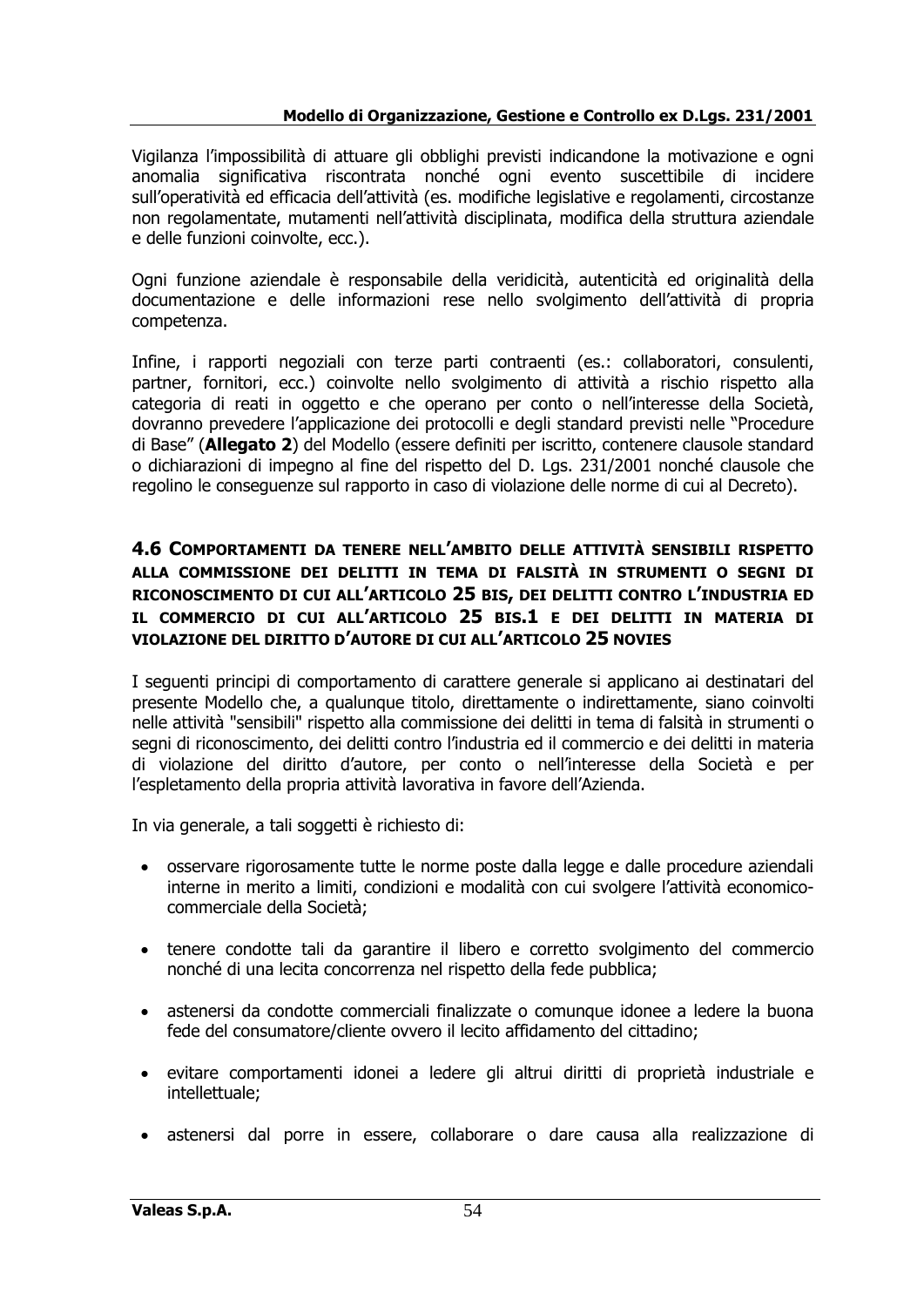Vigilanza l'impossibilità di attuare gli obblighi previsti indicandone la motivazione e ogni anomalia significativa riscontrata nonché ogni evento suscettibile di incidere sull'operatività ed efficacia dell'attività (es. modifiche legislative e regolamenti, circostanze non regolamentate, mutamenti nell'attività disciplinata, modifica della struttura aziendale e delle funzioni coinvolte, ecc.).

Ogni funzione aziendale è responsabile della veridicità, autenticità ed originalità della documentazione e delle informazioni rese nello svolgimento dell'attività di propria competenza.

Infine, i rapporti negoziali con terze parti contraenti (es.: collaboratori, consulenti, partner, fornitori, ecc.) coinvolte nello svolgimento di attività a rischio rispetto alla categoria di reati in oggetto e che operano per conto o nell'interesse della Società, dovranno prevedere l'applicazione dei protocolli e degli standard previsti nelle "Procedure di Base" (**Allegato 2**) del Modello (essere definiti per iscritto, contenere clausole standard o dichiarazioni di impegno al fine del rispetto del D. Lgs. 231/2001 nonché clausole che regolino le conseguenze sul rapporto in caso di violazione delle norme di cui al Decreto).

## 4.6 COMPORTAMENTI DA TENERE NELL'AMBITO DELLE ATTIVITÀ SENSIBILI RISPETTO ALLA COMMISSIONE DEI DELITTI IN TEMA DI FALSITÀ IN STRUMENTI O SEGNI DI RICONOSCIMENTO DI CUI ALL'ARTICOLO 25 BIS, DEI DELITTI CONTRO L'INDUSTRIA ED IL COMMERCIO DI CUI ALL'ARTICOLO 25 BIS.1 E DEI DELITTI IN MATERIA DI VIOLAZIONE DEL DIRITTO D'AUTORE DI CUI ALL'ARTICOLO 25 NOVIES

I seguenti principi di comportamento di carattere generale si applicano ai destinatari del presente Modello che, a qualunque titolo, direttamente o indirettamente, siano coinvolti nelle attività "sensibili" rispetto alla commissione dei delitti in tema di falsità in strumenti o segni di riconoscimento, dei delitti contro l'industria ed il commercio e dei delitti in materia di violazione del diritto d'autore, per conto o nell'interesse della Società e per l'espletamento della propria attività lavorativa in favore dell'Azienda.

In via generale, a tali soggetti è richiesto di:

- osservare rigorosamente tutte le norme poste dalla legge e dalle procedure aziendali interne in merito a limiti, condizioni e modalità con cui svolgere l'attività economico-commerciale della Società;
- tenere condotte tali da garantire il libero e corretto svolgimento del commercio nonché di una lecita concorrenza nel rispetto della fede pubblica;
- astenersi da condotte commerciali finalizzate o comunque idonee a ledere la buona fede del consumatore/cliente ovvero il lecito affidamento del cittadino;
- evitare comportamenti idonei a ledere gli altrui diritti di proprietà industriale e intellettuale;
- astenersi dal porre in essere, collaborare o dare causa alla realizzazione di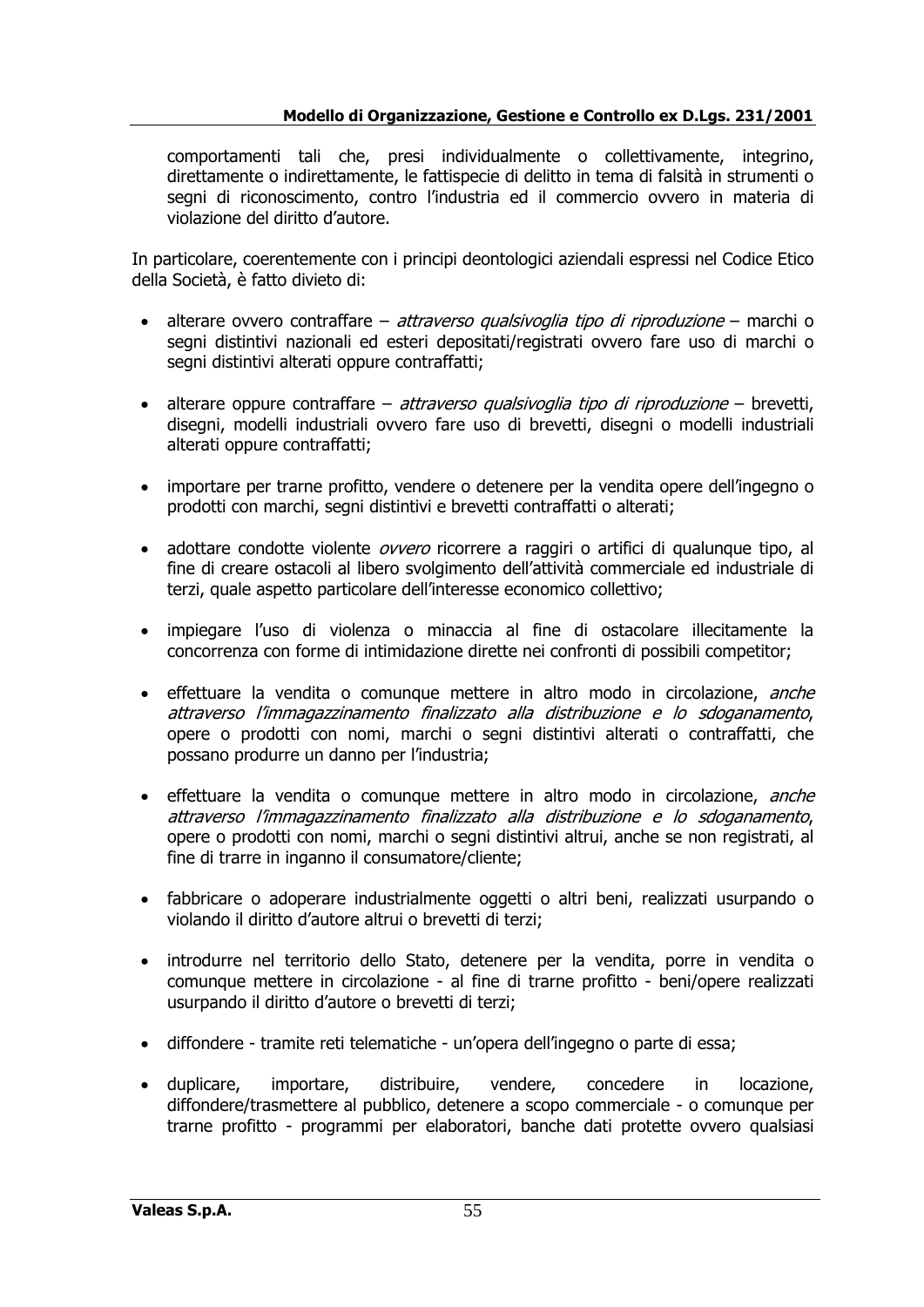comportamenti tali che, presi individualmente o collettivamente, integrino, direttamente o indirettamente, le fattispecie di delitto in tema di falsità in strumenti o segni di riconoscimento, contro l'industria ed il commercio ovvero in materia di violazione del diritto d'autore.

In particolare, coerentemente con i principi deontologici aziendali espressi nel Codice Etico della Società, è fatto divieto di:

- alterare ovvero contraffare – *attraverso qualsivoglia tipo di riproduzione* – marchi o segni distintivi nazionali ed esteri depositati/registrati ovvero fare uso di marchi o segni distintivi alterati oppure contraffatti;

- alterare oppure contraffare – *attraverso qualsivoglia tipo di riproduzione* – brevetti, disegni, modelli industriali ovvero fare uso di brevetti, disegni o modelli industriali alterati oppure contraffatti;

- importare per trarne profitto, vendere o detenere per la vendita opere dell'ingegno o prodotti con marchi, segni distintivi e brevetti contraffatti o alterati;

- adottare condotte violente *ovvero* ricorrere a raggiri o artifici di qualunque tipo, al fine di creare ostacoli al libero svolgimento dell'attività commerciale ed industriale di terzi, quale aspetto particolare dell'interesse economico collettivo;

- impiegare l'uso di violenza o minaccia al fine di ostacolare illecitamente la concorrenza con forme di intimidazione dirette nei confronti di possibili competitor;

- effettuare la vendita o comunque mettere in altro modo in circolazione, *anche attraverso l'immagazzinamento finalizzato alla distribuzione e lo sdoganamento*, opere o prodotti con nomi, marchi o segni distintivi alterati o contraffatti, che possano produrre un danno per l'industria;

- effettuare la vendita o comunque mettere in altro modo in circolazione, *anche attraverso l'immagazzinamento finalizzato alla distribuzione e lo sdoganamento*, opere o prodotti con nomi, marchi o segni distintivi altrui, anche se non registrati, al fine di trarre in inganno il consumatore/cliente;

- fabbricare o adoperare industrialmente oggetti o altri beni, realizzati usurpando o violando il diritto d'autore altrui o brevetti di terzi;

- introdurre nel territorio dello Stato, detenere per la vendita, porre in vendita o comunque mettere in circolazione - al fine di trarne profitto - beni/opere realizzati usurpando il diritto d'autore o brevetti di terzi;

- diffondere - tramite reti telematiche - un'opera dell'ingegno o parte di essa;

- duplicare, importare, distribuire, vendere, concedere in locazione, diffondere/trasmettere al pubblico, detenere a scopo commerciale - o comunque per trarne profitto - programmi per elaboratori, banche dati protette ovvero qualsiasi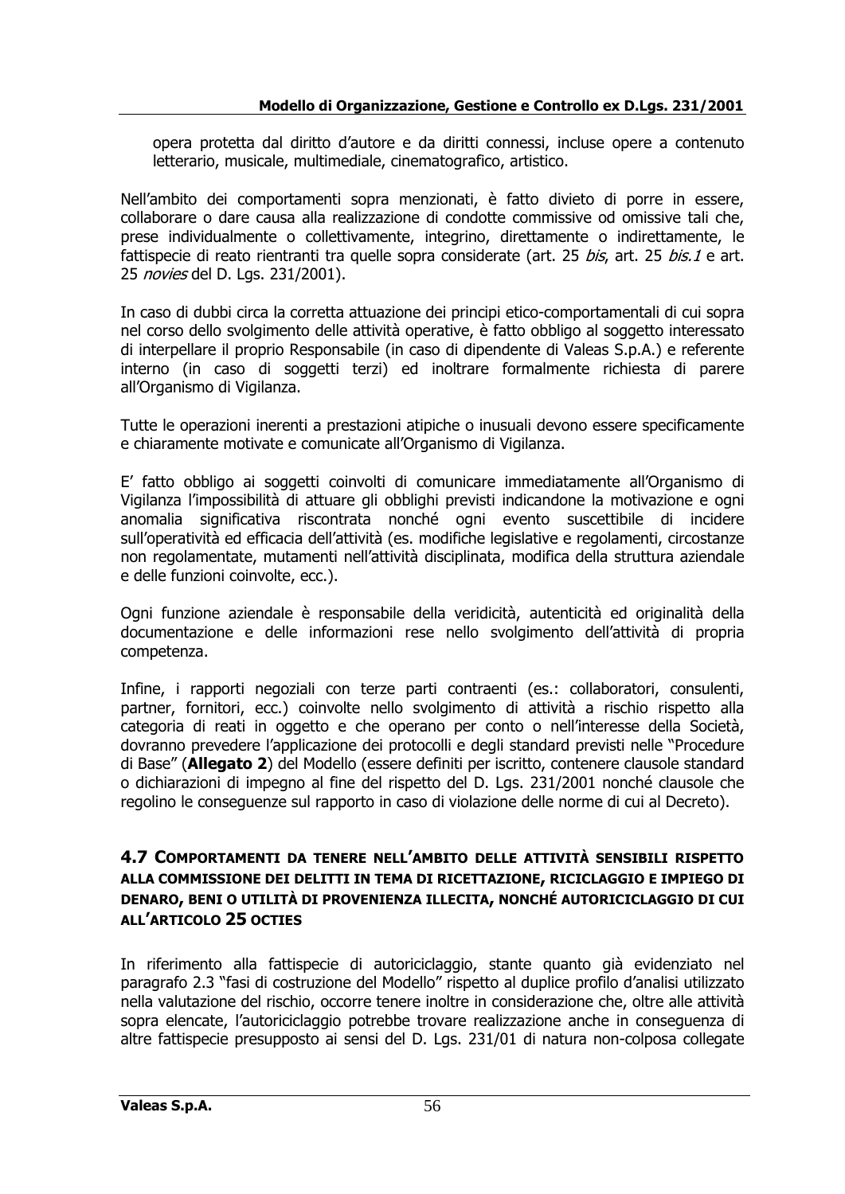opera protetta dal diritto d'autore e da diritti connessi, incluse opere a contenuto letterario, musicale, multimediale, cinematografico, artistico.

Nell'ambito dei comportamenti sopra menzionati, è fatto divieto di porre in essere, collaborare o dare causa alla realizzazione di condotte commissive od omissive tali che, prese individualmente o collettivamente, integrino, direttamente o indirettamente, le fattispecie di reato rientranti tra quelle sopra considerate (art. 25 *bis*, art. 25 *bis.1* e art. 25 *novies* del D. Lgs. 231/2001).

In caso di dubbi circa la corretta attuazione dei principi etico-comportamentali di cui sopra nel corso dello svolgimento delle attività operative, è fatto obbligo al soggetto interessato di interpellare il proprio Responsabile (in caso di dipendente di Valeas S.p.A.) e referente interno (in caso di soggetti terzi) ed inoltrare formalmente richiesta di parere all'Organismo di Vigilanza.

Tutte le operazioni inerenti a prestazioni atipiche o inusuali devono essere specificamente e chiaramente motivate e comunicate all'Organismo di Vigilanza.

E' fatto obbligo ai soggetti coinvolti di comunicare immediatamente all'Organismo di Vigilanza l'impossibilità di attuare gli obblighi previsti indicandone la motivazione e ogni anomalia significativa riscontrata nonché ogni evento suscettibile di incidere sull'operatività ed efficacia dell'attività (es. modifiche legislative e regolamenti, circostanze non regolamentate, mutamenti nell'attività disciplinata, modifica della struttura aziendale e delle funzioni coinvolte, ecc.).

Ogni funzione aziendale è responsabile della veridicità, autenticità ed originalità della documentazione e delle informazioni rese nello svolgimento dell'attività di propria competenza.

Infine, i rapporti negoziali con terze parti contraenti (es.: collaboratori, consulenti, partner, fornitori, ecc.) coinvolte nello svolgimento di attività a rischio rispetto alla categoria di reati in oggetto e che operano per conto o nell'interesse della Società, dovranno prevedere l'applicazione dei protocolli e degli standard previsti nelle "Procedure di Base" (**Allegato 2**) del Modello (essere definiti per iscritto, contenere clausole standard o dichiarazioni di impegno al fine del rispetto del D. Lgs. 231/2001 nonché clausole che regolino le conseguenze sul rapporto in caso di violazione delle norme di cui al Decreto).

## 4.7 Comportamenti da tenere nell'ambito delle attività sensibili rispetto alla commissione dei delitti in tema di ricettazione, riciclaggio e impiego di denaro, beni o utilità di provenienza illecita, nonché autoriciclaggio di cui all'articolo 25 octies

In riferimento alla fattispecie di autoriciclaggio, stante quanto già evidenziato nel paragrafo 2.3 "fasi di costruzione del Modello" rispetto al duplice profilo d'analisi utilizzato nella valutazione del rischio, occorre tenere inoltre in considerazione che, oltre alle attività sopra elencate, l'autoriciclaggio potrebbe trovare realizzazione anche in conseguenza di altre fattispecie presupposto ai sensi del D. Lgs. 231/01 di natura non-colposa collegate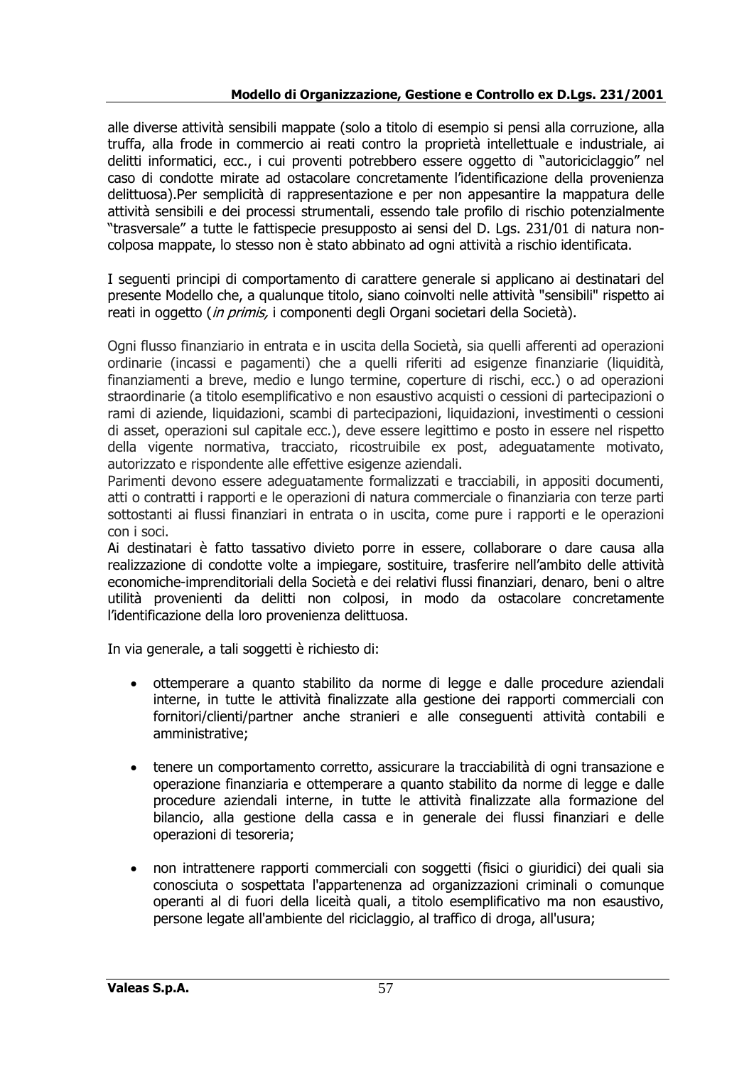alle diverse attività sensibili mappate (solo a titolo di esempio si pensi alla corruzione, alla truffa, alla frode in commercio ai reati contro la proprietà intellettuale e industriale, ai delitti informatici, ecc., i cui proventi potrebbero essere oggetto di "autoriciclaggio" nel caso di condotte mirate ad ostacolare concretamente l'identificazione della provenienza delittuosa).Per semplicità di rappresentazione e per non appesantire la mappatura delle attività sensibili e dei processi strumentali, essendo tale profilo di rischio potenzialmente "trasversale" a tutte le fattispecie presupposto ai sensi del D. Lgs. 231/01 di natura non-colposa mappate, lo stesso non è stato abbinato ad ogni attività a rischio identificata.

I seguenti principi di comportamento di carattere generale si applicano ai destinatari del presente Modello che, a qualunque titolo, siano coinvolti nelle attività "sensibili" rispetto ai reati in oggetto (*in primis,* i componenti degli Organi societari della Società).

Ogni flusso finanziario in entrata e in uscita della Società, sia quelli afferenti ad operazioni ordinarie (incassi e pagamenti) che a quelli riferiti ad esigenze finanziarie (liquidità, finanziamenti a breve, medio e lungo termine, coperture di rischi, ecc.) o ad operazioni straordinarie (a titolo esemplificativo e non esaustivo acquisti o cessioni di partecipazioni o rami di aziende, liquidazioni, scambi di partecipazioni, liquidazioni, investimenti o cessioni di asset, operazioni sul capitale ecc.), deve essere legittimo e posto in essere nel rispetto della vigente normativa, tracciato, ricostruibile ex post, adeguatamente motivato, autorizzato e rispondente alle effettive esigenze aziendali.
Parimenti devono essere adeguatamente formalizzati e tracciabili, in appositi documenti, atti o contratti i rapporti e le operazioni di natura commerciale o finanziaria con terze parti sottostanti ai flussi finanziari in entrata o in uscita, come pure i rapporti e le operazioni con i soci.
Ai destinatari è fatto tassativo divieto porre in essere, collaborare o dare causa alla realizzazione di condotte volte a impiegare, sostituire, trasferire nell'ambito delle attività economiche-imprenditoriali della Società e dei relativi flussi finanziari, denaro, beni o altre utilità provenienti da delitti non colposi, in modo da ostacolare concretamente l'identificazione della loro provenienza delittuosa.

In via generale, a tali soggetti è richiesto di:

- ottemperare a quanto stabilito da norme di legge e dalle procedure aziendali interne, in tutte le attività finalizzate alla gestione dei rapporti commerciali con fornitori/clienti/partner anche stranieri e alle conseguenti attività contabili e amministrative;

- tenere un comportamento corretto, assicurare la tracciabilità di ogni transazione e operazione finanziaria e ottemperare a quanto stabilito da norme di legge e dalle procedure aziendali interne, in tutte le attività finalizzate alla formazione del bilancio, alla gestione della cassa e in generale dei flussi finanziari e delle operazioni di tesoreria;

- non intrattenere rapporti commerciali con soggetti (fisici o giuridici) dei quali sia conosciuta o sospettata l'appartenenza ad organizzazioni criminali o comunque operanti al di fuori della liceità quali, a titolo esemplificativo ma non esaustivo, persone legate all'ambiente del riciclaggio, al traffico di droga, all'usura;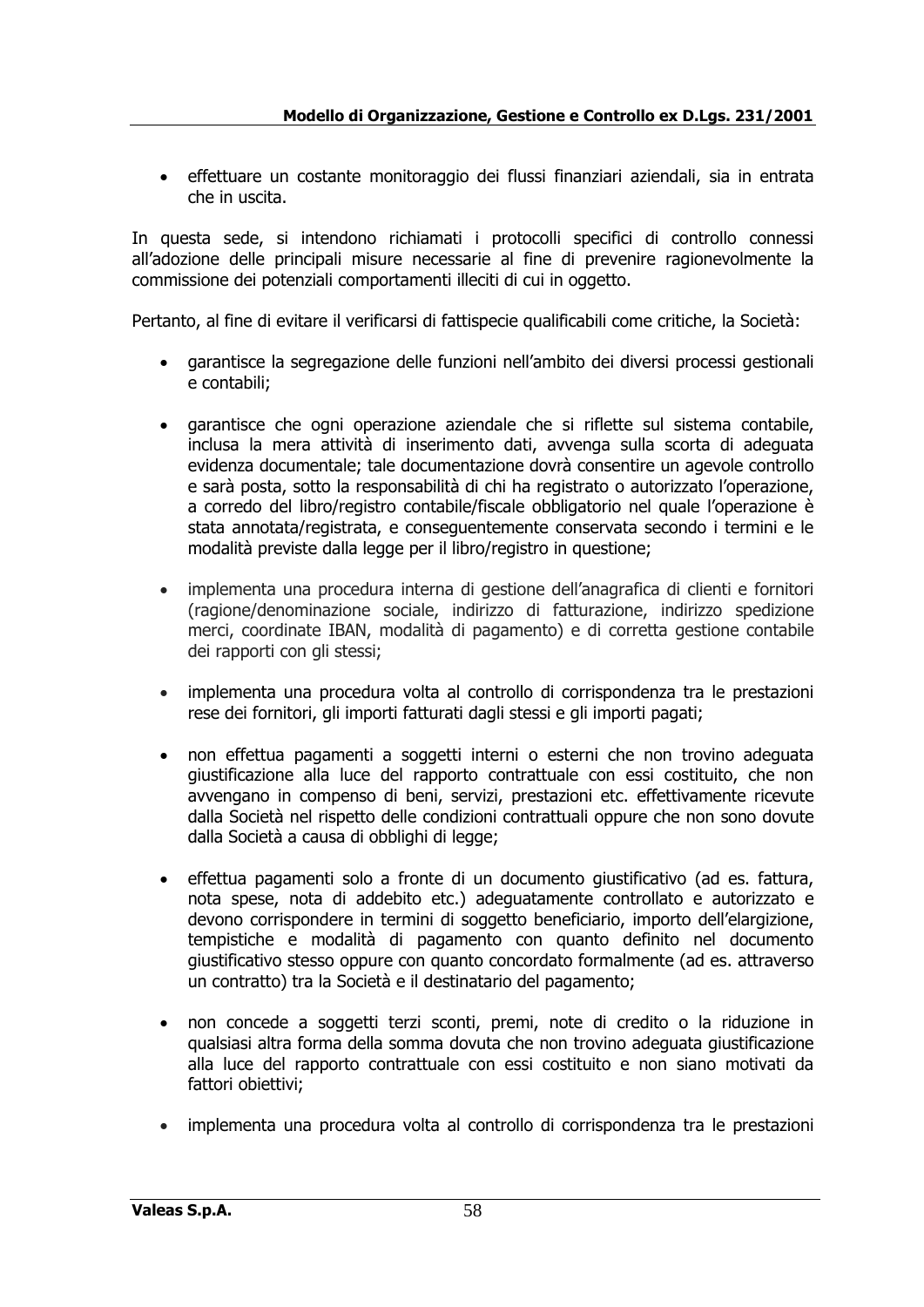- effettuare un costante monitoraggio dei flussi finanziari aziendali, sia in entrata che in uscita.

In questa sede, si intendono richiamati i protocolli specifici di controllo connessi all'adozione delle principali misure necessarie al fine di prevenire ragionevolmente la commissione dei potenziali comportamenti illeciti di cui in oggetto.

Pertanto, al fine di evitare il verificarsi di fattispecie qualificabili come critiche, la Società:

- garantisce la segregazione delle funzioni nell'ambito dei diversi processi gestionali e contabili;

- garantisce che ogni operazione aziendale che si riflette sul sistema contabile, inclusa la mera attività di inserimento dati, avvenga sulla scorta di adeguata evidenza documentale; tale documentazione dovrà consentire un agevole controllo e sarà posta, sotto la responsabilità di chi ha registrato o autorizzato l'operazione, a corredo del libro/registro contabile/fiscale obbligatorio nel quale l'operazione è stata annotata/registrata, e conseguentemente conservata secondo i termini e le modalità previste dalla legge per il libro/registro in questione;

- implementa una procedura interna di gestione dell'anagrafica di clienti e fornitori (ragione/denominazione sociale, indirizzo di fatturazione, indirizzo spedizione merci, coordinate IBAN, modalità di pagamento) e di corretta gestione contabile dei rapporti con gli stessi;

- implementa una procedura volta al controllo di corrispondenza tra le prestazioni rese dei fornitori, gli importi fatturati dagli stessi e gli importi pagati;

- non effettua pagamenti a soggetti interni o esterni che non trovino adeguata giustificazione alla luce del rapporto contrattuale con essi costituito, che non avvengano in compenso di beni, servizi, prestazioni etc. effettivamente ricevute dalla Società nel rispetto delle condizioni contrattuali oppure che non sono dovute dalla Società a causa di obblighi di legge;

- effettua pagamenti solo a fronte di un documento giustificativo (ad es. fattura, nota spese, nota di addebito etc.) adeguatamente controllato e autorizzato e devono corrispondere in termini di soggetto beneficiario, importo dell'elargizione, tempistiche e modalità di pagamento con quanto definito nel documento giustificativo stesso oppure con quanto concordato formalmente (ad es. attraverso un contratto) tra la Società e il destinatario del pagamento;

- non concede a soggetti terzi sconti, premi, note di credito o la riduzione in qualsiasi altra forma della somma dovuta che non trovino adeguata giustificazione alla luce del rapporto contrattuale con essi costituito e non siano motivati da fattori obiettivi;

- implementa una procedura volta al controllo di corrispondenza tra le prestazioni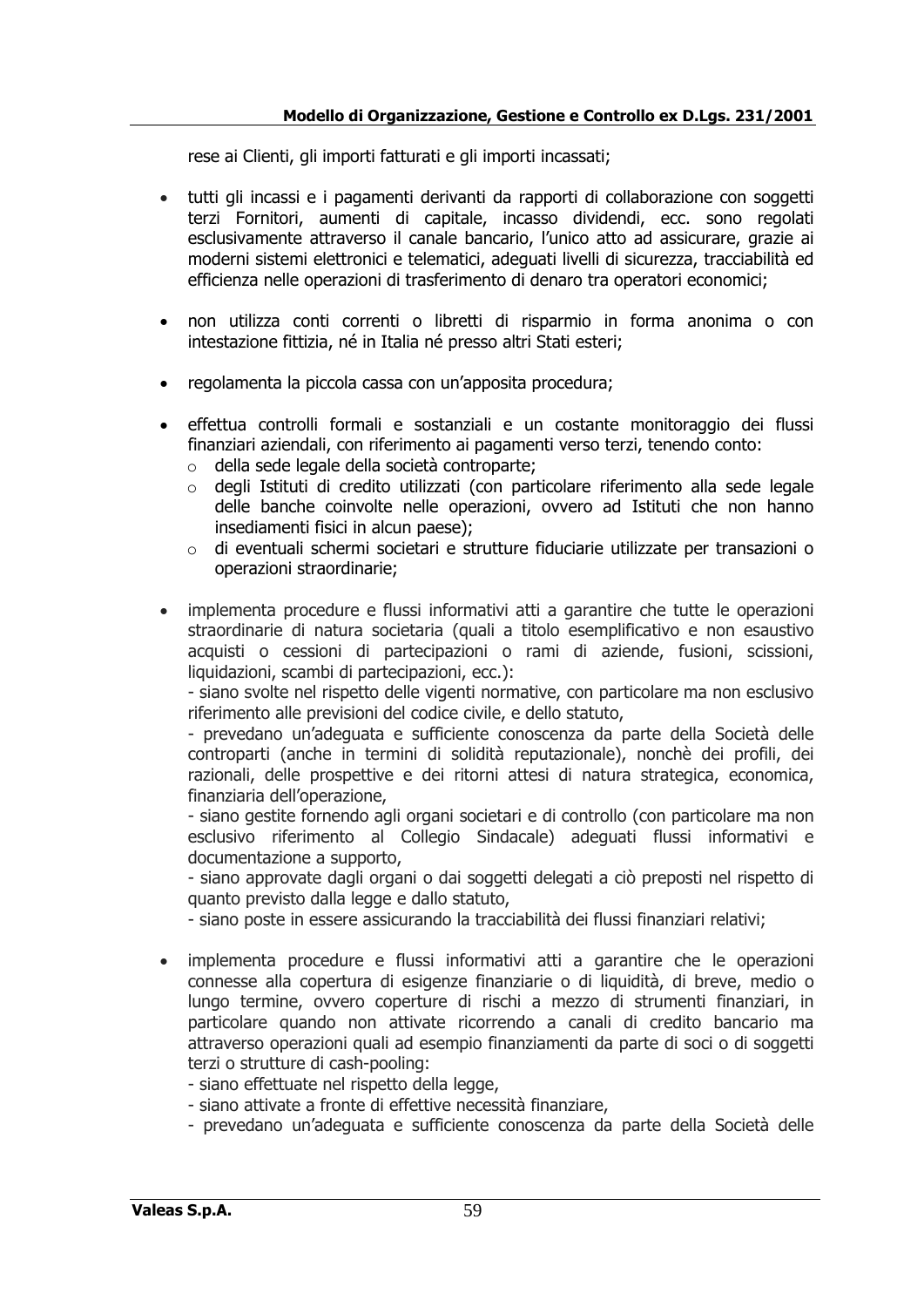rese ai Clienti, gli importi fatturati e gli importi incassati;

- tutti gli incassi e i pagamenti derivanti da rapporti di collaborazione con soggetti terzi Fornitori, aumenti di capitale, incasso dividendi, ecc. sono regolati esclusivamente attraverso il canale bancario, l'unico atto ad assicurare, grazie ai moderni sistemi elettronici e telematici, adeguati livelli di sicurezza, tracciabilità ed efficienza nelle operazioni di trasferimento di denaro tra operatori economici;

- non utilizza conti correnti o libretti di risparmio in forma anonima o con intestazione fittizia, né in Italia né presso altri Stati esteri;

- regolamenta la piccola cassa con un'apposita procedura;

- effettua controlli formali e sostanziali e un costante monitoraggio dei flussi finanziari aziendali, con riferimento ai pagamenti verso terzi, tenendo conto:
  - della sede legale della società controparte;
  - degli Istituti di credito utilizzati (con particolare riferimento alla sede legale delle banche coinvolte nelle operazioni, ovvero ad Istituti che non hanno insediamenti fisici in alcun paese);
  - di eventuali schermi societari e strutture fiduciarie utilizzate per transazioni o operazioni straordinarie;

- implementa procedure e flussi informativi atti a garantire che tutte le operazioni straordinarie di natura societaria (quali a titolo esemplificativo e non esaustivo acquisti o cessioni di partecipazioni o rami di aziende, fusioni, scissioni, liquidazioni, scambi di partecipazioni, ecc.):
  - siano svolte nel rispetto delle vigenti normative, con particolare ma non esclusivo riferimento alle previsioni del codice civile, e dello statuto,
  - prevedano un'adeguata e sufficiente conoscenza da parte della Società delle controparti (anche in termini di solidità reputazionale), nonchè dei profili, dei razionali, delle prospettive e dei ritorni attesi di natura strategica, economica, finanziaria dell'operazione,
  - siano gestite fornendo agli organi societari e di controllo (con particolare ma non esclusivo riferimento al Collegio Sindacale) adeguati flussi informativi e documentazione a supporto,
  - siano approvate dagli organi o dai soggetti delegati a ciò preposti nel rispetto di quanto previsto dalla legge e dallo statuto,
  - siano poste in essere assicurando la tracciabilità dei flussi finanziari relativi;

- implementa procedure e flussi informativi atti a garantire che le operazioni connesse alla copertura di esigenze finanziarie o di liquidità, di breve, medio o lungo termine, ovvero coperture di rischi a mezzo di strumenti finanziari, in particolare quando non attivate ricorrendo a canali di credito bancario ma attraverso operazioni quali ad esempio finanziamenti da parte di soci o di soggetti terzi o strutture di cash-pooling:
  - siano effettuate nel rispetto della legge,
  - siano attivate a fronte di effettive necessità finanziare,
  - prevedano un'adeguata e sufficiente conoscenza da parte della Società delle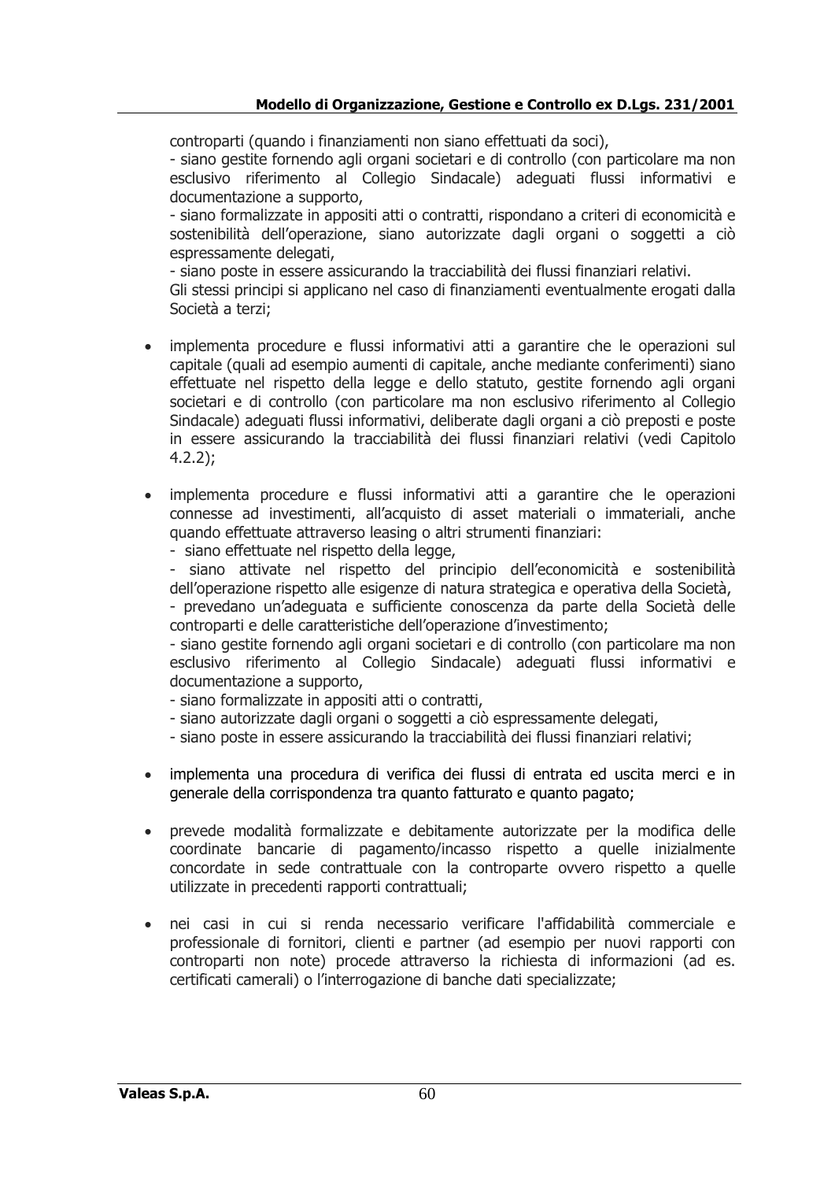controparti (quando i finanziamenti non siano effettuati da soci),
- siano gestite fornendo agli organi societari e di controllo (con particolare ma non esclusivo riferimento al Collegio Sindacale) adeguati flussi informativi e documentazione a supporto,
- siano formalizzate in appositi atti o contratti, rispondano a criteri di economicità e sostenibilità dell'operazione, siano autorizzate dagli organi o soggetti a ciò espressamente delegati,
- siano poste in essere assicurando la tracciabilità dei flussi finanziari relativi.
Gli stessi principi si applicano nel caso di finanziamenti eventualmente erogati dalla Società a terzi;

- implementa procedure e flussi informativi atti a garantire che le operazioni sul capitale (quali ad esempio aumenti di capitale, anche mediante conferimenti) siano effettuate nel rispetto della legge e dello statuto, gestite fornendo agli organi societari e di controllo (con particolare ma non esclusivo riferimento al Collegio Sindacale) adeguati flussi informativi, deliberate dagli organi a ciò preposti e poste in essere assicurando la tracciabilità dei flussi finanziari relativi (vedi Capitolo 4.2.2);

- implementa procedure e flussi informativi atti a garantire che le operazioni connesse ad investimenti, all'acquisto di asset materiali o immateriali, anche quando effettuate attraverso leasing o altri strumenti finanziari:
  - siano effettuate nel rispetto della legge,
  - siano attivate nel rispetto del principio dell'economicità e sostenibilità dell'operazione rispetto alle esigenze di natura strategica e operativa della Società,
  - prevedano un'adeguata e sufficiente conoscenza da parte della Società delle controparti e delle caratteristiche dell'operazione d'investimento;
  - siano gestite fornendo agli organi societari e di controllo (con particolare ma non esclusivo riferimento al Collegio Sindacale) adeguati flussi informativi e documentazione a supporto,
  - siano formalizzate in appositi atti o contratti,
  - siano autorizzate dagli organi o soggetti a ciò espressamente delegati,
  - siano poste in essere assicurando la tracciabilità dei flussi finanziari relativi;

- implementa una procedura di verifica dei flussi di entrata ed uscita merci e in generale della corrispondenza tra quanto fatturato e quanto pagato;

- prevede modalità formalizzate e debitamente autorizzate per la modifica delle coordinate bancarie di pagamento/incasso rispetto a quelle inizialmente concordate in sede contrattuale con la controparte ovvero rispetto a quelle utilizzate in precedenti rapporti contrattuali;

- nei casi in cui si renda necessario verificare l'affidabilità commerciale e professionale di fornitori, clienti e partner (ad esempio per nuovi rapporti con controparti non note) procede attraverso la richiesta di informazioni (ad es. certificati camerali) o l'interrogazione di banche dati specializzate;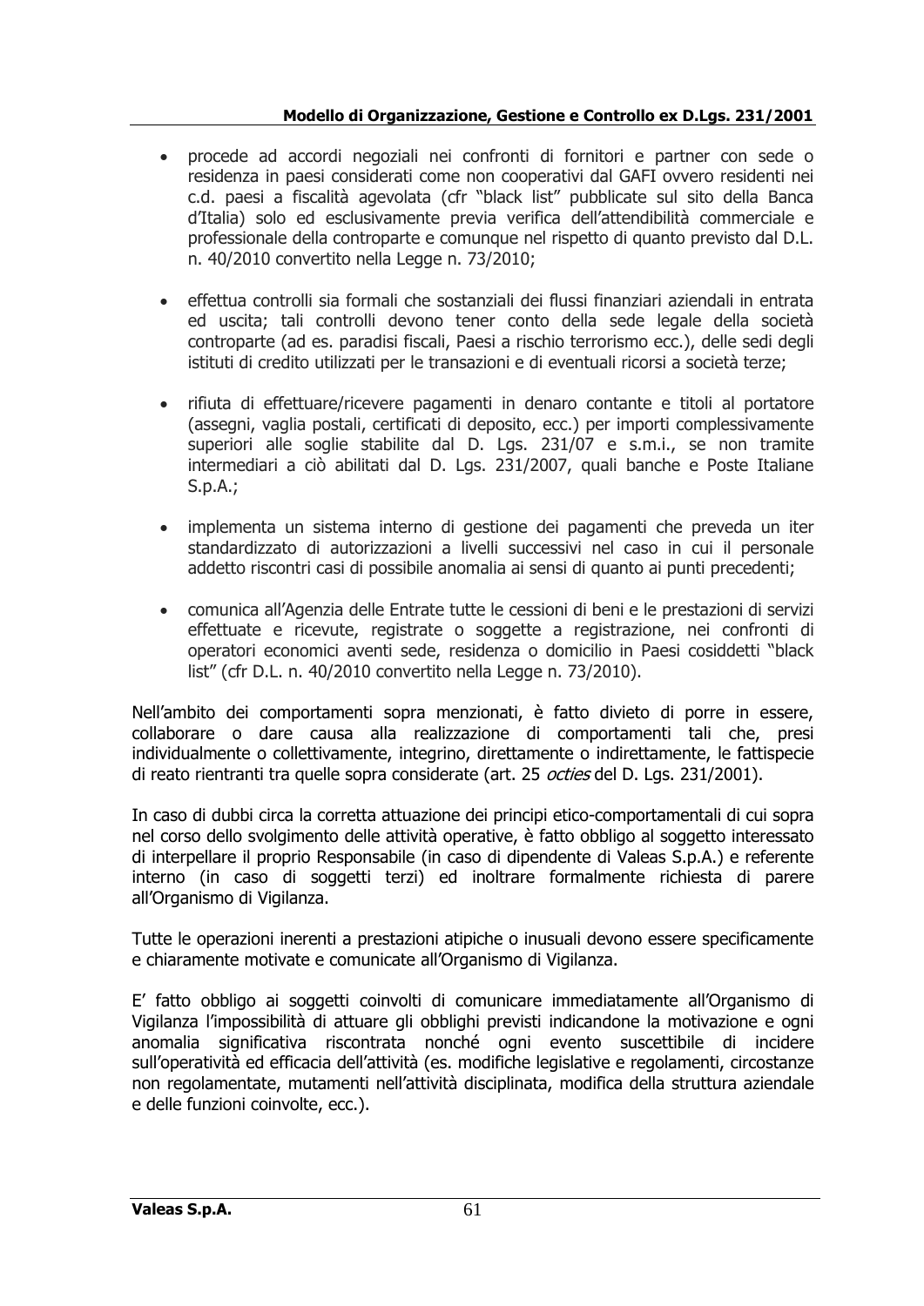- procede ad accordi negoziali nei confronti di fornitori e partner con sede o residenza in paesi considerati come non cooperativi dal GAFI ovvero residenti nei c.d. paesi a fiscalità agevolata (cfr "black list" pubblicate sul sito della Banca d'Italia) solo ed esclusivamente previa verifica dell'attendibilità commerciale e professionale della controparte e comunque nel rispetto di quanto previsto dal D.L. n. 40/2010 convertito nella Legge n. 73/2010;

- effettua controlli sia formali che sostanziali dei flussi finanziari aziendali in entrata ed uscita; tali controlli devono tener conto della sede legale della società controparte (ad es. paradisi fiscali, Paesi a rischio terrorismo ecc.), delle sedi degli istituti di credito utilizzati per le transazioni e di eventuali ricorsi a società terze;

- rifiuta di effettuare/ricevere pagamenti in denaro contante e titoli al portatore (assegni, vaglia postali, certificati di deposito, ecc.) per importi complessivamente superiori alle soglie stabilite dal D. Lgs. 231/07 e s.m.i., se non tramite intermediari a ciò abilitati dal D. Lgs. 231/2007, quali banche e Poste Italiane S.p.A.;

- implementa un sistema interno di gestione dei pagamenti che preveda un iter standardizzato di autorizzazioni a livelli successivi nel caso in cui il personale addetto riscontri casi di possibile anomalia ai sensi di quanto ai punti precedenti;

- comunica all'Agenzia delle Entrate tutte le cessioni di beni e le prestazioni di servizi effettuate e ricevute, registrate o soggette a registrazione, nei confronti di operatori economici aventi sede, residenza o domicilio in Paesi cosiddetti "black list" (cfr D.L. n. 40/2010 convertito nella Legge n. 73/2010).

Nell'ambito dei comportamenti sopra menzionati, è fatto divieto di porre in essere, collaborare o dare causa alla realizzazione di comportamenti tali che, presi individualmente o collettivamente, integrino, direttamente o indirettamente, le fattispecie di reato rientranti tra quelle sopra considerate (art. 25 *octies* del D. Lgs. 231/2001).

In caso di dubbi circa la corretta attuazione dei principi etico-comportamentali di cui sopra nel corso dello svolgimento delle attività operative, è fatto obbligo al soggetto interessato di interpellare il proprio Responsabile (in caso di dipendente di Valeas S.p.A.) e referente interno (in caso di soggetti terzi) ed inoltrare formalmente richiesta di parere all'Organismo di Vigilanza.

Tutte le operazioni inerenti a prestazioni atipiche o inusuali devono essere specificamente e chiaramente motivate e comunicate all'Organismo di Vigilanza.

E' fatto obbligo ai soggetti coinvolti di comunicare immediatamente all'Organismo di Vigilanza l'impossibilità di attuare gli obblighi previsti indicandone la motivazione e ogni anomalia significativa riscontrata nonché ogni evento suscettibile di incidere sull'operatività ed efficacia dell'attività (es. modifiche legislative e regolamenti, circostanze non regolamentate, mutamenti nell'attività disciplinata, modifica della struttura aziendale e delle funzioni coinvolte, ecc.).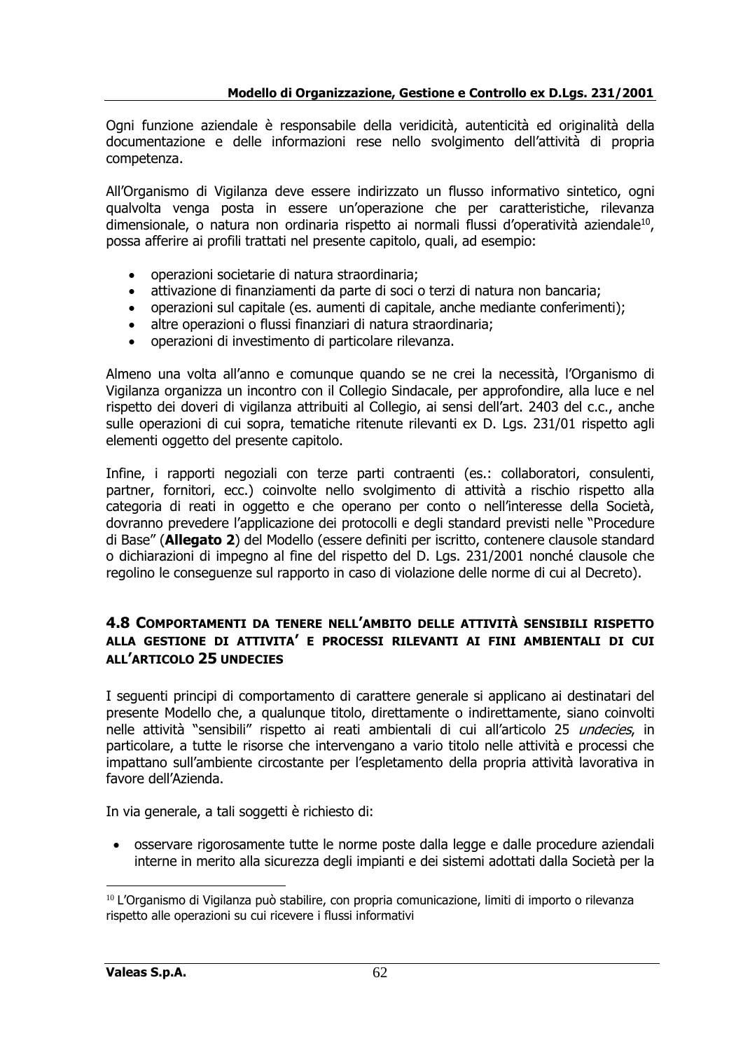Ogni funzione aziendale è responsabile della veridicità, autenticità ed originalità della documentazione e delle informazioni rese nello svolgimento dell'attività di propria competenza.

All'Organismo di Vigilanza deve essere indirizzato un flusso informativo sintetico, ogni qualvolta venga posta in essere un'operazione che per caratteristiche, rilevanza dimensionale, o natura non ordinaria rispetto ai normali flussi d'operatività aziendale[10], possa afferire ai profili trattati nel presente capitolo, quali, ad esempio:

- operazioni societarie di natura straordinaria;
- attivazione di finanziamenti da parte di soci o terzi di natura non bancaria;
- operazioni sul capitale (es. aumenti di capitale, anche mediante conferimenti);
- altre operazioni o flussi finanziari di natura straordinaria;
- operazioni di investimento di particolare rilevanza.

Almeno una volta all'anno e comunque quando se ne crei la necessità, l'Organismo di Vigilanza organizza un incontro con il Collegio Sindacale, per approfondire, alla luce e nel rispetto dei doveri di vigilanza attribuiti al Collegio, ai sensi dell'art. 2403 del c.c., anche sulle operazioni di cui sopra, tematiche ritenute rilevanti ex D. Lgs. 231/01 rispetto agli elementi oggetto del presente capitolo.

Infine, i rapporti negoziali con terze parti contraenti (es.: collaboratori, consulenti, partner, fornitori, ecc.) coinvolte nello svolgimento di attività a rischio rispetto alla categoria di reati in oggetto e che operano per conto o nell'interesse della Società, dovranno prevedere l'applicazione dei protocolli e degli standard previsti nelle "Procedure di Base" (**Allegato 2**) del Modello (essere definiti per iscritto, contenere clausole standard o dichiarazioni di impegno al fine del rispetto del D. Lgs. 231/2001 nonché clausole che regolino le conseguenze sul rapporto in caso di violazione delle norme di cui al Decreto).

## 4.8 Comportamenti da tenere nell'ambito delle attività sensibili rispetto alla gestione di attivita' e processi rilevanti ai fini ambientali di cui all'articolo 25 undecies

I seguenti principi di comportamento di carattere generale si applicano ai destinatari del presente Modello che, a qualunque titolo, direttamente o indirettamente, siano coinvolti nelle attività "sensibili" rispetto ai reati ambientali di cui all'articolo 25 *undecies*, in particolare, a tutte le risorse che intervengano a vario titolo nelle attività e processi che impattano sull'ambiente circostante per l'espletamento della propria attività lavorativa in favore dell'Azienda.

In via generale, a tali soggetti è richiesto di:

- osservare rigorosamente tutte le norme poste dalla legge e dalle procedure aziendali interne in merito alla sicurezza degli impianti e dei sistemi adottati dalla Società per la

[10] L'Organismo di Vigilanza può stabilire, con propria comunicazione, limiti di importo o rilevanza rispetto alle operazioni su cui ricevere i flussi informativi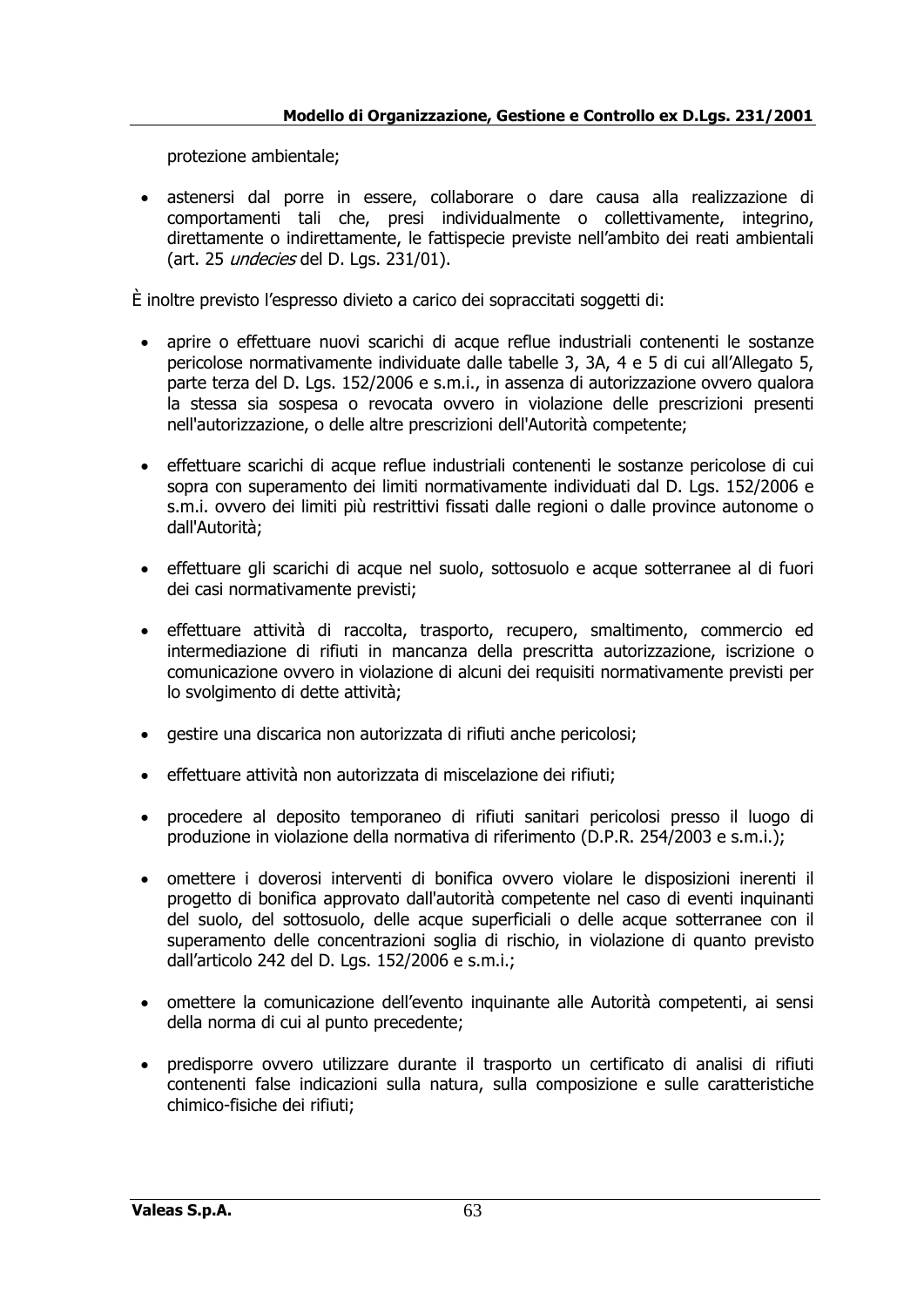protezione ambientale;

- astenersi dal porre in essere, collaborare o dare causa alla realizzazione di comportamenti tali che, presi individualmente o collettivamente, integrino, direttamente o indirettamente, le fattispecie previste nell'ambito dei reati ambientali (art. 25 *undecies* del D. Lgs. 231/01).

È inoltre previsto l'espresso divieto a carico dei sopraccitati soggetti di:

- aprire o effettuare nuovi scarichi di acque reflue industriali contenenti le sostanze pericolose normativamente individuate dalle tabelle 3, 3A, 4 e 5 di cui all'Allegato 5, parte terza del D. Lgs. 152/2006 e s.m.i., in assenza di autorizzazione ovvero qualora la stessa sia sospesa o revocata ovvero in violazione delle prescrizioni presenti nell'autorizzazione, o delle altre prescrizioni dell'Autorità competente;

- effettuare scarichi di acque reflue industriali contenenti le sostanze pericolose di cui sopra con superamento dei limiti normativamente individuati dal D. Lgs. 152/2006 e s.m.i. ovvero dei limiti più restrittivi fissati dalle regioni o dalle province autonome o dall'Autorità;

- effettuare gli scarichi di acque nel suolo, sottosuolo e acque sotterranee al di fuori dei casi normativamente previsti;

- effettuare attività di raccolta, trasporto, recupero, smaltimento, commercio ed intermediazione di rifiuti in mancanza della prescritta autorizzazione, iscrizione o comunicazione ovvero in violazione di alcuni dei requisiti normativamente previsti per lo svolgimento di dette attività;

- gestire una discarica non autorizzata di rifiuti anche pericolosi;

- effettuare attività non autorizzata di miscelazione dei rifiuti;

- procedere al deposito temporaneo di rifiuti sanitari pericolosi presso il luogo di produzione in violazione della normativa di riferimento (D.P.R. 254/2003 e s.m.i.);

- omettere i doverosi interventi di bonifica ovvero violare le disposizioni inerenti il progetto di bonifica approvato dall'autorità competente nel caso di eventi inquinanti del suolo, del sottosuolo, delle acque superficiali o delle acque sotterranee con il superamento delle concentrazioni soglia di rischio, in violazione di quanto previsto dall'articolo 242 del D. Lgs. 152/2006 e s.m.i.;

- omettere la comunicazione dell'evento inquinante alle Autorità competenti, ai sensi della norma di cui al punto precedente;

- predisporre ovvero utilizzare durante il trasporto un certificato di analisi di rifiuti contenenti false indicazioni sulla natura, sulla composizione e sulle caratteristiche chimico-fisiche dei rifiuti;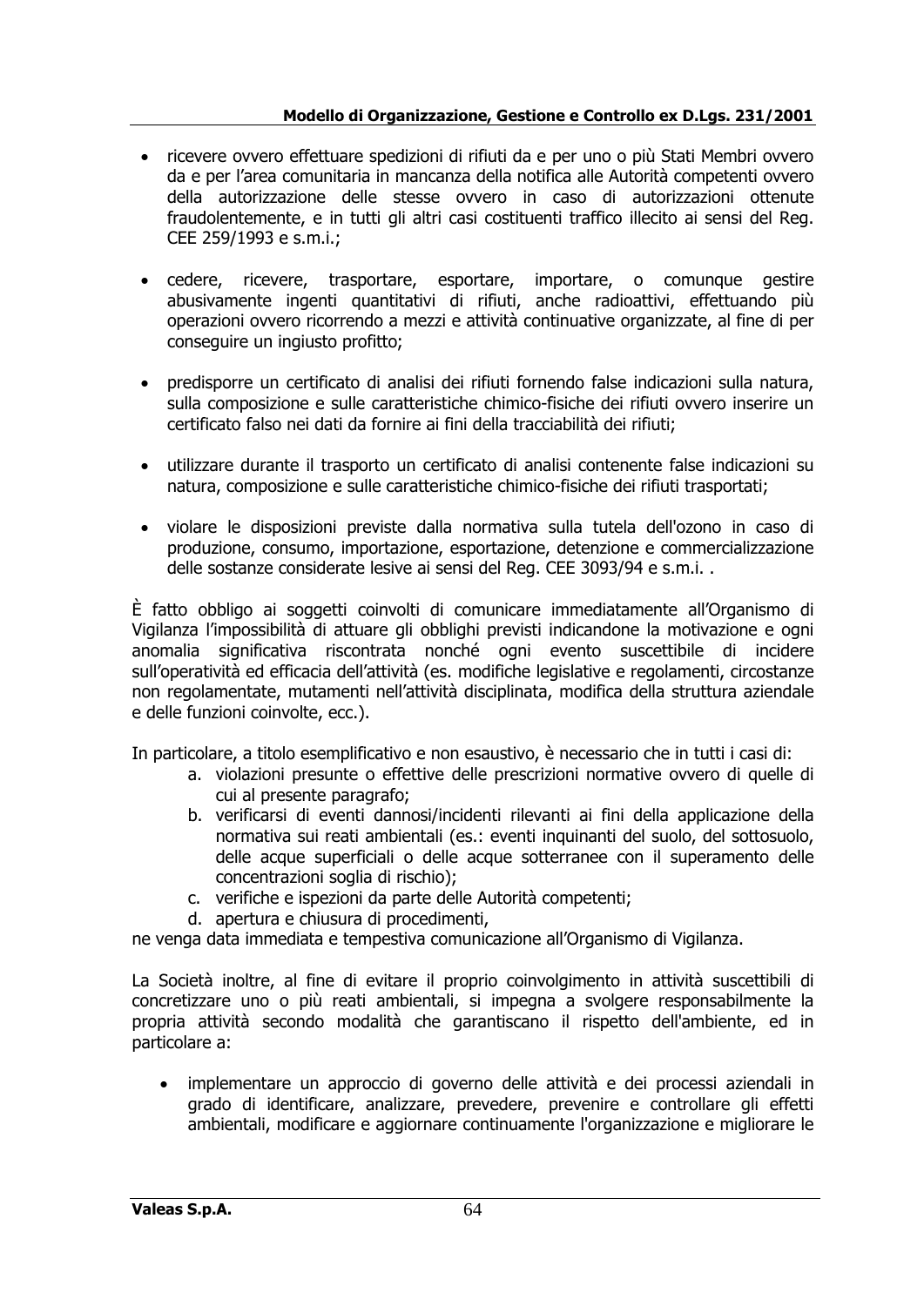- ricevere ovvero effettuare spedizioni di rifiuti da e per uno o più Stati Membri ovvero da e per l'area comunitaria in mancanza della notifica alle Autorità competenti ovvero della autorizzazione delle stesse ovvero in caso di autorizzazioni ottenute fraudolentemente, e in tutti gli altri casi costituenti traffico illecito ai sensi del Reg. CEE 259/1993 e s.m.i.;

- cedere, ricevere, trasportare, esportare, importare, o comunque gestire abusivamente ingenti quantitativi di rifiuti, anche radioattivi, effettuando più operazioni ovvero ricorrendo a mezzi e attività continuative organizzate, al fine di per conseguire un ingiusto profitto;

- predisporre un certificato di analisi dei rifiuti fornendo false indicazioni sulla natura, sulla composizione e sulle caratteristiche chimico-fisiche dei rifiuti ovvero inserire un certificato falso nei dati da fornire ai fini della tracciabilità dei rifiuti;

- utilizzare durante il trasporto un certificato di analisi contenente false indicazioni su natura, composizione e sulle caratteristiche chimico-fisiche dei rifiuti trasportati;

- violare le disposizioni previste dalla normativa sulla tutela dell'ozono in caso di produzione, consumo, importazione, esportazione, detenzione e commercializzazione delle sostanze considerate lesive ai sensi del Reg. CEE 3093/94 e s.m.i. .

È fatto obbligo ai soggetti coinvolti di comunicare immediatamente all'Organismo di Vigilanza l'impossibilità di attuare gli obblighi previsti indicandone la motivazione e ogni anomalia significativa riscontrata nonché ogni evento suscettibile di incidere sull'operatività ed efficacia dell'attività (es. modifiche legislative e regolamenti, circostanze non regolamentate, mutamenti nell'attività disciplinata, modifica della struttura aziendale e delle funzioni coinvolte, ecc.).

In particolare, a titolo esemplificativo e non esaustivo, è necessario che in tutti i casi di:

a. violazioni presunte o effettive delle prescrizioni normative ovvero di quelle di cui al presente paragrafo;
b. verificarsi di eventi dannosi/incidenti rilevanti ai fini della applicazione della normativa sui reati ambientali (es.: eventi inquinanti del suolo, del sottosuolo, delle acque superficiali o delle acque sotterranee con il superamento delle concentrazioni soglia di rischio);
c. verifiche e ispezioni da parte delle Autorità competenti;
d. apertura e chiusura di procedimenti,

ne venga data immediata e tempestiva comunicazione all'Organismo di Vigilanza.

La Società inoltre, al fine di evitare il proprio coinvolgimento in attività suscettibili di concretizzare uno o più reati ambientali, si impegna a svolgere responsabilmente la propria attività secondo modalità che garantiscano il rispetto dell'ambiente, ed in particolare a:

- implementare un approccio di governo delle attività e dei processi aziendali in grado di identificare, analizzare, prevedere, prevenire e controllare gli effetti ambientali, modificare e aggiornare continuamente l'organizzazione e migliorare le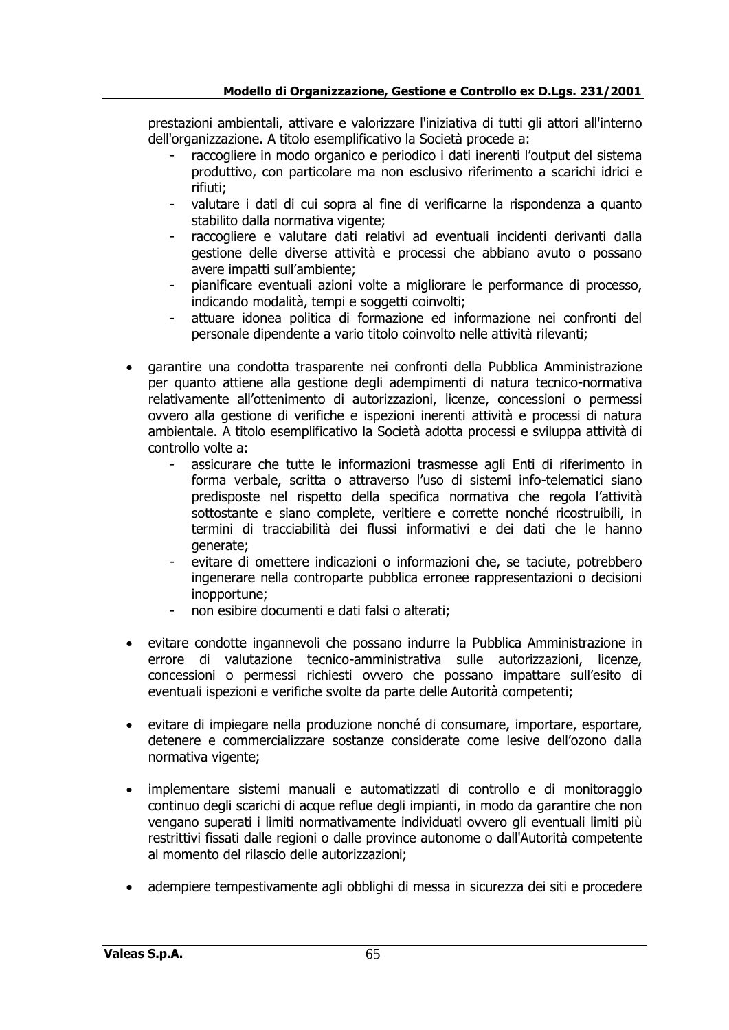prestazioni ambientali, attivare e valorizzare l'iniziativa di tutti gli attori all'interno dell'organizzazione. A titolo esemplificativo la Società procede a:

- raccogliere in modo organico e periodico i dati inerenti l'output del sistema produttivo, con particolare ma non esclusivo riferimento a scarichi idrici e rifiuti;
- valutare i dati di cui sopra al fine di verificarne la rispondenza a quanto stabilito dalla normativa vigente;
- raccogliere e valutare dati relativi ad eventuali incidenti derivanti dalla gestione delle diverse attività e processi che abbiano avuto o possano avere impatti sull'ambiente;
- pianificare eventuali azioni volte a migliorare le performance di processo, indicando modalità, tempi e soggetti coinvolti;
- attuare idonea politica di formazione ed informazione nei confronti del personale dipendente a vario titolo coinvolto nelle attività rilevanti;

- garantire una condotta trasparente nei confronti della Pubblica Amministrazione per quanto attiene alla gestione degli adempimenti di natura tecnico-normativa relativamente all'ottenimento di autorizzazioni, licenze, concessioni o permessi ovvero alla gestione di verifiche e ispezioni inerenti attività e processi di natura ambientale. A titolo esemplificativo la Società adotta processi e sviluppa attività di controllo volte a:
  - assicurare che tutte le informazioni trasmesse agli Enti di riferimento in forma verbale, scritta o attraverso l'uso di sistemi info-telematici siano predisposte nel rispetto della specifica normativa che regola l'attività sottostante e siano complete, veritiere e corrette nonché ricostruibili, in termini di tracciabilità dei flussi informativi e dei dati che le hanno generate;
  - evitare di omettere indicazioni o informazioni che, se taciute, potrebbero ingenerare nella controparte pubblica erronee rappresentazioni o decisioni inopportune;
  - non esibire documenti e dati falsi o alterati;

- evitare condotte ingannevoli che possano indurre la Pubblica Amministrazione in errore di valutazione tecnico-amministrativa sulle autorizzazioni, licenze, concessioni o permessi richiesti ovvero che possano impattare sull'esito di eventuali ispezioni e verifiche svolte da parte delle Autorità competenti;

- evitare di impiegare nella produzione nonché di consumare, importare, esportare, detenere e commercializzare sostanze considerate come lesive dell'ozono dalla normativa vigente;

- implementare sistemi manuali e automatizzati di controllo e di monitoraggio continuo degli scarichi di acque reflue degli impianti, in modo da garantire che non vengano superati i limiti normativamente individuati ovvero gli eventuali limiti più restrittivi fissati dalle regioni o dalle province autonome o dall'Autorità competente al momento del rilascio delle autorizzazioni;

- adempiere tempestivamente agli obblighi di messa in sicurezza dei siti e procedere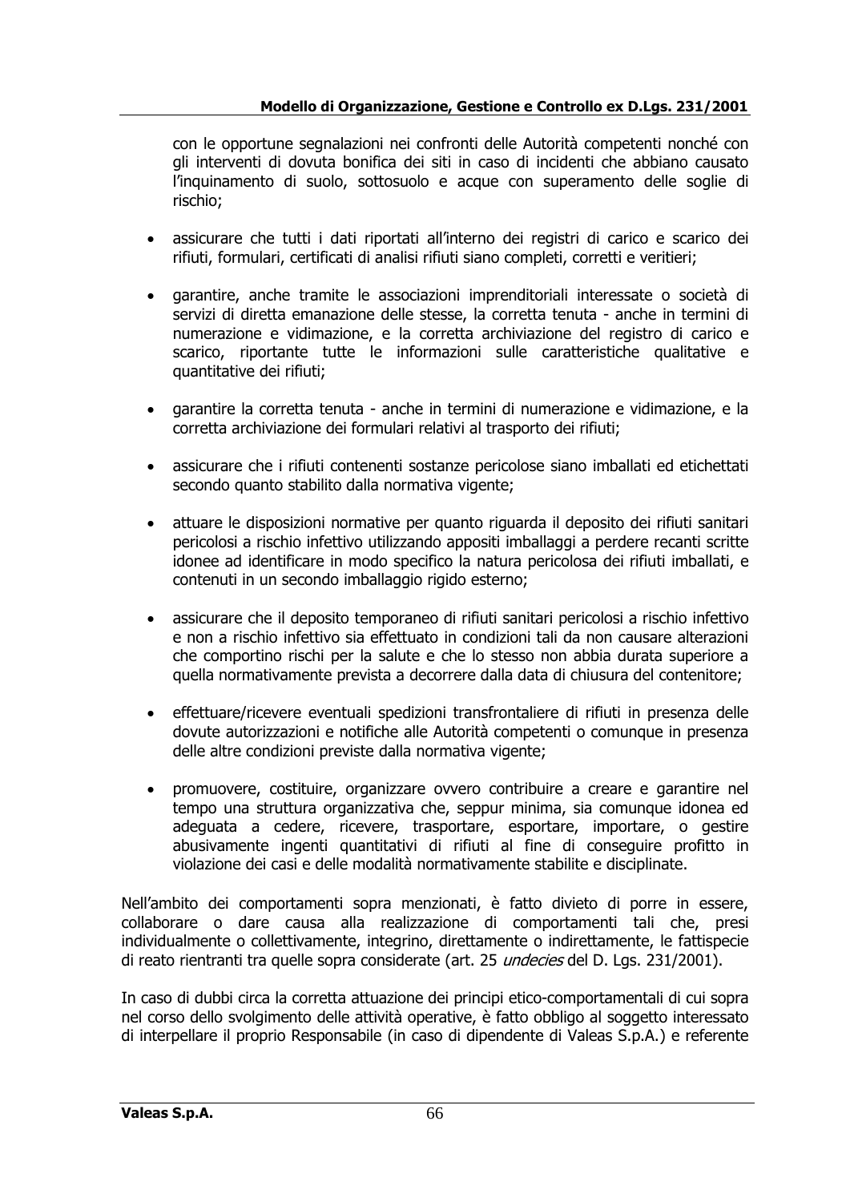con le opportune segnalazioni nei confronti delle Autorità competenti nonché con gli interventi di dovuta bonifica dei siti in caso di incidenti che abbiano causato l'inquinamento di suolo, sottosuolo e acque con superamento delle soglie di rischio;

- assicurare che tutti i dati riportati all'interno dei registri di carico e scarico dei rifiuti, formulari, certificati di analisi rifiuti siano completi, corretti e veritieri;
- garantire, anche tramite le associazioni imprenditoriali interessate o società di servizi di diretta emanazione delle stesse, la corretta tenuta - anche in termini di numerazione e vidimazione, e la corretta archiviazione del registro di carico e scarico, riportante tutte le informazioni sulle caratteristiche qualitative e quantitative dei rifiuti;
- garantire la corretta tenuta - anche in termini di numerazione e vidimazione, e la corretta archiviazione dei formulari relativi al trasporto dei rifiuti;
- assicurare che i rifiuti contenenti sostanze pericolose siano imballati ed etichettati secondo quanto stabilito dalla normativa vigente;
- attuare le disposizioni normative per quanto riguarda il deposito dei rifiuti sanitari pericolosi a rischio infettivo utilizzando appositi imballaggi a perdere recanti scritte idonee ad identificare in modo specifico la natura pericolosa dei rifiuti imballati, e contenuti in un secondo imballaggio rigido esterno;
- assicurare che il deposito temporaneo di rifiuti sanitari pericolosi a rischio infettivo e non a rischio infettivo sia effettuato in condizioni tali da non causare alterazioni che comportino rischi per la salute e che lo stesso non abbia durata superiore a quella normativamente prevista a decorrere dalla data di chiusura del contenitore;
- effettuare/ricevere eventuali spedizioni transfrontaliere di rifiuti in presenza delle dovute autorizzazioni e notifiche alle Autorità competenti o comunque in presenza delle altre condizioni previste dalla normativa vigente;
- promuovere, costituire, organizzare ovvero contribuire a creare e garantire nel tempo una struttura organizzativa che, seppur minima, sia comunque idonea ed adeguata a cedere, ricevere, trasportare, esportare, importare, o gestire abusivamente ingenti quantitativi di rifiuti al fine di conseguire profitto in violazione dei casi e delle modalità normativamente stabilite e disciplinate.

Nell'ambito dei comportamenti sopra menzionati, è fatto divieto di porre in essere, collaborare o dare causa alla realizzazione di comportamenti tali che, presi individualmente o collettivamente, integrino, direttamente o indirettamente, le fattispecie di reato rientranti tra quelle sopra considerate (art. 25 *undecies* del D. Lgs. 231/2001).

In caso di dubbi circa la corretta attuazione dei principi etico-comportamentali di cui sopra nel corso dello svolgimento delle attività operative, è fatto obbligo al soggetto interessato di interpellare il proprio Responsabile (in caso di dipendente di Valeas S.p.A.) e referente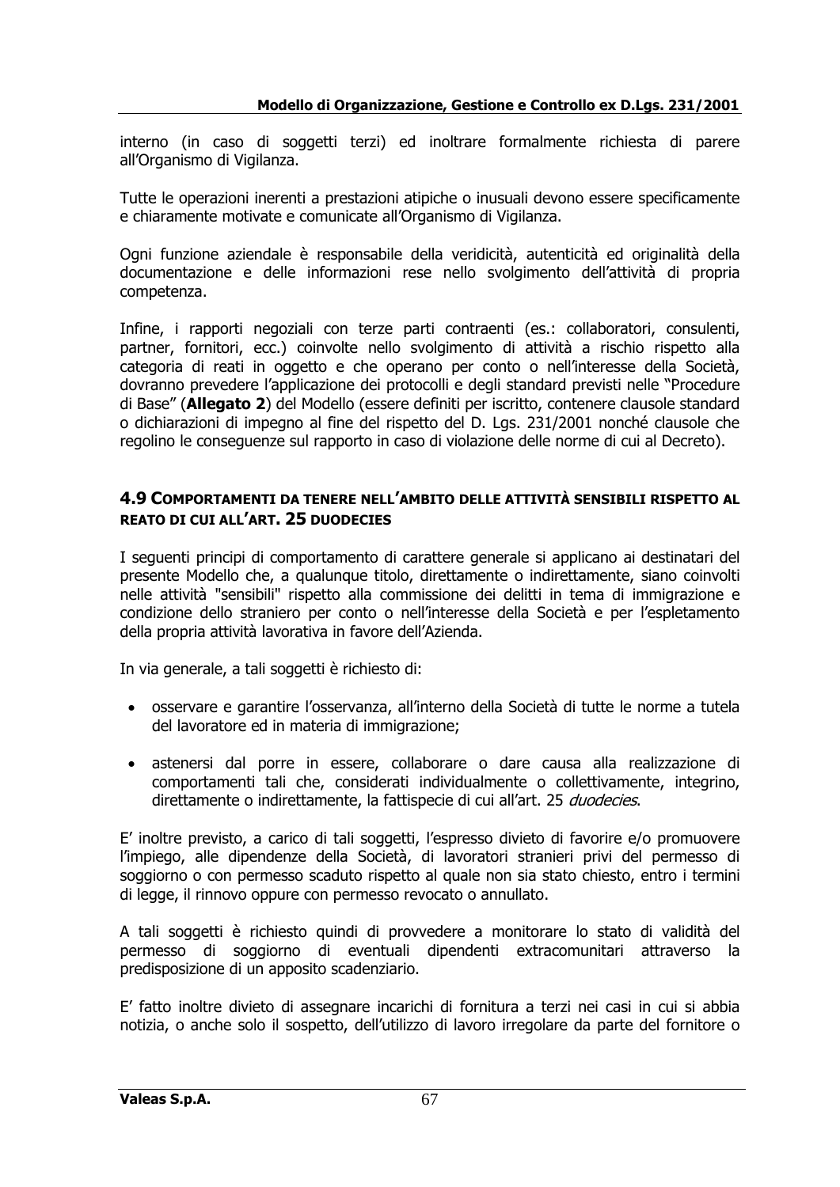interno (in caso di soggetti terzi) ed inoltrare formalmente richiesta di parere all'Organismo di Vigilanza.

Tutte le operazioni inerenti a prestazioni atipiche o inusuali devono essere specificamente e chiaramente motivate e comunicate all'Organismo di Vigilanza.

Ogni funzione aziendale è responsabile della veridicità, autenticità ed originalità della documentazione e delle informazioni rese nello svolgimento dell'attività di propria competenza.

Infine, i rapporti negoziali con terze parti contraenti (es.: collaboratori, consulenti, partner, fornitori, ecc.) coinvolte nello svolgimento di attività a rischio rispetto alla categoria di reati in oggetto e che operano per conto o nell'interesse della Società, dovranno prevedere l'applicazione dei protocolli e degli standard previsti nelle "Procedure di Base" (**Allegato 2**) del Modello (essere definiti per iscritto, contenere clausole standard o dichiarazioni di impegno al fine del rispetto del D. Lgs. 231/2001 nonché clausole che regolino le conseguenze sul rapporto in caso di violazione delle norme di cui al Decreto).

### 4.9 COMPORTAMENTI DA TENERE NELL'AMBITO DELLE ATTIVITÀ SENSIBILI RISPETTO AL REATO DI CUI ALL'ART. 25 DUODECIES

I seguenti principi di comportamento di carattere generale si applicano ai destinatari del presente Modello che, a qualunque titolo, direttamente o indirettamente, siano coinvolti nelle attività "sensibili" rispetto alla commissione dei delitti in tema di immigrazione e condizione dello straniero per conto o nell'interesse della Società e per l'espletamento della propria attività lavorativa in favore dell'Azienda.

In via generale, a tali soggetti è richiesto di:

- osservare e garantire l'osservanza, all'interno della Società di tutte le norme a tutela del lavoratore ed in materia di immigrazione;
- astenersi dal porre in essere, collaborare o dare causa alla realizzazione di comportamenti tali che, considerati individualmente o collettivamente, integrino, direttamente o indirettamente, la fattispecie di cui all'art. 25 *duodecies*.

E' inoltre previsto, a carico di tali soggetti, l'espresso divieto di favorire e/o promuovere l'impiego, alle dipendenze della Società, di lavoratori stranieri privi del permesso di soggiorno o con permesso scaduto rispetto al quale non sia stato chiesto, entro i termini di legge, il rinnovo oppure con permesso revocato o annullato.

A tali soggetti è richiesto quindi di provvedere a monitorare lo stato di validità del permesso di soggiorno di eventuali dipendenti extracomunitari attraverso la predisposizione di un apposito scadenziario.

E' fatto inoltre divieto di assegnare incarichi di fornitura a terzi nei casi in cui si abbia notizia, o anche solo il sospetto, dell'utilizzo di lavoro irregolare da parte del fornitore o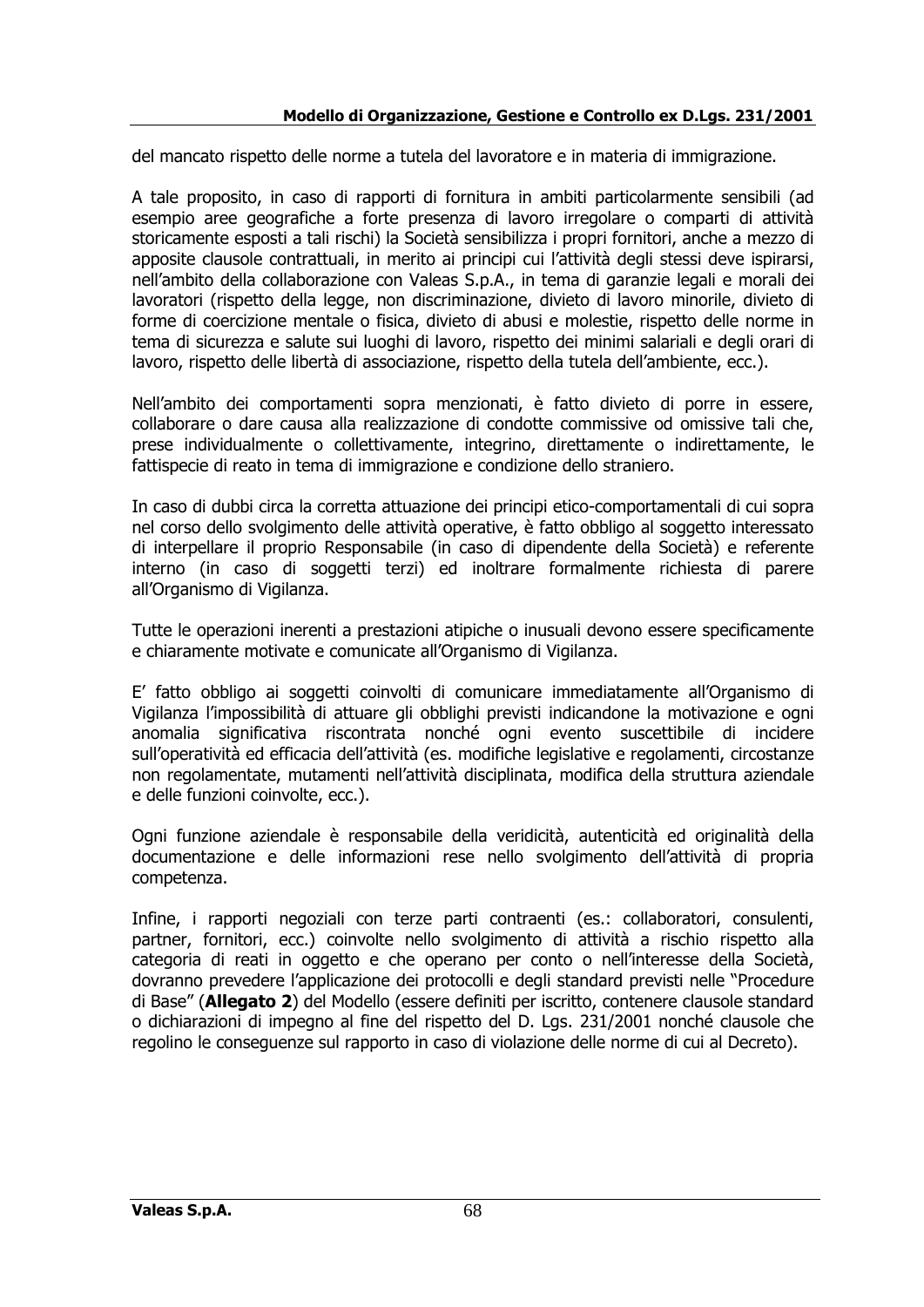del mancato rispetto delle norme a tutela del lavoratore e in materia di immigrazione.

A tale proposito, in caso di rapporti di fornitura in ambiti particolarmente sensibili (ad esempio aree geografiche a forte presenza di lavoro irregolare o comparti di attività storicamente esposti a tali rischi) la Società sensibilizza i propri fornitori, anche a mezzo di apposite clausole contrattuali, in merito ai principi cui l'attività degli stessi deve ispirarsi, nell'ambito della collaborazione con Valeas S.p.A., in tema di garanzie legali e morali dei lavoratori (rispetto della legge, non discriminazione, divieto di lavoro minorile, divieto di forme di coercizione mentale o fisica, divieto di abusi e molestie, rispetto delle norme in tema di sicurezza e salute sui luoghi di lavoro, rispetto dei minimi salariali e degli orari di lavoro, rispetto delle libertà di associazione, rispetto della tutela dell'ambiente, ecc.).

Nell'ambito dei comportamenti sopra menzionati, è fatto divieto di porre in essere, collaborare o dare causa alla realizzazione di condotte commissive od omissive tali che, prese individualmente o collettivamente, integrino, direttamente o indirettamente, le fattispecie di reato in tema di immigrazione e condizione dello straniero.

In caso di dubbi circa la corretta attuazione dei principi etico-comportamentali di cui sopra nel corso dello svolgimento delle attività operative, è fatto obbligo al soggetto interessato di interpellare il proprio Responsabile (in caso di dipendente della Società) e referente interno (in caso di soggetti terzi) ed inoltrare formalmente richiesta di parere all'Organismo di Vigilanza.

Tutte le operazioni inerenti a prestazioni atipiche o inusuali devono essere specificamente e chiaramente motivate e comunicate all'Organismo di Vigilanza.

E' fatto obbligo ai soggetti coinvolti di comunicare immediatamente all'Organismo di Vigilanza l'impossibilità di attuare gli obblighi previsti indicandone la motivazione e ogni anomalia significativa riscontrata nonché ogni evento suscettibile di incidere sull'operatività ed efficacia dell'attività (es. modifiche legislative e regolamenti, circostanze non regolamentate, mutamenti nell'attività disciplinata, modifica della struttura aziendale e delle funzioni coinvolte, ecc.).

Ogni funzione aziendale è responsabile della veridicità, autenticità ed originalità della documentazione e delle informazioni rese nello svolgimento dell'attività di propria competenza.

Infine, i rapporti negoziali con terze parti contraenti (es.: collaboratori, consulenti, partner, fornitori, ecc.) coinvolte nello svolgimento di attività a rischio rispetto alla categoria di reati in oggetto e che operano per conto o nell'interesse della Società, dovranno prevedere l'applicazione dei protocolli e degli standard previsti nelle "Procedure di Base" (**Allegato 2**) del Modello (essere definiti per iscritto, contenere clausole standard o dichiarazioni di impegno al fine del rispetto del D. Lgs. 231/2001 nonché clausole che regolino le conseguenze sul rapporto in caso di violazione delle norme di cui al Decreto).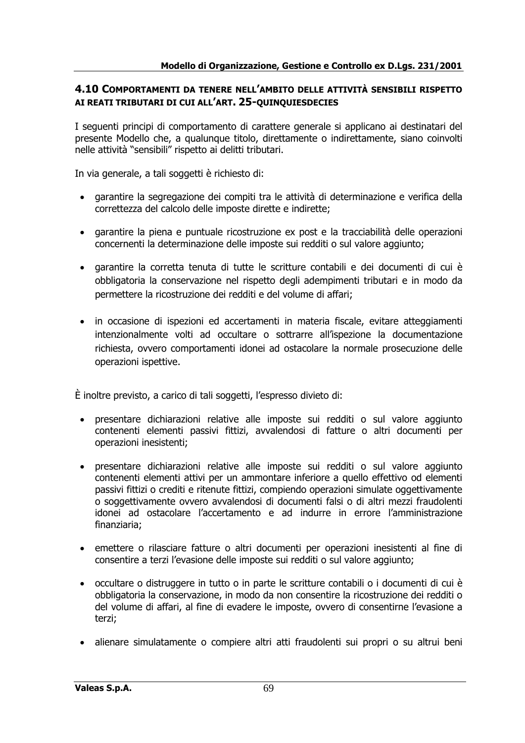## 4.10 Comportamenti da tenere nell'ambito delle attività sensibili rispetto ai reati tributari di cui all'art. 25-quinquiesdecies

I seguenti principi di comportamento di carattere generale si applicano ai destinatari del presente Modello che, a qualunque titolo, direttamente o indirettamente, siano coinvolti nelle attività "sensibili" rispetto ai delitti tributari.

In via generale, a tali soggetti è richiesto di:

- garantire la segregazione dei compiti tra le attività di determinazione e verifica della correttezza del calcolo delle imposte dirette e indirette;
- garantire la piena e puntuale ricostruzione ex post e la tracciabilità delle operazioni concernenti la determinazione delle imposte sui redditi o sul valore aggiunto;
- garantire la corretta tenuta di tutte le scritture contabili e dei documenti di cui è obbligatoria la conservazione nel rispetto degli adempimenti tributari e in modo da permettere la ricostruzione dei redditi e del volume di affari;
- in occasione di ispezioni ed accertamenti in materia fiscale, evitare atteggiamenti intenzionalmente volti ad occultare o sottrarre all'ispezione la documentazione richiesta, ovvero comportamenti idonei ad ostacolare la normale prosecuzione delle operazioni ispettive.

È inoltre previsto, a carico di tali soggetti, l'espresso divieto di:

- presentare dichiarazioni relative alle imposte sui redditi o sul valore aggiunto contenenti elementi passivi fittizi, avvalendosi di fatture o altri documenti per operazioni inesistenti;
- presentare dichiarazioni relative alle imposte sui redditi o sul valore aggiunto contenenti elementi attivi per un ammontare inferiore a quello effettivo od elementi passivi fittizi o crediti e ritenute fittizi, compiendo operazioni simulate oggettivamente o soggettivamente ovvero avvalendosi di documenti falsi o di altri mezzi fraudolenti idonei ad ostacolare l'accertamento e ad indurre in errore l'amministrazione finanziaria;
- emettere o rilasciare fatture o altri documenti per operazioni inesistenti al fine di consentire a terzi l'evasione delle imposte sui redditi o sul valore aggiunto;
- occultare o distruggere in tutto o in parte le scritture contabili o i documenti di cui è obbligatoria la conservazione, in modo da non consentire la ricostruzione dei redditi o del volume di affari, al fine di evadere le imposte, ovvero di consentirne l'evasione a terzi;
- alienare simulatamente o compiere altri atti fraudolenti sui propri o su altrui beni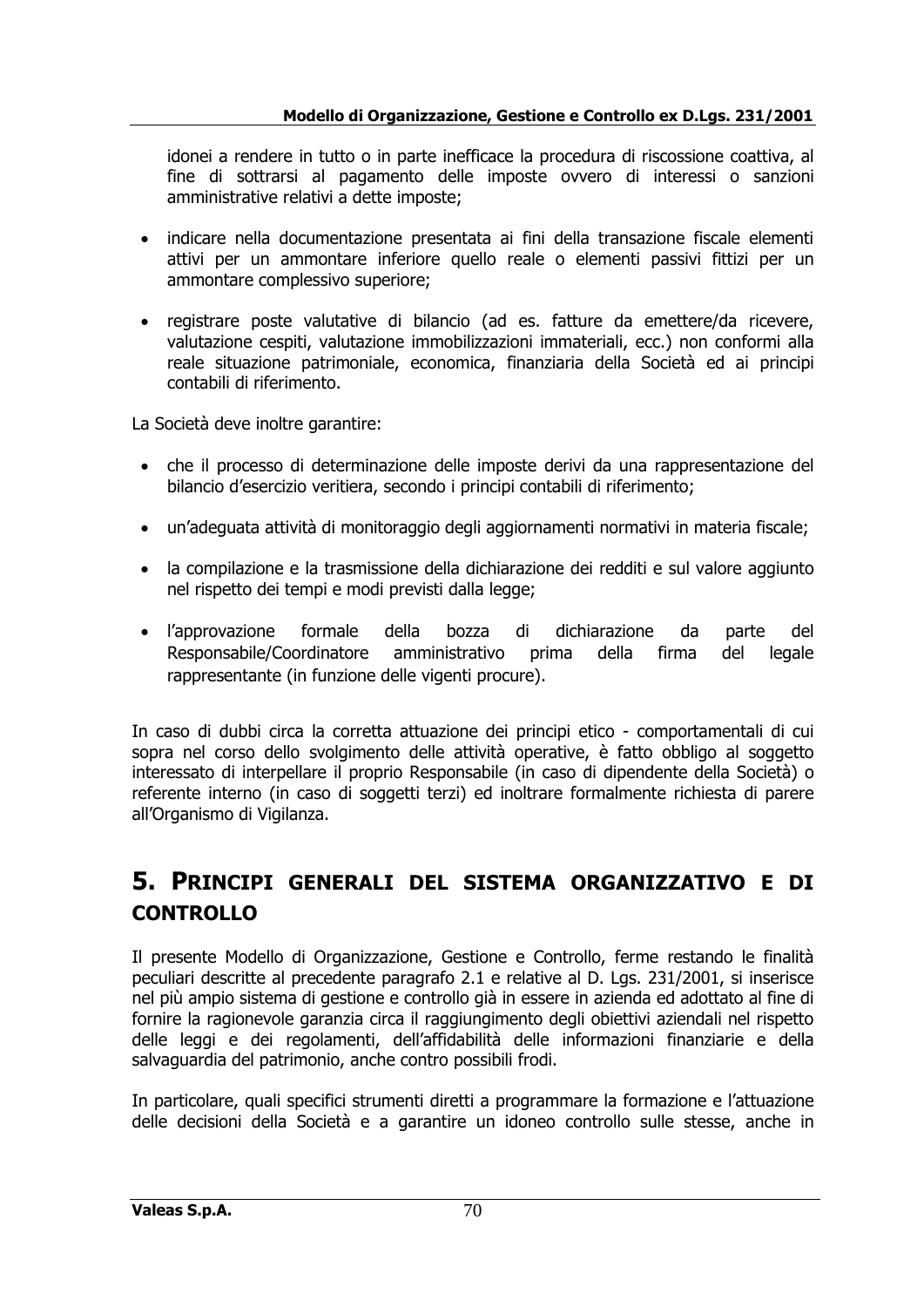idonei a rendere in tutto o in parte inefficace la procedura di riscossione coattiva, al fine di sottrarsi al pagamento delle imposte ovvero di interessi o sanzioni amministrative relativi a dette imposte;

- indicare nella documentazione presentata ai fini della transazione fiscale elementi attivi per un ammontare inferiore quello reale o elementi passivi fittizi per un ammontare complessivo superiore;

- registrare poste valutative di bilancio (ad es. fatture da emettere/da ricevere, valutazione cespiti, valutazione immobilizzazioni immateriali, ecc.) non conformi alla reale situazione patrimoniale, economica, finanziaria della Società ed ai principi contabili di riferimento.

La Società deve inoltre garantire:

- che il processo di determinazione delle imposte derivi da una rappresentazione del bilancio d'esercizio veritiera, secondo i principi contabili di riferimento;

- un'adeguata attività di monitoraggio degli aggiornamenti normativi in materia fiscale;

- la compilazione e la trasmissione della dichiarazione dei redditi e sul valore aggiunto nel rispetto dei tempi e modi previsti dalla legge;

- l'approvazione formale della bozza di dichiarazione da parte del Responsabile/Coordinatore amministrativo prima della firma del legale rappresentante (in funzione delle vigenti procure).

In caso di dubbi circa la corretta attuazione dei principi etico - comportamentali di cui sopra nel corso dello svolgimento delle attività operative, è fatto obbligo al soggetto interessato di interpellare il proprio Responsabile (in caso di dipendente della Società) o referente interno (in caso di soggetti terzi) ed inoltrare formalmente richiesta di parere all'Organismo di Vigilanza.

# 5. PRINCIPI GENERALI DEL SISTEMA ORGANIZZATIVO E DI CONTROLLO

Il presente Modello di Organizzazione, Gestione e Controllo, ferme restando le finalità peculiari descritte al precedente paragrafo 2.1 e relative al D. Lgs. 231/2001, si inserisce nel più ampio sistema di gestione e controllo già in essere in azienda ed adottato al fine di fornire la ragionevole garanzia circa il raggiungimento degli obiettivi aziendali nel rispetto delle leggi e dei regolamenti, dell'affidabilità delle informazioni finanziarie e della salvaguardia del patrimonio, anche contro possibili frodi.

In particolare, quali specifici strumenti diretti a programmare la formazione e l'attuazione delle decisioni della Società e a garantire un idoneo controllo sulle stesse, anche in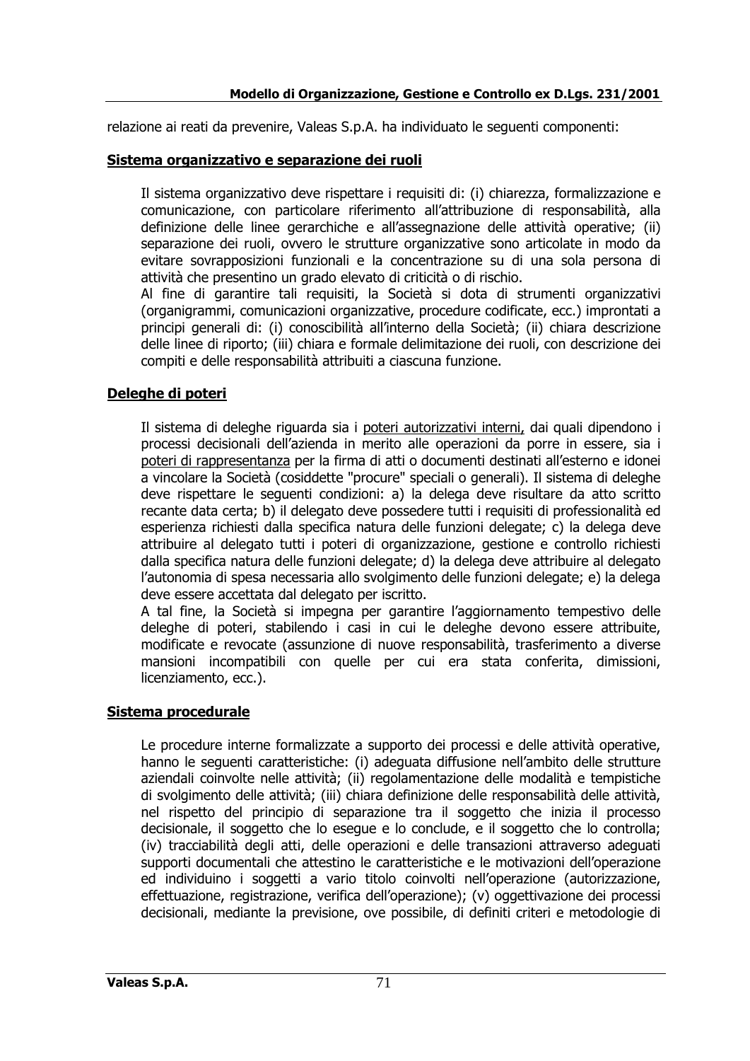relazione ai reati da prevenire, Valeas S.p.A. ha individuato le seguenti componenti:

**Sistema organizzativo e separazione dei ruoli**

Il sistema organizzativo deve rispettare i requisiti di: (i) chiarezza, formalizzazione e comunicazione, con particolare riferimento all'attribuzione di responsabilità, alla definizione delle linee gerarchiche e all'assegnazione delle attività operative; (ii) separazione dei ruoli, ovvero le strutture organizzative sono articolate in modo da evitare sovrapposizioni funzionali e la concentrazione su di una sola persona di attività che presentino un grado elevato di criticità o di rischio.

Al fine di garantire tali requisiti, la Società si dota di strumenti organizzativi (organigrammi, comunicazioni organizzative, procedure codificate, ecc.) improntati a principi generali di: (i) conoscibilità all'interno della Società; (ii) chiara descrizione delle linee di riporto; (iii) chiara e formale delimitazione dei ruoli, con descrizione dei compiti e delle responsabilità attribuiti a ciascuna funzione.

**Deleghe di poteri**

Il sistema di deleghe riguarda sia i poteri autorizzativi interni, dai quali dipendono i processi decisionali dell'azienda in merito alle operazioni da porre in essere, sia i poteri di rappresentanza per la firma di atti o documenti destinati all'esterno e idonei a vincolare la Società (cosiddette "procure" speciali o generali). Il sistema di deleghe deve rispettare le seguenti condizioni: a) la delega deve risultare da atto scritto recante data certa; b) il delegato deve possedere tutti i requisiti di professionalità ed esperienza richiesti dalla specifica natura delle funzioni delegate; c) la delega deve attribuire al delegato tutti i poteri di organizzazione, gestione e controllo richiesti dalla specifica natura delle funzioni delegate; d) la delega deve attribuire al delegato l'autonomia di spesa necessaria allo svolgimento delle funzioni delegate; e) la delega deve essere accettata dal delegato per iscritto.

A tal fine, la Società si impegna per garantire l'aggiornamento tempestivo delle deleghe di poteri, stabilendo i casi in cui le deleghe devono essere attribuite, modificate e revocate (assunzione di nuove responsabilità, trasferimento a diverse mansioni incompatibili con quelle per cui era stata conferita, dimissioni, licenziamento, ecc.).

**Sistema procedurale**

Le procedure interne formalizzate a supporto dei processi e delle attività operative, hanno le seguenti caratteristiche: (i) adeguata diffusione nell'ambito delle strutture aziendali coinvolte nelle attività; (ii) regolamentazione delle modalità e tempistiche di svolgimento delle attività; (iii) chiara definizione delle responsabilità delle attività, nel rispetto del principio di separazione tra il soggetto che inizia il processo decisionale, il soggetto che lo esegue e lo conclude, e il soggetto che lo controlla; (iv) tracciabilità degli atti, delle operazioni e delle transazioni attraverso adeguati supporti documentali che attestino le caratteristiche e le motivazioni dell'operazione ed individuino i soggetti a vario titolo coinvolti nell'operazione (autorizzazione, effettuazione, registrazione, verifica dell'operazione); (v) oggettivazione dei processi decisionali, mediante la previsione, ove possibile, di definiti criteri e metodologie di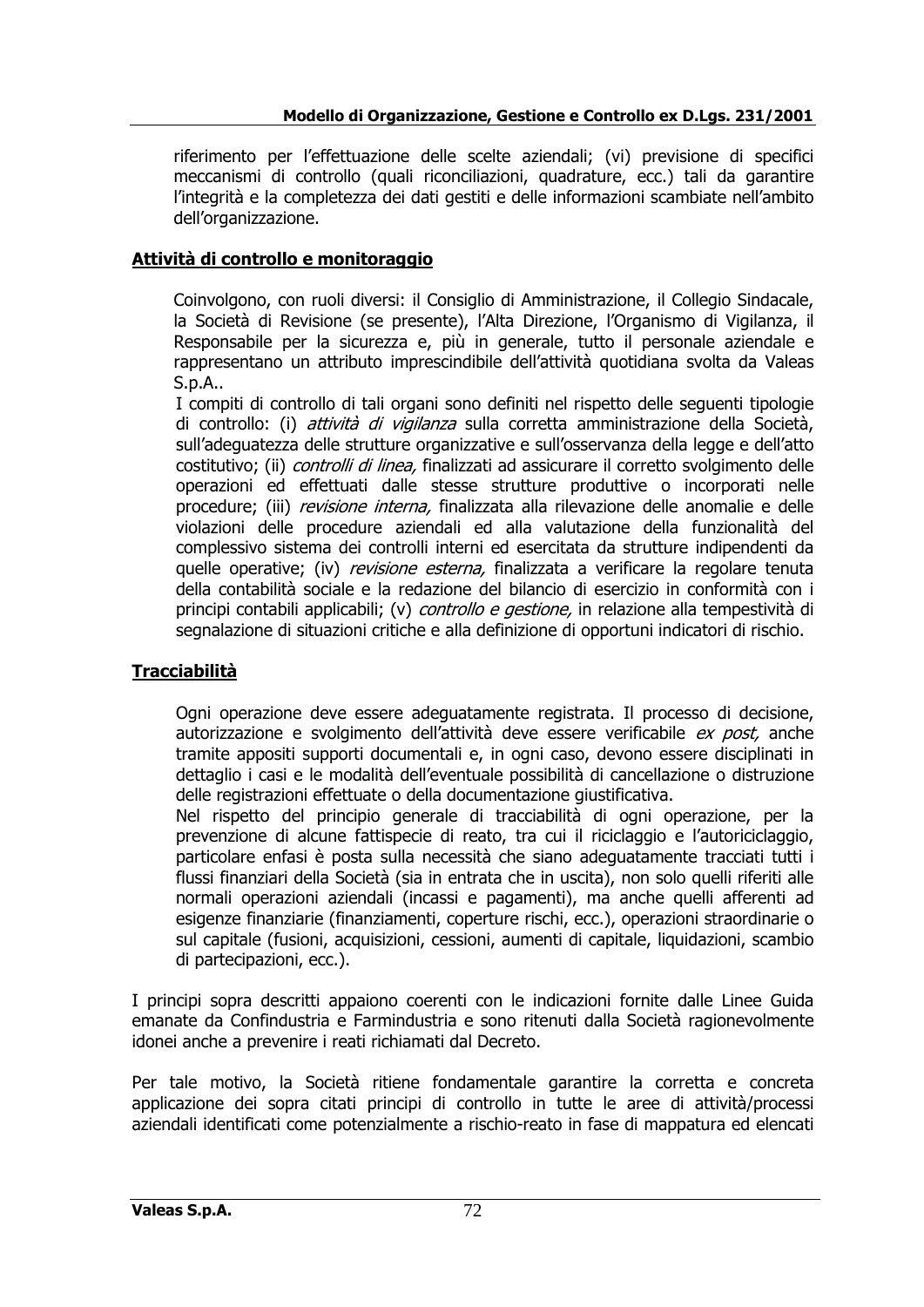riferimento per l'effettuazione delle scelte aziendali; (vi) previsione di specifici meccanismi di controllo (quali riconciliazioni, quadrature, ecc.) tali da garantire l'integrità e la completezza dei dati gestiti e delle informazioni scambiate nell'ambito dell'organizzazione.

**Attività di controllo e monitoraggio**

Coinvolgono, con ruoli diversi: il Consiglio di Amministrazione, il Collegio Sindacale, la Società di Revisione (se presente), l'Alta Direzione, l'Organismo di Vigilanza, il Responsabile per la sicurezza e, più in generale, tutto il personale aziendale e rappresentano un attributo imprescindibile dell'attività quotidiana svolta da Valeas S.p.A..

I compiti di controllo di tali organi sono definiti nel rispetto delle seguenti tipologie di controllo: (i) *attività di vigilanza* sulla corretta amministrazione della Società, sull'adeguatezza delle strutture organizzative e sull'osservanza della legge e dell'atto costitutivo; (ii) *controlli di linea,* finalizzati ad assicurare il corretto svolgimento delle operazioni ed effettuati dalle stesse strutture produttive o incorporati nelle procedure; (iii) *revisione interna,* finalizzata alla rilevazione delle anomalie e delle violazioni delle procedure aziendali ed alla valutazione della funzionalità del complessivo sistema dei controlli interni ed esercitata da strutture indipendenti da quelle operative; (iv) *revisione esterna,* finalizzata a verificare la regolare tenuta della contabilità sociale e la redazione del bilancio di esercizio in conformità con i principi contabili applicabili; (v) *controllo e gestione,* in relazione alla tempestività di segnalazione di situazioni critiche e alla definizione di opportuni indicatori di rischio.

**Tracciabilità**

Ogni operazione deve essere adeguatamente registrata. Il processo di decisione, autorizzazione e svolgimento dell'attività deve essere verificabile *ex post,* anche tramite appositi supporti documentali e, in ogni caso, devono essere disciplinati in dettaglio i casi e le modalità dell'eventuale possibilità di cancellazione o distruzione delle registrazioni effettuate o della documentazione giustificativa.

Nel rispetto del principio generale di tracciabilità di ogni operazione, per la prevenzione di alcune fattispecie di reato, tra cui il riciclaggio e l'autoriciclaggio, particolare enfasi è posta sulla necessità che siano adeguatamente tracciati tutti i flussi finanziari della Società (sia in entrata che in uscita), non solo quelli riferiti alle normali operazioni aziendali (incassi e pagamenti), ma anche quelli afferenti ad esigenze finanziarie (finanziamenti, coperture rischi, ecc.), operazioni straordinarie o sul capitale (fusioni, acquisizioni, cessioni, aumenti di capitale, liquidazioni, scambio di partecipazioni, ecc.).

I principi sopra descritti appaiono coerenti con le indicazioni fornite dalle Linee Guida emanate da Confindustria e Farmindustria e sono ritenuti dalla Società ragionevolmente idonei anche a prevenire i reati richiamati dal Decreto.

Per tale motivo, la Società ritiene fondamentale garantire la corretta e concreta applicazione dei sopra citati principi di controllo in tutte le aree di attività/processi aziendali identificati come potenzialmente a rischio-reato in fase di mappatura ed elencati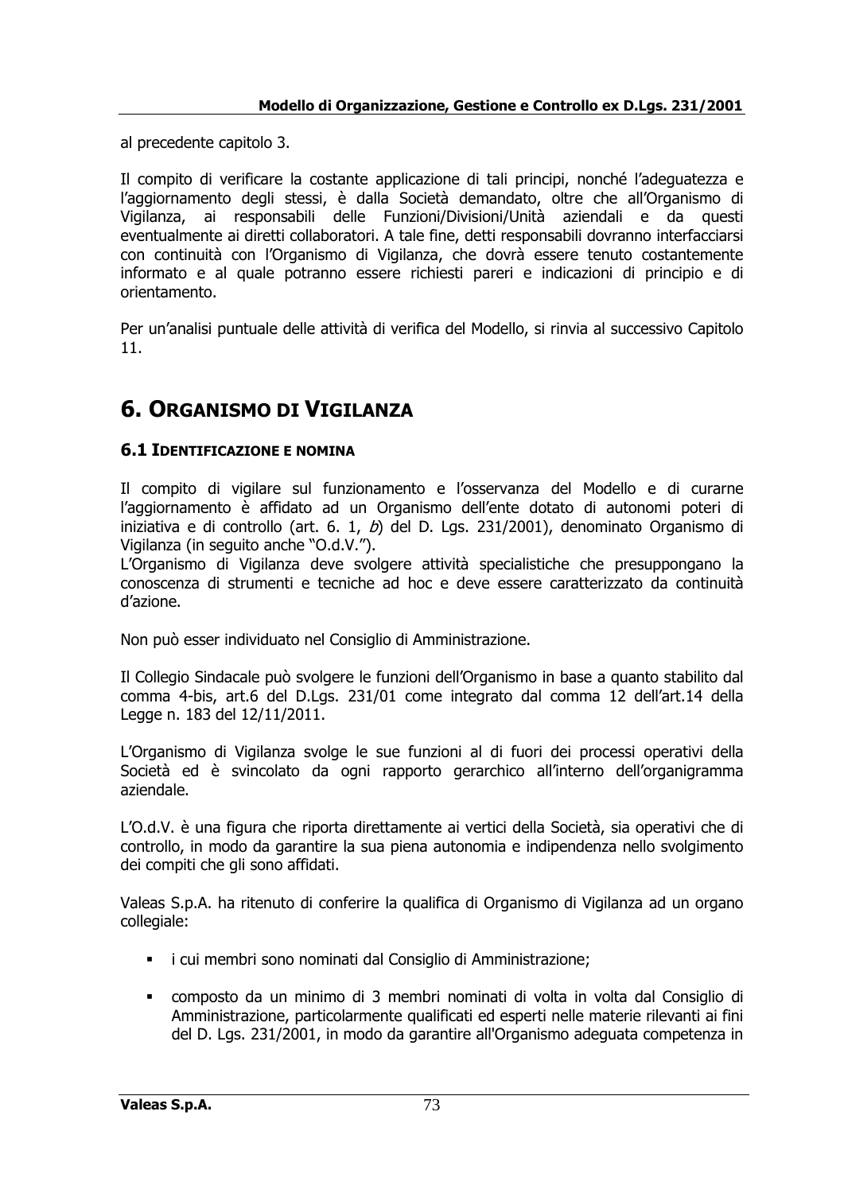al precedente capitolo 3.

Il compito di verificare la costante applicazione di tali principi, nonché l'adeguatezza e l'aggiornamento degli stessi, è dalla Società demandato, oltre che all'Organismo di Vigilanza, ai responsabili delle Funzioni/Divisioni/Unità aziendali e da questi eventualmente ai diretti collaboratori. A tale fine, detti responsabili dovranno interfacciarsi con continuità con l'Organismo di Vigilanza, che dovrà essere tenuto costantemente informato e al quale potranno essere richiesti pareri e indicazioni di principio e di orientamento.

Per un'analisi puntuale delle attività di verifica del Modello, si rinvia al successivo Capitolo 11.

# 6. ORGANISMO DI VIGILANZA

## 6.1 IDENTIFICAZIONE E NOMINA

Il compito di vigilare sul funzionamento e l'osservanza del Modello e di curarne l'aggiornamento è affidato ad un Organismo dell'ente dotato di autonomi poteri di iniziativa e di controllo (art. 6. 1, *b*) del D. Lgs. 231/2001), denominato Organismo di Vigilanza (in seguito anche "O.d.V.").
L'Organismo di Vigilanza deve svolgere attività specialistiche che presuppongano la conoscenza di strumenti e tecniche ad hoc e deve essere caratterizzato da continuità d'azione.

Non può esser individuato nel Consiglio di Amministrazione.

Il Collegio Sindacale può svolgere le funzioni dell'Organismo in base a quanto stabilito dal comma 4-bis, art.6 del D.Lgs. 231/01 come integrato dal comma 12 dell'art.14 della Legge n. 183 del 12/11/2011.

L'Organismo di Vigilanza svolge le sue funzioni al di fuori dei processi operativi della Società ed è svincolato da ogni rapporto gerarchico all'interno dell'organigramma aziendale.

L'O.d.V. è una figura che riporta direttamente ai vertici della Società, sia operativi che di controllo, in modo da garantire la sua piena autonomia e indipendenza nello svolgimento dei compiti che gli sono affidati.

Valeas S.p.A. ha ritenuto di conferire la qualifica di Organismo di Vigilanza ad un organo collegiale:

- i cui membri sono nominati dal Consiglio di Amministrazione;
- composto da un minimo di 3 membri nominati di volta in volta dal Consiglio di Amministrazione, particolarmente qualificati ed esperti nelle materie rilevanti ai fini del D. Lgs. 231/2001, in modo da garantire all'Organismo adeguata competenza in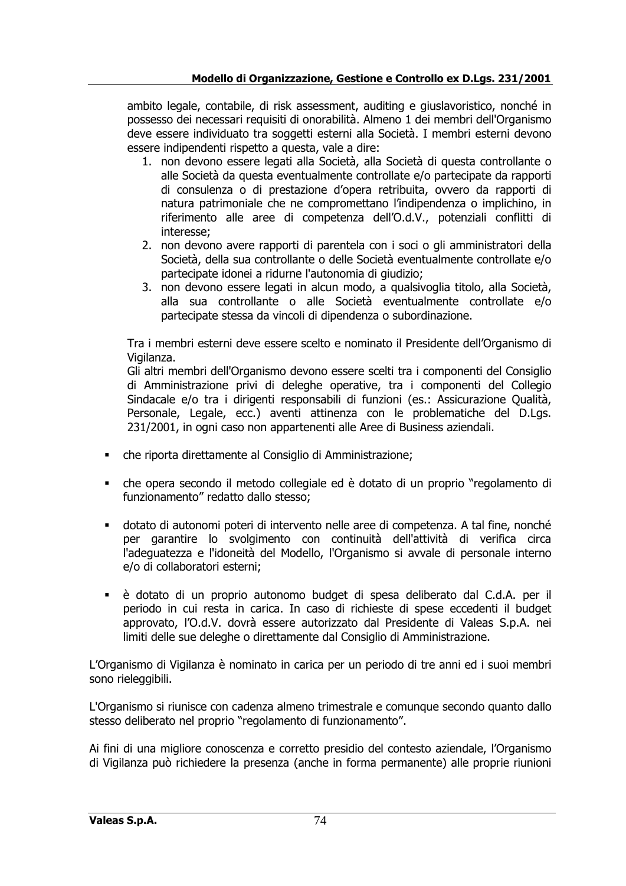ambito legale, contabile, di risk assessment, auditing e giuslavoristico, nonché in possesso dei necessari requisiti di onorabilità. Almeno 1 dei membri dell'Organismo deve essere individuato tra soggetti esterni alla Società. I membri esterni devono essere indipendenti rispetto a questa, vale a dire:

1. non devono essere legati alla Società, alla Società di questa controllante o alle Società da questa eventualmente controllate e/o partecipate da rapporti di consulenza o di prestazione d'opera retribuita, ovvero da rapporti di natura patrimoniale che ne compromettano l'indipendenza o implichino, in riferimento alle aree di competenza dell'O.d.V., potenziali conflitti di interesse;
2. non devono avere rapporti di parentela con i soci o gli amministratori della Società, della sua controllante o delle Società eventualmente controllate e/o partecipate idonei a ridurne l'autonomia di giudizio;
3. non devono essere legati in alcun modo, a qualsivoglia titolo, alla Società, alla sua controllante o alle Società eventualmente controllate e/o partecipate stessa da vincoli di dipendenza o subordinazione.

Tra i membri esterni deve essere scelto e nominato il Presidente dell'Organismo di Vigilanza.
Gli altri membri dell'Organismo devono essere scelti tra i componenti del Consiglio di Amministrazione privi di deleghe operative, tra i componenti del Collegio Sindacale e/o tra i dirigenti responsabili di funzioni (es.: Assicurazione Qualità, Personale, Legale, ecc.) aventi attinenza con le problematiche del D.Lgs. 231/2001, in ogni caso non appartenenti alle Aree di Business aziendali.

- che riporta direttamente al Consiglio di Amministrazione;
- che opera secondo il metodo collegiale ed è dotato di un proprio "regolamento di funzionamento" redatto dallo stesso;
- dotato di autonomi poteri di intervento nelle aree di competenza. A tal fine, nonché per garantire lo svolgimento con continuità dell'attività di verifica circa l'adeguatezza e l'idoneità del Modello, l'Organismo si avvale di personale interno e/o di collaboratori esterni;
- è dotato di un proprio autonomo budget di spesa deliberato dal C.d.A. per il periodo in cui resta in carica. In caso di richieste di spese eccedenti il budget approvato, l'O.d.V. dovrà essere autorizzato dal Presidente di Valeas S.p.A. nei limiti delle sue deleghe o direttamente dal Consiglio di Amministrazione.

L'Organismo di Vigilanza è nominato in carica per un periodo di tre anni ed i suoi membri sono rieleggibili.

L'Organismo si riunisce con cadenza almeno trimestrale e comunque secondo quanto dallo stesso deliberato nel proprio "regolamento di funzionamento".

Ai fini di una migliore conoscenza e corretto presidio del contesto aziendale, l'Organismo di Vigilanza può richiedere la presenza (anche in forma permanente) alle proprie riunioni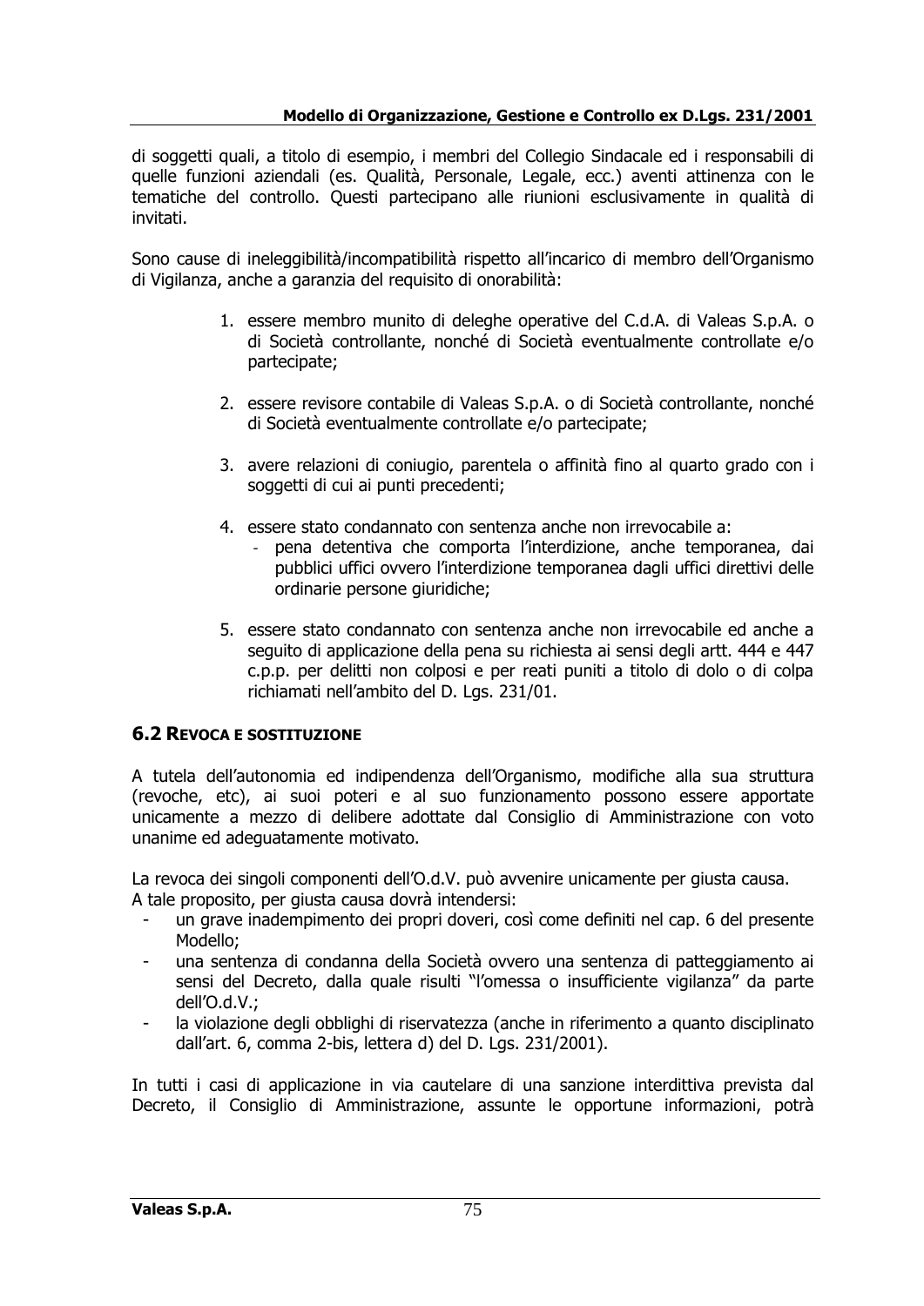di soggetti quali, a titolo di esempio, i membri del Collegio Sindacale ed i responsabili di quelle funzioni aziendali (es. Qualità, Personale, Legale, ecc.) aventi attinenza con le tematiche del controllo. Questi partecipano alle riunioni esclusivamente in qualità di invitati.

Sono cause di ineleggibilità/incompatibilità rispetto all'incarico di membro dell'Organismo di Vigilanza, anche a garanzia del requisito di onorabilità:

1. essere membro munito di deleghe operative del C.d.A. di Valeas S.p.A. o di Società controllante, nonché di Società eventualmente controllate e/o partecipate;

2. essere revisore contabile di Valeas S.p.A. o di Società controllante, nonché di Società eventualmente controllate e/o partecipate;

3. avere relazioni di coniugio, parentela o affinità fino al quarto grado con i soggetti di cui ai punti precedenti;

4. essere stato condannato con sentenza anche non irrevocabile a:
   - pena detentiva che comporta l'interdizione, anche temporanea, dai pubblici uffici ovvero l'interdizione temporanea dagli uffici direttivi delle ordinarie persone giuridiche;

5. essere stato condannato con sentenza anche non irrevocabile ed anche a seguito di applicazione della pena su richiesta ai sensi degli artt. 444 e 447 c.p.p. per delitti non colposi e per reati puniti a titolo di dolo o di colpa richiamati nell'ambito del D. Lgs. 231/01.

## 6.2 Revoca e sostituzione

A tutela dell'autonomia ed indipendenza dell'Organismo, modifiche alla sua struttura (revoche, etc), ai suoi poteri e al suo funzionamento possono essere apportate unicamente a mezzo di delibere adottate dal Consiglio di Amministrazione con voto unanime ed adeguatamente motivato.

La revoca dei singoli componenti dell'O.d.V. può avvenire unicamente per giusta causa.
A tale proposito, per giusta causa dovrà intendersi:

- un grave inadempimento dei propri doveri, così come definiti nel cap. 6 del presente Modello;
- una sentenza di condanna della Società ovvero una sentenza di patteggiamento ai sensi del Decreto, dalla quale risulti "l'omessa o insufficiente vigilanza" da parte dell'O.d.V.;
- la violazione degli obblighi di riservatezza (anche in riferimento a quanto disciplinato dall'art. 6, comma 2-bis, lettera d) del D. Lgs. 231/2001).

In tutti i casi di applicazione in via cautelare di una sanzione interdittiva prevista dal Decreto, il Consiglio di Amministrazione, assunte le opportune informazioni, potrà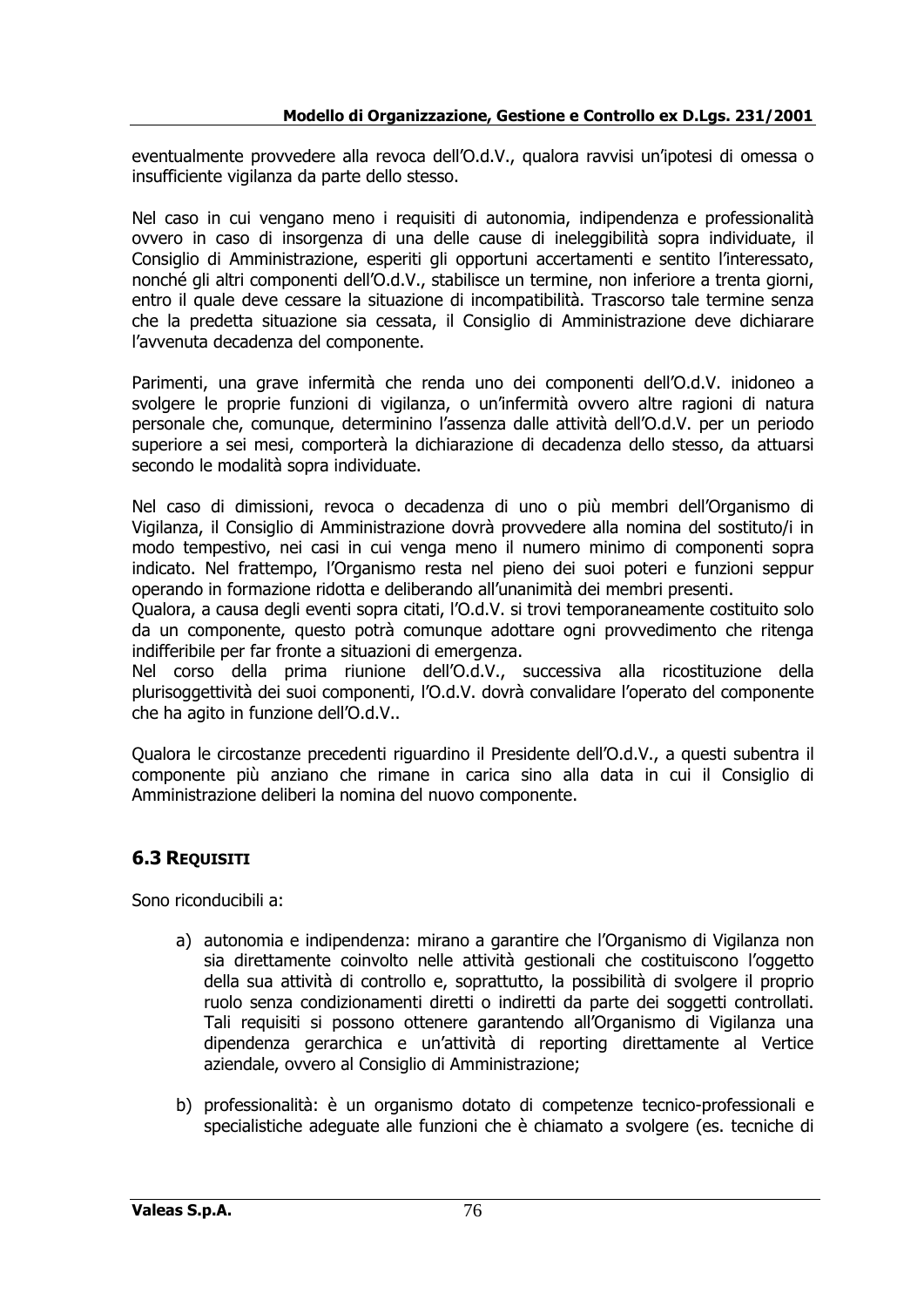eventualmente provvedere alla revoca dell'O.d.V., qualora ravvisi un'ipotesi di omessa o insufficiente vigilanza da parte dello stesso.

Nel caso in cui vengano meno i requisiti di autonomia, indipendenza e professionalità ovvero in caso di insorgenza di una delle cause di ineleggibilità sopra individuate, il Consiglio di Amministrazione, esperiti gli opportuni accertamenti e sentito l'interessato, nonché gli altri componenti dell'O.d.V., stabilisce un termine, non inferiore a trenta giorni, entro il quale deve cessare la situazione di incompatibilità. Trascorso tale termine senza che la predetta situazione sia cessata, il Consiglio di Amministrazione deve dichiarare l'avvenuta decadenza del componente.

Parimenti, una grave infermità che renda uno dei componenti dell'O.d.V. inidoneo a svolgere le proprie funzioni di vigilanza, o un'infermità ovvero altre ragioni di natura personale che, comunque, determinino l'assenza dalle attività dell'O.d.V. per un periodo superiore a sei mesi, comporterà la dichiarazione di decadenza dello stesso, da attuarsi secondo le modalità sopra individuate.

Nel caso di dimissioni, revoca o decadenza di uno o più membri dell'Organismo di Vigilanza, il Consiglio di Amministrazione dovrà provvedere alla nomina del sostituto/i in modo tempestivo, nei casi in cui venga meno il numero minimo di componenti sopra indicato. Nel frattempo, l'Organismo resta nel pieno dei suoi poteri e funzioni seppur operando in formazione ridotta e deliberando all'unanimità dei membri presenti.
Qualora, a causa degli eventi sopra citati, l'O.d.V. si trovi temporaneamente costituito solo da un componente, questo potrà comunque adottare ogni provvedimento che ritenga indifferibile per far fronte a situazioni di emergenza.
Nel corso della prima riunione dell'O.d.V., successiva alla ricostituzione della plurisoggettività dei suoi componenti, l'O.d.V. dovrà convalidare l'operato del componente che ha agito in funzione dell'O.d.V..

Qualora le circostanze precedenti riguardino il Presidente dell'O.d.V., a questi subentra il componente più anziano che rimane in carica sino alla data in cui il Consiglio di Amministrazione deliberi la nomina del nuovo componente.

## 6.3 REQUISITI

Sono riconducibili a:

a) autonomia e indipendenza: mirano a garantire che l'Organismo di Vigilanza non sia direttamente coinvolto nelle attività gestionali che costituiscono l'oggetto della sua attività di controllo e, soprattutto, la possibilità di svolgere il proprio ruolo senza condizionamenti diretti o indiretti da parte dei soggetti controllati. Tali requisiti si possono ottenere garantendo all'Organismo di Vigilanza una dipendenza gerarchica e un'attività di reporting direttamente al Vertice aziendale, ovvero al Consiglio di Amministrazione;

b) professionalità: è un organismo dotato di competenze tecnico-professionali e specialistiche adeguate alle funzioni che è chiamato a svolgere (es. tecniche di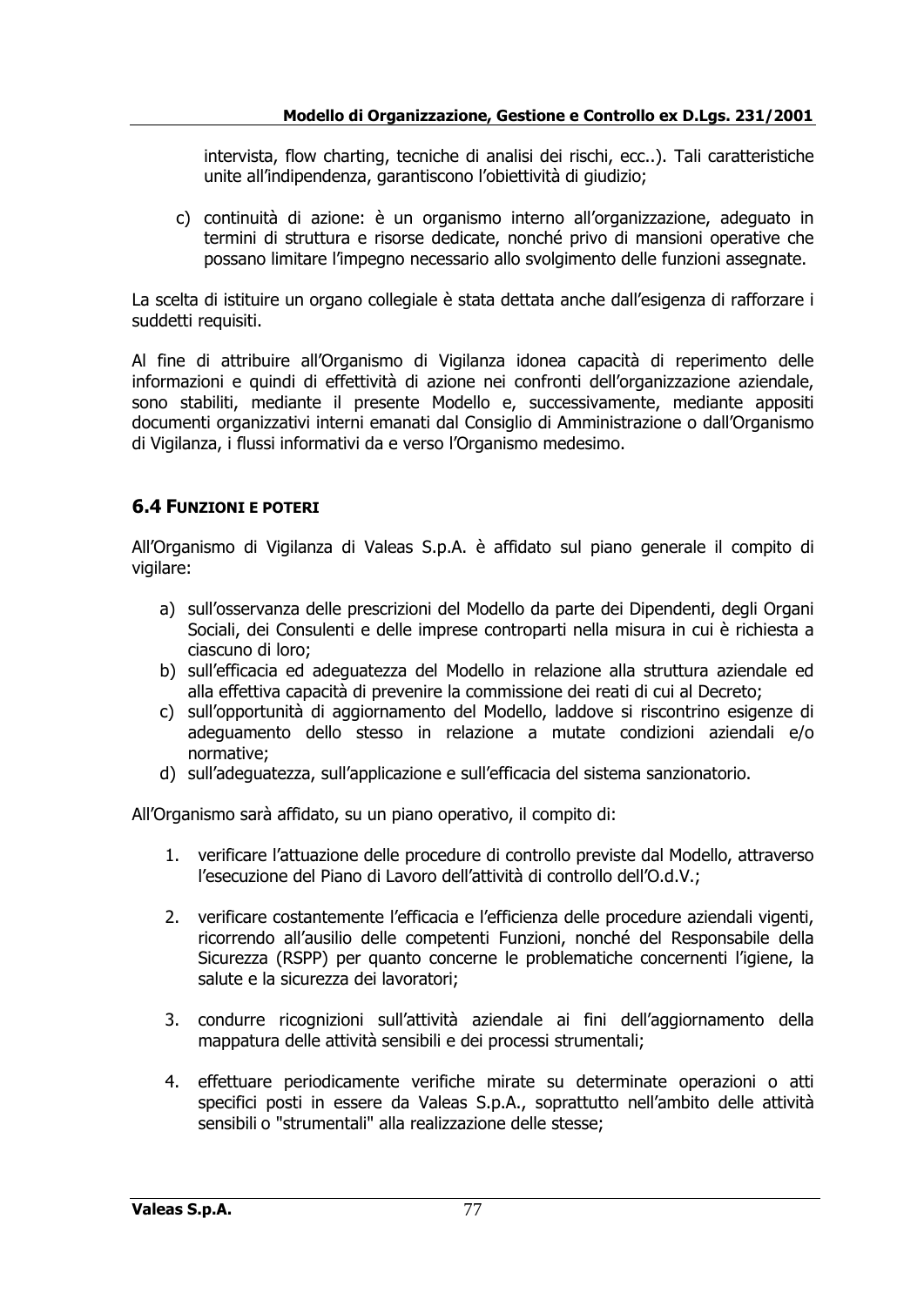intervista, flow charting, tecniche di analisi dei rischi, ecc..). Tali caratteristiche unite all'indipendenza, garantiscono l'obiettività di giudizio;

c) continuità di azione: è un organismo interno all'organizzazione, adeguato in termini di struttura e risorse dedicate, nonché privo di mansioni operative che possano limitare l'impegno necessario allo svolgimento delle funzioni assegnate.

La scelta di istituire un organo collegiale è stata dettata anche dall'esigenza di rafforzare i suddetti requisiti.

Al fine di attribuire all'Organismo di Vigilanza idonea capacità di reperimento delle informazioni e quindi di effettività di azione nei confronti dell'organizzazione aziendale, sono stabiliti, mediante il presente Modello e, successivamente, mediante appositi documenti organizzativi interni emanati dal Consiglio di Amministrazione o dall'Organismo di Vigilanza, i flussi informativi da e verso l'Organismo medesimo.

### 6.4 Funzioni e poteri

All'Organismo di Vigilanza di Valeas S.p.A. è affidato sul piano generale il compito di vigilare:

a) sull'osservanza delle prescrizioni del Modello da parte dei Dipendenti, degli Organi Sociali, dei Consulenti e delle imprese controparti nella misura in cui è richiesta a ciascuno di loro;
b) sull'efficacia ed adeguatezza del Modello in relazione alla struttura aziendale ed alla effettiva capacità di prevenire la commissione dei reati di cui al Decreto;
c) sull'opportunità di aggiornamento del Modello, laddove si riscontrino esigenze di adeguamento dello stesso in relazione a mutate condizioni aziendali e/o normative;
d) sull'adeguatezza, sull'applicazione e sull'efficacia del sistema sanzionatorio.

All'Organismo sarà affidato, su un piano operativo, il compito di:

1. verificare l'attuazione delle procedure di controllo previste dal Modello, attraverso l'esecuzione del Piano di Lavoro dell'attività di controllo dell'O.d.V.;

2. verificare costantemente l'efficacia e l'efficienza delle procedure aziendali vigenti, ricorrendo all'ausilio delle competenti Funzioni, nonché del Responsabile della Sicurezza (RSPP) per quanto concerne le problematiche concernenti l'igiene, la salute e la sicurezza dei lavoratori;

3. condurre ricognizioni sull'attività aziendale ai fini dell'aggiornamento della mappatura delle attività sensibili e dei processi strumentali;

4. effettuare periodicamente verifiche mirate su determinate operazioni o atti specifici posti in essere da Valeas S.p.A., soprattutto nell'ambito delle attività sensibili o "strumentali" alla realizzazione delle stesse;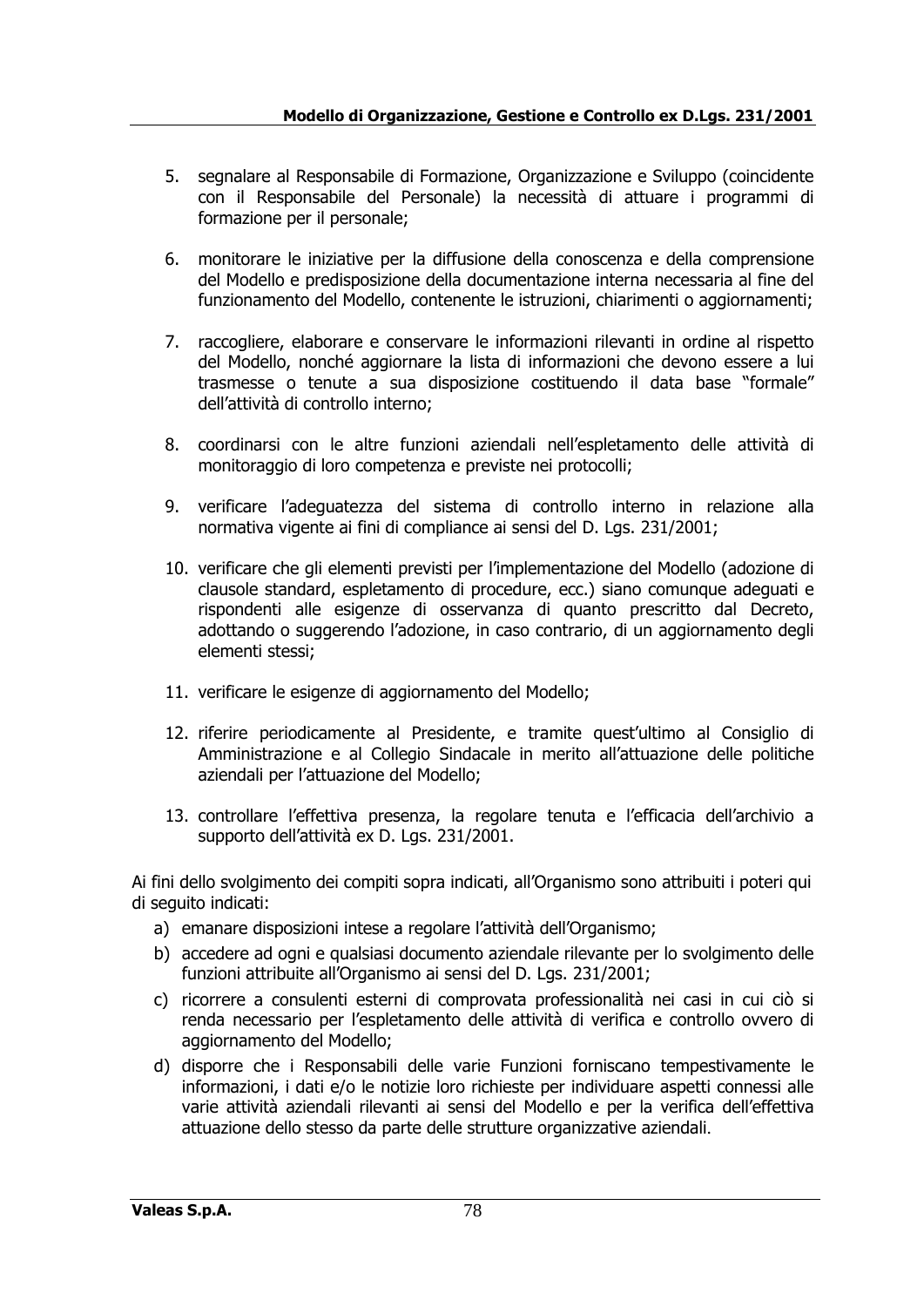5. segnalare al Responsabile di Formazione, Organizzazione e Sviluppo (coincidente con il Responsabile del Personale) la necessità di attuare i programmi di formazione per il personale;

6. monitorare le iniziative per la diffusione della conoscenza e della comprensione del Modello e predisposizione della documentazione interna necessaria al fine del funzionamento del Modello, contenente le istruzioni, chiarimenti o aggiornamenti;

7. raccogliere, elaborare e conservare le informazioni rilevanti in ordine al rispetto del Modello, nonché aggiornare la lista di informazioni che devono essere a lui trasmesse o tenute a sua disposizione costituendo il data base "formale" dell'attività di controllo interno;

8. coordinarsi con le altre funzioni aziendali nell'espletamento delle attività di monitoraggio di loro competenza e previste nei protocolli;

9. verificare l'adeguatezza del sistema di controllo interno in relazione alla normativa vigente ai fini di compliance ai sensi del D. Lgs. 231/2001;

10. verificare che gli elementi previsti per l'implementazione del Modello (adozione di clausole standard, espletamento di procedure, ecc.) siano comunque adeguati e rispondenti alle esigenze di osservanza di quanto prescritto dal Decreto, adottando o suggerendo l'adozione, in caso contrario, di un aggiornamento degli elementi stessi;

11. verificare le esigenze di aggiornamento del Modello;

12. riferire periodicamente al Presidente, e tramite quest'ultimo al Consiglio di Amministrazione e al Collegio Sindacale in merito all'attuazione delle politiche aziendali per l'attuazione del Modello;

13. controllare l'effettiva presenza, la regolare tenuta e l'efficacia dell'archivio a supporto dell'attività ex D. Lgs. 231/2001.

Ai fini dello svolgimento dei compiti sopra indicati, all'Organismo sono attribuiti i poteri qui di seguito indicati:

a) emanare disposizioni intese a regolare l'attività dell'Organismo;
b) accedere ad ogni e qualsiasi documento aziendale rilevante per lo svolgimento delle funzioni attribuite all'Organismo ai sensi del D. Lgs. 231/2001;
c) ricorrere a consulenti esterni di comprovata professionalità nei casi in cui ciò si renda necessario per l'espletamento delle attività di verifica e controllo ovvero di aggiornamento del Modello;
d) disporre che i Responsabili delle varie Funzioni forniscano tempestivamente le informazioni, i dati e/o le notizie loro richieste per individuare aspetti connessi alle varie attività aziendali rilevanti ai sensi del Modello e per la verifica dell'effettiva attuazione dello stesso da parte delle strutture organizzative aziendali.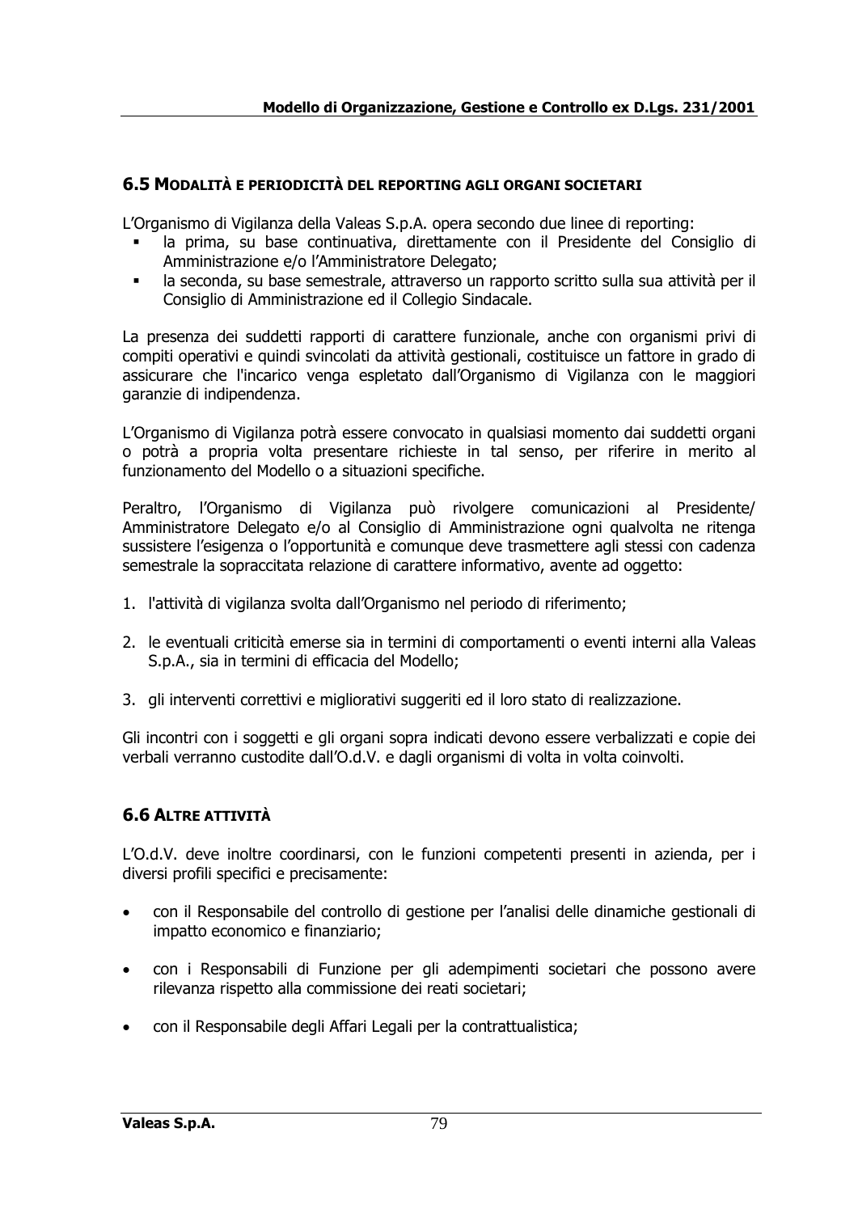### 6.5 Modalità e periodicità del reporting agli organi societari

L'Organismo di Vigilanza della Valeas S.p.A. opera secondo due linee di reporting:

- la prima, su base continuativa, direttamente con il Presidente del Consiglio di Amministrazione e/o l'Amministratore Delegato;
- la seconda, su base semestrale, attraverso un rapporto scritto sulla sua attività per il Consiglio di Amministrazione ed il Collegio Sindacale.

La presenza dei suddetti rapporti di carattere funzionale, anche con organismi privi di compiti operativi e quindi svincolati da attività gestionali, costituisce un fattore in grado di assicurare che l'incarico venga espletato dall'Organismo di Vigilanza con le maggiori garanzie di indipendenza.

L'Organismo di Vigilanza potrà essere convocato in qualsiasi momento dai suddetti organi o potrà a propria volta presentare richieste in tal senso, per riferire in merito al funzionamento del Modello o a situazioni specifiche.

Peraltro, l'Organismo di Vigilanza può rivolgere comunicazioni al Presidente/ Amministratore Delegato e/o al Consiglio di Amministrazione ogni qualvolta ne ritenga sussistere l'esigenza o l'opportunità e comunque deve trasmettere agli stessi con cadenza semestrale la sopraccitata relazione di carattere informativo, avente ad oggetto:

1. l'attività di vigilanza svolta dall'Organismo nel periodo di riferimento;
2. le eventuali criticità emerse sia in termini di comportamenti o eventi interni alla Valeas S.p.A., sia in termini di efficacia del Modello;
3. gli interventi correttivi e migliorativi suggeriti ed il loro stato di realizzazione.

Gli incontri con i soggetti e gli organi sopra indicati devono essere verbalizzati e copie dei verbali verranno custodite dall'O.d.V. e dagli organismi di volta in volta coinvolti.

### 6.6 Altre attività

L'O.d.V. deve inoltre coordinarsi, con le funzioni competenti presenti in azienda, per i diversi profili specifici e precisamente:

- con il Responsabile del controllo di gestione per l'analisi delle dinamiche gestionali di impatto economico e finanziario;
- con i Responsabili di Funzione per gli adempimenti societari che possono avere rilevanza rispetto alla commissione dei reati societari;
- con il Responsabile degli Affari Legali per la contrattualistica;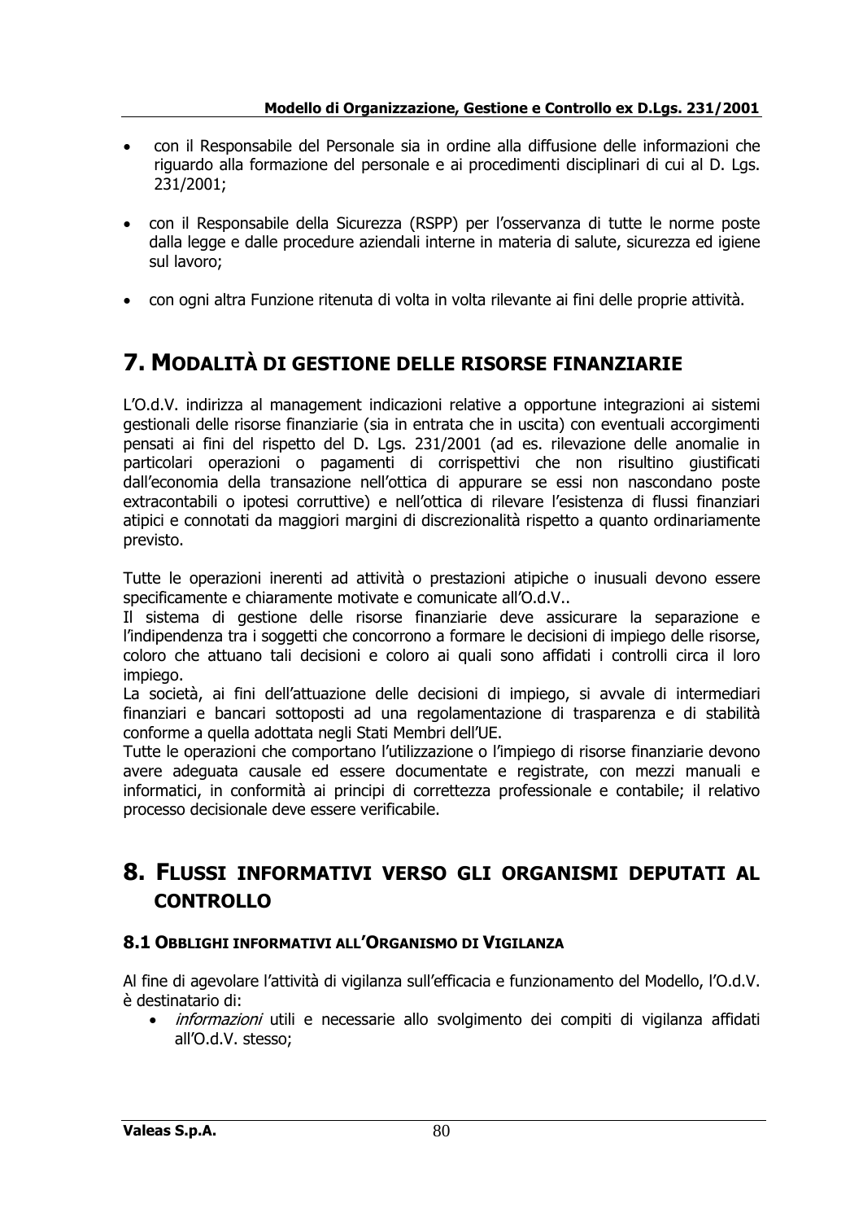- con il Responsabile del Personale sia in ordine alla diffusione delle informazioni che riguardo alla formazione del personale e ai procedimenti disciplinari di cui al D. Lgs. 231/2001;

- con il Responsabile della Sicurezza (RSPP) per l'osservanza di tutte le norme poste dalla legge e dalle procedure aziendali interne in materia di salute, sicurezza ed igiene sul lavoro;

- con ogni altra Funzione ritenuta di volta in volta rilevante ai fini delle proprie attività.

# 7. Modalità di gestione delle risorse finanziarie

L'O.d.V. indirizza al management indicazioni relative a opportune integrazioni ai sistemi gestionali delle risorse finanziarie (sia in entrata che in uscita) con eventuali accorgimenti pensati ai fini del rispetto del D. Lgs. 231/2001 (ad es. rilevazione delle anomalie in particolari operazioni o pagamenti di corrispettivi che non risultino giustificati dall'economia della transazione nell'ottica di appurare se essi non nascondano poste extracontabili o ipotesi corruttive) e nell'ottica di rilevare l'esistenza di flussi finanziari atipici e connotati da maggiori margini di discrezionalità rispetto a quanto ordinariamente previsto.

Tutte le operazioni inerenti ad attività o prestazioni atipiche o inusuali devono essere specificamente e chiaramente motivate e comunicate all'O.d.V..
Il sistema di gestione delle risorse finanziarie deve assicurare la separazione e l'indipendenza tra i soggetti che concorrono a formare le decisioni di impiego delle risorse, coloro che attuano tali decisioni e coloro ai quali sono affidati i controlli circa il loro impiego.
La società, ai fini dell'attuazione delle decisioni di impiego, si avvale di intermediari finanziari e bancari sottoposti ad una regolamentazione di trasparenza e di stabilità conforme a quella adottata negli Stati Membri dell'UE.
Tutte le operazioni che comportano l'utilizzazione o l'impiego di risorse finanziarie devono avere adeguata causale ed essere documentate e registrate, con mezzi manuali e informatici, in conformità ai principi di correttezza professionale e contabile; il relativo processo decisionale deve essere verificabile.

# 8. Flussi informativi verso gli organismi deputati al controllo

## 8.1 Obblighi informativi all'Organismo di Vigilanza

Al fine di agevolare l'attività di vigilanza sull'efficacia e funzionamento del Modello, l'O.d.V. è destinatario di:

- *informazioni* utili e necessarie allo svolgimento dei compiti di vigilanza affidati all'O.d.V. stesso;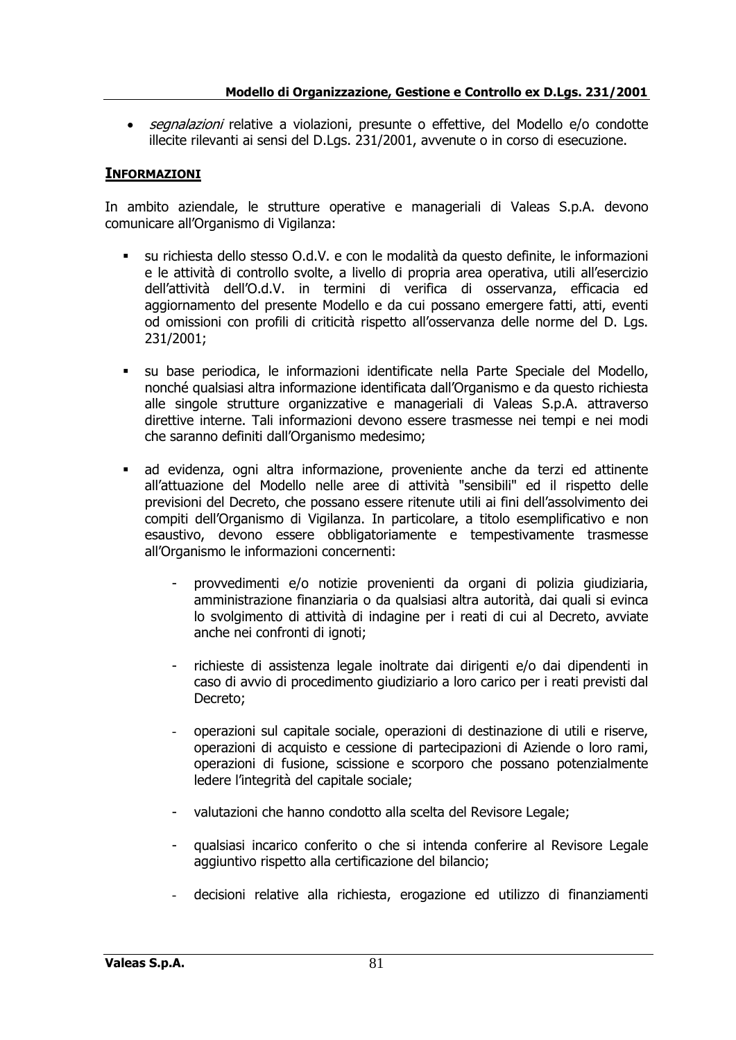- *segnalazioni* relative a violazioni, presunte o effettive, del Modello e/o condotte illecite rilevanti ai sensi del D.Lgs. 231/2001, avvenute o in corso di esecuzione.

**INFORMAZIONI**

In ambito aziendale, le strutture operative e manageriali di Valeas S.p.A. devono comunicare all'Organismo di Vigilanza:

- su richiesta dello stesso O.d.V. e con le modalità da questo definite, le informazioni e le attività di controllo svolte, a livello di propria area operativa, utili all'esercizio dell'attività dell'O.d.V. in termini di verifica di osservanza, efficacia ed aggiornamento del presente Modello e da cui possano emergere fatti, atti, eventi od omissioni con profili di criticità rispetto all'osservanza delle norme del D. Lgs. 231/2001;

- su base periodica, le informazioni identificate nella Parte Speciale del Modello, nonché qualsiasi altra informazione identificata dall'Organismo e da questo richiesta alle singole strutture organizzative e manageriali di Valeas S.p.A. attraverso direttive interne. Tali informazioni devono essere trasmesse nei tempi e nei modi che saranno definiti dall'Organismo medesimo;

- ad evidenza, ogni altra informazione, proveniente anche da terzi ed attinente all'attuazione del Modello nelle aree di attività "sensibili" ed il rispetto delle previsioni del Decreto, che possano essere ritenute utili ai fini dell'assolvimento dei compiti dell'Organismo di Vigilanza. In particolare, a titolo esemplificativo e non esaustivo, devono essere obbligatoriamente e tempestivamente trasmesse all'Organismo le informazioni concernenti:

    - provvedimenti e/o notizie provenienti da organi di polizia giudiziaria, amministrazione finanziaria o da qualsiasi altra autorità, dai quali si evinca lo svolgimento di attività di indagine per i reati di cui al Decreto, avviate anche nei confronti di ignoti;

    - richieste di assistenza legale inoltrate dai dirigenti e/o dai dipendenti in caso di avvio di procedimento giudiziario a loro carico per i reati previsti dal Decreto;

    - operazioni sul capitale sociale, operazioni di destinazione di utili e riserve, operazioni di acquisto e cessione di partecipazioni di Aziende o loro rami, operazioni di fusione, scissione e scorporo che possano potenzialmente ledere l'integrità del capitale sociale;

    - valutazioni che hanno condotto alla scelta del Revisore Legale;

    - qualsiasi incarico conferito o che si intenda conferire al Revisore Legale aggiuntivo rispetto alla certificazione del bilancio;

    - decisioni relative alla richiesta, erogazione ed utilizzo di finanziamenti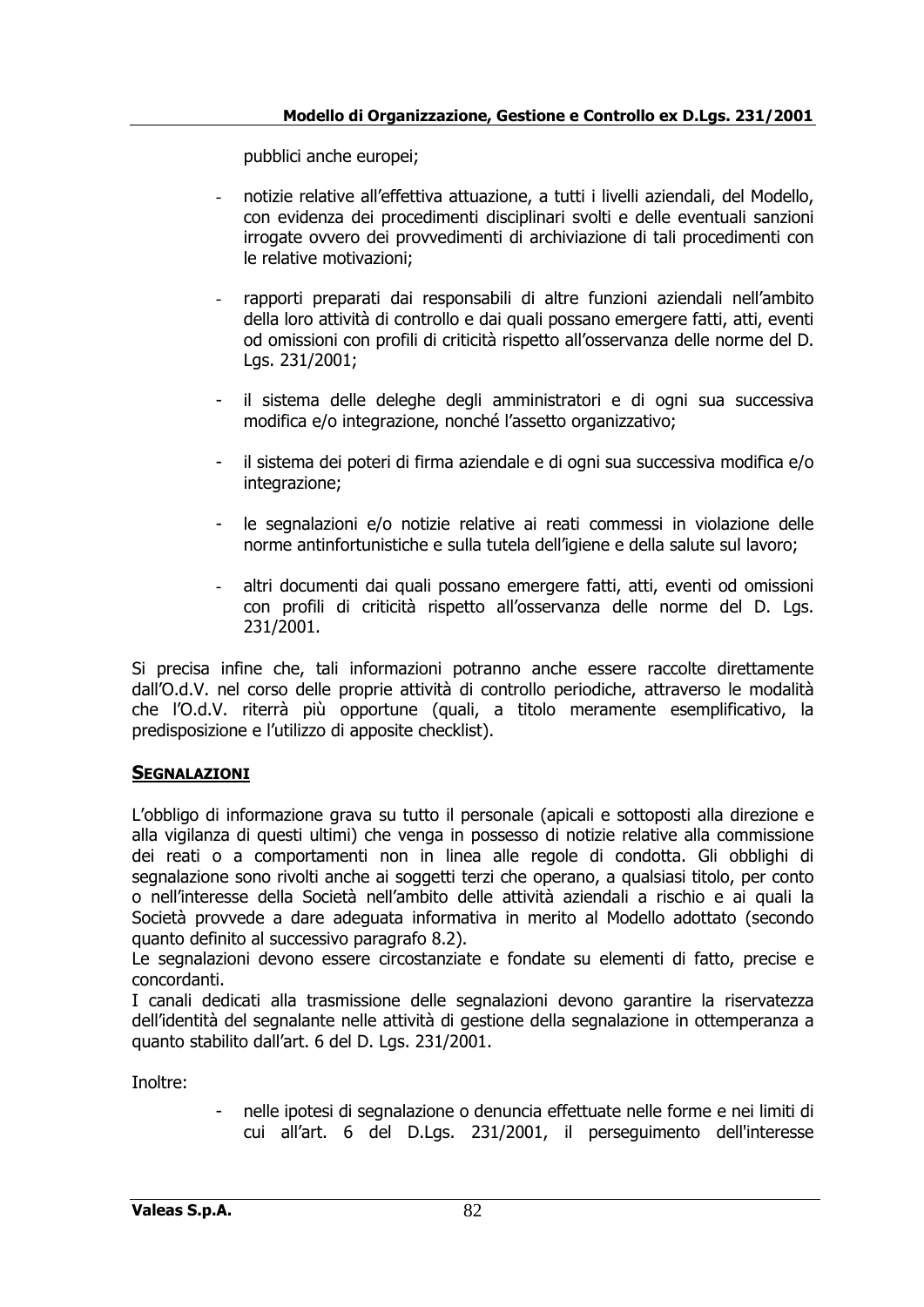pubblici anche europei;

- notizie relative all'effettiva attuazione, a tutti i livelli aziendali, del Modello, con evidenza dei procedimenti disciplinari svolti e delle eventuali sanzioni irrogate ovvero dei provvedimenti di archiviazione di tali procedimenti con le relative motivazioni;
- rapporti preparati dai responsabili di altre funzioni aziendali nell'ambito della loro attività di controllo e dai quali possano emergere fatti, atti, eventi od omissioni con profili di criticità rispetto all'osservanza delle norme del D. Lgs. 231/2001;
- il sistema delle deleghe degli amministratori e di ogni sua successiva modifica e/o integrazione, nonché l'assetto organizzativo;
- il sistema dei poteri di firma aziendale e di ogni sua successiva modifica e/o integrazione;
- le segnalazioni e/o notizie relative ai reati commessi in violazione delle norme antinfortunistiche e sulla tutela dell'igiene e della salute sul lavoro;
- altri documenti dai quali possano emergere fatti, atti, eventi od omissioni con profili di criticità rispetto all'osservanza delle norme del D. Lgs. 231/2001.

Si precisa infine che, tali informazioni potranno anche essere raccolte direttamente dall'O.d.V. nel corso delle proprie attività di controllo periodiche, attraverso le modalità che l'O.d.V. riterrà più opportune (quali, a titolo meramente esemplificativo, la predisposizione e l'utilizzo di apposite checklist).

**SEGNALAZIONI**

L'obbligo di informazione grava su tutto il personale (apicali e sottoposti alla direzione e alla vigilanza di questi ultimi) che venga in possesso di notizie relative alla commissione dei reati o a comportamenti non in linea alle regole di condotta. Gli obblighi di segnalazione sono rivolti anche ai soggetti terzi che operano, a qualsiasi titolo, per conto o nell'interesse della Società nell'ambito delle attività aziendali a rischio e ai quali la Società provvede a dare adeguata informativa in merito al Modello adottato (secondo quanto definito al successivo paragrafo 8.2).
Le segnalazioni devono essere circostanziate e fondate su elementi di fatto, precise e concordanti.
I canali dedicati alla trasmissione delle segnalazioni devono garantire la riservatezza dell'identità del segnalante nelle attività di gestione della segnalazione in ottemperanza a quanto stabilito dall'art. 6 del D. Lgs. 231/2001.

Inoltre:

- nelle ipotesi di segnalazione o denuncia effettuate nelle forme e nei limiti di cui all'art. 6 del D.Lgs. 231/2001, il perseguimento dell'interesse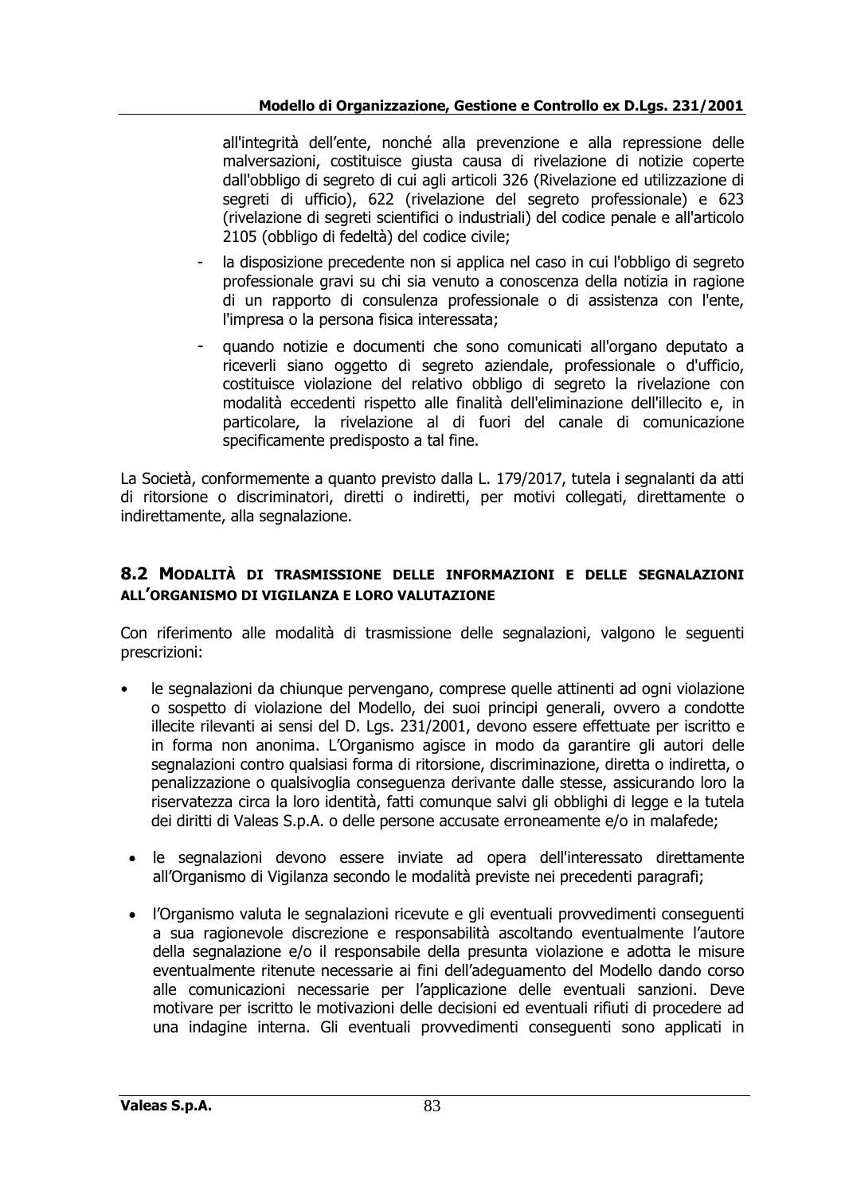all'integrità dell'ente, nonché alla prevenzione e alla repressione delle malversazioni, costituisce giusta causa di rivelazione di notizie coperte dall'obbligo di segreto di cui agli articoli 326 (Rivelazione ed utilizzazione di segreti di ufficio), 622 (rivelazione del segreto professionale) e 623 (rivelazione di segreti scientifici o industriali) del codice penale e all'articolo 2105 (obbligo di fedeltà) del codice civile;

- la disposizione precedente non si applica nel caso in cui l'obbligo di segreto professionale gravi su chi sia venuto a conoscenza della notizia in ragione di un rapporto di consulenza professionale o di assistenza con l'ente, l'impresa o la persona fisica interessata;
- quando notizie e documenti che sono comunicati all'organo deputato a riceverli siano oggetto di segreto aziendale, professionale o d'ufficio, costituisce violazione del relativo obbligo di segreto la rivelazione con modalità eccedenti rispetto alle finalità dell'eliminazione dell'illecito e, in particolare, la rivelazione al di fuori del canale di comunicazione specificamente predisposto a tal fine.

La Società, conformemente a quanto previsto dalla L. 179/2017, tutela i segnalanti da atti di ritorsione o discriminatori, diretti o indiretti, per motivi collegati, direttamente o indirettamente, alla segnalazione.

## 8.2 Modalità di trasmissione delle informazioni e delle segnalazioni all'Organismo di Vigilanza e loro valutazione

Con riferimento alle modalità di trasmissione delle segnalazioni, valgono le seguenti prescrizioni:

- le segnalazioni da chiunque pervengano, comprese quelle attinenti ad ogni violazione o sospetto di violazione del Modello, dei suoi principi generali, ovvero a condotte illecite rilevanti ai sensi del D. Lgs. 231/2001, devono essere effettuate per iscritto e in forma non anonima. L'Organismo agisce in modo da garantire gli autori delle segnalazioni contro qualsiasi forma di ritorsione, discriminazione, diretta o indiretta, o penalizzazione o qualsivoglia conseguenza derivante dalle stesse, assicurando loro la riservatezza circa la loro identità, fatti comunque salvi gli obblighi di legge e la tutela dei diritti di Valeas S.p.A. o delle persone accusate erroneamente e/o in malafede;
- le segnalazioni devono essere inviate ad opera dell'interessato direttamente all'Organismo di Vigilanza secondo le modalità previste nei precedenti paragrafi;
- l'Organismo valuta le segnalazioni ricevute e gli eventuali provvedimenti conseguenti a sua ragionevole discrezione e responsabilità ascoltando eventualmente l'autore della segnalazione e/o il responsabile della presunta violazione e adotta le misure eventualmente ritenute necessarie ai fini dell'adeguamento del Modello dando corso alle comunicazioni necessarie per l'applicazione delle eventuali sanzioni. Deve motivare per iscritto le motivazioni delle decisioni ed eventuali rifiuti di procedere ad una indagine interna. Gli eventuali provvedimenti conseguenti sono applicati in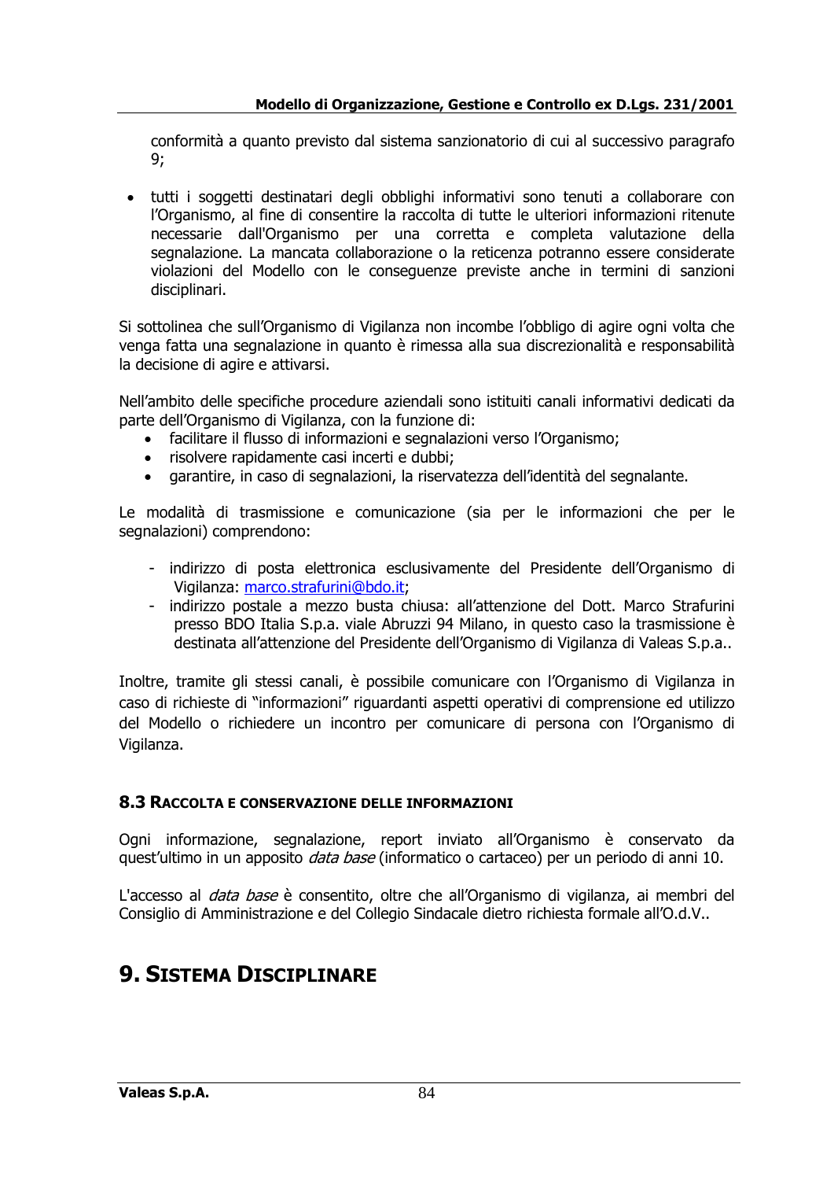conformità a quanto previsto dal sistema sanzionatorio di cui al successivo paragrafo 9;

- tutti i soggetti destinatari degli obblighi informativi sono tenuti a collaborare con l'Organismo, al fine di consentire la raccolta di tutte le ulteriori informazioni ritenute necessarie dall'Organismo per una corretta e completa valutazione della segnalazione. La mancata collaborazione o la reticenza potranno essere considerate violazioni del Modello con le conseguenze previste anche in termini di sanzioni disciplinari.

Si sottolinea che sull'Organismo di Vigilanza non incombe l'obbligo di agire ogni volta che venga fatta una segnalazione in quanto è rimessa alla sua discrezionalità e responsabilità la decisione di agire e attivarsi.

Nell'ambito delle specifiche procedure aziendali sono istituiti canali informativi dedicati da parte dell'Organismo di Vigilanza, con la funzione di:

- facilitare il flusso di informazioni e segnalazioni verso l'Organismo;
- risolvere rapidamente casi incerti e dubbi;
- garantire, in caso di segnalazioni, la riservatezza dell'identità del segnalante.

Le modalità di trasmissione e comunicazione (sia per le informazioni che per le segnalazioni) comprendono:

- indirizzo di posta elettronica esclusivamente del Presidente dell'Organismo di Vigilanza: marco.strafurini@bdo.it;
- indirizzo postale a mezzo busta chiusa: all'attenzione del Dott. Marco Strafurini presso BDO Italia S.p.a. viale Abruzzi 94 Milano, in questo caso la trasmissione è destinata all'attenzione del Presidente dell'Organismo di Vigilanza di Valeas S.p.a..

Inoltre, tramite gli stessi canali, è possibile comunicare con l'Organismo di Vigilanza in caso di richieste di "informazioni" riguardanti aspetti operativi di comprensione ed utilizzo del Modello o richiedere un incontro per comunicare di persona con l'Organismo di Vigilanza.

### 8.3 Raccolta e conservazione delle informazioni

Ogni informazione, segnalazione, report inviato all'Organismo è conservato da quest'ultimo in un apposito *data base* (informatico o cartaceo) per un periodo di anni 10.

L'accesso al *data base* è consentito, oltre che all'Organismo di vigilanza, ai membri del Consiglio di Amministrazione e del Collegio Sindacale dietro richiesta formale all'O.d.V..

## 9. Sistema Disciplinare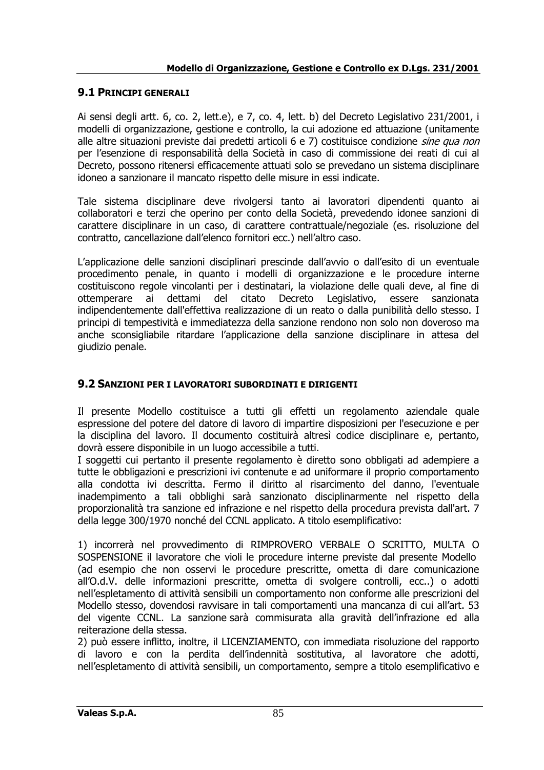## 9.1 PRINCIPI GENERALI

Ai sensi degli artt. 6, co. 2, lett.e), e 7, co. 4, lett. b) del Decreto Legislativo 231/2001, i modelli di organizzazione, gestione e controllo, la cui adozione ed attuazione (unitamente alle altre situazioni previste dai predetti articoli 6 e 7) costituisce condizione *sine qua non* per l'esenzione di responsabilità della Società in caso di commissione dei reati di cui al Decreto, possono ritenersi efficacemente attuati solo se prevedano un sistema disciplinare idoneo a sanzionare il mancato rispetto delle misure in essi indicate.

Tale sistema disciplinare deve rivolgersi tanto ai lavoratori dipendenti quanto ai collaboratori e terzi che operino per conto della Società, prevedendo idonee sanzioni di carattere disciplinare in un caso, di carattere contrattuale/negoziale (es. risoluzione del contratto, cancellazione dall'elenco fornitori ecc.) nell'altro caso.

L'applicazione delle sanzioni disciplinari prescinde dall'avvio o dall'esito di un eventuale procedimento penale, in quanto i modelli di organizzazione e le procedure interne costituiscono regole vincolanti per i destinatari, la violazione delle quali deve, al fine di ottemperare ai dettami del citato Decreto Legislativo, essere sanzionata indipendentemente dall'effettiva realizzazione di un reato o dalla punibilità dello stesso. I principi di tempestività e immediatezza della sanzione rendono non solo non doveroso ma anche sconsigliabile ritardare l'applicazione della sanzione disciplinare in attesa del giudizio penale.

## 9.2 SANZIONI PER I LAVORATORI SUBORDINATI E DIRIGENTI

Il presente Modello costituisce a tutti gli effetti un regolamento aziendale quale espressione del potere del datore di lavoro di impartire disposizioni per l'esecuzione e per la disciplina del lavoro. Il documento costituirà altresì codice disciplinare e, pertanto, dovrà essere disponibile in un luogo accessibile a tutti.

I soggetti cui pertanto il presente regolamento è diretto sono obbligati ad adempiere a tutte le obbligazioni e prescrizioni ivi contenute e ad uniformare il proprio comportamento alla condotta ivi descritta. Fermo il diritto al risarcimento del danno, l'eventuale inadempimento a tali obblighi sarà sanzionato disciplinarmente nel rispetto della proporzionalità tra sanzione ed infrazione e nel rispetto della procedura prevista dall'art. 7 della legge 300/1970 nonché del CCNL applicato. A titolo esemplificativo:

1) incorrerà nel provvedimento di RIMPROVERO VERBALE O SCRITTO, MULTA O SOSPENSIONE il lavoratore che violi le procedure interne previste dal presente Modello (ad esempio che non osservi le procedure prescritte, ometta di dare comunicazione all'O.d.V. delle informazioni prescritte, ometta di svolgere controlli, ecc..) o adotti nell'espletamento di attività sensibili un comportamento non conforme alle prescrizioni del Modello stesso, dovendosi ravvisare in tali comportamenti una mancanza di cui all'art. 53 del vigente CCNL. La sanzione sarà commisurata alla gravità dell'infrazione ed alla reiterazione della stessa.

2) può essere inflitto, inoltre, il LICENZIAMENTO, con immediata risoluzione del rapporto di lavoro e con la perdita dell'indennità sostitutiva, al lavoratore che adotti, nell'espletamento di attività sensibili, un comportamento, sempre a titolo esemplificativo e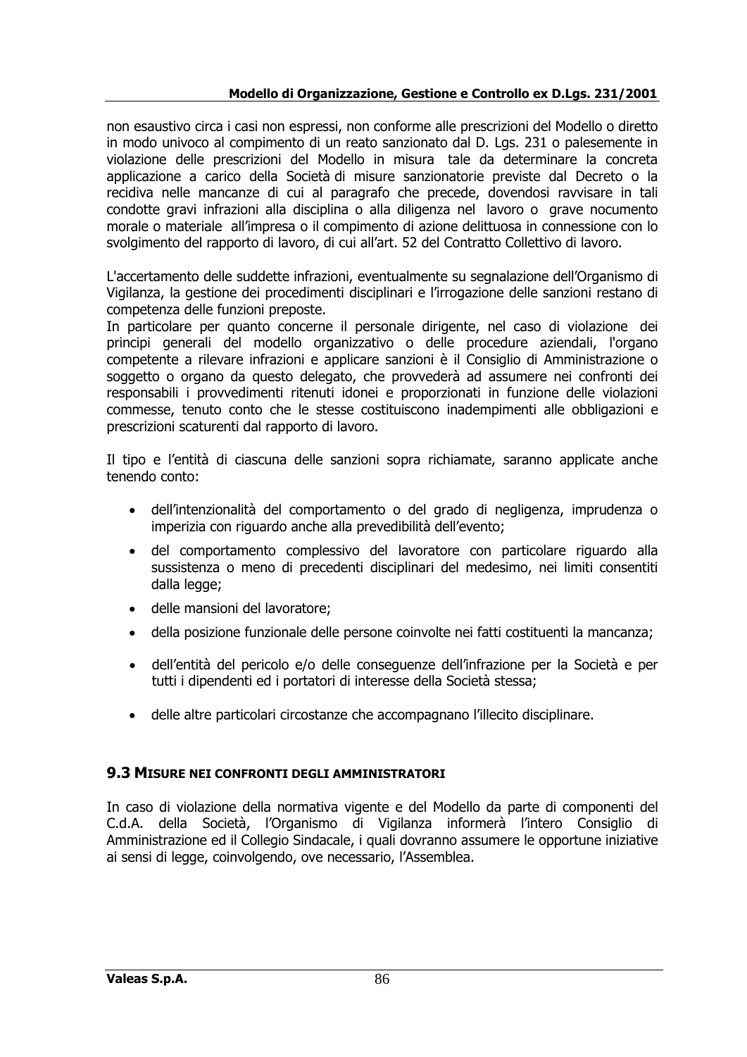non esaustivo circa i casi non espressi, non conforme alle prescrizioni del Modello o diretto in modo univoco al compimento di un reato sanzionato dal D. Lgs. 231 o palesemente in violazione delle prescrizioni del Modello in misura tale da determinare la concreta applicazione a carico della Società di misure sanzionatorie previste dal Decreto o la recidiva nelle mancanze di cui al paragrafo che precede, dovendosi ravvisare in tali condotte gravi infrazioni alla disciplina o alla diligenza nel lavoro o grave nocumento morale o materiale all'impresa o il compimento di azione delittuosa in connessione con lo svolgimento del rapporto di lavoro, di cui all'art. 52 del Contratto Collettivo di lavoro.

L'accertamento delle suddette infrazioni, eventualmente su segnalazione dell'Organismo di Vigilanza, la gestione dei procedimenti disciplinari e l'irrogazione delle sanzioni restano di competenza delle funzioni preposte.
In particolare per quanto concerne il personale dirigente, nel caso di violazione dei principi generali del modello organizzativo o delle procedure aziendali, l'organo competente a rilevare infrazioni e applicare sanzioni è il Consiglio di Amministrazione o soggetto o organo da questo delegato, che provvederà ad assumere nei confronti dei responsabili i provvedimenti ritenuti idonei e proporzionati in funzione delle violazioni commesse, tenuto conto che le stesse costituiscono inadempimenti alle obbligazioni e prescrizioni scaturenti dal rapporto di lavoro.

Il tipo e l'entità di ciascuna delle sanzioni sopra richiamate, saranno applicate anche tenendo conto:

- dell'intenzionalità del comportamento o del grado di negligenza, imprudenza o imperizia con riguardo anche alla prevedibilità dell'evento;
- del comportamento complessivo del lavoratore con particolare riguardo alla sussistenza o meno di precedenti disciplinari del medesimo, nei limiti consentiti dalla legge;
- delle mansioni del lavoratore;
- della posizione funzionale delle persone coinvolte nei fatti costituenti la mancanza;
- dell'entità del pericolo e/o delle conseguenze dell'infrazione per la Società e per tutti i dipendenti ed i portatori di interesse della Società stessa;
- delle altre particolari circostanze che accompagnano l'illecito disciplinare.

## 9.3 Misure nei confronti degli amministratori

In caso di violazione della normativa vigente e del Modello da parte di componenti del C.d.A. della Società, l'Organismo di Vigilanza informerà l'intero Consiglio di Amministrazione ed il Collegio Sindacale, i quali dovranno assumere le opportune iniziative ai sensi di legge, coinvolgendo, ove necessario, l'Assemblea.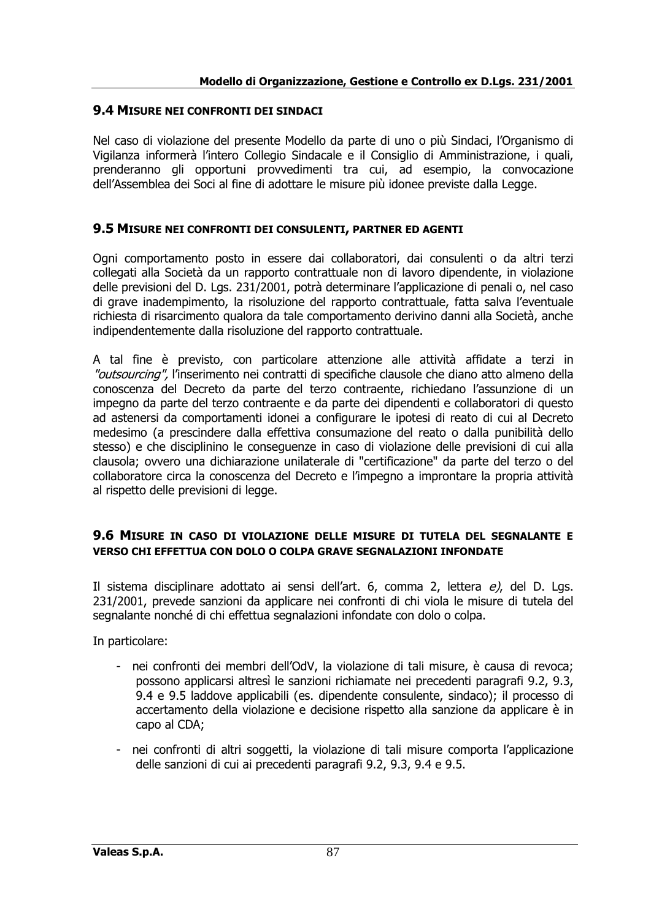## 9.4 MISURE NEI CONFRONTI DEI SINDACI

Nel caso di violazione del presente Modello da parte di uno o più Sindaci, l'Organismo di Vigilanza informerà l'intero Collegio Sindacale e il Consiglio di Amministrazione, i quali, prenderanno gli opportuni provvedimenti tra cui, ad esempio, la convocazione dell'Assemblea dei Soci al fine di adottare le misure più idonee previste dalla Legge.

## 9.5 MISURE NEI CONFRONTI DEI CONSULENTI, PARTNER ED AGENTI

Ogni comportamento posto in essere dai collaboratori, dai consulenti o da altri terzi collegati alla Società da un rapporto contrattuale non di lavoro dipendente, in violazione delle previsioni del D. Lgs. 231/2001, potrà determinare l'applicazione di penali o, nel caso di grave inadempimento, la risoluzione del rapporto contrattuale, fatta salva l'eventuale richiesta di risarcimento qualora da tale comportamento derivino danni alla Società, anche indipendentemente dalla risoluzione del rapporto contrattuale.

A tal fine è previsto, con particolare attenzione alle attività affidate a terzi in *"outsourcing"*, l'inserimento nei contratti di specifiche clausole che diano atto almeno della conoscenza del Decreto da parte del terzo contraente, richiedano l'assunzione di un impegno da parte del terzo contraente e da parte dei dipendenti e collaboratori di questo ad astenersi da comportamenti idonei a configurare le ipotesi di reato di cui al Decreto medesimo (a prescindere dalla effettiva consumazione del reato o dalla punibilità dello stesso) e che disciplinino le conseguenze in caso di violazione delle previsioni di cui alla clausola; ovvero una dichiarazione unilaterale di "certificazione" da parte del terzo o del collaboratore circa la conoscenza del Decreto e l'impegno a improntare la propria attività al rispetto delle previsioni di legge.

## 9.6 MISURE IN CASO DI VIOLAZIONE DELLE MISURE DI TUTELA DEL SEGNALANTE E VERSO CHI EFFETTUA CON DOLO O COLPA GRAVE SEGNALAZIONI INFONDATE

Il sistema disciplinare adottato ai sensi dell'art. 6, comma 2, lettera *e)*, del D. Lgs. 231/2001, prevede sanzioni da applicare nei confronti di chi viola le misure di tutela del segnalante nonché di chi effettua segnalazioni infondate con dolo o colpa.

In particolare:

- nei confronti dei membri dell'OdV, la violazione di tali misure, è causa di revoca; possono applicarsi altresì le sanzioni richiamate nei precedenti paragrafi 9.2, 9.3, 9.4 e 9.5 laddove applicabili (es. dipendente consulente, sindaco); il processo di accertamento della violazione e decisione rispetto alla sanzione da applicare è in capo al CDA;
- nei confronti di altri soggetti, la violazione di tali misure comporta l'applicazione delle sanzioni di cui ai precedenti paragrafi 9.2, 9.3, 9.4 e 9.5.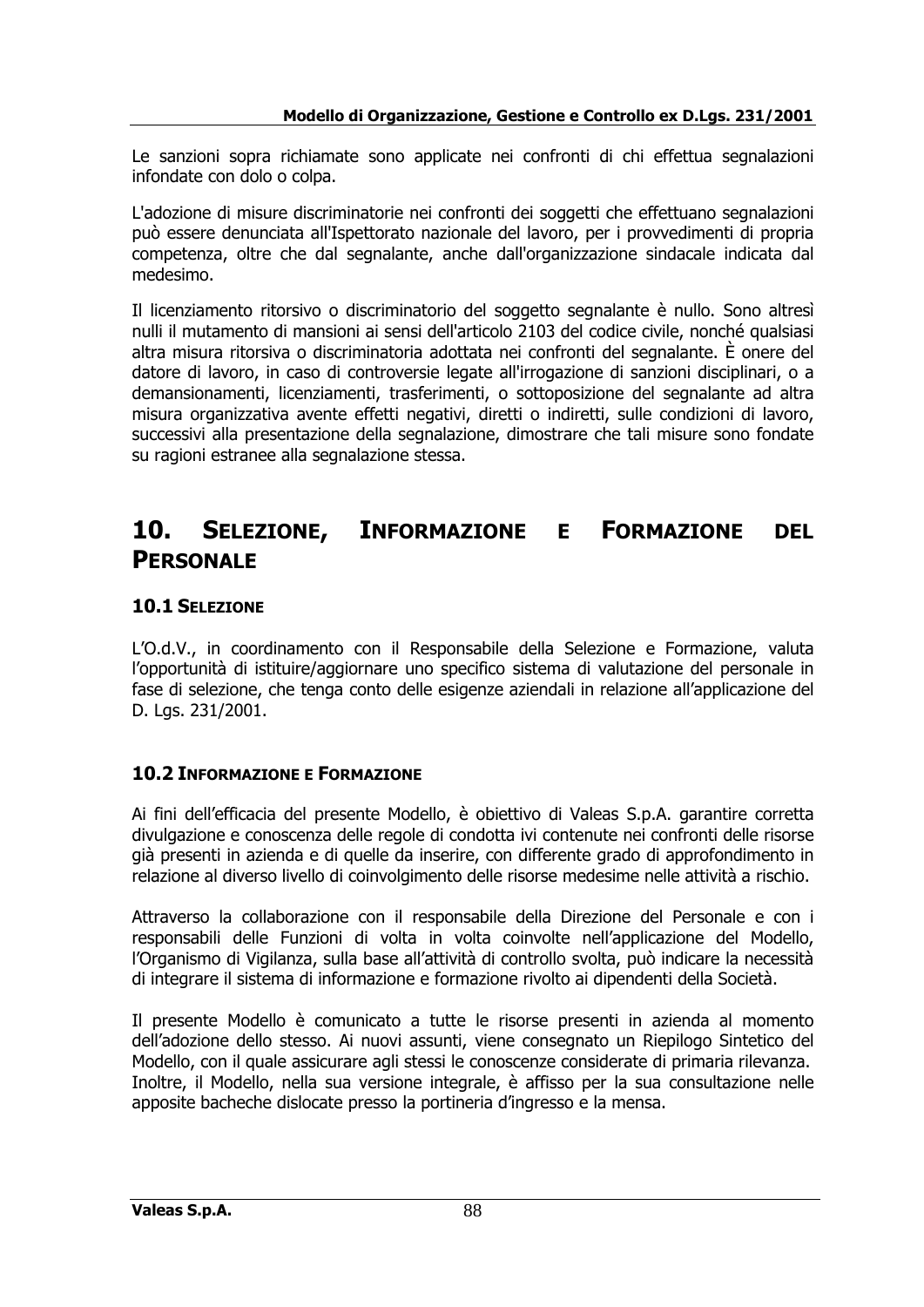Le sanzioni sopra richiamate sono applicate nei confronti di chi effettua segnalazioni infondate con dolo o colpa.

L'adozione di misure discriminatorie nei confronti dei soggetti che effettuano segnalazioni può essere denunciata all'Ispettorato nazionale del lavoro, per i provvedimenti di propria competenza, oltre che dal segnalante, anche dall'organizzazione sindacale indicata dal medesimo.

Il licenziamento ritorsivo o discriminatorio del soggetto segnalante è nullo. Sono altresì nulli il mutamento di mansioni ai sensi dell'articolo 2103 del codice civile, nonché qualsiasi altra misura ritorsiva o discriminatoria adottata nei confronti del segnalante. È onere del datore di lavoro, in caso di controversie legate all'irrogazione di sanzioni disciplinari, o a demansionamenti, licenziamenti, trasferimenti, o sottoposizione del segnalante ad altra misura organizzativa avente effetti negativi, diretti o indiretti, sulle condizioni di lavoro, successivi alla presentazione della segnalazione, dimostrare che tali misure sono fondate su ragioni estranee alla segnalazione stessa.

# 10. SELEZIONE, INFORMAZIONE E FORMAZIONE DEL PERSONALE

## 10.1 SELEZIONE

L'O.d.V., in coordinamento con il Responsabile della Selezione e Formazione, valuta l'opportunità di istituire/aggiornare uno specifico sistema di valutazione del personale in fase di selezione, che tenga conto delle esigenze aziendali in relazione all'applicazione del D. Lgs. 231/2001.

## 10.2 INFORMAZIONE E FORMAZIONE

Ai fini dell'efficacia del presente Modello, è obiettivo di Valeas S.p.A. garantire corretta divulgazione e conoscenza delle regole di condotta ivi contenute nei confronti delle risorse già presenti in azienda e di quelle da inserire, con differente grado di approfondimento in relazione al diverso livello di coinvolgimento delle risorse medesime nelle attività a rischio.

Attraverso la collaborazione con il responsabile della Direzione del Personale e con i responsabili delle Funzioni di volta in volta coinvolte nell'applicazione del Modello, l'Organismo di Vigilanza, sulla base all'attività di controllo svolta, può indicare la necessità di integrare il sistema di informazione e formazione rivolto ai dipendenti della Società.

Il presente Modello è comunicato a tutte le risorse presenti in azienda al momento dell'adozione dello stesso. Ai nuovi assunti, viene consegnato un Riepilogo Sintetico del Modello, con il quale assicurare agli stessi le conoscenze considerate di primaria rilevanza. Inoltre, il Modello, nella sua versione integrale, è affisso per la sua consultazione nelle apposite bacheche dislocate presso la portineria d'ingresso e la mensa.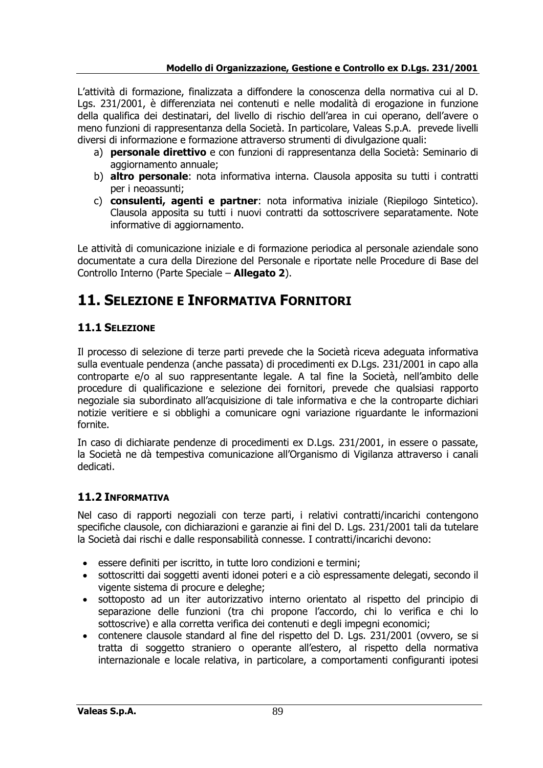L'attività di formazione, finalizzata a diffondere la conoscenza della normativa cui al D. Lgs. 231/2001, è differenziata nei contenuti e nelle modalità di erogazione in funzione della qualifica dei destinatari, del livello di rischio dell'area in cui operano, dell'avere o meno funzioni di rappresentanza della Società. In particolare, Valeas S.p.A. prevede livelli diversi di informazione e formazione attraverso strumenti di divulgazione quali:

a) **personale direttivo** e con funzioni di rappresentanza della Società: Seminario di aggiornamento annuale;
b) **altro personale**: nota informativa interna. Clausola apposita su tutti i contratti per i neoassunti;
c) **consulenti, agenti e partner**: nota informativa iniziale (Riepilogo Sintetico). Clausola apposita su tutti i nuovi contratti da sottoscrivere separatamente. Note informative di aggiornamento.

Le attività di comunicazione iniziale e di formazione periodica al personale aziendale sono documentate a cura della Direzione del Personale e riportate nelle Procedure di Base del Controllo Interno (Parte Speciale – **Allegato 2**).

# 11. SELEZIONE E INFORMATIVA FORNITORI

## 11.1 SELEZIONE

Il processo di selezione di terze parti prevede che la Società riceva adeguata informativa sulla eventuale pendenza (anche passata) di procedimenti ex D.Lgs. 231/2001 in capo alla controparte e/o al suo rappresentante legale. A tal fine la Società, nell'ambito delle procedure di qualificazione e selezione dei fornitori, prevede che qualsiasi rapporto negoziale sia subordinato all'acquisizione di tale informativa e che la controparte dichiari notizie veritiere e si obblighi a comunicare ogni variazione riguardante le informazioni fornite.

In caso di dichiarate pendenze di procedimenti ex D.Lgs. 231/2001, in essere o passate, la Società ne dà tempestiva comunicazione all'Organismo di Vigilanza attraverso i canali dedicati.

## 11.2 INFORMATIVA

Nel caso di rapporti negoziali con terze parti, i relativi contratti/incarichi contengono specifiche clausole, con dichiarazioni e garanzie ai fini del D. Lgs. 231/2001 tali da tutelare la Società dai rischi e dalle responsabilità connesse. I contratti/incarichi devono:

- essere definiti per iscritto, in tutte loro condizioni e termini;
- sottoscritti dai soggetti aventi idonei poteri e a ciò espressamente delegati, secondo il vigente sistema di procure e deleghe;
- sottoposto ad un iter autorizzativo interno orientato al rispetto del principio di separazione delle funzioni (tra chi propone l'accordo, chi lo verifica e chi lo sottoscrive) e alla corretta verifica dei contenuti e degli impegni economici;
- contenere clausole standard al fine del rispetto del D. Lgs. 231/2001 (ovvero, se si tratta di soggetto straniero o operante all'estero, al rispetto della normativa internazionale e locale relativa, in particolare, a comportamenti configuranti ipotesi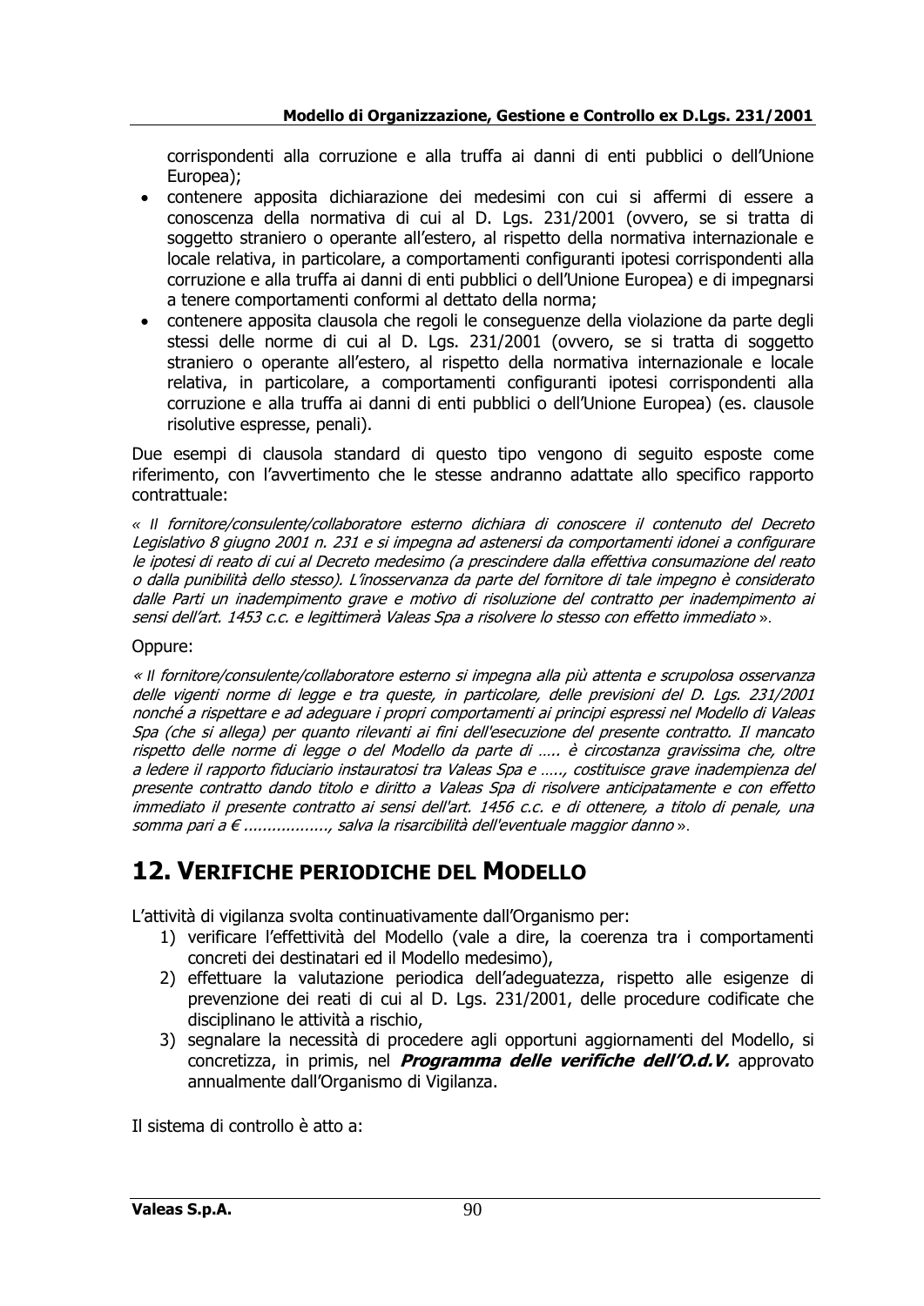corrispondenti alla corruzione e alla truffa ai danni di enti pubblici o dell'Unione Europea);

- contenere apposita dichiarazione dei medesimi con cui si affermi di essere a conoscenza della normativa di cui al D. Lgs. 231/2001 (ovvero, se si tratta di soggetto straniero o operante all'estero, al rispetto della normativa internazionale e locale relativa, in particolare, a comportamenti configuranti ipotesi corrispondenti alla corruzione e alla truffa ai danni di enti pubblici o dell'Unione Europea) e di impegnarsi a tenere comportamenti conformi al dettato della norma;
- contenere apposita clausola che regoli le conseguenze della violazione da parte degli stessi delle norme di cui al D. Lgs. 231/2001 (ovvero, se si tratta di soggetto straniero o operante all'estero, al rispetto della normativa internazionale e locale relativa, in particolare, a comportamenti configuranti ipotesi corrispondenti alla corruzione e alla truffa ai danni di enti pubblici o dell'Unione Europea) (es. clausole risolutive espresse, penali).

Due esempi di clausola standard di questo tipo vengono di seguito esposte come riferimento, con l'avvertimento che le stesse andranno adattate allo specifico rapporto contrattuale:

« *Il fornitore/consulente/collaboratore esterno dichiara di conoscere il contenuto del Decreto Legislativo 8 giugno 2001 n. 231 e si impegna ad astenersi da comportamenti idonei a configurare le ipotesi di reato di cui al Decreto medesimo (a prescindere dalla effettiva consumazione del reato o dalla punibilità dello stesso). L'inosservanza da parte del fornitore di tale impegno è considerato dalle Parti un inadempimento grave e motivo di risoluzione del contratto per inadempimento ai sensi dell'art. 1453 c.c. e legittimerà Valeas Spa a risolvere lo stesso con effetto immediato* ».

Oppure:

« *Il fornitore/consulente/collaboratore esterno si impegna alla più attenta e scrupolosa osservanza delle vigenti norme di legge e tra queste, in particolare, delle previsioni del D. Lgs. 231/2001 nonché a rispettare e ad adeguare i propri comportamenti ai principi espressi nel Modello di Valeas Spa (che si allega) per quanto rilevanti ai fini dell'esecuzione del presente contratto. Il mancato rispetto delle norme di legge o del Modello da parte di ….. è circostanza gravissima che, oltre a ledere il rapporto fiduciario instauratosi tra Valeas Spa e ….., costituisce grave inadempienza del presente contratto dando titolo e diritto a Valeas Spa di risolvere anticipatamente e con effetto immediato il presente contratto ai sensi dell'art. 1456 c.c. e di ottenere, a titolo di penale, una somma pari a € ………………., salva la risarcibilità dell'eventuale maggior danno* ».

# 12. VERIFICHE PERIODICHE DEL MODELLO

L'attività di vigilanza svolta continuativamente dall'Organismo per:

1) verificare l'effettività del Modello (vale a dire, la coerenza tra i comportamenti concreti dei destinatari ed il Modello medesimo),
2) effettuare la valutazione periodica dell'adeguatezza, rispetto alle esigenze di prevenzione dei reati di cui al D. Lgs. 231/2001, delle procedure codificate che disciplinano le attività a rischio,
3) segnalare la necessità di procedere agli opportuni aggiornamenti del Modello, si concretizza, in primis, nel ***Programma delle verifiche dell'O.d.V.*** approvato annualmente dall'Organismo di Vigilanza.

Il sistema di controllo è atto a: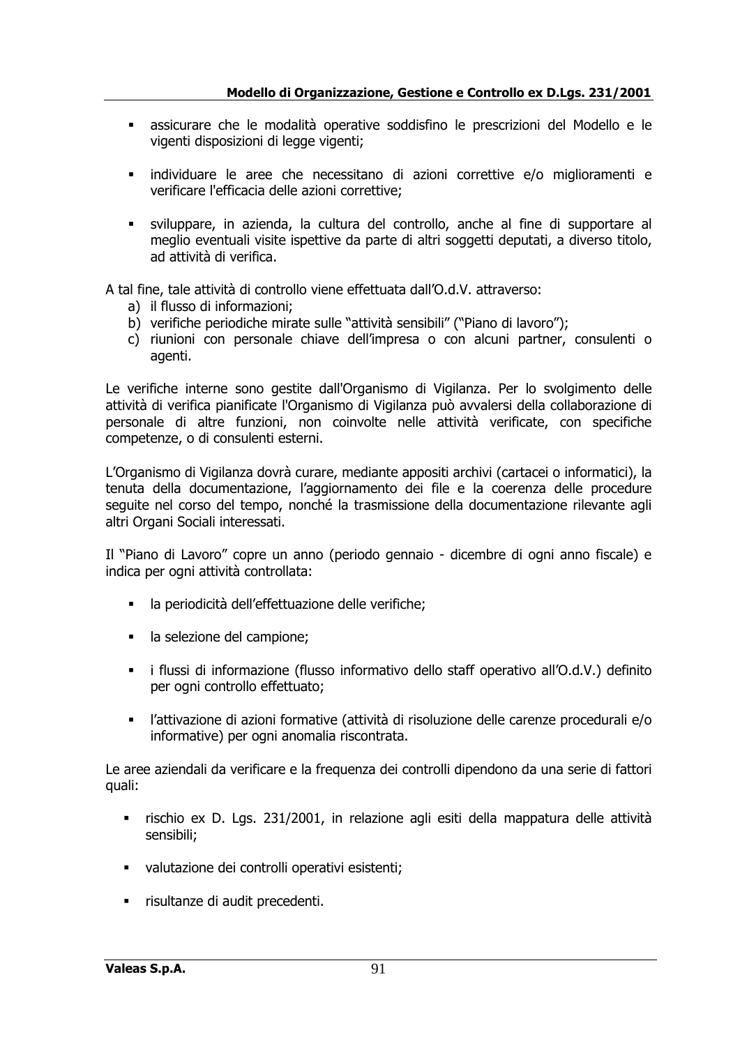- assicurare che le modalità operative soddisfino le prescrizioni del Modello e le vigenti disposizioni di legge vigenti;

- individuare le aree che necessitano di azioni correttive e/o miglioramenti e verificare l'efficacia delle azioni correttive;

- sviluppare, in azienda, la cultura del controllo, anche al fine di supportare al meglio eventuali visite ispettive da parte di altri soggetti deputati, a diverso titolo, ad attività di verifica.

A tal fine, tale attività di controllo viene effettuata dall'O.d.V. attraverso:

a) il flusso di informazioni;
b) verifiche periodiche mirate sulle "attività sensibili" ("Piano di lavoro");
c) riunioni con personale chiave dell'impresa o con alcuni partner, consulenti o agenti.

Le verifiche interne sono gestite dall'Organismo di Vigilanza. Per lo svolgimento delle attività di verifica pianificate l'Organismo di Vigilanza può avvalersi della collaborazione di personale di altre funzioni, non coinvolte nelle attività verificate, con specifiche competenze, o di consulenti esterni.

L'Organismo di Vigilanza dovrà curare, mediante appositi archivi (cartacei o informatici), la tenuta della documentazione, l'aggiornamento dei file e la coerenza delle procedure seguite nel corso del tempo, nonché la trasmissione della documentazione rilevante agli altri Organi Sociali interessati.

Il "Piano di Lavoro" copre un anno (periodo gennaio - dicembre di ogni anno fiscale) e indica per ogni attività controllata:

- la periodicità dell'effettuazione delle verifiche;

- la selezione del campione;

- i flussi di informazione (flusso informativo dello staff operativo all'O.d.V.) definito per ogni controllo effettuato;

- l'attivazione di azioni formative (attività di risoluzione delle carenze procedurali e/o informative) per ogni anomalia riscontrata.

Le aree aziendali da verificare e la frequenza dei controlli dipendono da una serie di fattori quali:

- rischio ex D. Lgs. 231/2001, in relazione agli esiti della mappatura delle attività sensibili;

- valutazione dei controlli operativi esistenti;

- risultanze di audit precedenti.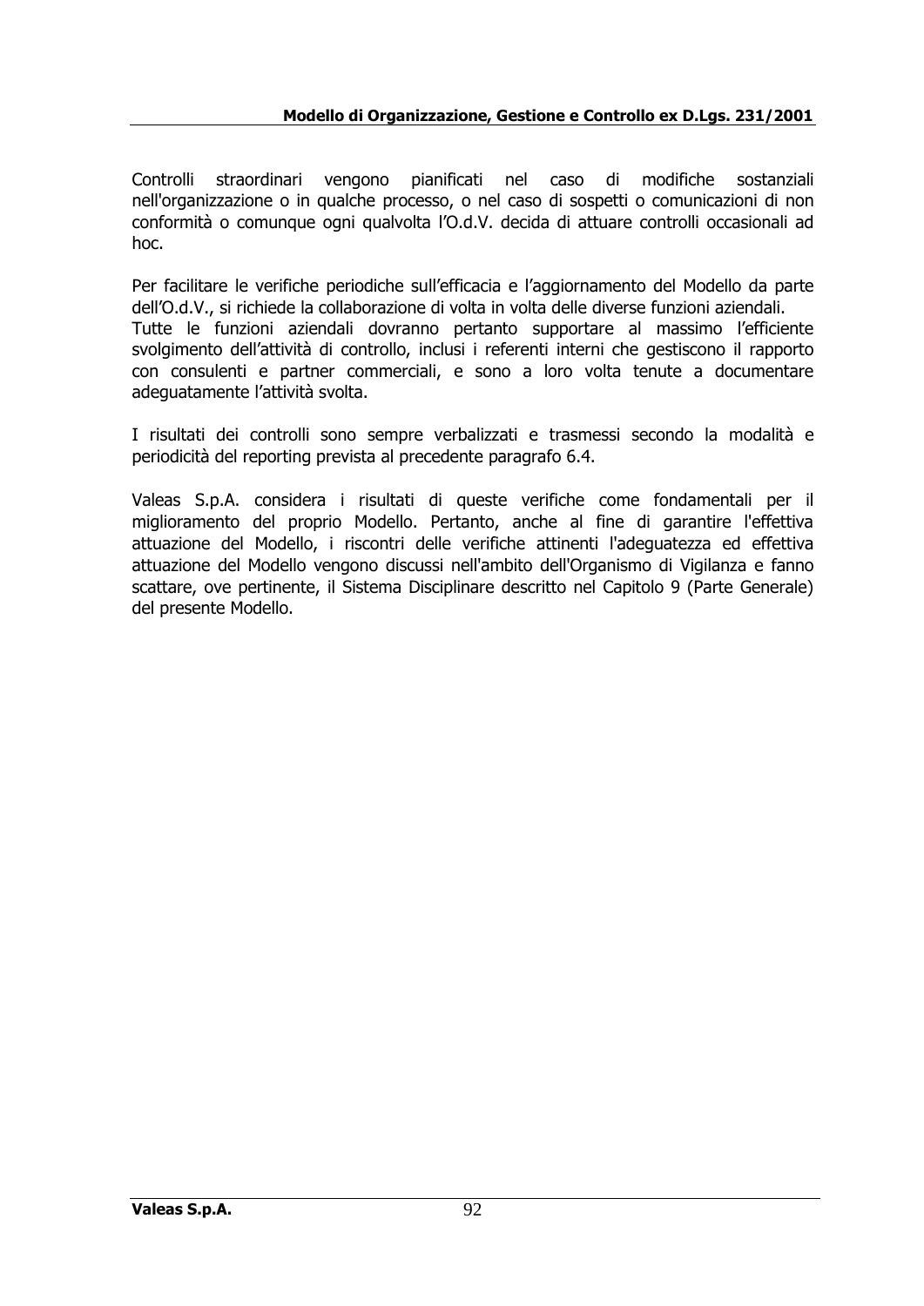Controlli straordinari vengono pianificati nel caso di modifiche sostanziali nell'organizzazione o in qualche processo, o nel caso di sospetti o comunicazioni di non conformità o comunque ogni qualvolta l'O.d.V. decida di attuare controlli occasionali ad hoc.

Per facilitare le verifiche periodiche sull'efficacia e l'aggiornamento del Modello da parte dell'O.d.V., si richiede la collaborazione di volta in volta delle diverse funzioni aziendali. Tutte le funzioni aziendali dovranno pertanto supportare al massimo l'efficiente svolgimento dell'attività di controllo, inclusi i referenti interni che gestiscono il rapporto con consulenti e partner commerciali, e sono a loro volta tenute a documentare adeguatamente l'attività svolta.

I risultati dei controlli sono sempre verbalizzati e trasmessi secondo la modalità e periodicità del reporting prevista al precedente paragrafo 6.4.

Valeas S.p.A. considera i risultati di queste verifiche come fondamentali per il miglioramento del proprio Modello. Pertanto, anche al fine di garantire l'effettiva attuazione del Modello, i riscontri delle verifiche attinenti l'adeguatezza ed effettiva attuazione del Modello vengono discussi nell'ambito dell'Organismo di Vigilanza e fanno scattare, ove pertinente, il Sistema Disciplinare descritto nel Capitolo 9 (Parte Generale) del presente Modello.